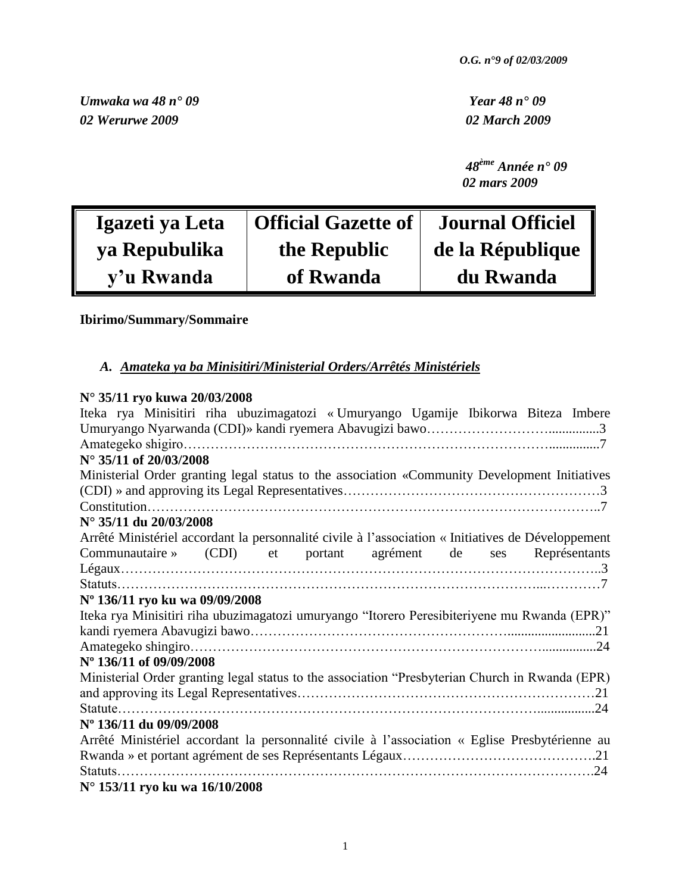*O.G. n°9 of 02/03/2009*

*Umwaka wa 48 n° 09*
*02 Werurwe 2009*

*Year 48 n° 09*
*02 March 2009*

*48ème Année n° 09*
*02 mars 2009*

| Igazeti ya Leta ya Repubulika y'u Rwanda | Official Gazette of the Republic of Rwanda | Journal Officiel de la République du Rwanda |
|---|---|---|

**Ibirimo/Summary/Sommaire**

*A. Amateka ya ba Minisitiri/Ministerial Orders/Arrêtés Ministériels*

**N° 35/11 ryo kuwa 20/03/2008**
Iteka rya Minisitiri riha ubuzimagatozi « Umuryango Ugamije Ibikorwa Biteza Imbere Umuryango Nyarwanda (CDI)» kandi ryemera Abavugizi bawo……………………...............3
Amategeko shigiro……………………………………………………………………...............7

**N° 35/11 of 20/03/2008**
Ministerial Order granting legal status to the association «Community Development Initiatives (CDI) » and approving its Legal Representatives………………………………………………3
Constitution……………………………………………………………………………………..7

**N° 35/11 du 20/03/2008**
Arrêté Ministériel accordant la personnalité civile à l'association « Initiatives de Développement Communautaire » (CDI) et portant agrément de ses Représentants Légaux…………………………………………………………………………………………..3
Statuts……………………………………………………………………………..…………7

**Nº 136/11 ryo ku wa 09/09/2008**
Iteka rya Minisitiri riha ubuzimagatozi umuryango "Itorero Peresibiteriyene mu Rwanda (EPR)" kandi ryemera Abavugizi bawo……………………………………………..........................21
Amategeko shingiro……………………………………………………………….................24

**Nº 136/11 of 09/09/2008**
Ministerial Order granting legal status to the association "Presbyterian Church in Rwanda (EPR) and approving its Legal Representatives………………………………………………………21
Statute…………………………………………………………………………….................24

**Nº 136/11 du 09/09/2008**
Arrêté Ministériel accordant la personnalité civile à l'association « Eglise Presbytérienne au Rwanda » et portant agrément de ses Représentants Légaux…………………………………….21
Statuts………………………………………………………………………………………….24

**N° 153/11 ryo ku wa 16/10/2008**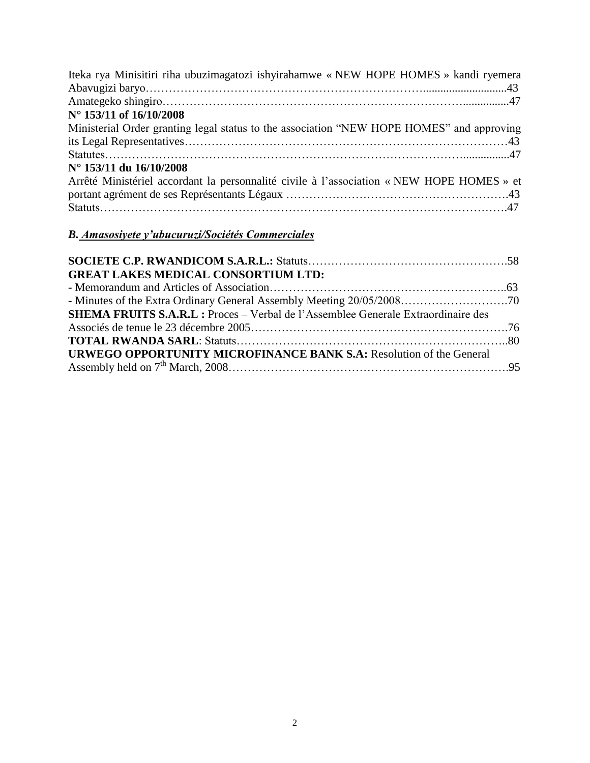Iteka rya Minisitiri riha ubuzimagatozi ishyirahamwe « NEW HOPE HOMES » kandi ryemera Abavugizi baryo……………………………………………………………….............................43
Amategeko shingiro………………………………………………………………………................47

**N° 153/11 of 16/10/2008**

Ministerial Order granting legal status to the association "NEW HOPE HOMES" and approving its Legal Representatives…………………………………………………………………………43
Statutes……………………………………………………………………………………................47

**N° 153/11 du 16/10/2008**

Arrêté Ministériel accordant la personnalité civile à l'association « NEW HOPE HOMES » et portant agrément de ses Représentants Légaux ………………………………………………….43
Statuts………………………………………………………………………………………………….47

### *B. Amasosiyete y'ubucuruzi/Sociétés Commerciales*

**SOCIETE C.P. RWANDICOM S.A.R.L.:** Statuts…………………………………………….58
**GREAT LAKES MEDICAL CONSORTIUM LTD:**
- Memorandum and Articles of Association……………………………………………………..63
- Minutes of the Extra Ordinary General Assembly Meeting 20/05/2008……………………….70
**SHEMA FRUITS S.A.R.L :** Proces – Verbal de l'Assemblee Generale Extraordinaire des Associés de tenue le 23 décembre 2005………………………………………………………….76
**TOTAL RWANDA SARL**: Statuts……………………………………………………………..80
**URWEGO OPPORTUNITY MICROFINANCE BANK S.A:** Resolution of the General Assembly held on 7th March, 2008…………………………………………………………….95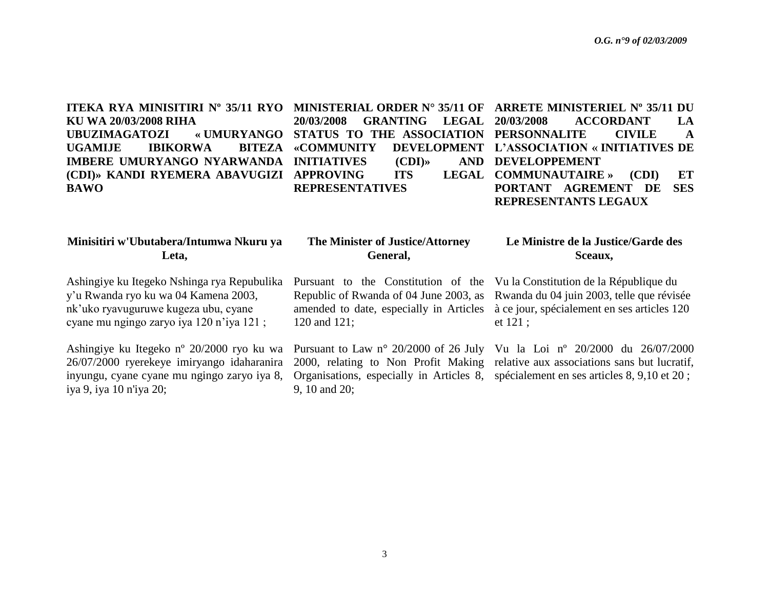**ITEKA RYA MINISITIRI Nº 35/11 RYO KU WA 20/03/2008 RIHA UBUZIMAGATOZI « UMURYANGO UGAMIJE IBIKORWA BITEZA IMBERE UMURYANGO NYARWANDA (CDI)» KANDI RYEMERA ABAVUGIZI BAWO**

**Minisitiri w'Ubutabera/Intumwa Nkuru ya Leta,**

Ashingiye ku Itegeko Nshinga rya Repubulika y'u Rwanda ryo ku wa 04 Kamena 2003, nk'uko ryavuguruwe kugeza ubu, cyane cyane mu ngingo zaryo iya 120 n'iya 121 ;

Ashingiye ku Itegeko nº 20/2000 ryo ku wa 26/07/2000 ryerekeye imiryango idaharanira inyungu, cyane cyane mu ngingo zaryo iya 8, iya 9, iya 10 n'iya 20;

**MINISTERIAL ORDER N° 35/11 OF 20/03/2008 GRANTING LEGAL STATUS TO THE ASSOCIATION «COMMUNITY DEVELOPMENT INITIATIVES (CDI)» AND APPROVING ITS LEGAL REPRESENTATIVES**

**The Minister of Justice/Attorney General,**

Pursuant to the Constitution of the Republic of Rwanda of 04 June 2003, as amended to date, especially in Articles 120 and 121;

Pursuant to Law n° 20/2000 of 26 July 2000, relating to Non Profit Making Organisations, especially in Articles 8, 9, 10 and 20;

**ARRETE MINISTERIEL Nº 35/11 DU 20/03/2008 ACCORDANT LA PERSONNALITE CIVILE A L'ASSOCIATION « INITIATIVES DE DEVELOPPEMENT COMMUNAUTAIRE » (CDI) ET PORTANT AGREMENT DE SES REPRESENTANTS LEGAUX**

**Le Ministre de la Justice/Garde des Sceaux,**

Vu la Constitution de la République du Rwanda du 04 juin 2003, telle que révisée à ce jour, spécialement en ses articles 120 et 121 ;

Vu la Loi nº 20/2000 du 26/07/2000 relative aux associations sans but lucratif, spécialement en ses articles 8, 9,10 et 20 ;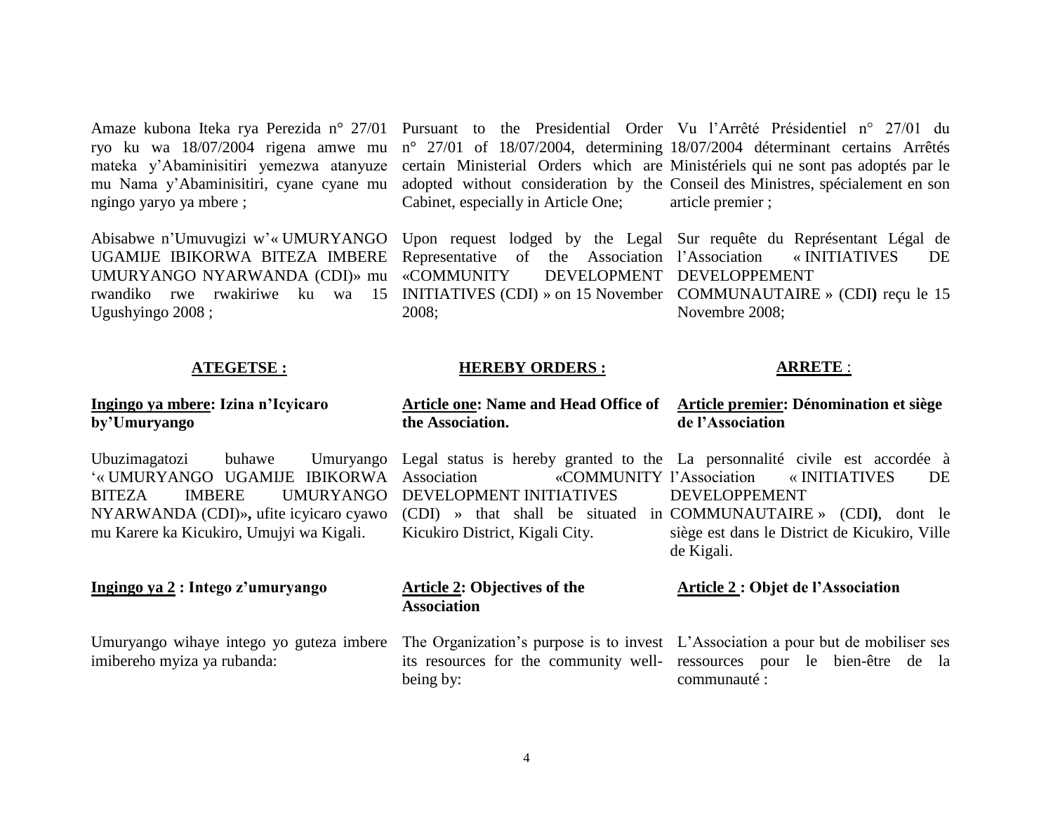Amaze kubona Iteka rya Perezida n° 27/01 ryo ku wa 18/07/2004 rigena amwe mu mateka y'Abaminisitiri yemezwa atanyuze mu Nama y'Abaminisitiri, cyane cyane mu ngingo yaryo ya mbere ;

Abisabwe n'Umuvugizi w'« UMURYANGO UGAMIJE IBIKORWA BITEZA IMBERE UMURYANGO NYARWANDA (CDI)» mu rwandiko rwe rwakiriwe ku wa 15 Ugushyingo 2008 ;

**ATEGETSE :**

**Ingingo ya mbere: Izina n'Icyicaro by'Umuryango**

Ubuzimagatozi buhawe Umuryango '« UMURYANGO UGAMIJE IBIKORWA BITEZA IMBERE UMURYANGO NYARWANDA (CDI)»**,** ufite icyicaro cyawo mu Karere ka Kicukiro, Umujyi wa Kigali.

**Ingingo ya 2 : Intego z'umuryango**

Umuryango wihaye intego yo guteza imbere imibereho myiza ya rubanda:

Pursuant to the Presidential Order n° 27/01 of 18/07/2004, determining certain Ministerial Orders which are adopted without consideration by the Cabinet, especially in Article One;

Upon request lodged by the Legal Representative of the Association «COMMUNITY DEVELOPMENT INITIATIVES (CDI) » on 15 November 2008;

**HEREBY ORDERS :**

**Article one: Name and Head Office of the Association.**

Legal status is hereby granted to the Association «COMMUNITY DEVELOPMENT INITIATIVES (CDI) » that shall be situated in Kicukiro District, Kigali City.

**Article 2: Objectives of the Association**

The Organization's purpose is to invest its resources for the community well-being by:

Vu l'Arrêté Présidentiel n° 27/01 du 18/07/2004 déterminant certains Arrêtés Ministériels qui ne sont pas adoptés par le Conseil des Ministres, spécialement en son article premier ;

Sur requête du Représentant Légal de l'Association « INITIATIVES DE DEVELOPPEMENT COMMUNAUTAIRE » (CDI) reçu le 15 Novembre 2008;

**ARRETE** :

**Article premier: Dénomination et siège de l'Association**

La personnalité civile est accordée à l'Association « INITIATIVES DE DEVELOPPEMENT COMMUNAUTAIRE » (CDI), dont le siège est dans le District de Kicukiro, Ville de Kigali.

**Article 2 : Objet de l'Association**

L'Association a pour but de mobiliser ses ressources pour le bien-être de la communauté :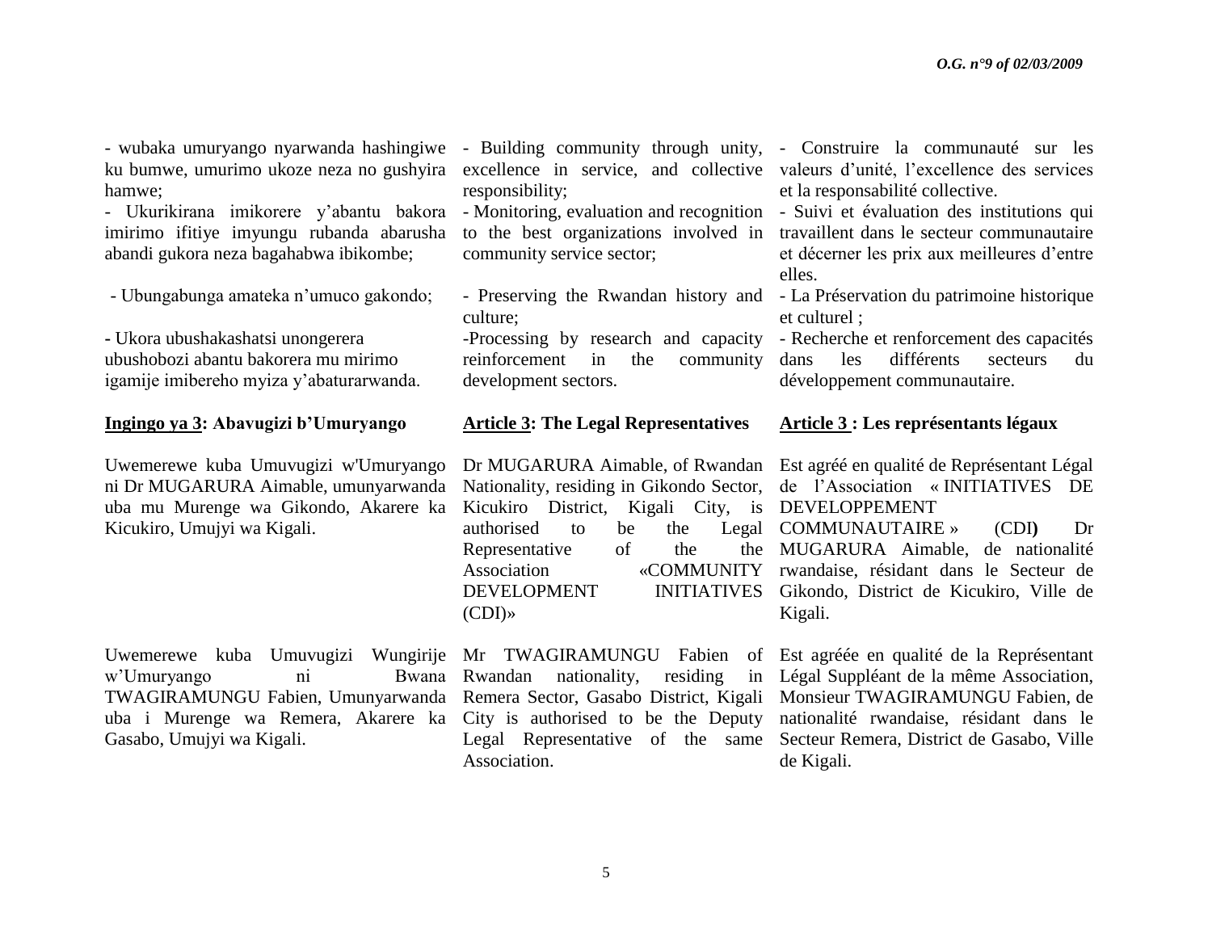- wubaka umuryango nyarwanda hashingiwe ku bumwe, umurimo ukoze neza no gushyira hamwe;

- Ukurikirana imikorere y'abantu bakora imirimo ifitiye imyungu rubanda abarusha abandi gukora neza bagahabwa ibikombe;

- Ubungabunga amateka n'umuco gakondo;

- Ukora ubushakashatsi unongerera ubushobozi abantu bakorera mu mirimo igamije imibereho myiza y'abaturarwanda.

**Ingingo ya 3: Abavugizi b'Umuryango**

Uwemerewe kuba Umuvugizi w'Umuryango ni Dr MUGARURA Aimable, umunyarwanda uba mu Murenge wa Gikondo, Akarere ka Kicukiro, Umujyi wa Kigali.

Uwemerewe kuba Umuvugizi Wungirije w'Umuryango ni Bwana TWAGIRAMUNGU Fabien, Umunyarwanda uba i Murenge wa Remera, Akarere ka Gasabo, Umujyi wa Kigali.

- Building community through unity, excellence in service, and collective responsibility;

- Monitoring, evaluation and recognition to the best organizations involved in community service sector;

- Preserving the Rwandan history and culture;

-Processing by research and capacity reinforcement in the community development sectors.

**Article 3: The Legal Representatives**

Dr MUGARURA Aimable, of Rwandan Nationality, residing in Gikondo Sector, Kicukiro District, Kigali City, is authorised to be the Legal Representative of the the Association «COMMUNITY DEVELOPMENT INITIATIVES (CDI)»

Mr TWAGIRAMUNGU Fabien of Rwandan nationality, residing in Remera Sector, Gasabo District, Kigali City is authorised to be the Deputy Legal Representative of the same Association.

- Construire la communauté sur les valeurs d'unité, l'excellence des services et la responsabilité collective.

- Suivi et évaluation des institutions qui travaillent dans le secteur communautaire et décerner les prix aux meilleures d'entre elles.

- La Préservation du patrimoine historique et culturel ;

- Recherche et renforcement des capacités dans les différents secteurs du développement communautaire.

**Article 3 : Les représentants légaux**

Est agréé en qualité de Représentant Légal de l'Association « INITIATIVES DE DEVELOPPEMENT COMMUNAUTAIRE » (CDI**)** Dr MUGARURA Aimable, de nationalité rwandaise, résidant dans le Secteur de Gikondo, District de Kicukiro, Ville de Kigali.

Est agréée en qualité de la Représentant Légal Suppléant de la même Association, Monsieur TWAGIRAMUNGU Fabien, de nationalité rwandaise, résidant dans le Secteur Remera, District de Gasabo, Ville de Kigali.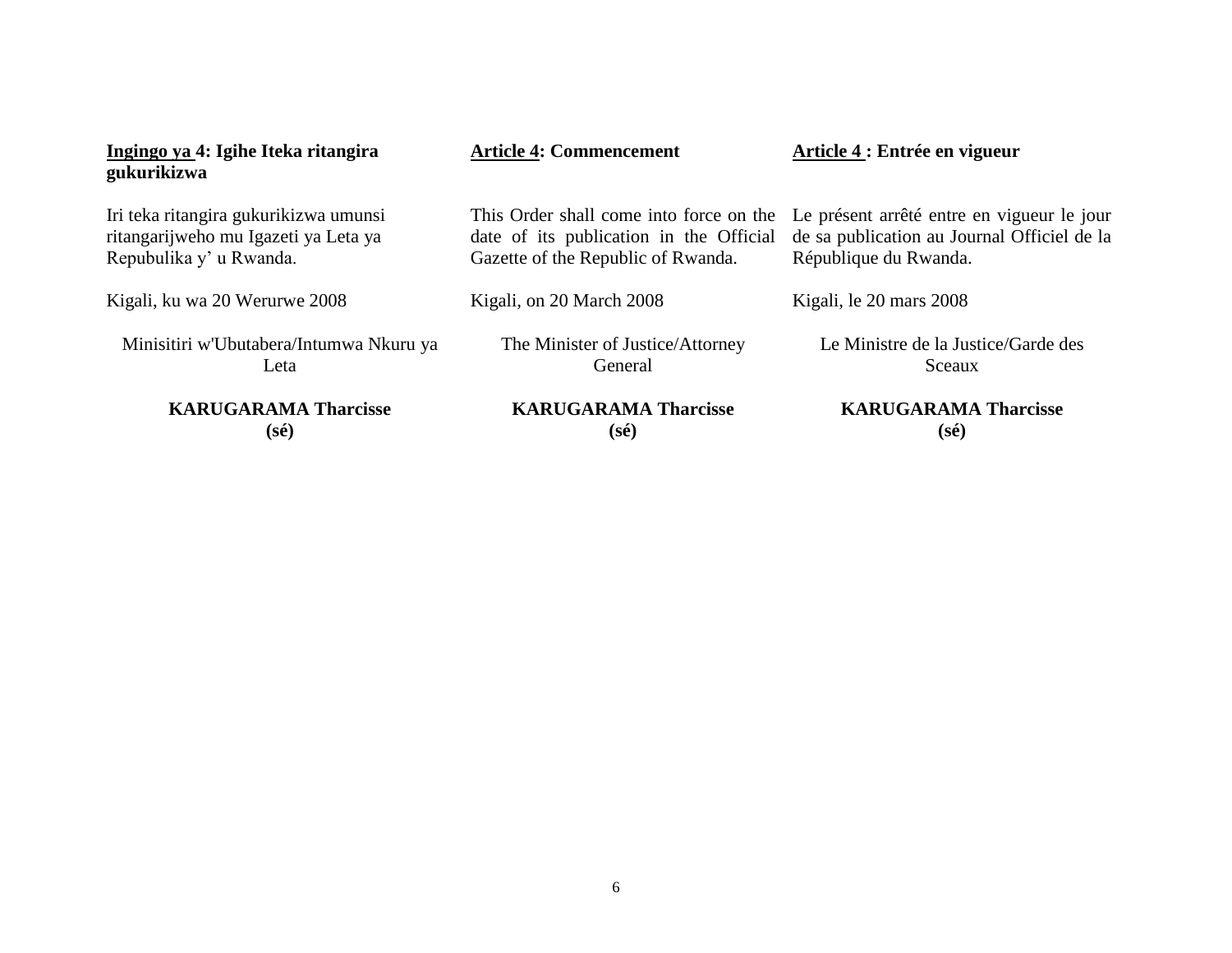**Ingingo ya 4: Igihe Iteka ritangira gukurikizwa**

Iri teka ritangira gukurikizwa umunsi ritangarijweho mu Igazeti ya Leta ya Repubulika y' u Rwanda.

Kigali, ku wa 20 Werurwe 2008

Minisitiri w'Ubutabera/Intumwa Nkuru ya Leta

**KARUGARAMA Tharcisse**
**(sé)**

**Article 4: Commencement**

This Order shall come into force on the date of its publication in the Official Gazette of the Republic of Rwanda.

Kigali, on 20 March 2008

The Minister of Justice/Attorney General

**KARUGARAMA Tharcisse**
**(sé)**

**Article 4 : Entrée en vigueur**

Le présent arrêté entre en vigueur le jour de sa publication au Journal Officiel de la République du Rwanda.

Kigali, le 20 mars 2008

Le Ministre de la Justice/Garde des Sceaux

**KARUGARAMA Tharcisse**
**(sé)**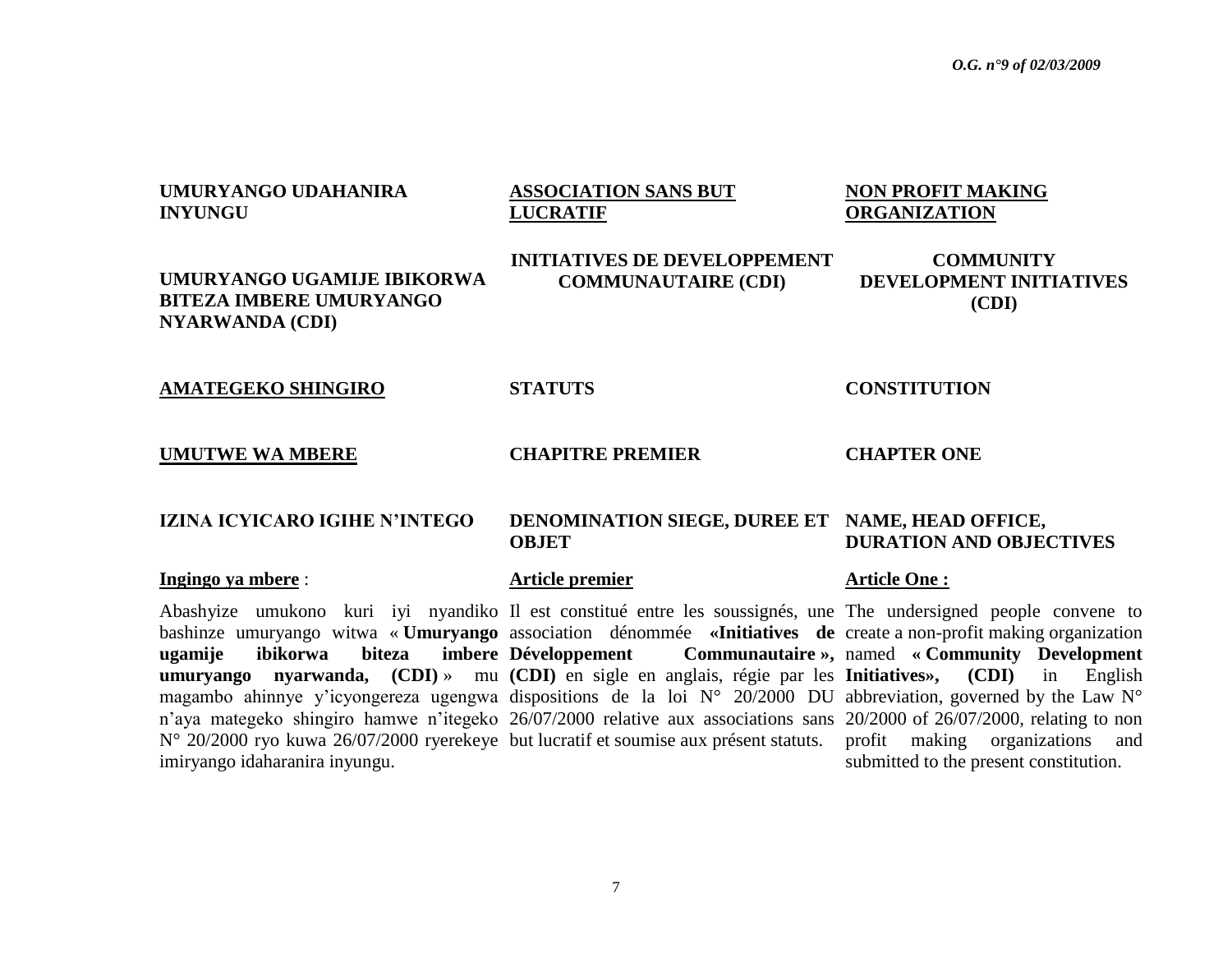**UMURYANGO UDAHANIRA INYUNGU**

**UMURYANGO UGAMIJE IBIKORWA BITEZA IMBERE UMURYANGO NYARWANDA (CDI)**

**AMATEGEKO SHINGIRO**

**UMUTWE WA MBERE**

**IZINA ICYICARO IGIHE N'INTEGO**

**Ingingo ya mbere** :

Abashyize umukono kuri iyi nyandiko bashinze umuryango witwa « **Umuryango ugamije ibikorwa biteza imbere umuryango nyarwanda, (CDI)** » mu magambo ahinnye y'icyongereza ugengwa n'aya mategeko shingiro hamwe n'itegeko N° 20/2000 ryo kuwa 26/07/2000 ryerekeye imiryango idaharanira inyungu.

**ASSOCIATION SANS BUT LUCRATIF**

**INITIATIVES DE DEVELOPPEMENT COMMUNAUTAIRE (CDI)**

**STATUTS**

**CHAPITRE PREMIER**

**DENOMINATION SIEGE, DUREE ET OBJET**

**Article premier**

Il est constitué entre les soussignés, une association dénommée **«Initiatives de Développement Communautaire », (CDI)** en sigle en anglais, régie par les dispositions de la loi N° 20/2000 DU 26/07/2000 relative aux associations sans but lucratif et soumise aux présent statuts.

**NON PROFIT MAKING ORGANIZATION**

**COMMUNITY DEVELOPMENT INITIATIVES (CDI)**

**CONSTITUTION**

**CHAPTER ONE**

**NAME, HEAD OFFICE, DURATION AND OBJECTIVES**

**Article One :**

The undersigned people convene to create a non-profit making organization named **« Community Development Initiatives», (CDI)** in English abbreviation, governed by the Law N° 20/2000 of 26/07/2000, relating to non profit making organizations and submitted to the present constitution.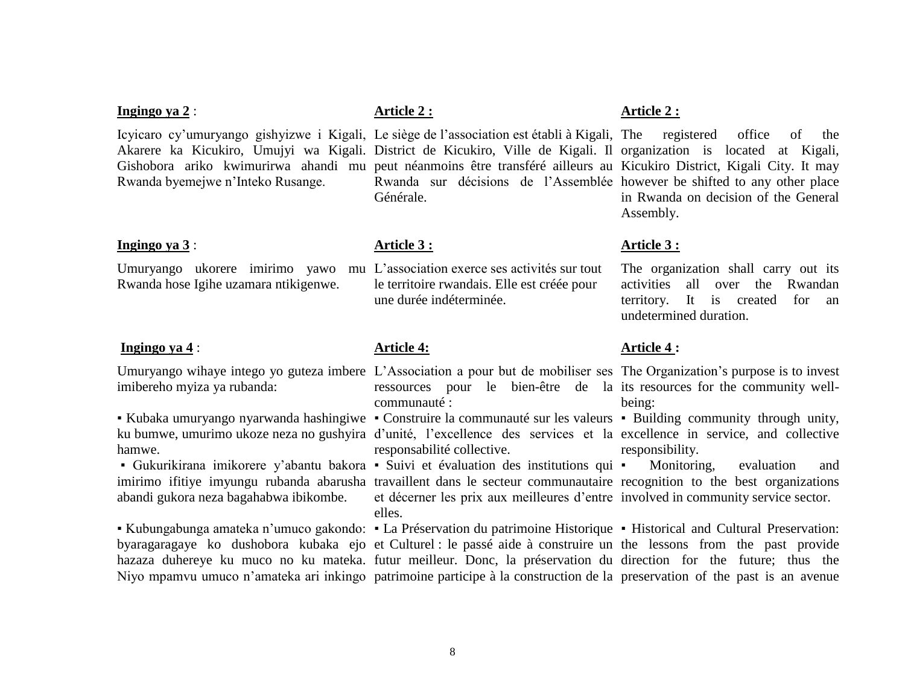**Ingingo ya 2** :

Icyicaro cy'umuryango gishyizwe i Kigali, Akarere ka Kicukiro, Umujyi wa Kigali. Gishobora ariko kwimurirwa ahandi mu Rwanda byemejwe n'Inteko Rusange.

**Article 2 :**

Le siège de l'association est établi à Kigali, District de Kicukiro, Ville de Kigali. Il peut néanmoins être transféré ailleurs au Rwanda sur décisions de l'Assemblée Générale.

**Article 2 :**

The registered office of the organization is located at Kigali, Kicukiro District, Kigali City. It may however be shifted to any other place in Rwanda on decision of the General Assembly.

**Ingingo ya 3** :

Umuryango ukorere imirimo yawo mu Rwanda hose Igihe uzamara ntikigenwe.

**Article 3 :**

L'association exerce ses activités sur tout le territoire rwandais. Elle est créée pour une durée indéterminée.

**Article 3 :**

The organization shall carry out its activities all over the Rwandan territory. It is created for an undetermined duration.

**Ingingo ya 4** :

Umuryango wihaye intego yo guteza imbere imibereho myiza ya rubanda:

▪ Kubaka umuryango nyarwanda hashingiwe ku bumwe, umurimo ukoze neza no gushyira hamwe.

▪ Gukurikirana imikorere y'abantu bakora imirimo ifitiye imyungu rubanda abarusha abandi gukora neza bagahabwa ibikombe.

▪ Kubungabunga amateka n'umuco gakondo: byaragaragaye ko dushobora kubaka ejo hazaza duhereye ku muco no ku mateka. Niyo mpamvu umuco n'amateka ari inkingo

**Article 4:**

L'Association a pour but de mobiliser ses ressources pour le bien-être de la communauté :

▪ Construire la communauté sur les valeurs d'unité, l'excellence des services et la responsabilité collective.

▪ Suivi et évaluation des institutions qui travaillent dans le secteur communautaire et décerner les prix aux meilleures d'entre elles.

▪ La Préservation du patrimoine Historique et Culturel : le passé aide à construire un futur meilleur. Donc, la préservation du patrimoine participe à la construction de la

**Article 4 :**

The Organization's purpose is to invest its resources for the community well-being:

▪ Building community through unity, excellence in service, and collective responsibility.

▪ Monitoring, evaluation and recognition to the best organizations involved in community service sector.

▪ Historical and Cultural Preservation: the lessons from the past provide direction for the future; thus the preservation of the past is an avenue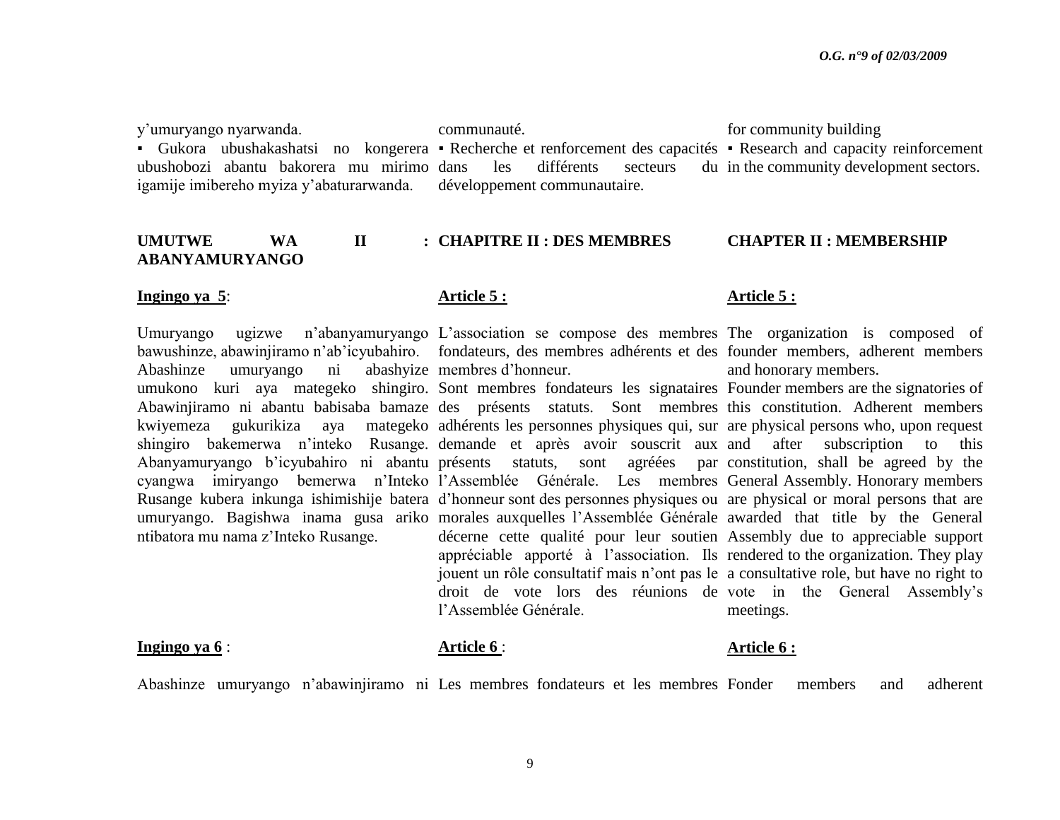y'umuryango nyarwanda.

▪ Gukora ubushakashatsi no kongerera ubushobozi abantu bakorera mu mirimo igamije imibereho myiza y'abaturarwanda.

communauté.

▪ Recherche et renforcement des capacités dans les différents secteurs du développement communautaire.

for community building

▪ Research and capacity reinforcement in the community development sectors.

## UMUTWE WA II : ABANYAMURYANGO

## CHAPITRE II : DES MEMBRES

## CHAPTER II : MEMBERSHIP

**Ingingo ya 5**:

Umuryango ugizwe n'abanyamuryango bawushinze, abawinjiramo n'ab'icyubahiro. Abashinze umuryango ni abashyize umukono kuri aya mategeko shingiro. Abawinjiramo ni abantu babisaba bamaze kwiyemeza gukurikiza aya mategeko shingiro bakemerwa n'inteko Rusange. Abanyamuryango b'icyubahiro ni abantu cyangwa imiryango bemerwa n'Inteko Rusange kubera inkunga ishimishije batera umuryango. Bagishwa inama gusa ariko ntibatora mu nama z'Inteko Rusange.

**Article 5 :**

L'association se compose des membres fondateurs, des membres adhérents et des membres d'honneur. Sont membres fondateurs les signataires des présents statuts. Sont membres adhérents les personnes physiques qui, sur demande et après avoir souscrit aux présents statuts, sont agréées par l'Assemblée Générale. Les membres d'honneur sont des personnes physiques ou morales auxquelles l'Assemblée Générale décerne cette qualité pour leur soutien appréciable apporté à l'association. Ils jouent un rôle consultatif mais n'ont pas le droit de vote lors des réunions de l'Assemblée Générale.

**Article 5 :**

The organization is composed of founder members, adherent members and honorary members. Founder members are the signatories of this constitution. Adherent members are physical persons who, upon request and after subscription to this constitution, shall be agreed by the General Assembly. Honorary members are physical or moral persons that are awarded that title by the General Assembly due to appreciable support rendered to the organization. They play a consultative role, but have no right to vote in the General Assembly's meetings.

**Ingingo ya 6** :

Abashinze umuryango n'abawinjiramo ni

**Article 6** :

Les membres fondateurs et les membres

**Article 6 :**

Fonder members and adherent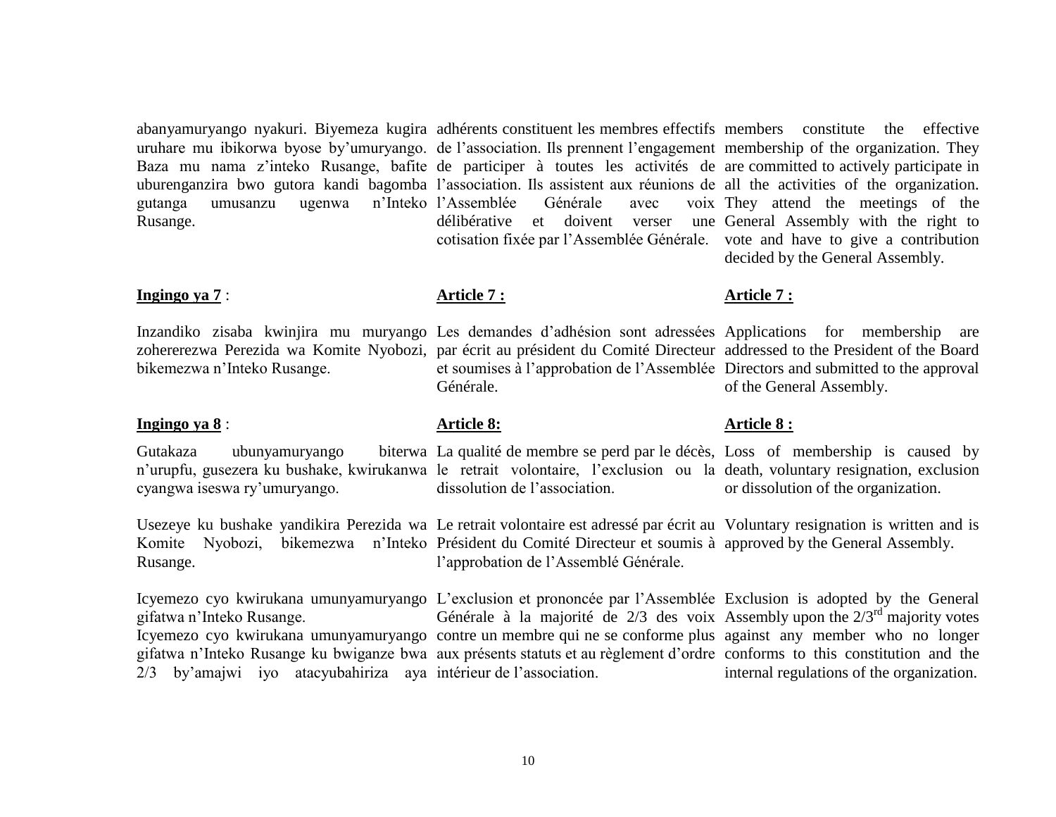abanyamuryango nyakuri. Biyemeza kugira uruhare mu bikorwa byose by'umuryango. Baza mu nama z'inteko Rusange, bafite uburenganzira bwo gutora kandi bagomba gutanga umusanzu ugenwa n'Inteko Rusange.

adhérents constituent les membres effectifs de l'association. Ils prennent l'engagement de participer à toutes les activités de l'association. Ils assistent aux réunions de l'Assemblée Générale avec voix délibérative et doivent verser une cotisation fixée par l'Assemblée Générale.

members constitute the effective membership of the organization. They are committed to actively participate in all the activities of the organization. They attend the meetings of the General Assembly with the right to vote and have to give a contribution decided by the General Assembly.

**Ingingo ya 7** :

Inzandiko zisaba kwinjira mu muryango zohererezwa Perezida wa Komite Nyobozi, bikemezwa n'Inteko Rusange.

**Article 7 :**

Les demandes d'adhésion sont adressées par écrit au président du Comité Directeur et soumises à l'approbation de l'Assemblée Générale.

**Article 7 :**

Applications for membership are addressed to the President of the Board Directors and submitted to the approval of the General Assembly.

**Ingingo ya 8** :

Gutakaza ubunyamuryango biterwa n'urupfu, gusezera ku bushake, kwirukanwa cyangwa iseswa ry'umuryango.

Usezeye ku bushake yandikira Perezida wa Komite Nyobozi, bikemezwa n'Inteko Rusange.

Icyemezo cyo kwirukana umunyamuryango gifatwa n'Inteko Rusange.
Icyemezo cyo kwirukana umunyamuryango gifatwa n'Inteko Rusange ku bwiganze bwa 2/3 by'amajwi iyo atacyubahiriza aya

**Article 8:**

La qualité de membre se perd par le décès, le retrait volontaire, l'exclusion ou la dissolution de l'association.

Le retrait volontaire est adressé par écrit au Président du Comité Directeur et soumis à l'approbation de l'Assemblé Générale.

L'exclusion et prononcée par l'Assemblée Générale à la majorité de 2/3 des voix contre un membre qui ne se conforme plus aux présents statuts et au règlement d'ordre intérieur de l'association.

**Article 8 :**

Loss of membership is caused by death, voluntary resignation, exclusion or dissolution of the organization.

Voluntary resignation is written and is approved by the General Assembly.

Exclusion is adopted by the General Assembly upon the $2/3^{rd}$ majority votes against any member who no longer conforms to this constitution and the internal regulations of the organization.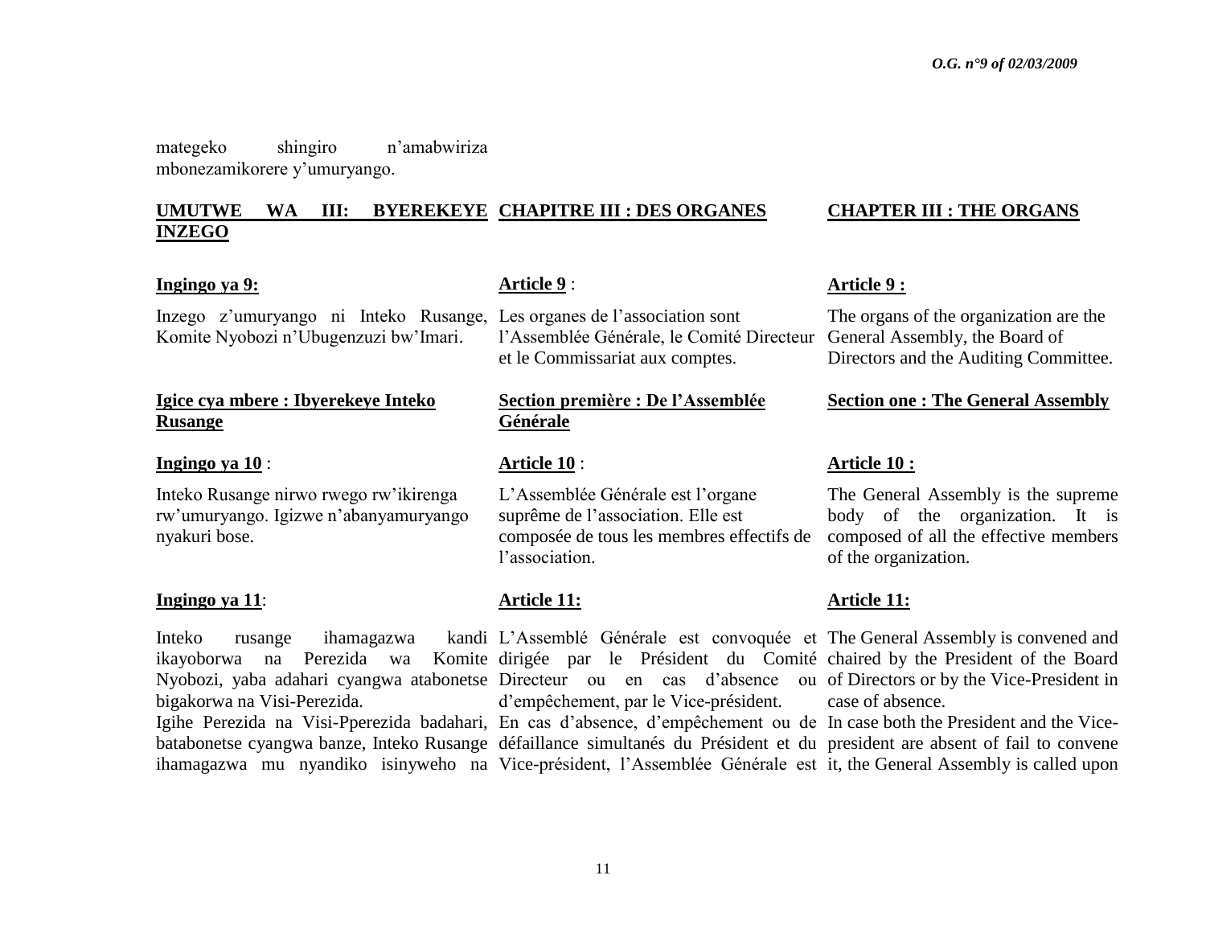mategeko shingiro n'amabwiriza mbonezamikorere y'umuryango.

## UMUTWE WA III: BYEREKEYE INZEGO

## CHAPITRE III : DES ORGANES

## CHAPTER III : THE ORGANS

**Ingingo ya 9:**

Inzego z'umuryango ni Inteko Rusange, Komite Nyobozi n'Ubugenzuzi bw'Imari.

**Article 9** :

Les organes de l'association sont l'Assemblée Générale, le Comité Directeur et le Commissariat aux comptes.

**Article 9 :**

The organs of the organization are the General Assembly, the Board of Directors and the Auditing Committee.

### Igice cya mbere : Ibyerekeye Inteko Rusange

### Section première : De l'Assemblée Générale

### Section one : The General Assembly

**Ingingo ya 10** :

Inteko Rusange nirwo rwego rw'ikirenga rw'umuryango. Igizwe n'abanyamuryango nyakuri bose.

**Article 10** :

L'Assemblée Générale est l'organe suprême de l'association. Elle est composée de tous les membres effectifs de l'association.

**Article 10 :**

The General Assembly is the supreme body of the organization. It is composed of all the effective members of the organization.

**Ingingo ya 11**:

Inteko rusange ihamagazwa kandi ikayoborwa na Perezida wa Komite Nyobozi, yaba adahari cyangwa atabonetse bigakorwa na Visi-Perezida.
Igihe Perezida na Visi-Pperezida badahari, batabonetse cyangwa banze, Inteko Rusange ihamagazwa mu nyandiko isinyweho na

**Article 11:**

L'Assemblé Générale est convoquée et dirigée par le Président du Comité Directeur ou en cas d'absence ou d'empêchement, par le Vice-président.
En cas d'absence, d'empêchement ou de défaillance simultanés du Président et du Vice-président, l'Assemblée Générale est

**Article 11:**

The General Assembly is convened and chaired by the President of the Board of Directors or by the Vice-President in case of absence.
In case both the President and the Vice-president are absent of fail to convene it, the General Assembly is called upon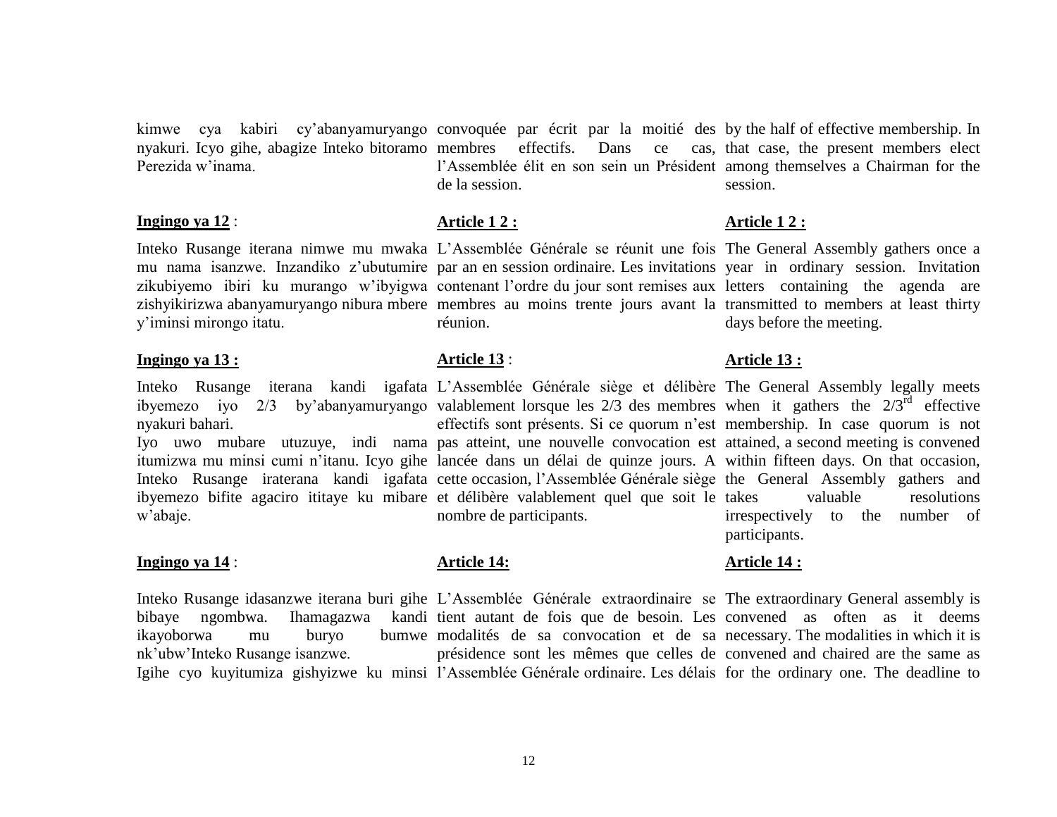kimwe cya kabiri cy'abanyamuryango nyakuri. Icyo gihe, abagize Inteko bitoramo Perezida w'inama.

**Ingingo ya 12** :

Inteko Rusange iterana nimwe mu mwaka mu nama isanzwe. Inzandiko z'ubutumire zikubiyemo ibiri ku murango w'ibyigwa zishyikirizwa abanyamuryango nibura mbere y'iminsi mirongo itatu.

**Ingingo ya 13 :**

Inteko Rusange iterana kandi igafata ibyemezo iyo 2/3 by'abanyamuryango nyakuri bahari.
Iyo uwo mubare utuzuye, indi nama itumizwa mu minsi cumi n'itanu. Icyo gihe Inteko Rusange iraterana kandi igafata ibyemezo bifite agaciro ititaye ku mibare w'abaje.

**Ingingo ya 14** :

Inteko Rusange idasanzwe iterana buri gihe bibaye ngombwa. Ihamagazwa kandi ikayoborwa mu buryo bumwe nk'ubw'Inteko Rusange isanzwe.
Igihe cyo kuyitumiza gishyizwe ku minsi

convoquée par écrit par la moitié des membres effectifs. Dans ce cas, l'Assemblée élit en son sein un Président de la session.

**Article 1 2 :**

L'Assemblée Générale se réunit une fois par an en session ordinaire. Les invitations contenant l'ordre du jour sont remises aux membres au moins trente jours avant la réunion.

**Article 13** :

L'Assemblée Générale siège et délibère valablement lorsque les 2/3 des membres effectifs sont présents. Si ce quorum n'est pas atteint, une nouvelle convocation est lancée dans un délai de quinze jours. A cette occasion, l'Assemblée Générale siège et délibère valablement quel que soit le nombre de participants.

**Article 14:**

L'Assemblée Générale extraordinaire se tient autant de fois que de besoin. Les modalités de sa convocation et de sa présidence sont les mêmes que celles de l'Assemblée Générale ordinaire. Les délais

by the half of effective membership. In that case, the present members elect among themselves a Chairman for the session.

**Article 1 2 :**

The General Assembly gathers once a year in ordinary session. Invitation letters containing the agenda are transmitted to members at least thirty days before the meeting.

**Article 13 :**

The General Assembly legally meets when it gathers the 2/3rd effective membership. In case quorum is not attained, a second meeting is convened within fifteen days. On that occasion, the General Assembly gathers and takes valuable resolutions irrespectively to the number of participants.

**Article 14 :**

The extraordinary General assembly is convened as often as it deems necessary. The modalities in which it is convened and chaired are the same as for the ordinary one. The deadline to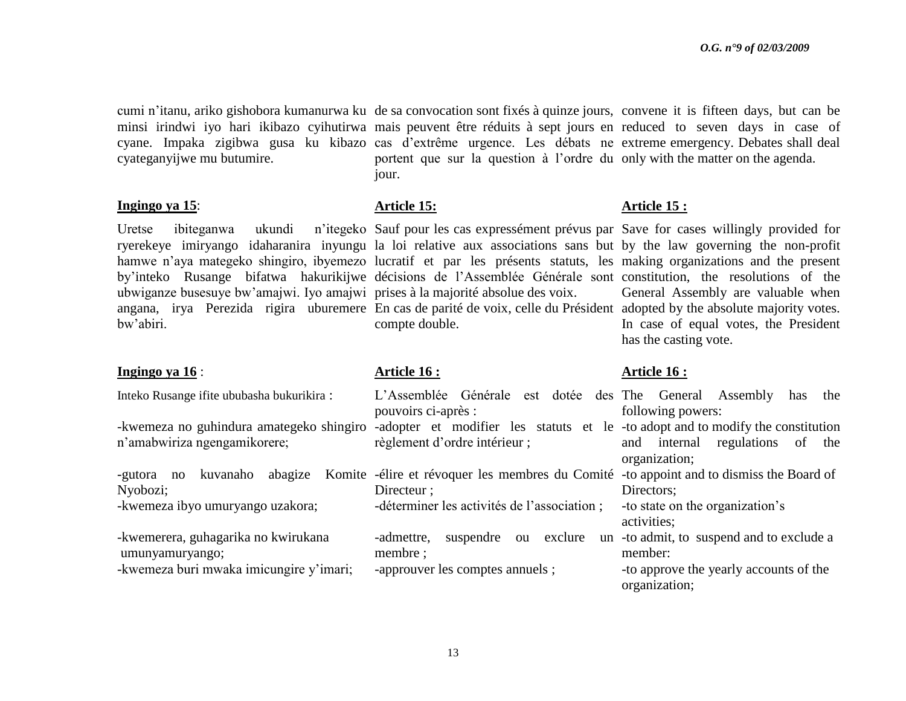cumi n'itanu, ariko gishobora kumanurwa ku minsi irindwi iyo hari ikibazo cyihutirwa cyane. Impaka zigibwa gusa ku kibazo cyateganyijwe mu butumire.

de sa convocation sont fixés à quinze jours, mais peuvent être réduits à sept jours en cas d'extrême urgence. Les débats ne portent que sur la question à l'ordre du jour.

convene it is fifteen days, but can be reduced to seven days in case of extreme emergency. Debates shall deal only with the matter on the agenda.

**Ingingo ya 15**:

Uretse ibiteganwa ukundi n'itegeko ryerekeye imiryango idaharanira inyungu hamwe n'aya mategeko shingiro, ibyemezo by'inteko Rusange bifatwa hakurikijwe ubwiganze busesuye bw'amajwi. Iyo amajwi angana, irya Perezida rigira uburemere bw'abiri.

**Article 15:**

Sauf pour les cas expressément prévus par la loi relative aux associations sans but lucratif et par les présents statuts, les décisions de l'Assemblée Générale sont prises à la majorité absolue des voix.
En cas de parité de voix, celle du Président compte double.

**Article 15 :**

Save for cases willingly provided for by the law governing the non-profit making organizations and the present constitution, the resolutions of the General Assembly are valuable when adopted by the absolute majority votes. In case of equal votes, the President has the casting vote.

**Ingingo ya 16** :

Inteko Rusange ifite ububasha bukurikira :

-kwemeza no guhindura amategeko shingiro n'amabwiriza ngengamikorere;

-gutora no kuvanaho abagize Komite Nyobozi;

-kwemeza ibyo umuryango uzakora;

-kwemerera, guhagarika no kwirukana umunyamuryango;

-kwemeza buri mwaka imicungire y'imari;

**Article 16 :**

L'Assemblée Générale est dotée des pouvoirs ci-après :

-adopter et modifier les statuts et le règlement d'ordre intérieur ;

-élire et révoquer les membres du Comité Directeur ;

-déterminer les activités de l'association ;

-admettre, suspendre ou exclure un membre ;

-approuver les comptes annuels ;

**Article 16 :**

The General Assembly has the following powers:

-to adopt and to modify the constitution and internal regulations of the organization;

-to appoint and to dismiss the Board of Directors;

-to state on the organization's activities;

-to admit, to suspend and to exclude a member:

-to approve the yearly accounts of the organization;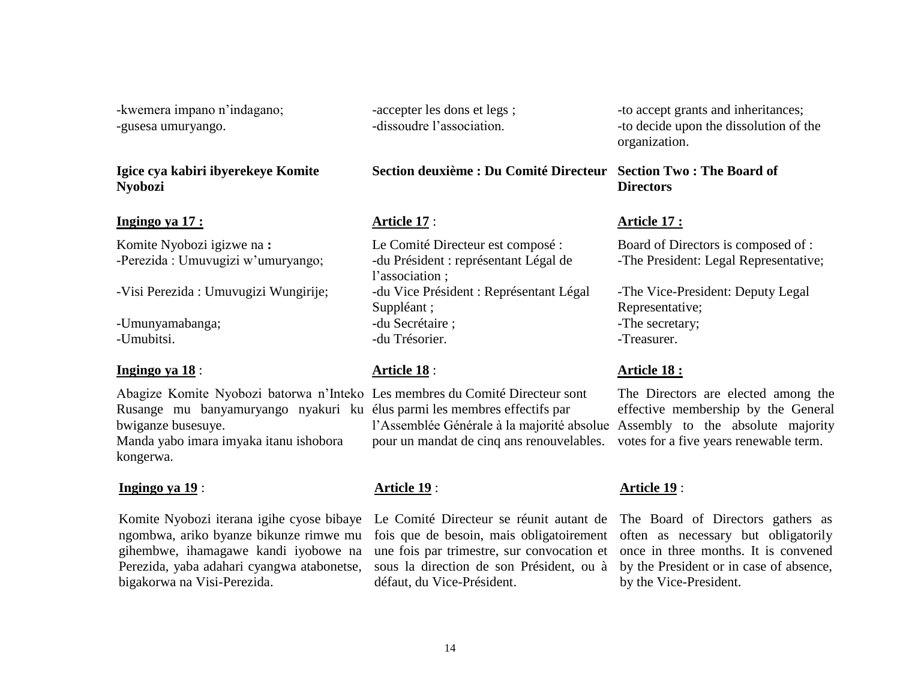-kwemera impano n'indagano;
-gusesa umuryango.

-accepter les dons et legs ;
-dissoudre l'association.

-to accept grants and inheritances;
-to decide upon the dissolution of the organization.

**Igice cya kabiri ibyerekeye Komite Nyobozi**

**Section deuxième : Du Comité Directeur**

**Section Two : The Board of Directors**

**Ingingo ya 17 :**

Komite Nyobozi igizwe na **:**
-Perezida : Umuvugizi w'umuryango;
-Visi Perezida : Umuvugizi Wungirije;
-Umunyamabanga;
-Umubitsi.

**Article 17 :**

Le Comité Directeur est composé :
-du Président : représentant Légal de l'association ;
-du Vice Président : Représentant Légal Suppléant ;
-du Secrétaire ;
-du Trésorier.

**Article 17 :**

Board of Directors is composed of :
-The President: Legal Representative;
-The Vice-President: Deputy Legal Representative;
-The secretary;
-Treasurer.

**Ingingo ya 18 :**

Abagize Komite Nyobozi batorwa n'Inteko Rusange mu banyamuryango nyakuri ku bwiganze busesuye.
Manda yabo imara imyaka itanu ishobora kongerwa.

**Article 18 :**

Les membres du Comité Directeur sont élus parmi les membres effectifs par l'Assemblée Générale à la majorité absolue pour un mandat de cinq ans renouvelables.

**Article 18 :**

The Directors are elected among the effective membership by the General Assembly to the absolute majority votes for a five years renewable term.

**Ingingo ya 19 :**

Komite Nyobozi iterana igihe cyose bibaye ngombwa, ariko byanze bikunze rimwe mu gihembwe, ihamagawe kandi iyobowe na Perezida, yaba adahari cyangwa atabonetse, bigakorwa na Visi-Perezida.

**Article 19 :**

Le Comité Directeur se réunit autant de fois que de besoin, mais obligatoirement une fois par trimestre, sur convocation et sous la direction de son Président, ou à défaut, du Vice-Président.

**Article 19 :**

The Board of Directors gathers as often as necessary but obligatorily once in three months. It is convened by the President or in case of absence, by the Vice-President.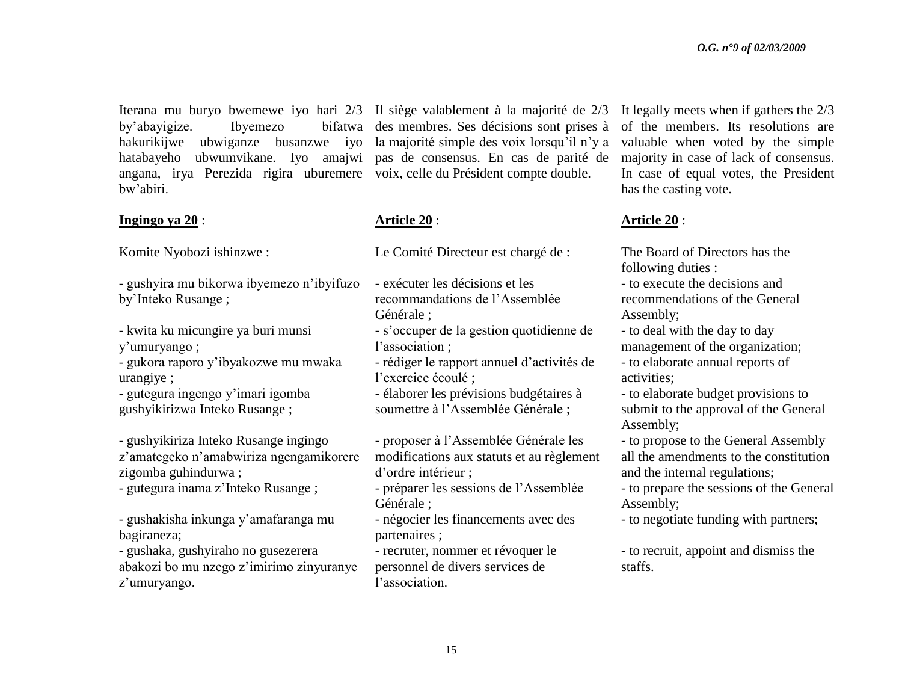Iterana mu buryo bwemewe iyo hari 2/3 by'abayigize. Ibyemezo bifatwa hakurikijwe ubwiganze busanzwe iyo hatabayeho ubwumvikane. Iyo amajwi angana, irya Perezida rigira uburemere bw'abiri.

**Ingingo ya 20** :

Komite Nyobozi ishinzwe :

- gushyira mu bikorwa ibyemezo n'ibyifuzo by'Inteko Rusange ;
- kwita ku micungire ya buri munsi y'umuryango ;
- gukora raporo y'ibyakozwe mu mwaka urangiye ;
- gutegura ingengo y'imari igomba gushyikirizwa Inteko Rusange ;
- gushyikiriza Inteko Rusange ingingo z'amategeko n'amabwiriza ngengamikorere zigomba guhindurwa ;
- gutegura inama z'Inteko Rusange ;
- gushakisha inkunga y'amafaranga mu bagiraneza;
- gushaka, gushyiraho no gusezerera abakozi bo mu nzego z'imirimo zinyuranye z'umuryango.

Il siège valablement à la majorité de 2/3 des membres. Ses décisions sont prises à la majorité simple des voix lorsqu'il n'y a pas de consensus. En cas de parité de voix, celle du Président compte double.

**Article 20** :

Le Comité Directeur est chargé de :

- exécuter les décisions et les recommandations de l'Assemblée Générale ;
- s'occuper de la gestion quotidienne de l'association ;
- rédiger le rapport annuel d'activités de l'exercice écoulé ;
- élaborer les prévisions budgétaires à soumettre à l'Assemblée Générale ;
- proposer à l'Assemblée Générale les modifications aux statuts et au règlement d'ordre intérieur ;
- préparer les sessions de l'Assemblée Générale ;
- négocier les financements avec des partenaires ;
- recruter, nommer et révoquer le personnel de divers services de l'association.

It legally meets when if gathers the 2/3 of the members. Its resolutions are valuable when voted by the simple majority in case of lack of consensus. In case of equal votes, the President has the casting vote.

**Article 20** :

The Board of Directors has the following duties :

- to execute the decisions and recommendations of the General Assembly;
- to deal with the day to day management of the organization;
- to elaborate annual reports of activities;
- to elaborate budget provisions to submit to the approval of the General Assembly;
- to propose to the General Assembly all the amendments to the constitution and the internal regulations;
- to prepare the sessions of the General Assembly;
- to negotiate funding with partners;
- to recruit, appoint and dismiss the staffs.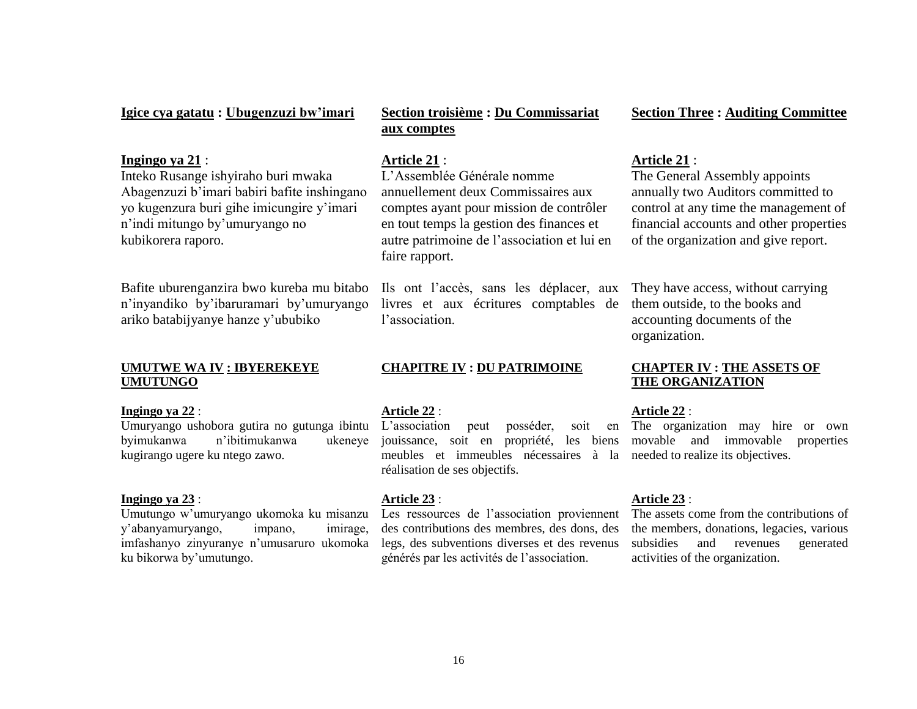**Igice cya gatatu : Ubugenzuzi bw'imari**

**Ingingo ya 21** :
Inteko Rusange ishyiraho buri mwaka Abagenzuzi b'imari babiri bafite inshingano yo kugenzura buri gihe imicungire y'imari n'indi mitungo by'umuryango no kubikorera raporo.

Bafite uburenganzira bwo kureba mu bitabo n'inyandiko by'ibaruramari by'umuryango ariko batabijyanye hanze y'ububiko

**UMUTWE WA IV : IBYEREKEYE UMUTUNGO**

**Ingingo ya 22** :
Umuryango ushobora gutira no gutunga ibintu byimukanwa n'ibitimukanwa ukeneye kugirango ugere ku ntego zawo.

**Ingingo ya 23** :
Umutungo w'umuryango ukomoka ku misanzu y'abanyamuryango, impano, imirage, imfashanyo zinyuranye n'umusaruro ukomoka ku bikorwa by'umutungo.

**Section troisième : Du Commissariat aux comptes**

**Article 21** :
L'Assemblée Générale nomme annuellement deux Commissaires aux comptes ayant pour mission de contrôler en tout temps la gestion des finances et autre patrimoine de l'association et lui en faire rapport.

Ils ont l'accès, sans les déplacer, aux livres et aux écritures comptables de l'association.

**CHAPITRE IV : DU PATRIMOINE**

**Article 22** :
L'association peut posséder, soit en jouissance, soit en propriété, les biens meubles et immeubles nécessaires à la réalisation de ses objectifs.

**Article 23** :
Les ressources de l'association proviennent des contributions des membres, des dons, des legs, des subventions diverses et des revenus générés par les activités de l'association.

**Section Three : Auditing Committee**

**Article 21** :
The General Assembly appoints annually two Auditors committed to control at any time the management of financial accounts and other properties of the organization and give report.

They have access, without carrying them outside, to the books and accounting documents of the organization.

**CHAPTER IV : THE ASSETS OF THE ORGANIZATION**

**Article 22** :
The organization may hire or own movable and immovable properties needed to realize its objectives.

**Article 23** :
The assets come from the contributions of the members, donations, legacies, various subsidies and revenues generated activities of the organization.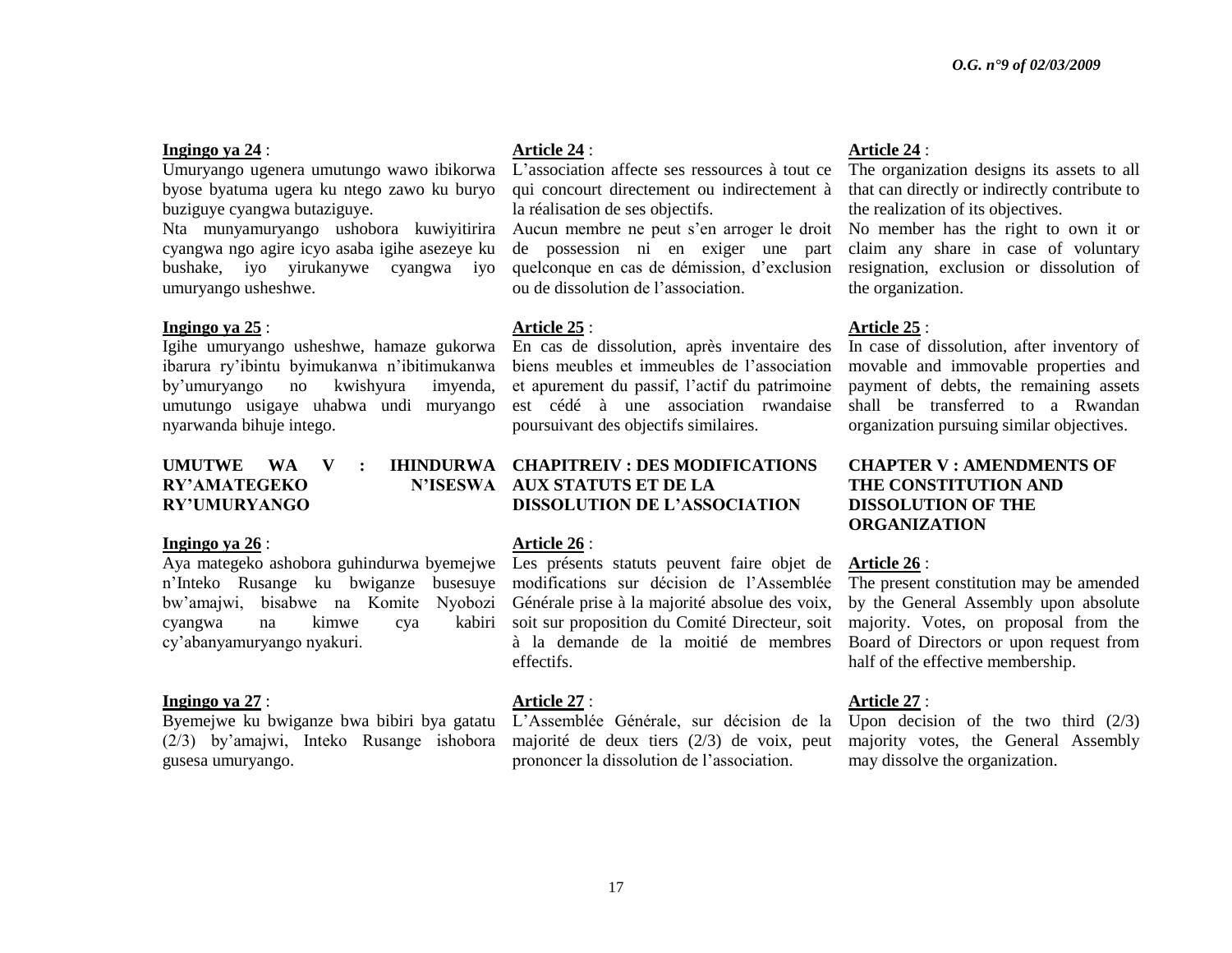**Ingingo ya 24** :

Umuryango ugenera umutungo wawo ibikorwa byose byatuma ugera ku ntego zawo ku buryo buziguye cyangwa butaziguye.

Nta munyamuryango ushobora kuwiyitirira cyangwa ngo agire icyo asaba igihe asezeye ku bushake, iyo yirukanywe cyangwa iyo umuryango usheshwe.

**Ingingo ya 25** :

Igihe umuryango usheshwe, hamaze gukorwa ibarura ry'ibintu byimukanwa n'ibitimukanwa by'umuryango no kwishyura imyenda, umutungo usigaye uhabwa undi muryango nyarwanda bihuje intego.

**UMUTWE WA V : IHINDURWA RY'AMATEGEKO N'ISESWA RY'UMURYANGO**

**Ingingo ya 26** :

Aya mategeko ashobora guhindurwa byemejwe n'Inteko Rusange ku bwiganze busesuye bw'amajwi, bisabwe na Komite Nyobozi cyangwa na kimwe cya kabiri cy'abanyamuryango nyakuri.

**Ingingo ya 27** :

Byemejwe ku bwiganze bwa bibiri bya gatatu (2/3) by'amajwi, Inteko Rusange ishobora gusesa umuryango.

**Article 24** :

L'association affecte ses ressources à tout ce qui concourt directement ou indirectement à la réalisation de ses objectifs.

Aucun membre ne peut s'en arroger le droit de possession ni en exiger une part quelconque en cas de démission, d'exclusion ou de dissolution de l'association.

**Article 25** :

En cas de dissolution, après inventaire des biens meubles et immeubles de l'association et apurement du passif, l'actif du patrimoine est cédé à une association rwandaise poursuivant des objectifs similaires.

**CHAPITREIV : DES MODIFICATIONS AUX STATUTS ET DE LA DISSOLUTION DE L'ASSOCIATION**

**Article 26** :

Les présents statuts peuvent faire objet de modifications sur décision de l'Assemblée Générale prise à la majorité absolue des voix, soit sur proposition du Comité Directeur, soit à la demande de la moitié de membres effectifs.

**Article 27** :

L'Assemblée Générale, sur décision de la majorité de deux tiers (2/3) de voix, peut prononcer la dissolution de l'association.

**Article 24** :

The organization designs its assets to all that can directly or indirectly contribute to the realization of its objectives.

No member has the right to own it or claim any share in case of voluntary resignation, exclusion or dissolution of the organization.

**Article 25** :

In case of dissolution, after inventory of movable and immovable properties and payment of debts, the remaining assets shall be transferred to a Rwandan organization pursuing similar objectives.

**CHAPTER V : AMENDMENTS OF THE CONSTITUTION AND DISSOLUTION OF THE ORGANIZATION**

**Article 26** :

The present constitution may be amended by the General Assembly upon absolute majority. Votes, on proposal from the Board of Directors or upon request from half of the effective membership.

**Article 27** :

Upon decision of the two third (2/3) majority votes, the General Assembly may dissolve the organization.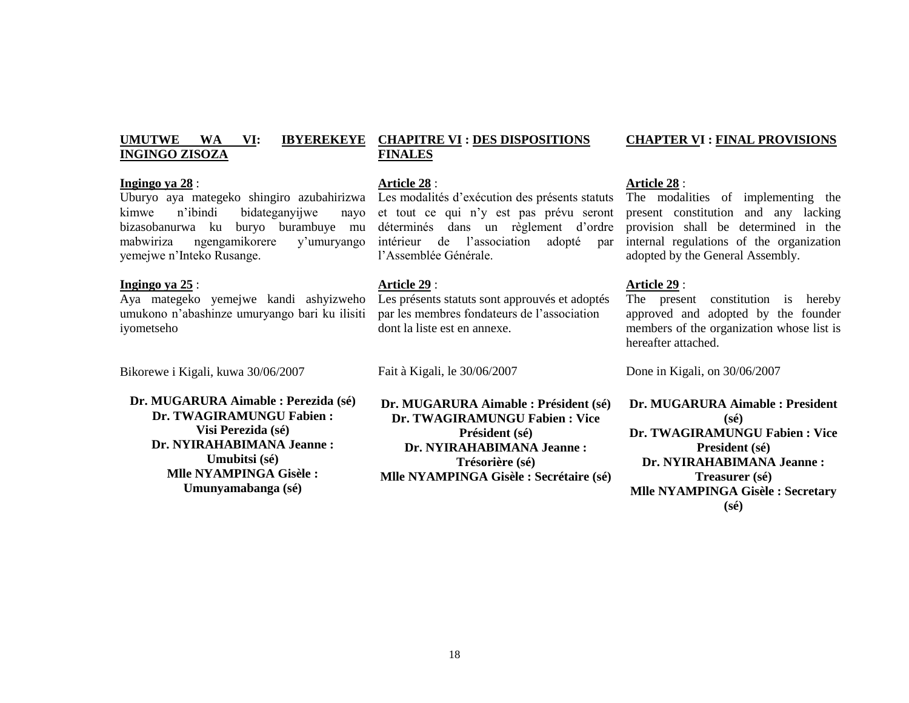**UMUTWE WA VI: IBYEREKEYE INGINGO ZISOZA**

**Ingingo ya 28** :
Uburyo aya mategeko shingiro azubahirizwa kimwe n'ibindi bidateganyijwe nayo bizasobanurwa ku buryo burambuye mu mabwiriza ngengamikorere y'umuryango yemejwe n'Inteko Rusange.

**Ingingo ya 25** :
Aya mategeko yemejwe kandi ashyizweho umukono n'abashinze umuryango bari ku ilisiti iyometseho

Bikorewe i Kigali, kuwa 30/06/2007

**Dr. MUGARURA Aimable : Perezida (sé)**
**Dr. TWAGIRAMUNGU Fabien : Visi Perezida (sé)**
**Dr. NYIRAHABIMANA Jeanne : Umubitsi (sé)**
**Mlle NYAMPINGA Gisèle : Umunyamabanga (sé)**

**CHAPITRE VI : DES DISPOSITIONS FINALES**

**Article 28** :
Les modalités d'exécution des présents statuts et tout ce qui n'y est pas prévu seront déterminés dans un règlement d'ordre intérieur de l'association adopté par l'Assemblée Générale.

**Article 29** :
Les présents statuts sont approuvés et adoptés par les membres fondateurs de l'association dont la liste est en annexe.

Fait à Kigali, le 30/06/2007

**Dr. MUGARURA Aimable : Président (sé)**
**Dr. TWAGIRAMUNGU Fabien : Vice Président (sé)**
**Dr. NYIRAHABIMANA Jeanne : Trésorière (sé)**
**Mlle NYAMPINGA Gisèle : Secrétaire (sé)**

**CHAPTER VI : FINAL PROVISIONS**

**Article 28** :
The modalities of implementing the present constitution and any lacking provision shall be determined in the internal regulations of the organization adopted by the General Assembly.

**Article 29** :
The present constitution is hereby approved and adopted by the founder members of the organization whose list is hereafter attached.

Done in Kigali, on 30/06/2007

**Dr. MUGARURA Aimable : President (sé)**
**Dr. TWAGIRAMUNGU Fabien : Vice President (sé)**
**Dr. NYIRAHABIMANA Jeanne : Treasurer (sé)**
**Mlle NYAMPINGA Gisèle : Secretary (sé)**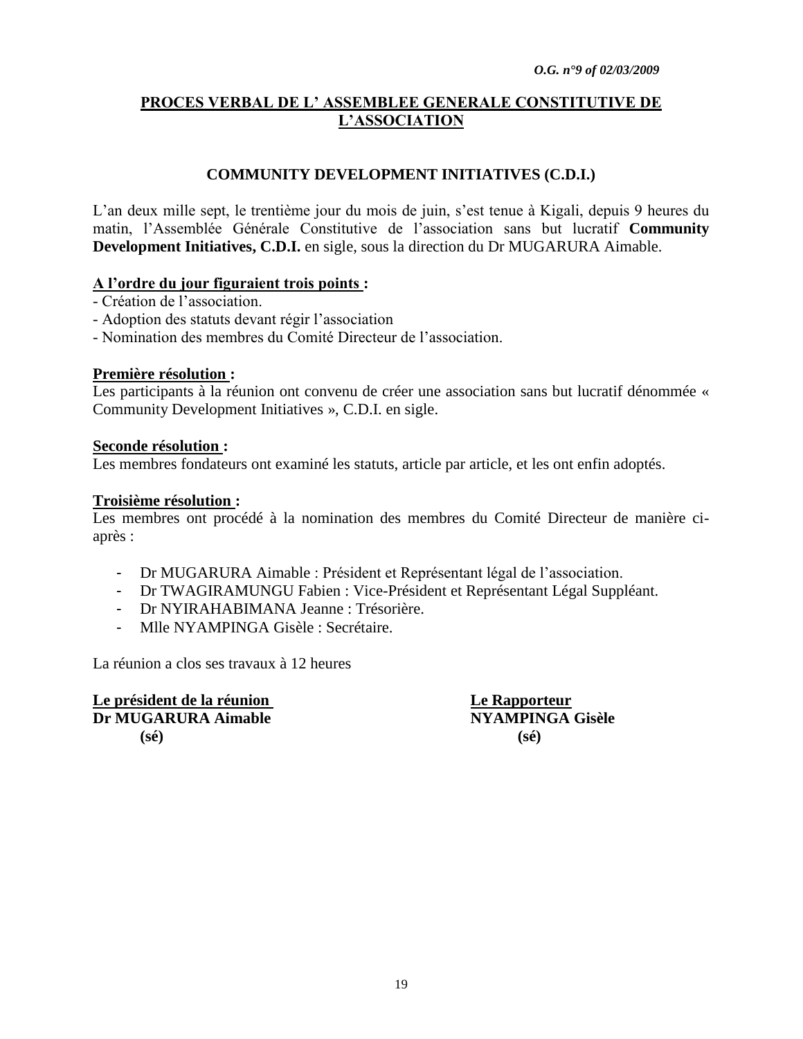## PROCES VERBAL DE L' ASSEMBLEE GENERALE CONSTITUTIVE DE L'ASSOCIATION

### COMMUNITY DEVELOPMENT INITIATIVES (C.D.I.)

L'an deux mille sept, le trentième jour du mois de juin, s'est tenue à Kigali, depuis 9 heures du matin, l'Assemblée Générale Constitutive de l'association sans but lucratif **Community Development Initiatives, C.D.I.** en sigle, sous la direction du Dr MUGARURA Aimable.

**A l'ordre du jour figuraient trois points :**

- Création de l'association.
- Adoption des statuts devant régir l'association
- Nomination des membres du Comité Directeur de l'association.

**Première résolution :**

Les participants à la réunion ont convenu de créer une association sans but lucratif dénommée « Community Development Initiatives », C.D.I. en sigle.

**Seconde résolution :**

Les membres fondateurs ont examiné les statuts, article par article, et les ont enfin adoptés.

**Troisième résolution :**

Les membres ont procédé à la nomination des membres du Comité Directeur de manière ci-après :

- Dr MUGARURA Aimable : Président et Représentant légal de l'association.
- Dr TWAGIRAMUNGU Fabien : Vice-Président et Représentant Légal Suppléant.
- Dr NYIRAHABIMANA Jeanne : Trésorière.
- Mlle NYAMPINGA Gisèle : Secrétaire.

La réunion a clos ses travaux à 12 heures

**Le président de la réunion**
**Dr MUGARURA Aimable**
**(sé)**

**Le Rapporteur**
**NYAMPINGA Gisèle**
**(sé)**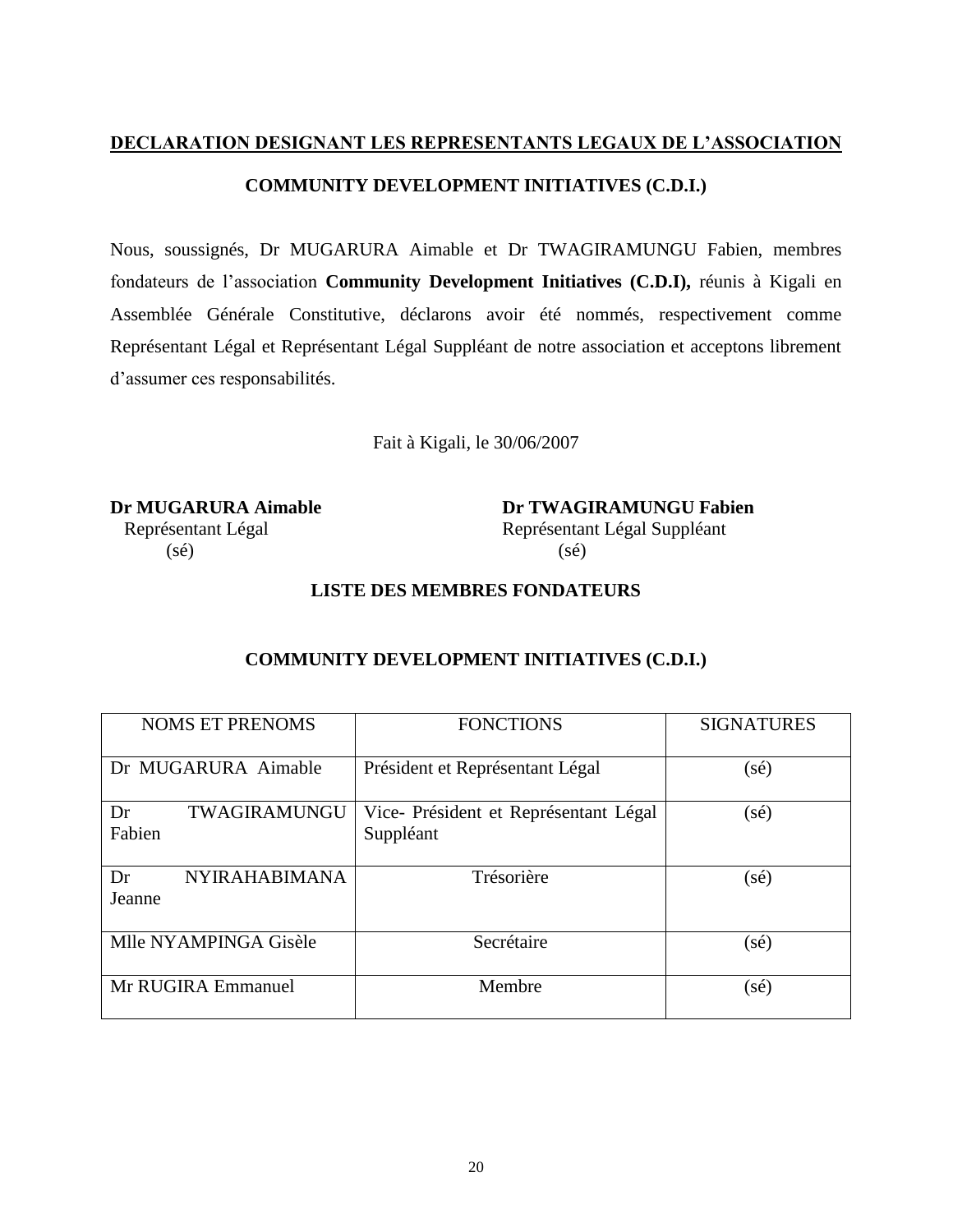**<u>DECLARATION DESIGNANT LES REPRESENTANTS LEGAUX DE L'ASSOCIATION</u>**

**COMMUNITY DEVELOPMENT INITIATIVES (C.D.I.)**

Nous, soussignés, Dr MUGARURA Aimable et Dr TWAGIRAMUNGU Fabien, membres fondateurs de l'association **Community Development Initiatives (C.D.I),** réunis à Kigali en Assemblée Générale Constitutive, déclarons avoir été nommés, respectivement comme Représentant Légal et Représentant Légal Suppléant de notre association et acceptons librement d'assumer ces responsabilités.

Fait à Kigali, le 30/06/2007

**Dr MUGARURA Aimable**
Représentant Légal
(sé)

**Dr TWAGIRAMUNGU Fabien**
Représentant Légal Suppléant
(sé)

**LISTE DES MEMBRES FONDATEURS**

**COMMUNITY DEVELOPMENT INITIATIVES (C.D.I.)**

| NOMS ET PRENOMS | FONCTIONS | SIGNATURES |
|---|---|---|
| Dr MUGARURA Aimable | Président et Représentant Légal | (sé) |
| Dr TWAGIRAMUNGU Fabien | Vice- Président et Représentant Légal Suppléant | (sé) |
| Dr NYIRAHABIMANA Jeanne | Trésorière | (sé) |
| Mlle NYAMPINGA Gisèle | Secrétaire | (sé) |
| Mr RUGIRA Emmanuel | Membre | (sé) |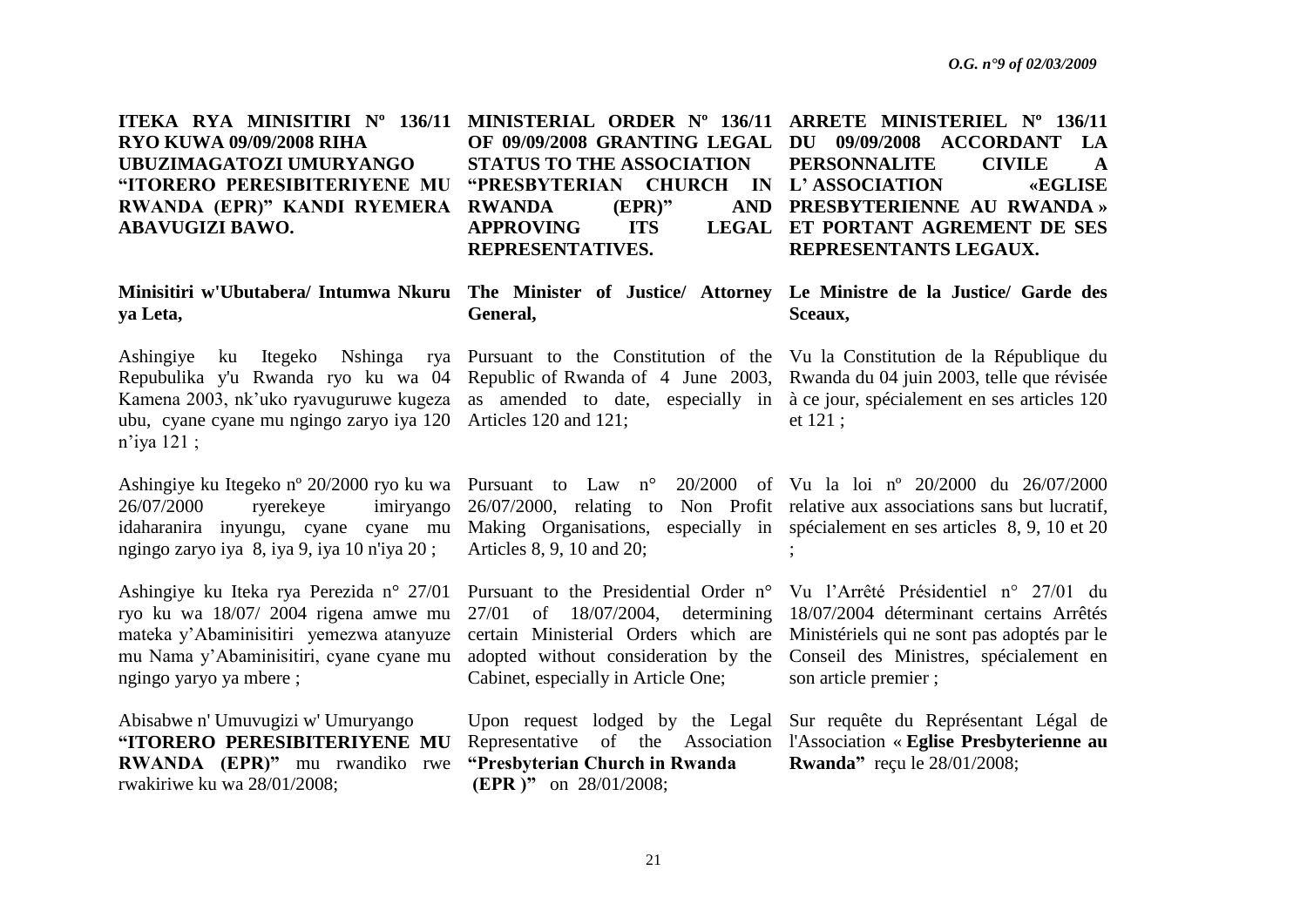**ITEKA RYA MINISITIRI Nº 136/11 RYO KUWA 09/09/2008 RIHA UBUZIMAGATOZI UMURYANGO "ITORERO PERESIBITERIYENE MU RWANDA (EPR)" KANDI RYEMERA ABAVUGIZI BAWO.**

**Minisitiri w'Ubutabera/ Intumwa Nkuru ya Leta,**

Ashingiye ku Itegeko Nshinga rya Repubulika y'u Rwanda ryo ku wa 04 Kamena 2003, nk'uko ryavuguruwe kugeza ubu, cyane cyane mu ngingo zaryo iya 120 n'iya 121 ;

Ashingiye ku Itegeko nº 20/2000 ryo ku wa 26/07/2000 ryerekeye imiryango idaharanira inyungu, cyane cyane mu ngingo zaryo iya 8, iya 9, iya 10 n'iya 20 ;

Ashingiye ku Iteka rya Perezida n° 27/01 ryo ku wa 18/07/ 2004 rigena amwe mu mateka y'Abaminisitiri yemezwa atanyuze mu Nama y'Abaminisitiri, cyane cyane mu ngingo yaryo ya mbere ;

Abisabwe n' Umuvugizi w' Umuryango **"ITORERO PERESIBITERIYENE MU RWANDA (EPR)"** mu rwandiko rwe rwakiriwe ku wa 28/01/2008;

**MINISTERIAL ORDER Nº 136/11 OF 09/09/2008 GRANTING LEGAL STATUS TO THE ASSOCIATION "PRESBYTERIAN CHURCH IN RWANDA (EPR)" AND APPROVING ITS LEGAL REPRESENTATIVES.**

**The Minister of Justice/ Attorney General,**

Pursuant to the Constitution of the Republic of Rwanda of 4 June 2003, as amended to date, especially in Articles 120 and 121;

Pursuant to Law n° 20/2000 of 26/07/2000, relating to Non Profit Making Organisations, especially in Articles 8, 9, 10 and 20;

Pursuant to the Presidential Order n° 27/01 of 18/07/2004, determining certain Ministerial Orders which are adopted without consideration by the Cabinet, especially in Article One;

Upon request lodged by the Legal Representative of the Association **"Presbyterian Church in Rwanda (EPR )"** on 28/01/2008;

**ARRETE MINISTERIEL Nº 136/11 DU 09/09/2008 ACCORDANT LA PERSONNALITE CIVILE A L' ASSOCIATION «EGLISE PRESBYTERIENNE AU RWANDA » ET PORTANT AGREMENT DE SES REPRESENTANTS LEGAUX.**

**Le Ministre de la Justice/ Garde des Sceaux,**

Vu la Constitution de la République du Rwanda du 04 juin 2003, telle que révisée à ce jour, spécialement en ses articles 120 et 121 ;

Vu la loi nº 20/2000 du 26/07/2000 relative aux associations sans but lucratif, spécialement en ses articles 8, 9, 10 et 20 ;

Vu l'Arrêté Présidentiel n° 27/01 du 18/07/2004 déterminant certains Arrêtés Ministériels qui ne sont pas adoptés par le Conseil des Ministres, spécialement en son article premier ;

Sur requête du Représentant Légal de l'Association « **Eglise Presbyterienne au Rwanda"** reçu le 28/01/2008;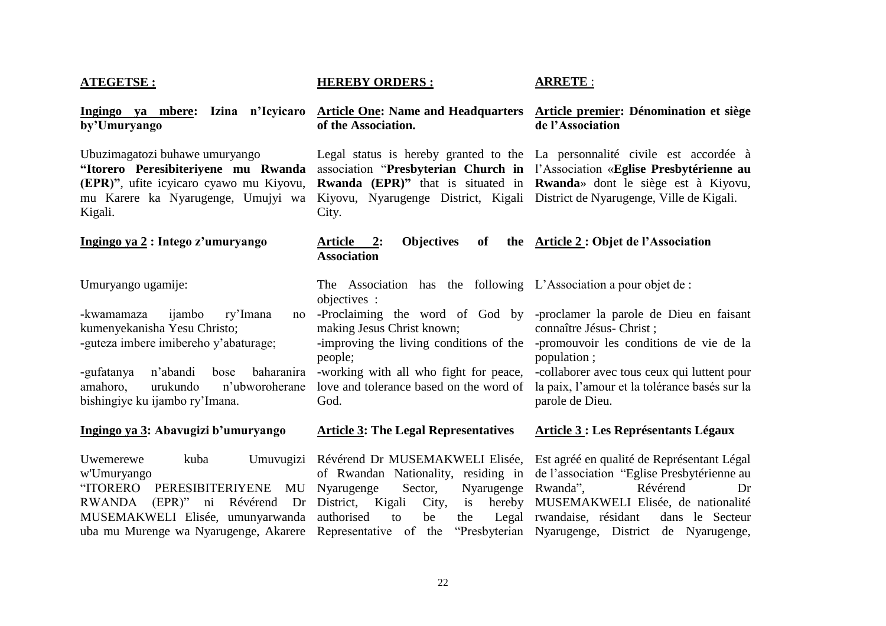**ATEGETSE :**

**Ingingo ya mbere: Izina n'Icyicaro by'Umuryango**

Ubuzimagatozi buhawe umuryango **"Itorero Peresibiteriyene mu Rwanda (EPR)"**, ufite icyicaro cyawo mu Kiyovu, mu Karere ka Nyarugenge, Umujyi wa Kigali.

**Ingingo ya 2 : Intego z'umuryango**

Umuryango ugamije:

-kwamamaza ijambo ry'Imana no kumenyekanisha Yesu Christo;
-guteza imbere imibereho y'abaturage;

-gufatanya n'abandi bose baharanira amahoro, urukundo n'ubworoherane bishingiye ku ijambo ry'Imana.

**Ingingo ya 3: Abavugizi b'umuryango**

Uwemerewe kuba Umuvugizi w'Umuryango "ITORERO PERESIBITERIYENE MU RWANDA (EPR)" ni Révérend Dr MUSEMAKWELI Elisée, umunyarwanda uba mu Murenge wa Nyarugenge, Akarere

**HEREBY ORDERS :**

**Article One: Name and Headquarters of the Association.**

Legal status is hereby granted to the association "**Presbyterian Church in Rwanda (EPR)"** that is situated in Kiyovu, Nyarugenge District, Kigali City.

**Article 2: Objectives of the Association**

The Association has the following objectives :

-Proclaiming the word of God by making Jesus Christ known;
-improving the living conditions of the people;
-working with all who fight for peace, love and tolerance based on the word of God.

**Article 3: The Legal Representatives**

Révérend Dr MUSEMAKWELI Elisée, of Rwandan Nationality, residing in Nyarugenge Sector, Nyarugenge District, Kigali City, is hereby authorised to be the Legal Representative of the "Presbyterian

**ARRETE :**

**Article premier: Dénomination et siège de l'Association**

La personnalité civile est accordée à l'Association «**Eglise Presbytérienne au Rwanda**» dont le siège est à Kiyovu, District de Nyarugenge, Ville de Kigali.

**Article 2 : Objet de l'Association**

L'Association a pour objet de :

-proclamer la parole de Dieu en faisant connaître Jésus- Christ ;
-promouvoir les conditions de vie de la population ;
-collaborer avec tous ceux qui luttent pour la paix, l'amour et la tolérance basés sur la parole de Dieu.

**Article 3 : Les Représentants Légaux**

Est agréé en qualité de Représentant Légal de l'association "Eglise Presbytérienne au Rwanda", Révérend Dr MUSEMAKWELI Elisée, de nationalité rwandaise, résidant dans le Secteur Nyarugenge, District de Nyarugenge,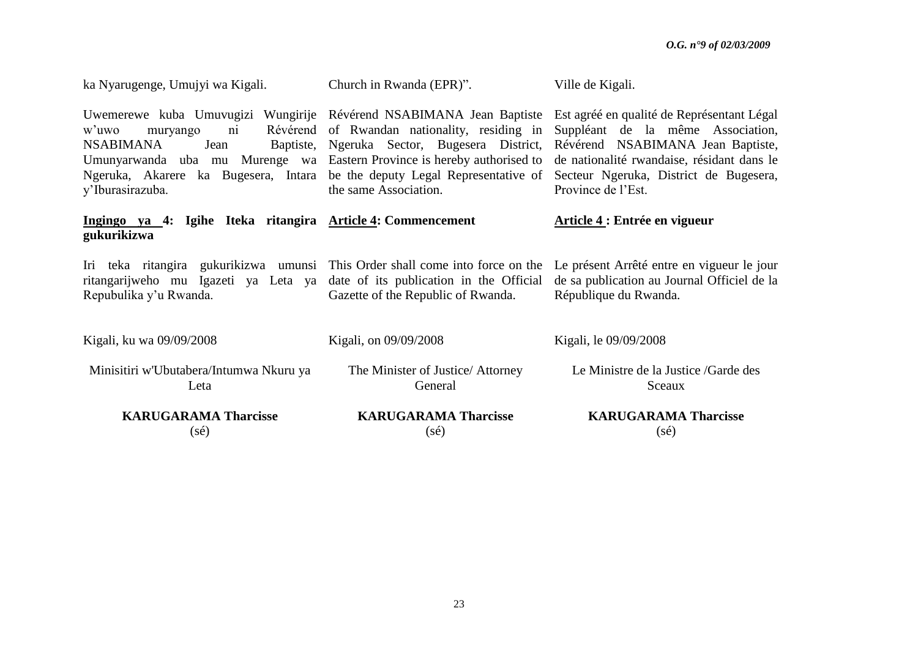ka Nyarugenge, Umujyi wa Kigali.

Uwemerewe kuba Umuvugizi Wungirije w'uwo muryango ni Révérend NSABIMANA Jean Baptiste, Umunyarwanda uba mu Murenge wa Ngeruka, Akarere ka Bugesera, Intara y'Iburasirazuba.

**Ingingo ya 4: Igihe Iteka ritangira gukurikizwa**

Iri teka ritangira gukurikizwa umunsi ritangarijweho mu Igazeti ya Leta ya Repubulika y'u Rwanda.

Kigali, ku wa 09/09/2008

Minisitiri w'Ubutabera/Intumwa Nkuru ya Leta

**KARUGARAMA Tharcisse**
(sé)

Church in Rwanda (EPR)".

Révérend NSABIMANA Jean Baptiste of Rwandan nationality, residing in Ngeruka Sector, Bugesera District, Eastern Province is hereby authorised to be the deputy Legal Representative of the same Association.

**Article 4: Commencement**

This Order shall come into force on the date of its publication in the Official Gazette of the Republic of Rwanda.

Kigali, on 09/09/2008

The Minister of Justice/ Attorney General

**KARUGARAMA Tharcisse**
(sé)

Ville de Kigali.

Est agréé en qualité de Représentant Légal Suppléant de la même Association, Révérend NSABIMANA Jean Baptiste, de nationalité rwandaise, résidant dans le Secteur Ngeruka, District de Bugesera, Province de l'Est.

**Article 4 : Entrée en vigueur**

Le présent Arrêté entre en vigueur le jour de sa publication au Journal Officiel de la République du Rwanda.

Kigali, le 09/09/2008

Le Ministre de la Justice /Garde des Sceaux

**KARUGARAMA Tharcisse**
(sé)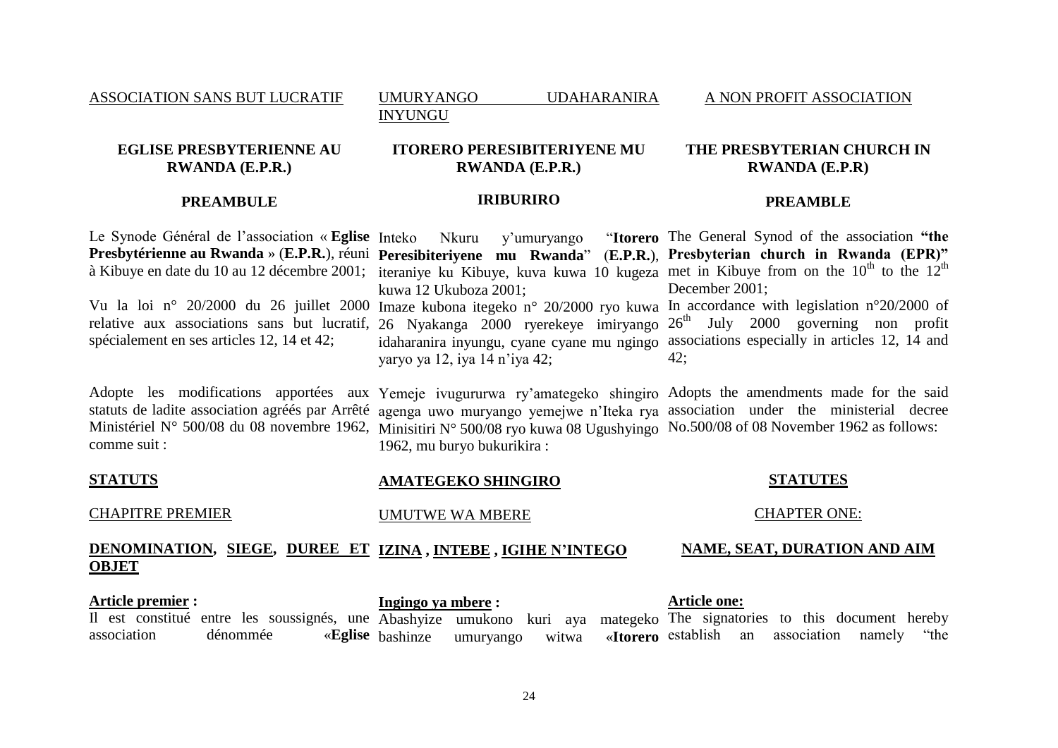ASSOCIATION SANS BUT LUCRATIF

# EGLISE PRESBYTERIENNE AU RWANDA (E.P.R.)

## PREAMBULE

Le Synode Général de l'association « **Eglise Presbytérienne au Rwanda** » (**E.P.R.**), réuni à Kibuye en date du 10 au 12 décembre 2001;

Vu la loi n° 20/2000 du 26 juillet 2000 relative aux associations sans but lucratif, spécialement en ses articles 12, 14 et 42;

Adopte les modifications apportées aux statuts de ladite association agréés par Arrêté Ministériel N° 500/08 du 08 novembre 1962, comme suit :

## STATUTS

### CHAPITRE PREMIER

### DENOMINATION, SIEGE, DUREE ET OBJET

**Article premier :**

Il est constitué entre les soussignés, une association dénommée «**Eglise**

---

UMURYANGO UDAHARANIRA INYUNGU

# ITORERO PERESIBITERIYENE MU RWANDA (E.P.R.)

## IRIBURIRO

Inteko Nkuru y'umuryango "**Itorero Peresibiteriyene mu Rwanda**" (**E.P.R.**), iteraniye ku Kibuye, kuva kuwa 10 kugeza kuwa 12 Ukuboza 2001;

Imaze kubona itegeko n° 20/2000 ryo kuwa 26 Nyakanga 2000 ryerekeye imiryango idaharanira inyungu, cyane cyane mu ngingo yaryo ya 12, iya 14 n'iya 42;

Yemeje ivugururwa ry'amategeko shingiro agenga uwo muryango yemejwe n'Iteka rya Minisitiri N° 500/08 ryo kuwa 08 Ugushyingo 1962, mu buryo bukurikira :

## AMATEGEKO SHINGIRO

### UMUTWE WA MBERE

### IZINA , INTEBE , IGIHE N'INTEGO

**Ingingo ya mbere :**

Abashyize umukono kuri aya mategeko bashinze umuryango witwa «**Itorero**

---

A NON PROFIT ASSOCIATION

# THE PRESBYTERIAN CHURCH IN RWANDA (E.P.R)

## PREAMBLE

The General Synod of the association **"the Presbyterian church in Rwanda (EPR)"** met in Kibuye from on the 10th to the 12th December 2001;

In accordance with legislation n°20/2000 of 26th July 2000 governing non profit associations especially in articles 12, 14 and 42;

Adopts the amendments made for the said association under the ministerial decree No.500/08 of 08 November 1962 as follows:

## STATUTES

### CHAPTER ONE:

### NAME, SEAT, DURATION AND AIM

**Article one:**

The signatories to this document hereby establish an association namely "the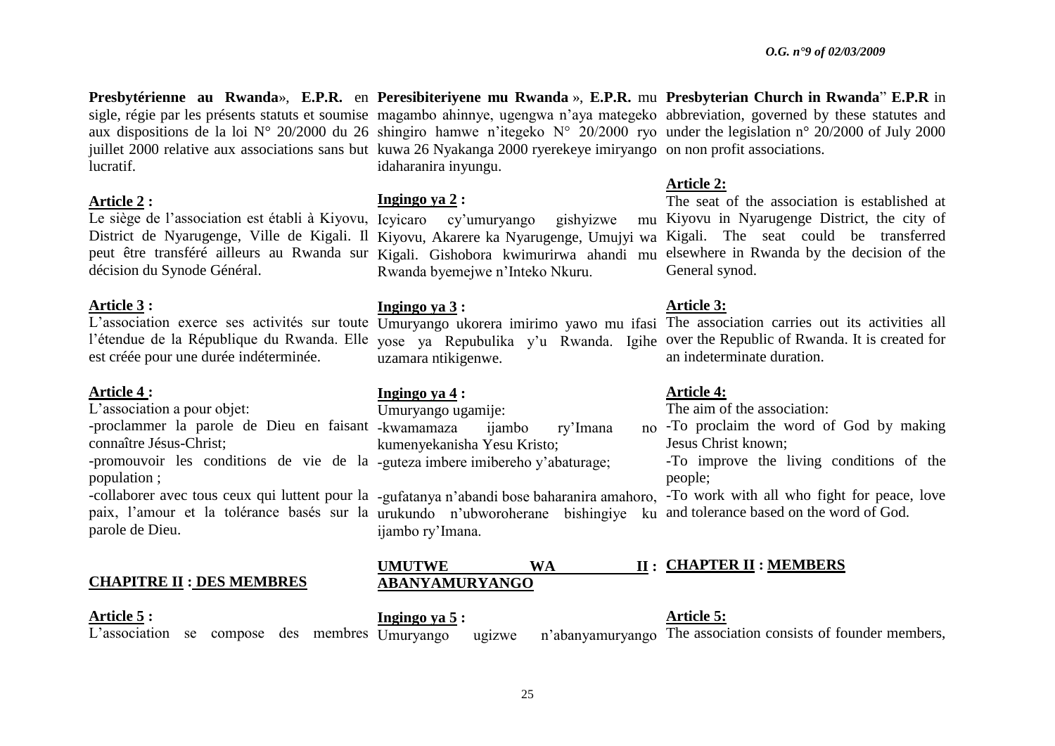**Presbytérienne au Rwanda**», **E.P.R.** en sigle, régie par les présents statuts et soumise aux dispositions de la loi N° 20/2000 du 26 juillet 2000 relative aux associations sans but lucratif.

**Article 2 :**
Le siège de l'association est établi à Kiyovu, District de Nyarugenge, Ville de Kigali. Il peut être transféré ailleurs au Rwanda sur décision du Synode Général.

**Article 3 :**
L'association exerce ses activités sur toute l'étendue de la République du Rwanda. Elle est créée pour une durée indéterminée.

**Article 4 :**
L'association a pour objet:
-proclammer la parole de Dieu en faisant connaître Jésus-Christ;
-promouvoir les conditions de vie de la population ;
-collaborer avec tous ceux qui luttent pour la paix, l'amour et la tolérance basés sur la parole de Dieu.

## CHAPITRE II : DES MEMBRES

**Article 5 :**
L'association se compose des membres

**Peresibiteriyene mu Rwanda** », **E.P.R.** mu magambo ahinnye, ugengwa n'aya mategeko shingiro hamwe n'itegeko N° 20/2000 ryo kuwa 26 Nyakanga 2000 ryerekeye imiryango idaharanira inyungu.

**Ingingo ya 2 :**
Icyicaro cy'umuryango gishyizwe mu Kiyovu, Akarere ka Nyarugenge, Umujyi wa Kigali. Gishobora kwimurirwa ahandi mu Rwanda byemejwe n'Inteko Nkuru.

**Ingingo ya 3 :**
Umuryango ukorera imirimo yawo mu ifasi yose ya Repubulika y'u Rwanda. Igihe uzamara ntikigenwe.

**Ingingo ya 4 :**
Umuryango ugamije:
-kwamamaza ijambo ry'Imana no kumenyekanisha Yesu Kristo;
-guteza imbere imibereho y'abaturage;
-gufatanya n'abandi bose baharanira amahoro, urukundo n'ubworoherane bishingiye ku ijambo ry'Imana.

## UMUTWE WA II : ABANYAMURYANGO

**Ingingo ya 5 :**
Umuryango ugizwe n'abanyamuryango

**Presbyterian Church in Rwanda**" **E.P.R** in abbreviation, governed by these statutes and under the legislation n° 20/2000 of July 2000 on non profit associations.

**Article 2:**
The seat of the association is established at Kiyovu in Nyarugenge District, the city of Kigali. The seat could be transferred elsewhere in Rwanda by the decision of the General synod.

**Article 3:**
The association carries out its activities all over the Republic of Rwanda. It is created for an indeterminate duration.

**Article 4:**
The aim of the association:
-To proclaim the word of God by making Jesus Christ known;
-To improve the living conditions of the people;
-To work with all who fight for peace, love and tolerance based on the word of God.

## CHAPTER II : MEMBERS

**Article 5:**
The association consists of founder members,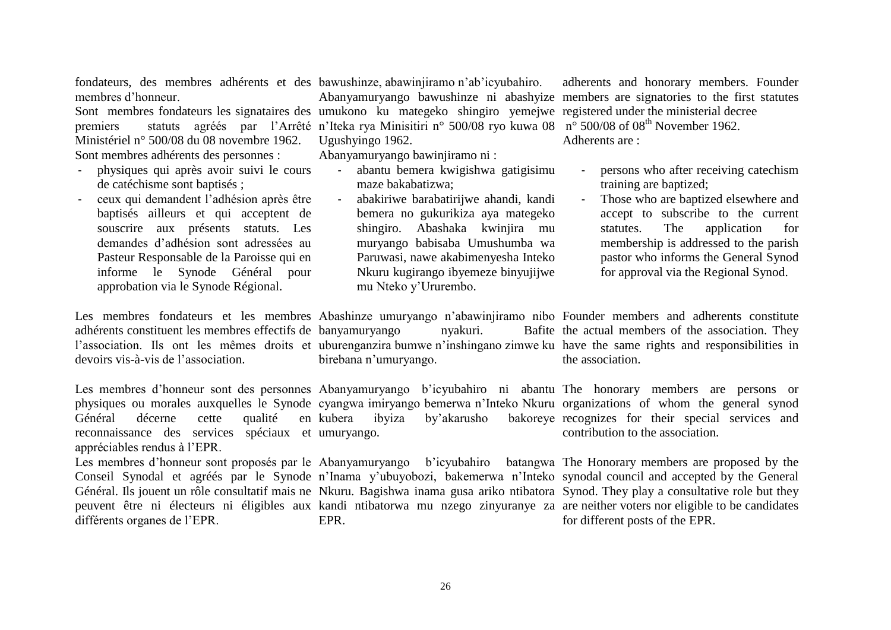fondateurs, des membres adhérents et des membres d'honneur.

Sont membres fondateurs les signataires des premiers statuts agréés par l'Arrêté Ministériel n° 500/08 du 08 novembre 1962.

Sont membres adhérents des personnes :

- physiques qui après avoir suivi le cours de catéchisme sont baptisés ;
- ceux qui demandent l'adhésion après être baptisés ailleurs et qui acceptent de souscrire aux présents statuts. Les demandes d'adhésion sont adressées au Pasteur Responsable de la Paroisse qui en informe le Synode Général pour approbation via le Synode Régional.

Les membres fondateurs et les membres adhérents constituent les membres effectifs de l'association. Ils ont les mêmes droits et devoirs vis-à-vis de l'association.

Les membres d'honneur sont des personnes physiques ou morales auxquelles le Synode Général décerne cette qualité en reconnaissance des services spéciaux et appréciables rendus à l'EPR.

Les membres d'honneur sont proposés par le Conseil Synodal et agréés par le Synode Général. Ils jouent un rôle consultatif mais ne peuvent être ni électeurs ni éligibles aux différents organes de l'EPR.

bawushinze, abawinjiramo n'ab'icyubahiro.

Abanyamuryango bawushinze ni abashyize umukono ku mategeko shingiro yemejwe n'Iteka rya Minisitiri n° 500/08 ryo kuwa 08 Ugushyingo 1962.

Abanyamuryango bawinjiramo ni :

- abantu bemera kwigishwa gatigisimu maze bakabatizwa;
- abakiriwe barabatirijwe ahandi, kandi bemera no gukurikiza aya mategeko shingiro. Abashaka kwinjira mu muryango babisaba Umushumba wa Paruwasi, nawe akabimenyesha Inteko Nkuru kugirango ibyemeze binyujijwe mu Nteko y'Ururembo.

Abashinze umuryango n'abawinjiramo nibo banyamuryango nyakuri. Bafite uburenganzira bumwe n'inshingano zimwe ku birebana n'umuryango.

Abanyamuryango b'icyubahiro ni abantu cyangwa imiryango bemerwa n'Inteko Nkuru kubera ibyiza by'akarusho bakoreye umuryango.

Abanyamuryango b'icyubahiro batangwa n'Inama y'ubuyobozi, bakemerwa n'Inteko Nkuru. Bagishwa inama gusa ariko ntibatora kandi ntibatorwa mu nzego zinyuranye za EPR.

adherents and honorary members. Founder members are signatories to the first statutes registered under the ministerial decree n° 500/08 of 08th November 1962.

Adherents are :

- persons who after receiving catechism training are baptized;
- Those who are baptized elsewhere and accept to subscribe to the current statutes. The application for membership is addressed to the parish pastor who informs the General Synod for approval via the Regional Synod.

Founder members and adherents constitute the actual members of the association. They have the same rights and responsibilities in the association.

The honorary members are persons or organizations of whom the general synod recognizes for their special services and contribution to the association.

The Honorary members are proposed by the synodal council and accepted by the General Synod. They play a consultative role but they are neither voters nor eligible to be candidates for different posts of the EPR.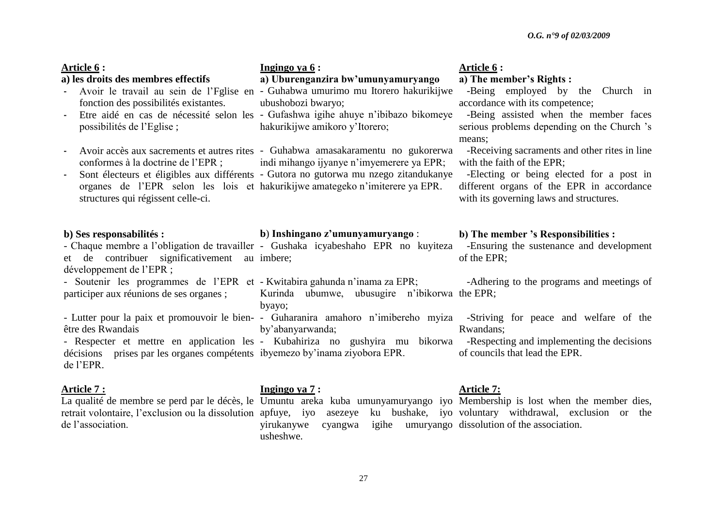**Article 6 :**

**a) les droits des membres effectifs**

- Avoir le travail au sein de l'Fglise en fonction des possibilités existantes.
- Etre aidé en cas de nécessité selon les possibilités de l'Eglise ;
- Avoir accès aux sacrements et autres rites conformes à la doctrine de l'EPR ;
- Sont électeurs et éligibles aux différents organes de l'EPR selon les lois et structures qui régissent celle-ci.

**b) Ses responsabilités :**

- Chaque membre a l'obligation de travailler et de contribuer significativement au développement de l'EPR ;
- Soutenir les programmes de l'EPR et participer aux réunions de ses organes ;
- Lutter pour la paix et promouvoir le bien-être des Rwandais
- Respecter et mettre en application les décisions prises par les organes compétents de l'EPR.

**Article 7 :**

La qualité de membre se perd par le décès, le retrait volontaire, l'exclusion ou la dissolution de l'association.

**Ingingo ya 6 :**

**a) Uburenganzira bw'umunyamuryango**

- Guhabwa umurimo mu Itorero hakurikijwe ubushobozi bwaryo;
- Gufashwa igihe ahuye n'ibibazo bikomeye hakurikijwe amikoro y'Itorero;
- Guhabwa amasakaramentu no gukorerwa indi mihango ijyanye n'imyemerere ya EPR;
- Gutora no gutorwa mu nzego zitandukanye hakurikijwe amategeko n'imiterere ya EPR.

**b) Inshingano z'umunyamuryango** :

- Gushaka icyabeshaho EPR no kuyiteza imbere;
- Kwitabira gahunda n'inama za EPR; Kurinda ubumwe, ubusugire n'ibikorwa byayo;
- Guharanira amahoro n'imibereho myiza by'abanyarwanda;
- Kubahiriza no gushyira mu bikorwa ibyemezo by'inama ziyobora EPR.

**Ingingo ya 7 :**

Umuntu areka kuba umunyamuryango iyo apfuye, iyo asezeye ku bushake, iyo yirukanywe cyangwa igihe umuryango usheshwe.

**Article 6 :**

**a) The member's Rights :**

- Being employed by the Church in accordance with its competence;
- Being assisted when the member faces serious problems depending on the Church 's means;
- Receiving sacraments and other rites in line with the faith of the EPR;
- Electing or being elected for a post in different organs of the EPR in accordance with its governing laws and structures.

**b) The member 's Responsibilities :**

- Ensuring the sustenance and development of the EPR;
- Adhering to the programs and meetings of the EPR;
- Striving for peace and welfare of the Rwandans;
- Respecting and implementing the decisions of councils that lead the EPR.

**Article 7:**

Membership is lost when the member dies, voluntary withdrawal, exclusion or the dissolution of the association.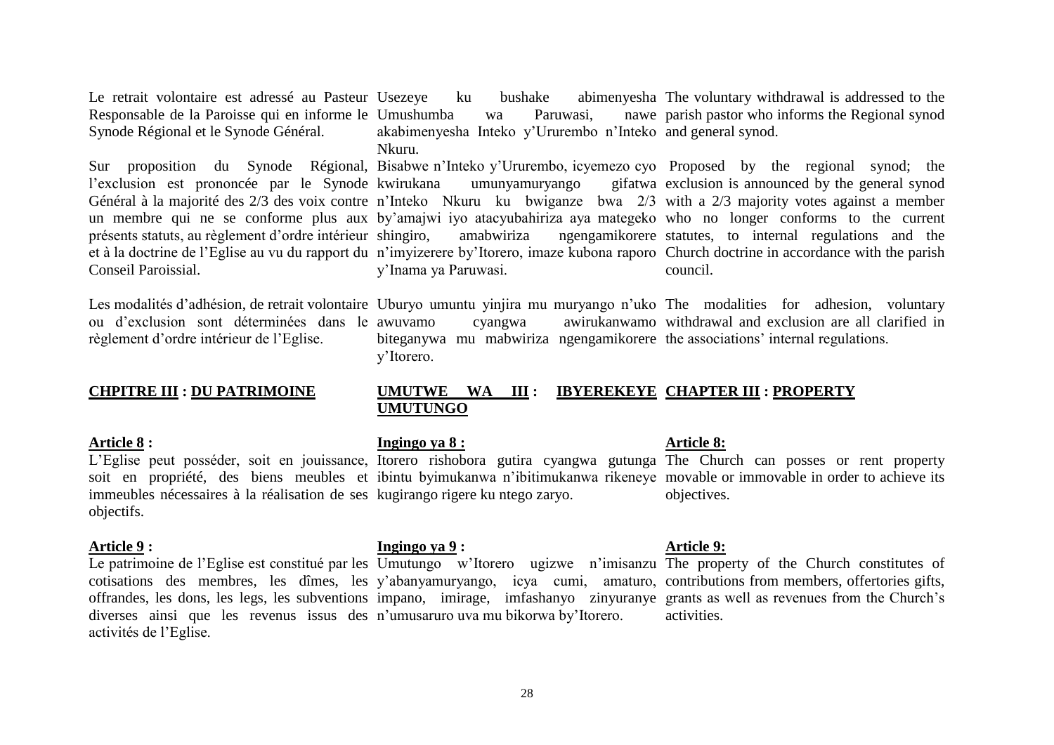Le retrait volontaire est adressé au Pasteur Responsable de la Paroisse qui en informe le Synode Régional et le Synode Général.

Sur proposition du Synode Régional, l'exclusion est prononcée par le Synode Général à la majorité des 2/3 des voix contre un membre qui ne se conforme plus aux présents statuts, au règlement d'ordre intérieur et à la doctrine de l'Eglise au vu du rapport du Conseil Paroissial.

Les modalités d'adhésion, de retrait volontaire ou d'exclusion sont déterminées dans le règlement d'ordre intérieur de l'Eglise.

**CHPITRE III : DU PATRIMOINE**

**Article 8 :**

L'Eglise peut posséder, soit en jouissance, soit en propriété, des biens meubles et immeubles nécessaires à la réalisation de ses objectifs.

**Article 9 :**

Le patrimoine de l'Eglise est constitué par les cotisations des membres, les dîmes, les offrandes, les dons, les legs, les subventions diverses ainsi que les revenus issus des activités de l'Eglise.

Usezeye ku bushake abimenyesha Umushumba wa Paruwasi, nawe akabimenyesha Inteko y'Ururembo n'Inteko Nkuru.

Bisabwe n'Inteko y'Ururembo, icyemezo cyo kwirukana umunyamuryango gifatwa n'Inteko Nkuru ku bwiganze bwa 2/3 by'amajwi iyo atacyubahiriza aya mategeko shingiro, amabwiriza ngengamikorere n'imyizerere by'Itorero, imaze kubona raporo y'Inama ya Paruwasi.

Uburyo umuntu yinjira mu muryango n'uko awuvamo cyangwa awirukanwamo biteganywa mu mabwiriza ngengamikorere y'Itorero.

**UMUTWE WA III : IBYEREKEYE UMUTUNGO**

**Ingingo ya 8 :**

Itorero rishobora gutira cyangwa gutunga ibintu byimukanwa n'ibitimukanwa rikeneye kugirango rigere ku ntego zaryo.

**Ingingo ya 9 :**

Umutungo w'Itorero ugizwe n'imisanzu y'abanyamuryango, icya cumi, amaturo, impano, imirage, imfashanyo zinyuranye n'umusaruro uva mu bikorwa by'Itorero.

The voluntary withdrawal is addressed to the parish pastor who informs the Regional synod and general synod.

Proposed by the regional synod; the exclusion is announced by the general synod with a 2/3 majority votes against a member who no longer conforms to the current statutes, to internal regulations and the Church doctrine in accordance with the parish council.

The modalities for adhesion, voluntary withdrawal and exclusion are all clarified in the associations' internal regulations.

**CHAPTER III : PROPERTY**

**Article 8:**

The Church can posses or rent property movable or immovable in order to achieve its objectives.

**Article 9:**

The property of the Church constitutes of contributions from members, offertories gifts, grants as well as revenues from the Church's activities.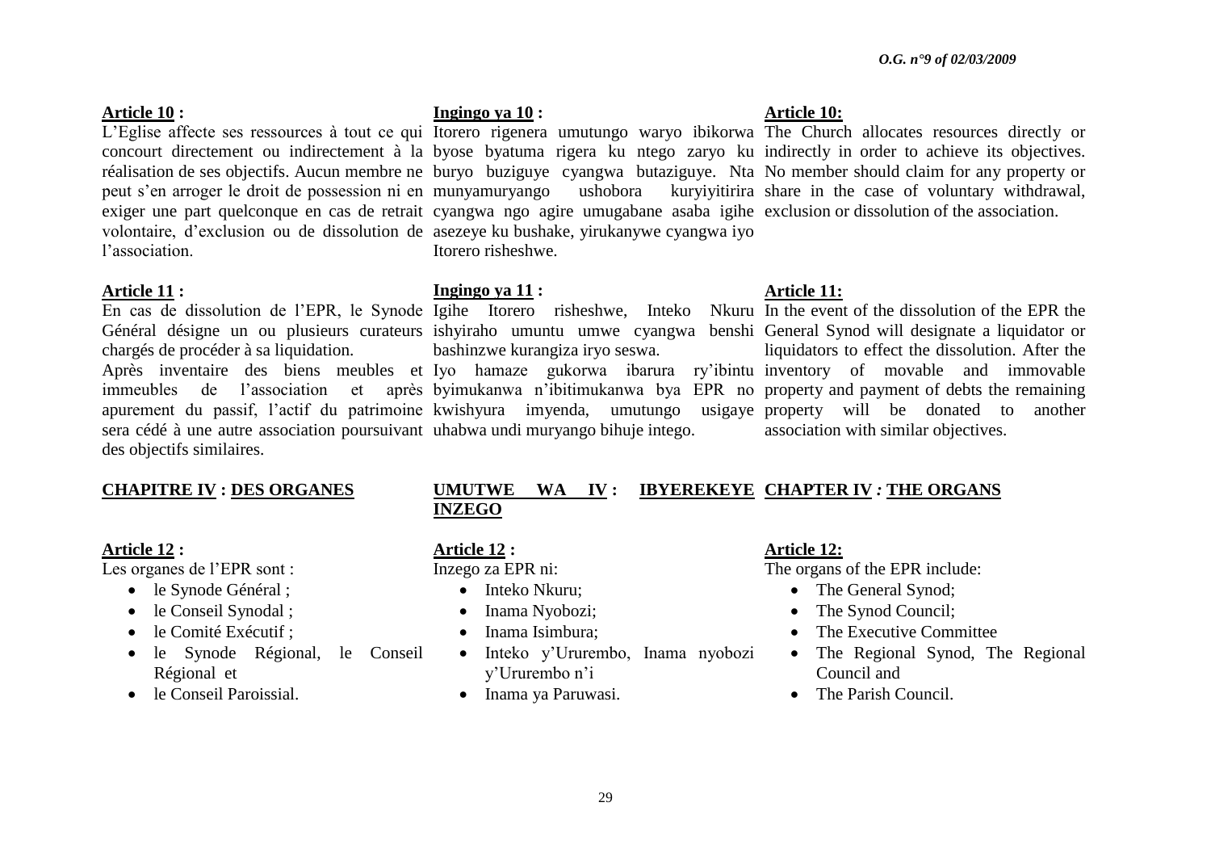**Article 10 :**

L'Eglise affecte ses ressources à tout ce qui concourt directement ou indirectement à la réalisation de ses objectifs. Aucun membre ne peut s'en arroger le droit de possession ni en exiger une part quelconque en cas de retrait volontaire, d'exclusion ou de dissolution de l'association.

**Article 11 :**

En cas de dissolution de l'EPR, le Synode Général désigne un ou plusieurs curateurs chargés de procéder à sa liquidation.

Après inventaire des biens meubles et immeubles de l'association et après apurement du passif, l'actif du patrimoine sera cédé à une autre association poursuivant des objectifs similaires.

**CHAPITRE IV : DES ORGANES**

**Article 12 :**

Les organes de l'EPR sont :

- le Synode Général ;
- le Conseil Synodal ;
- le Comité Exécutif ;
- le Synode Régional, le Conseil Régional et
- le Conseil Paroissial.

**Ingingo ya 10 :**

Itorero rigenera umutungo waryo ibikorwa byose byatuma rigera ku ntego zaryo ku buryo buziguye cyangwa butaziguye. Nta munyamuryango ushobora kuryiyitirira cyangwa ngo agire umugabane asaba igihe asezeye ku bushake, yirukanywe cyangwa iyo Itorero risheshwe.

**Ingingo ya 11 :**

Igihe Itorero risheshwe, Inteko Nkuru ishyiraho umuntu umwe cyangwa benshi bashinzwe kurangiza iryo seswa.

Iyo hamaze gukorwa ibarura ry'ibintu byimukanwa n'ibitimukanwa bya EPR no kwishyura imyenda, umutungo usigaye uhabwa undi muryango bihuje intego.

**UMUTWE WA IV : IBYEREKEYE INZEGO**

**Article 12 :**

Inzego za EPR ni:

- Inteko Nkuru;
- Inama Nyobozi;
- Inama Isimbura;
- Inteko y'Ururembo, Inama nyobozi y'Ururembo n'i
- Inama ya Paruwasi.

**Article 10:**

The Church allocates resources directly or indirectly in order to achieve its objectives. No member should claim for any property or share in the case of voluntary withdrawal, exclusion or dissolution of the association.

**Article 11:**

In the event of the dissolution of the EPR the General Synod will designate a liquidator or liquidators to effect the dissolution. After the inventory of movable and immovable property and payment of debts the remaining property will be donated to another association with similar objectives.

**CHAPTER IV : THE ORGANS**

**Article 12:**

The organs of the EPR include:

- The General Synod;
- The Synod Council;
- The Executive Committee
- The Regional Synod, The Regional Council and
- The Parish Council.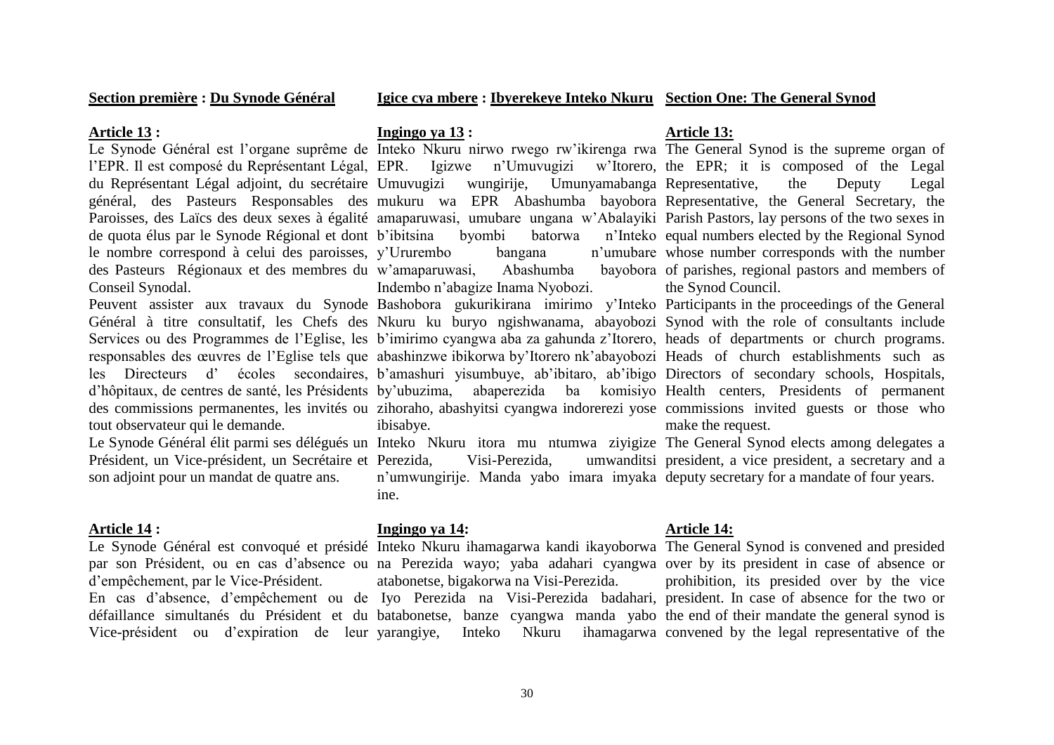**Section première : Du Synode Général**

**Article 13 :**

Le Synode Général est l'organe suprême de l'EPR. Il est composé du Représentant Légal, du Représentant Légal adjoint, du secrétaire général, des Pasteurs Responsables des Paroisses, des Laïcs des deux sexes à égalité de quota élus par le Synode Régional et dont le nombre correspond à celui des paroisses, des Pasteurs Régionaux et des membres du Conseil Synodal.

Peuvent assister aux travaux du Synode Général à titre consultatif, les Chefs des Services ou des Programmes de l'Eglise, les responsables des œuvres de l'Eglise tels que les Directeurs d' écoles secondaires, d'hôpitaux, de centres de santé, les Présidents des commissions permanentes, les invités ou tout observateur qui le demande.

Le Synode Général élit parmi ses délégués un Président, un Vice-président, un Secrétaire et son adjoint pour un mandat de quatre ans.

**Article 14 :**

Le Synode Général est convoqué et présidé par son Président, ou en cas d'absence ou d'empêchement, par le Vice-Président.

En cas d'absence, d'empêchement ou de défaillance simultanés du Président et du Vice-président ou d'expiration de leur

**Igice cya mbere : Ibyerekeye Inteko Nkuru**

**Ingingo ya 13 :**

Inteko Nkuru nirwo rwego rw'ikirenga rwa EPR. Igizwe n'Umuvugizi w'Itorero, Umuvugizi wungirije, Umunyamabanga mukuru wa EPR Abashumba bayobora amaparuwasi, umubare ungana w'Abalayiki b'ibitsina byombi batorwa n'Inteko y'Ururembo bangana n'umubare w'amaparuwasi, Abashumba bayobora Indembo n'abagize Inama Nyobozi.

Bashobora gukurikirana imirimo y'Inteko Nkuru ku buryo ngishwanama, abayobozi b'imirimo cyangwa aba za gahunda z'Itorero, abashinzwe ibikorwa by'Itorero nk'abayobozi b'amashuri yisumbuye, ab'ibitaro, ab'ibigo by'ubuzima, abaperezida ba komisiyo zihoraho, abashyitsi cyangwa indorerezi yose ibisabye.

Inteko Nkuru itora mu ntumwa ziyigize Perezida, Visi-Perezida, umwanditsi n'umwungirije. Manda yabo imara imyaka ine.

**Ingingo ya 14:**

Inteko Nkuru ihamagarwa kandi ikayoborwa na Perezida wayo; yaba adahari cyangwa atabonetse, bigakorwa na Visi-Perezida.

Iyo Perezida na Visi-Perezida badahari, batabonetse, banze cyangwa manda yabo yarangiye, Inteko Nkuru ihamagarwa

**Section One: The General Synod**

**Article 13:**

The General Synod is the supreme organ of the EPR; it is composed of the Legal Representative, the Deputy Legal Representative, the General Secretary, the Parish Pastors, lay persons of the two sexes in equal numbers elected by the Regional Synod whose number corresponds with the number of parishes, regional pastors and members of the Synod Council.

Participants in the proceedings of the General Synod with the role of consultants include heads of departments or church programs. Heads of church establishments such as Directors of secondary schools, Hospitals, Health centers, Presidents of permanent commissions invited guests or those who make the request.

The General Synod elects among delegates a president, a vice president, a secretary and a deputy secretary for a mandate of four years.

**Article 14:**

The General Synod is convened and presided over by its president in case of absence or prohibition, its presided over by the vice president. In case of absence for the two or the end of their mandate the general synod is convened by the legal representative of the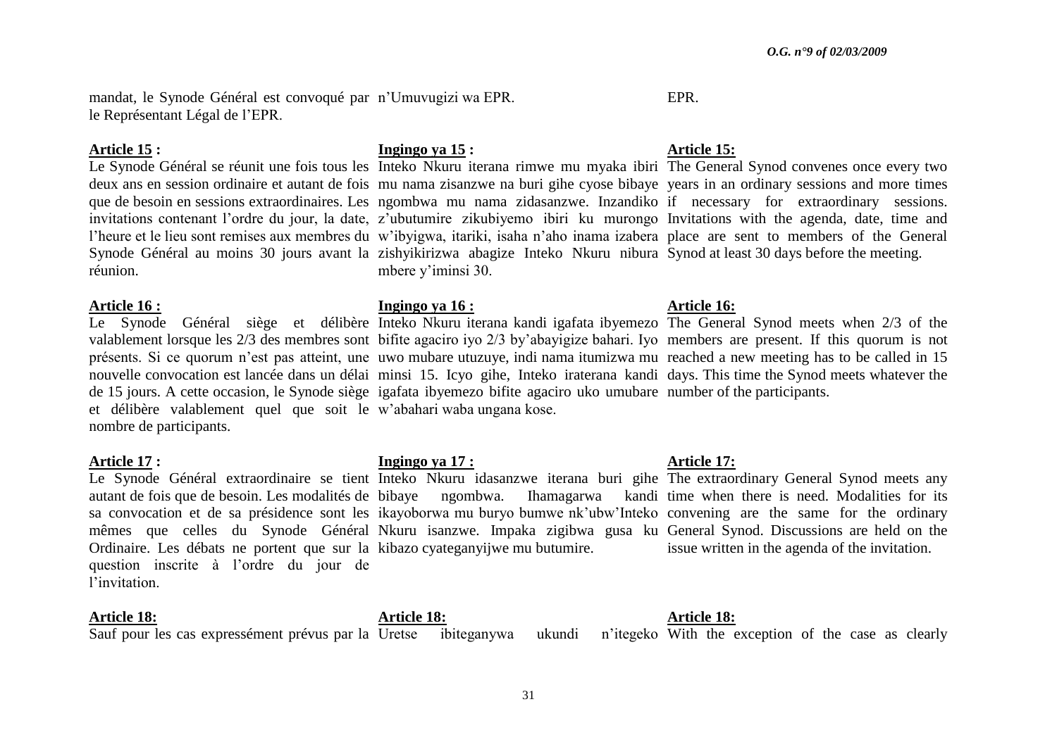mandat, le Synode Général est convoqué par le Représentant Légal de l'EPR.

**Article 15 :**

Le Synode Général se réunit une fois tous les deux ans en session ordinaire et autant de fois que de besoin en sessions extraordinaires. Les invitations contenant l'ordre du jour, la date, l'heure et le lieu sont remises aux membres du Synode Général au moins 30 jours avant la réunion.

**Article 16 :**

Le Synode Général siège et délibère valablement lorsque les 2/3 des membres sont présents. Si ce quorum n'est pas atteint, une nouvelle convocation est lancée dans un délai de 15 jours. A cette occasion, le Synode siège et délibère valablement quel que soit le nombre de participants.

**Article 17 :**

Le Synode Général extraordinaire se tient autant de fois que de besoin. Les modalités de sa convocation et de sa présidence sont les mêmes que celles du Synode Général Ordinaire. Les débats ne portent que sur la question inscrite à l'ordre du jour de l'invitation.

**Article 18:**

Sauf pour les cas expressément prévus par la

n'Umuvugizi wa EPR.

**Ingingo ya 15 :**

Inteko Nkuru iterana rimwe mu myaka ibiri mu nama zisanzwe na buri gihe cyose bibaye ngombwa mu nama zidasanzwe. Inzandiko z'ubutumire zikubiyemo ibiri ku murongo w'ibyigwa, itariki, isaha n'aho inama izabera zishyikirizwa abagize Inteko Nkuru nibura mbere y'iminsi 30.

**Ingingo ya 16 :**

Inteko Nkuru iterana kandi igafata ibyemezo bifite agaciro iyo 2/3 by'abayigize bahari. Iyo uwo mubare utuzuye, indi nama itumizwa mu minsi 15. Icyo gihe, Inteko iraterana kandi igafata ibyemezo bifite agaciro uko umubare w'abahari waba ungana kose.

**Ingingo ya 17 :**

Inteko Nkuru idasanzwe iterana buri gihe bibaye ngombwa. Ihamagarwa kandi ikayoborwa mu buryo bumwe nk'ubw'Inteko Nkuru isanzwe. Impaka zigibwa gusa ku kibazo cyateganyijwe mu butumire.

**Article 18:**

Uretse ibiteganywa ukundi n'itegeko

EPR.

**Article 15:**

The General Synod convenes once every two years in an ordinary sessions and more times if necessary for extraordinary sessions. Invitations with the agenda, date, time and place are sent to members of the General Synod at least 30 days before the meeting.

**Article 16:**

The General Synod meets when 2/3 of the members are present. If this quorum is not reached a new meeting has to be called in 15 days. This time the Synod meets whatever the number of the participants.

**Article 17:**

The extraordinary General Synod meets any time when there is need. Modalities for its convening are the same for the ordinary General Synod. Discussions are held on the issue written in the agenda of the invitation.

**Article 18:**

With the exception of the case as clearly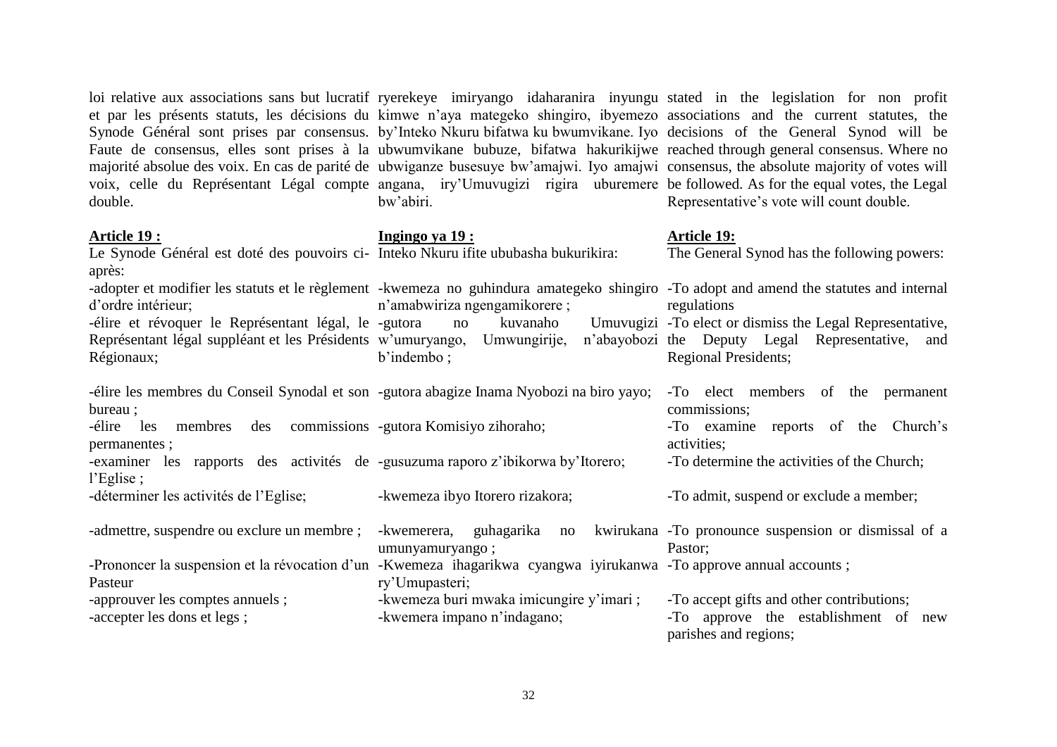loi relative aux associations sans but lucratif et par les présents statuts, les décisions du Synode Général sont prises par consensus. Faute de consensus, elles sont prises à la majorité absolue des voix. En cas de parité de voix, celle du Représentant Légal compte double.

**Article 19 :**

Le Synode Général est doté des pouvoirs ci-après:

-adopter et modifier les statuts et le règlement d'ordre intérieur;

-élire et révoquer le Représentant légal, le Représentant légal suppléant et les Présidents Régionaux;

-élire les membres du Conseil Synodal et son bureau ;

-élire les membres des commissions permanentes ;

-examiner les rapports des activités de l'Eglise ;

-déterminer les activités de l'Eglise;

-admettre, suspendre ou exclure un membre ;

-Prononcer la suspension et la révocation d'un Pasteur

-approuver les comptes annuels ;

-accepter les dons et legs ;

ryerekeye imiryango idaharanira inyungu kimwe n'aya mategeko shingiro, ibyemezo by'Inteko Nkuru bifatwa ku bwumvikane. Iyo ubwumvikane bubuze, bifatwa hakurikijwe ubwiganze busesuye bw'amajwi. Iyo amajwi angana, iry'Umuvugizi rigira uburemere bw'abiri.

**Ingingo ya 19 :**

Inteko Nkuru ifite ububasha bukurikira:

-kwemeza no guhindura amategeko shingiro n'amabwiriza ngengamikorere ;

-gutora no kuvanaho Umuvugizi w'umuryango, Umwungirije, n'abayobozi b'indembo ;

-gutora abagize Inama Nyobozi na biro yayo;

-gutora Komisiyo zihoraho;

-gusuzuma raporo z'ibikorwa by'Itorero;

-kwemeza ibyo Itorero rizakora;

-kwemerera, guhagarika no kwirukana umunyamuryango ;

-Kwemeza ihagarikwa cyangwa iyirukanwa ry'Umupasteri;

-kwemeza buri mwaka imicungire y'imari ;

-kwemera impano n'indagano;

stated in the legislation for non profit associations and the current statutes, the decisions of the General Synod will be reached through general consensus. Where no consensus, the absolute majority of votes will be followed. As for the equal votes, the Legal Representative's vote will count double.

**Article 19:**

The General Synod has the following powers:

-To adopt and amend the statutes and internal regulations

-To elect or dismiss the Legal Representative, the Deputy Legal Representative, and Regional Presidents;

-To elect members of the permanent commissions;

-To examine reports of the Church's activities;

-To determine the activities of the Church;

-To admit, suspend or exclude a member;

-To pronounce suspension or dismissal of a Pastor;

-To approve annual accounts ;

-To accept gifts and other contributions;

-To approve the establishment of new parishes and regions;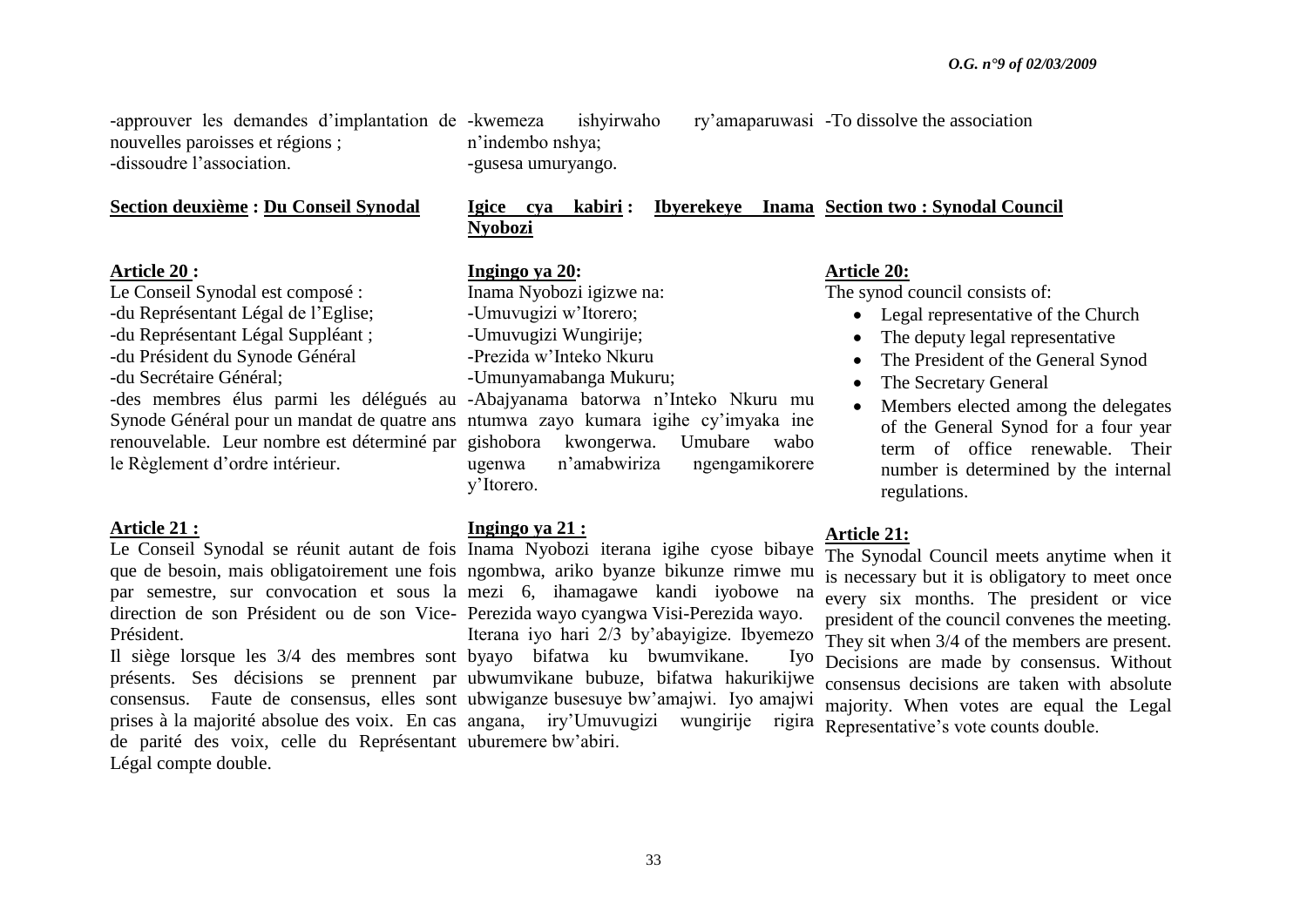-approuver les demandes d'implantation de nouvelles paroisses et régions ;
-dissoudre l'association.

### Section deuxième : Du Conseil Synodal

**Article 20 :**
Le Conseil Synodal est composé :
-du Représentant Légal de l'Eglise;
-du Représentant Légal Suppléant ;
-du Président du Synode Général
-du Secrétaire Général;
-des membres élus parmi les délégués au Synode Général pour un mandat de quatre ans renouvelable. Leur nombre est déterminé par le Règlement d'ordre intérieur.

**Article 21 :**
Le Conseil Synodal se réunit autant de fois que de besoin, mais obligatoirement une fois par semestre, sur convocation et sous la direction de son Président ou de son Vice-Président.
Il siège lorsque les 3/4 des membres sont présents. Ses décisions se prennent par consensus. Faute de consensus, elles sont prises à la majorité absolue des voix. En cas de parité des voix, celle du Représentant Légal compte double.

-kwemeza ishyirwaho ry'amaparuwasi n'indembo nshya;
-gusesa umuryango.

### Igice cya kabiri : Ibyerekeye Inama Nyobozi

**Ingingo ya 20:**
Inama Nyobozi igizwe na:
-Umuvugizi w'Itorero;
-Umuvugizi Wungirije;
-Prezida w'Inteko Nkuru
-Umunyamabanga Mukuru;
-Abajyanama batorwa n'Inteko Nkuru mu ntumwa zayo kumara igihe cy'imyaka ine gishobora kwongerwa. Umubare wabo ugenwa n'amabwiriza ngengamikorere y'Itorero.

**Ingingo ya 21 :**
Inama Nyobozi iterana igihe cyose bibaye ngombwa, ariko byanze bikunze rimwe mu mezi 6, ihamagawe kandi iyobowe na Perezida wayo cyangwa Visi-Perezida wayo.
Iterana iyo hari 2/3 by'abayigize. Ibyemezo byayo bifatwa ku bwumvikane. Iyo ubwumvikane bubuze, bifatwa hakurikijwe ubwiganze busesuye bw'amajwi. Iyo amajwi angana, iry'Umuvugizi wungirije rigira uburemere bw'abiri.

-To dissolve the association

### Section two : Synodal Council

**Article 20:**
The synod council consists of:

- Legal representative of the Church
- The deputy legal representative
- The President of the General Synod
- The Secretary General
- Members elected among the delegates of the General Synod for a four year term of office renewable. Their number is determined by the internal regulations.

**Article 21:**
The Synodal Council meets anytime when it is necessary but it is obligatory to meet once every six months. The president or vice president of the council convenes the meeting. They sit when 3/4 of the members are present. Decisions are made by consensus. Without consensus decisions are taken with absolute majority. When votes are equal the Legal Representative's vote counts double.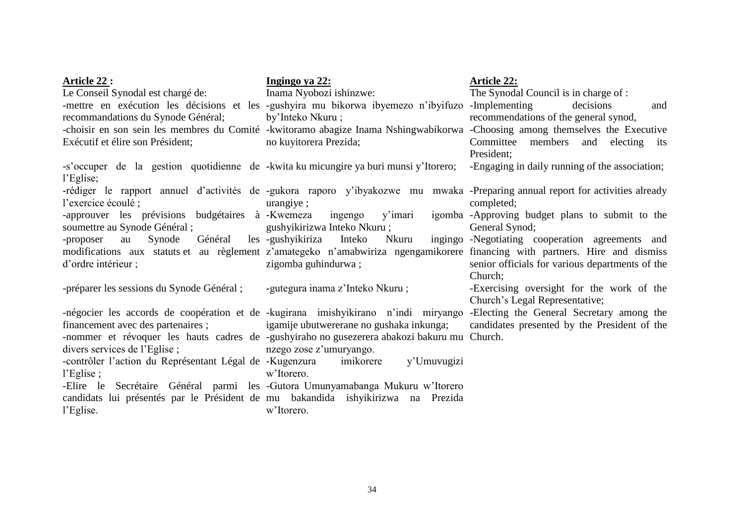**Article 22 :**

Le Conseil Synodal est chargé de:

-mettre en exécution les décisions et les recommandations du Synode Général;

-choisir en son sein les membres du Comité Exécutif et élire son Président;

-s'occuper de la gestion quotidienne de l'Eglise;

-rédiger le rapport annuel d'activités de l'exercice écoulé ;

-approuver les prévisions budgétaires à soumettre au Synode Général ;

-proposer au Synode Général les modifications aux statuts et au règlement d'ordre intérieur ;

-préparer les sessions du Synode Général ;

-négocier les accords de coopération et de financement avec des partenaires ;

-nommer et révoquer les hauts cadres de divers services de l'Eglise ;

-contrôler l'action du Représentant Légal de l'Eglise ;

-Elire le Secrétaire Général parmi les candidats lui présentés par le Président de l'Eglise.

**Ingingo ya 22:**

Inama Nyobozi ishinzwe:

-gushyira mu bikorwa ibyemezo n'ibyifuzo by'Inteko Nkuru ;

-kwitoramo abagize Inama Nshingwabikorwa no kuyitorera Prezida;

-kwita ku micungire ya buri munsi y'Itorero;

-gukora raporo y'ibyakozwe mu mwaka urangiye ;

-Kwemeza ingengo y'imari igomba gushyikirizwa Inteko Nkuru ;

-gushyikiriza Inteko Nkuru ingingo z'amategeko n'amabwiriza ngengamikorere zigomba guhindurwa ;

-gutegura inama z'Inteko Nkuru ;

-kugirana imishyikirano n'indi miryango igamije ubutwererane no gushaka inkunga;

-gushyiraho no gusezerera abakozi bakuru mu nzego zose z'umuryango.

-Kugenzura imikorere y'Umuvugizi w'Itorero.

-Gutora Umunyamabanga Mukuru w'Itorero mu bakandida ishyikirizwa na Prezida w'Itorero.

**Article 22:**

The Synodal Council is in charge of :

-Implementing decisions and recommendations of the general synod,

-Choosing among themselves the Executive Committee members and electing its President;

-Engaging in daily running of the association;

-Preparing annual report for activities already completed;

-Approving budget plans to submit to the General Synod;

-Negotiating cooperation agreements and financing with partners. Hire and dismiss senior officials for various departments of the Church;

-Exercising oversight for the work of the Church's Legal Representative;

-Electing the General Secretary among the candidates presented by the President of the Church.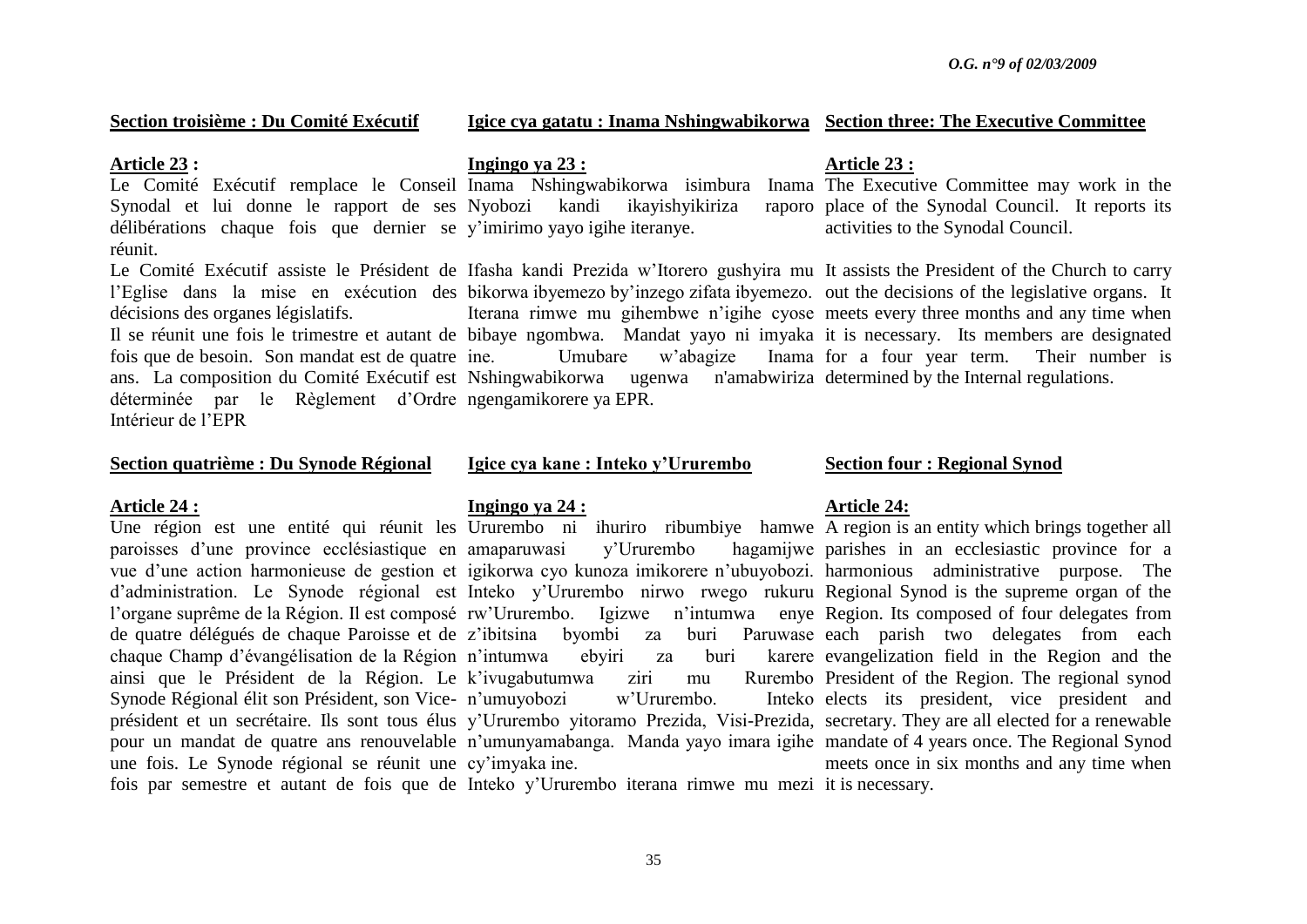**Section troisième : Du Comité Exécutif**

**Article 23 :**

Le Comité Exécutif remplace le Conseil Synodal et lui donne le rapport de ses délibérations chaque fois que dernier se réunit.

Le Comité Exécutif assiste le Président de l'Eglise dans la mise en exécution des décisions des organes législatifs.

Il se réunit une fois le trimestre et autant de fois que de besoin. Son mandat est de quatre ans. La composition du Comité Exécutif est déterminée par le Règlement d'Ordre Intérieur de l'EPR

**Igice cya gatatu : Inama Nshingwabikorwa**

**Ingingo ya 23 :**

Inama Nshingwabikorwa isimbura Inama Nyobozi kandi ikayishyikiriza raporo y'imirimo yayo igihe iteranye.

Ifasha kandi Prezida w'Itorero gushyira mu bikorwa ibyemezo by'inzego zifata ibyemezo. Iterana rimwe mu gihembwe n'igihe cyose bibaye ngombwa. Mandat yayo ni imyaka ine. Umubare w'abagize Inama Nshingwabikorwa ugenwa n'amabwiriza ngengamikorere ya EPR.

**Section three: The Executive Committee**

**Article 23 :**

The Executive Committee may work in the place of the Synodal Council. It reports its activities to the Synodal Council.

It assists the President of the Church to carry out the decisions of the legislative organs. It meets every three months and any time when it is necessary. Its members are designated for a four year term. Their number is determined by the Internal regulations.

**Section quatrième : Du Synode Régional**

**Article 24 :**

Une région est une entité qui réunit les paroisses d'une province ecclésiastique en vue d'une action harmonieuse de gestion et d'administration. Le Synode régional est l'organe suprême de la Région. Il est composé de quatre délégués de chaque Paroisse et de chaque Champ d'évangélisation de la Région ainsi que le Président de la Région. Le Synode Régional élit son Président, son Vice-président et un secrétaire. Ils sont tous élus pour un mandat de quatre ans renouvelable une fois. Le Synode régional se réunit une fois par semestre et autant de fois que de

**Igice cya kane : Inteko y'Ururembo**

**Ingingo ya 24 :**

Ururembo ni ihuriro ribumbiye hamwe amaparuwasi y'Ururembo hagamijwe igikorwa cyo kunoza imikorere n'ubuyobozi. Inteko y'Ururembo nirwo rwego rukuru rw'Ururembo. Igizwe n'intumwa enye z'ibitsina byombi za buri Paruwase n'intumwa ebyiri za buri karere k'ivugabutumwa ziri mu Rurembo n'umuyobozi w'Ururembo. Inteko y'Ururembo yitoramo Prezida, Visi-Prezida, n'umunyamabanga. Manda yayo imara igihe cy'imyaka ine.

Inteko y'Ururembo iterana rimwe mu mezi

**Section four : Regional Synod**

**Article 24:**

A region is an entity which brings together all parishes in an ecclesiastic province for a harmonious administrative purpose. The Regional Synod is the supreme organ of the Region. Its composed of four delegates from each parish two delegates from each evangelization field in the Region and the President of the Region. The regional synod elects its president, vice president and secretary. They are all elected for a renewable mandate of 4 years once. The Regional Synod meets once in six months and any time when it is necessary.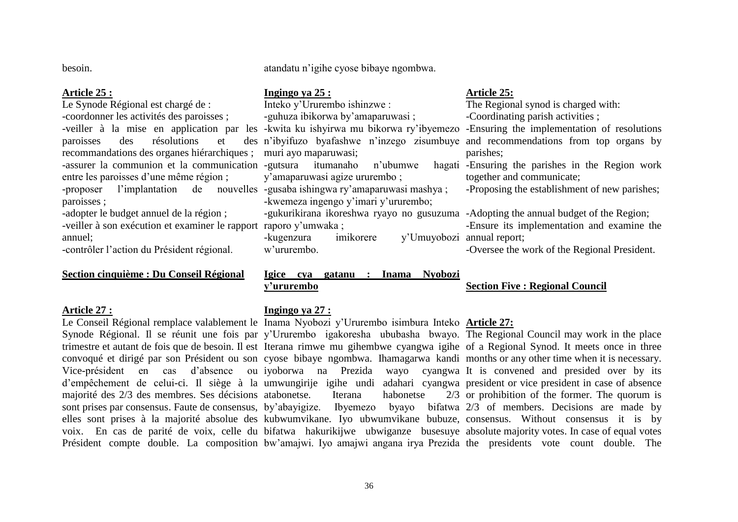besoin.

atandatu n'igihe cyose bibaye ngombwa.

**Article 25 :**

Le Synode Régional est chargé de :

-coordonner les activités des paroisses ;

-veiller à la mise en application par les paroisses des résolutions et des recommandations des organes hiérarchiques ;

-assurer la communion et la communication entre les paroisses d'une même région ;

-proposer l'implantation de nouvelles paroisses ;

-adopter le budget annuel de la région ;

-veiller à son exécution et examiner le rapport annuel;

-contrôler l'action du Président régional.

**Ingingo ya 25 :**

Inteko y'Ururembo ishinzwe :

-guhuza ibikorwa by'amaparuwasi ;

-kwita ku ishyirwa mu bikorwa ry'ibyemezo n'ibyifuzo byafashwe n'inzego zisumbuye muri ayo maparuwasi;

-gutsura itumanaho n'ubumwe hagati y'amaparuwasi agize ururembo ;

-gusaba ishingwa ry'amaparuwasi mashya ;

-kwemeza ingengo y'imari y'ururembo;

-gukurikirana ikoreshwa ryayo no gusuzuma raporo y'umwaka ;

-kugenzura imikorere y'Umuyobozi w'ururembo.

**Article 25:**

The Regional synod is charged with:

-Coordinating parish activities ;

-Ensuring the implementation of resolutions and recommendations from top organs by parishes;

-Ensuring the parishes in the Region work together and communicate;

-Proposing the establishment of new parishes;

-Adopting the annual budget of the Region;

-Ensure its implementation and examine the annual report;

-Oversee the work of the Regional President.

**Section cinquième : Du Conseil Régional**

**Article 27 :**

Le Conseil Régional remplace valablement le Synode Régional. Il se réunit une fois par trimestre et autant de fois que de besoin. Il est convoqué et dirigé par son Président ou son Vice-président en cas d'absence ou d'empêchement de celui-ci. Il siège à la majorité des 2/3 des membres. Ses décisions sont prises par consensus. Faute de consensus, elles sont prises à la majorité absolue des voix. En cas de parité de voix, celle du Président compte double. La composition

**Igice cya gatanu : Inama Nyobozi y'ururembo**

**Ingingo ya 27 :**

Inama Nyobozi y'Ururembo isimbura Inteko y'Ururembo igakoresha ububasha bwayo. Iterana rimwe mu gihembwe cyangwa igihe cyose bibaye ngombwa. Ihamagarwa kandi iyoborwa na Prezida wayo cyangwa umwungirije igihe undi adahari cyangwa atabonetse. Iterana habonetse 2/3 by'abayigize. Ibyemezo byayo bifatwa kubwumvikane. Iyo ubwumvikane bubuze, bifatwa hakurikijwe ubwiganze busesuye bw'amajwi. Iyo amajwi angana irya Prezida

**Section Five : Regional Council**

**Article 27:**

The Regional Council may work in the place of a Regional Synod. It meets once in three months or any other time when it is necessary. It is convened and presided over by its president or vice president in case of absence or prohibition of the former. The quorum is 2/3 of members. Decisions are made by consensus. Without consensus it is by absolute majority votes. In case of equal votes the presidents vote count double. The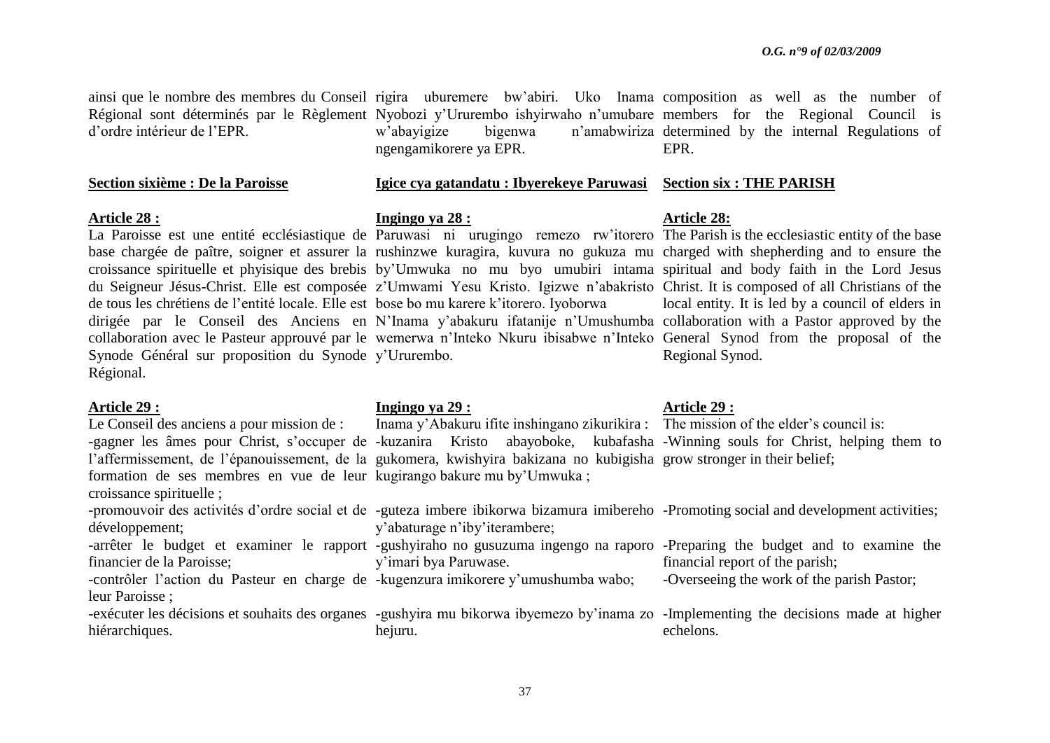ainsi que le nombre des membres du Conseil Régional sont déterminés par le Règlement d'ordre intérieur de l'EPR.

rigira uburemere bw'abiri. Uko Inama Nyobozi y'Ururembo ishyirwaho n'umubare w'abayigize bigenwa n'amabwiriza ngengamikorere ya EPR.

composition as well as the number of members for the Regional Council is determined by the internal Regulations of EPR.

**Section sixième : De la Paroisse**

**Article 28 :**

La Paroisse est une entité ecclésiastique de base chargée de paître, soigner et assurer la croissance spirituelle et phyisique des brebis du Seigneur Jésus-Christ. Elle est composée de tous les chrétiens de l'entité locale. Elle est dirigée par le Conseil des Anciens en collaboration avec le Pasteur approuvé par le Synode Général sur proposition du Synode Régional.

**Article 29 :**

Le Conseil des anciens a pour mission de :

-gagner les âmes pour Christ, s'occuper de l'affermissement, de l'épanouissement, de la formation de ses membres en vue de leur croissance spirituelle ;

-promouvoir des activités d'ordre social et de développement;

-arrêter le budget et examiner le rapport financier de la Paroisse;

-contrôler l'action du Pasteur en charge de leur Paroisse ;

-exécuter les décisions et souhaits des organes hiérarchiques.

**Igice cya gatandatu : Ibyerekeye Paruwasi**

**Ingingo ya 28 :**

Paruwasi ni urugingo remezo rw'itorero rushinzwe kuragira, kuvura no gukuza mu by'Umwuka no mu byo umubiri intama z'Umwami Yesu Kristo. Igizwe n'abakristo bose bo mu karere k'itorero. Iyoborwa N'Inama y'abakuru ifatanije n'Umushumba wemerwa n'Inteko Nkuru ibisabwe n'Inteko y'Ururembo.

**Ingingo ya 29 :**

Inama y'Abakuru ifite inshingano zikurikira :

-kuzanira Kristo abayoboke, kubafasha gukomera, kwishyira bakizana no kubigisha kugirango bakure mu by'Umwuka ;

-guteza imbere ibikorwa bizamura imibereho y'abaturage n'iby'iterambere;

-gushyiraho no gusuzuma ingengo na raporo y'imari bya Paruwase.

-kugenzura imikorere y'umushumba wabo;

-gushyira mu bikorwa ibyemezo by'inama zo hejuru.

**Section six : THE PARISH**

**Article 28:**

The Parish is the ecclesiastic entity of the base charged with shepherding and to ensure the spiritual and body faith in the Lord Jesus Christ. It is composed of all Christians of the local entity. It is led by a council of elders in collaboration with a Pastor approved by the General Synod from the proposal of the Regional Synod.

**Article 29 :**

The mission of the elder's council is:

-Winning souls for Christ, helping them to grow stronger in their belief;

-Promoting social and development activities;

-Preparing the budget and to examine the financial report of the parish;

-Overseeing the work of the parish Pastor;

-Implementing the decisions made at higher echelons.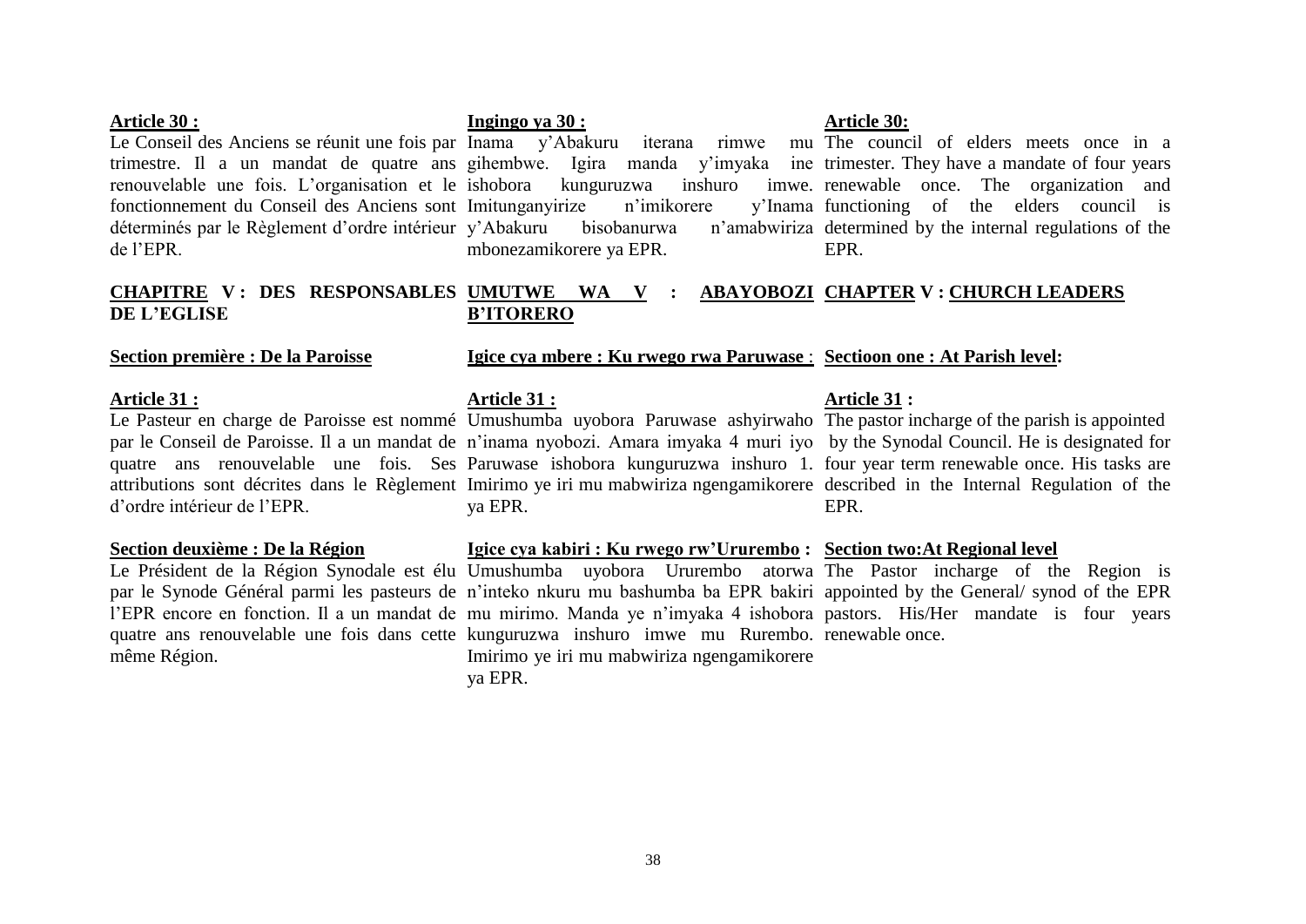**Article 30 :**
Le Conseil des Anciens se réunit une fois par trimestre. Il a un mandat de quatre ans renouvelable une fois. L'organisation et le fonctionnement du Conseil des Anciens sont déterminés par le Règlement d'ordre intérieur de l'EPR.

**Ingingo ya 30 :**
Inama y'Abakuru iterana rimwe mu gihembwe. Igira manda y'imyaka ine ishobora kunguruzwa inshuro imwe. Imitunganyirize n'imikorere y'Inama y'Abakuru bisobanurwa n'amabwiriza mbonezamikorere ya EPR.

**Article 30:**
The council of elders meets once in a trimester. They have a mandate of four years renewable once. The organization and functioning of the elders council is determined by the internal regulations of the EPR.

## CHAPITRE V : DES RESPONSABLES DE L'EGLISE

## UMUTWE WA V : ABAYOBOZI B'ITORERO

## CHAPTER V : CHURCH LEADERS

### Section première : De la Paroisse

**Article 31 :**
Le Pasteur en charge de Paroisse est nommé par le Conseil de Paroisse. Il a un mandat de quatre ans renouvelable une fois. Ses attributions sont décrites dans le Règlement d'ordre intérieur de l'EPR.

### Igice cya mbere : Ku rwego rwa Paruwase :

**Article 31 :**
Umushumba uyobora Paruwase ashyirwaho n'inama nyobozi. Amara imyaka 4 muri iyo Paruwase ishobora kunguruzwa inshuro 1. Imirimo ye iri mu mabwiriza ngengamikorere ya EPR.

### Sectioon one : At Parish level:

**Article 31 :**
The pastor incharge of the parish is appointed by the Synodal Council. He is designated for four year term renewable once. His tasks are described in the Internal Regulation of the EPR.

### Section deuxième : De la Région

Le Président de la Région Synodale est élu par le Synode Général parmi les pasteurs de l'EPR encore en fonction. Il a un mandat de quatre ans renouvelable une fois dans cette même Région.

### Igice cya kabiri : Ku rwego rw'Ururembo :

Umushumba uyobora Ururembo atorwa n'inteko nkuru mu bashumba ba EPR bakiri mu mirimo. Manda ye n'imyaka 4 ishobora kunguruzwa inshuro imwe mu Rurembo. Imirimo ye iri mu mabwiriza ngengamikorere ya EPR.

### Section two:At Regional level

The Pastor incharge of the Region is appointed by the General/ synod of the EPR pastors. His/Her mandate is four years renewable once.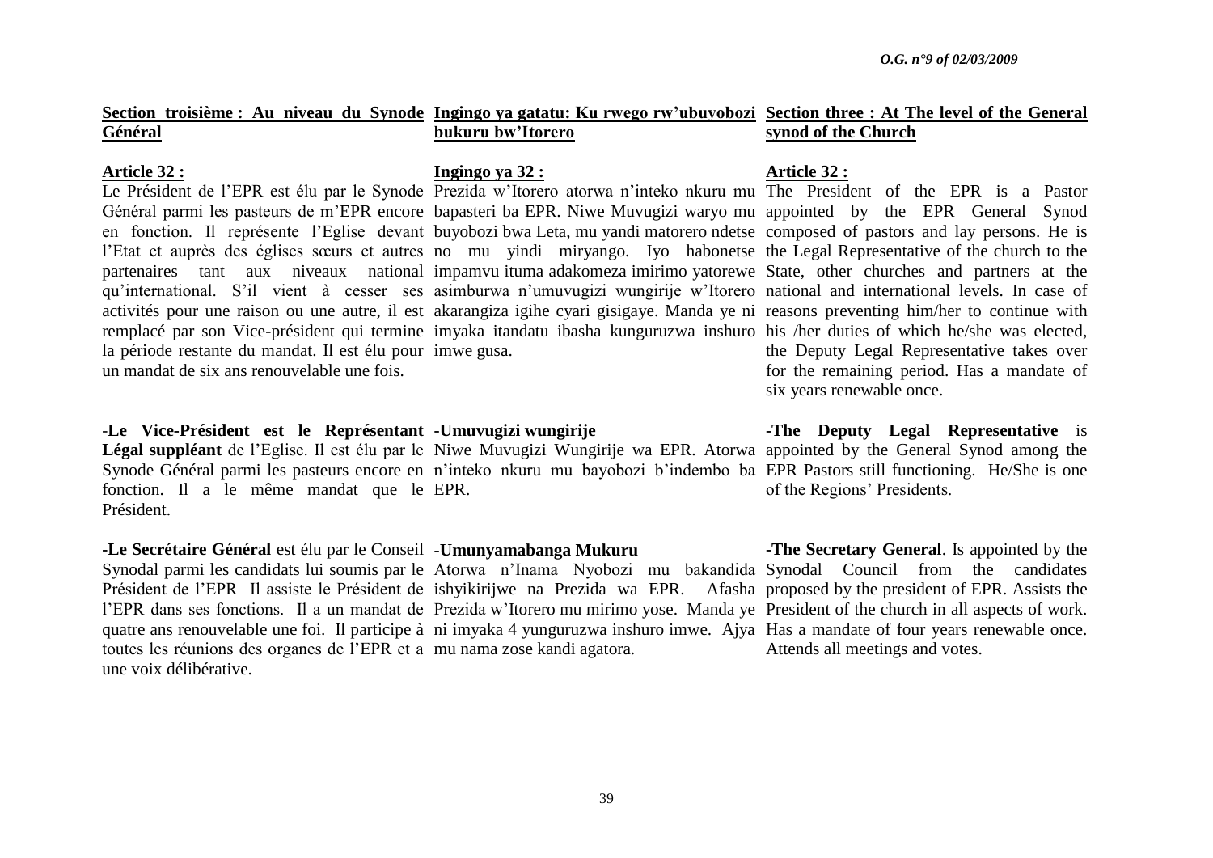**Section troisième : Au niveau du Synode Général**

**Article 32 :**

Le Président de l'EPR est élu par le Synode Général parmi les pasteurs de m'EPR encore en fonction. Il représente l'Eglise devant l'Etat et auprès des églises sœurs et autres partenaires tant aux niveaux national qu'international. S'il vient à cesser ses activités pour une raison ou une autre, il est remplacé par son Vice-président qui termine la période restante du mandat. Il est élu pour un mandat de six ans renouvelable une fois.

-**Le Vice-Président est le Représentant Légal suppléant** de l'Eglise. Il est élu par le Synode Général parmi les pasteurs encore en fonction. Il a le même mandat que le Président.

**-Le Secrétaire Général** est élu par le Conseil Synodal parmi les candidats lui soumis par le Président de l'EPR Il assiste le Président de l'EPR dans ses fonctions. Il a un mandat de quatre ans renouvelable une foi. Il participe à toutes les réunions des organes de l'EPR et a une voix délibérative.

**Ingingo ya gatatu: Ku rwego rw'ubuyobozi bukuru bw'Itorero**

**Ingingo ya 32 :**

Prezida w'Itorero atorwa n'inteko nkuru mu bapasteri ba EPR. Niwe Muvugizi waryo mu buyobozi bwa Leta, mu yandi matorero ndetse no mu yindi miryango. Iyo habonetse impamvu ituma adakomeza imirimo yatorewe asimburwa n'umuvugizi wungirije w'Itorero akarangiza igihe cyari gisigaye. Manda ye ni imyaka itandatu ibasha kunguruzwa inshuro imwe gusa.

**-Umuvugizi wungirije**

Niwe Muvugizi Wungirije wa EPR. Atorwa n'inteko nkuru mu bayobozi b'indembo ba EPR.

**-Umunyamabanga Mukuru**

Atorwa n'Inama Nyobozi mu bakandida ishyikirijwe na Prezida wa EPR. Afasha Prezida w'Itorero mu mirimo yose. Manda ye ni imyaka 4 yunguruzwa inshuro imwe. Ajya mu nama zose kandi agatora.

**Section three : At The level of the General synod of the Church**

**Article 32 :**

The President of the EPR is a Pastor appointed by the EPR General Synod composed of pastors and lay persons. He is the Legal Representative of the church to the State, other churches and partners at the national and international levels. In case of reasons preventing him/her to continue with his /her duties of which he/she was elected, the Deputy Legal Representative takes over for the remaining period. Has a mandate of six years renewable once.

**-The Deputy Legal Representative** is appointed by the General Synod among the EPR Pastors still functioning. He/She is one of the Regions' Presidents.

**-The Secretary General**. Is appointed by the Synodal Council from the candidates proposed by the president of EPR. Assists the President of the church in all aspects of work. Has a mandate of four years renewable once. Attends all meetings and votes.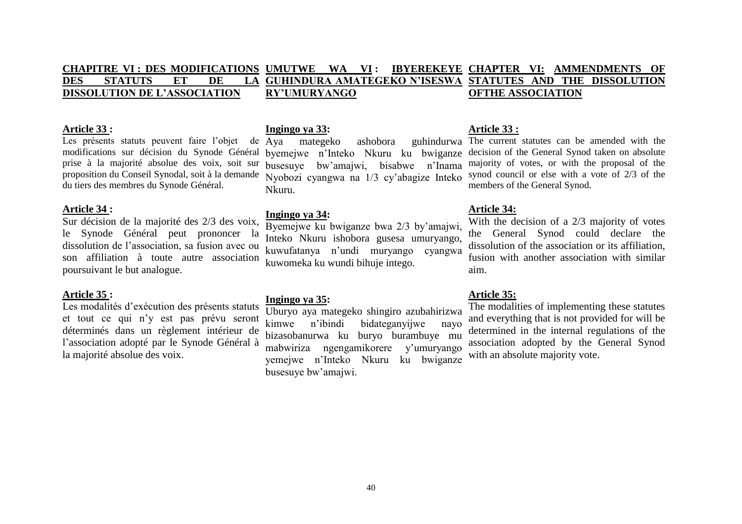## CHAPITRE VI : DES MODIFICATIONS DES STATUTS ET DE LA DISSOLUTION DE L'ASSOCIATION

**Article 33 :**

Les présents statuts peuvent faire l'objet de modifications sur décision du Synode Général prise à la majorité absolue des voix, soit sur proposition du Conseil Synodal, soit à la demande du tiers des membres du Synode Général.

**Article 34 :**

Sur décision de la majorité des 2/3 des voix, le Synode Général peut prononcer la dissolution de l'association, sa fusion avec ou son affiliation à toute autre association poursuivant le but analogue.

**Article 35 :**

Les modalités d'exécution des présents statuts et tout ce qui n'y est pas prévu seront déterminés dans un règlement intérieur de l'association adopté par le Synode Général à la majorité absolue des voix.

## UMUTWE WA VI : IBYEREKEYE GUHINDURA AMATEGEKO N'ISESWA RY'UMURYANGO

**Ingingo ya 33:**

Aya mategeko ashobora guhindurwa byemejwe n'Inteko Nkuru ku bwiganze busesuye bw'amajwi, bisabwe n'Inama Nyobozi cyangwa na 1/3 cy'abagize Inteko Nkuru.

**Ingingo ya 34:**

Byemejwe ku bwiganze bwa 2/3 by'amajwi, Inteko Nkuru ishobora gusesa umuryango, kuwufatanya n'undi muryango cyangwa kuwomeka ku wundi bihuje intego.

**Ingingo ya 35:**

Uburyo aya mategeko shingiro azubahirizwa kimwe n'ibindi bidateganyijwe nayo bizasobanurwa ku buryo burambuye mu mabwiriza ngengamikorere y'umuryango yemejwe n'Inteko Nkuru ku bwiganze busesuye bw'amajwi.

## CHAPTER VI: AMMENDMENTS OF STATUTES AND THE DISSOLUTION OFTHE ASSOCIATION

**Article 33 :**

The current statutes can be amended with the decision of the General Synod taken on absolute majority of votes, or with the proposal of the synod council or else with a vote of 2/3 of the members of the General Synod.

**Article 34:**

With the decision of a 2/3 majority of votes the General Synod could declare the dissolution of the association or its affiliation, fusion with another association with similar aim.

**Article 35:**

The modalities of implementing these statutes and everything that is not provided for will be determined in the internal regulations of the association adopted by the General Synod with an absolute majority vote.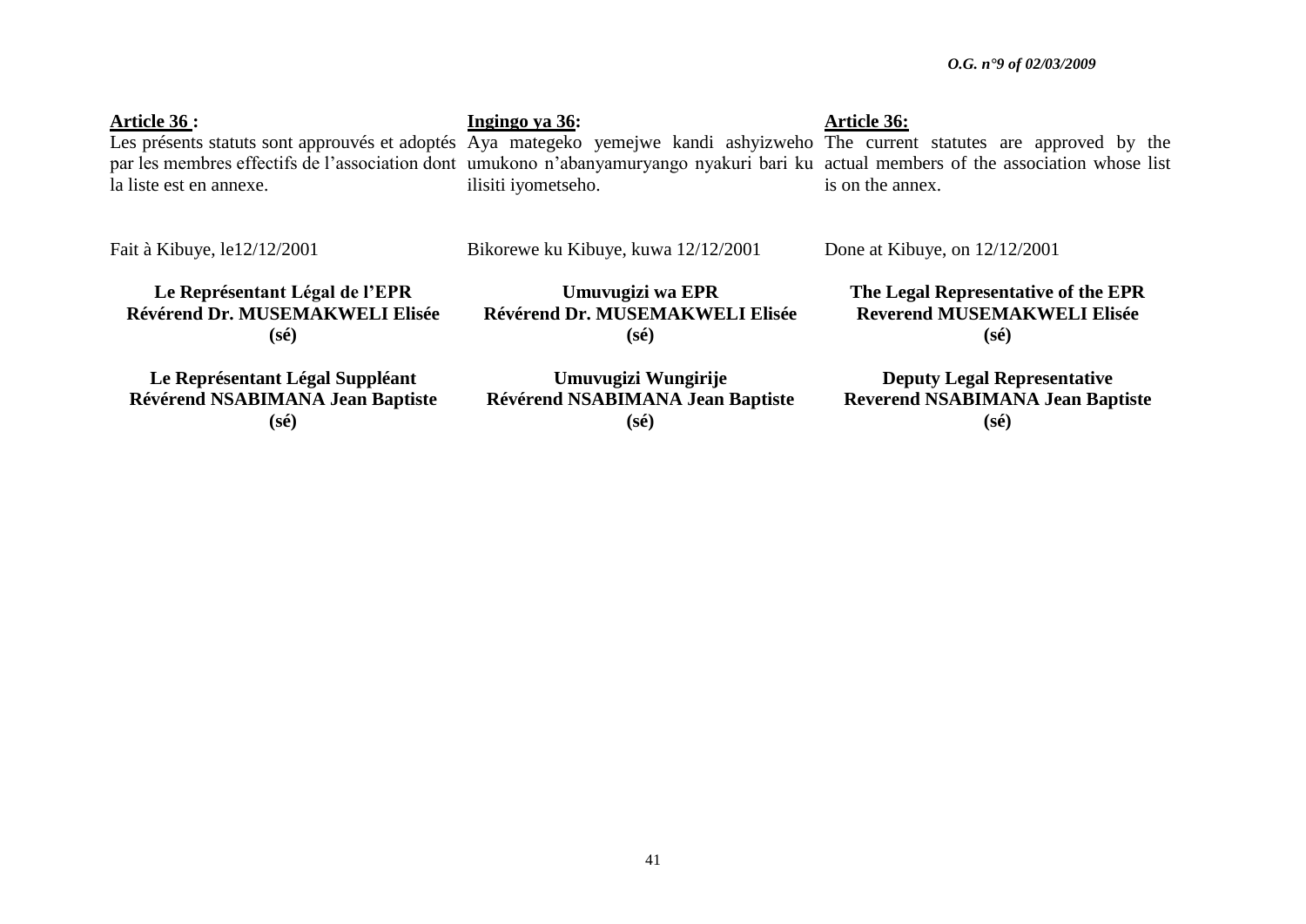**Article 36 :**

Les présents statuts sont approuvés et adoptés par les membres effectifs de l'association dont la liste est en annexe.

Fait à Kibuye, le12/12/2001

**Le Représentant Légal de l'EPR**
**Révérend Dr. MUSEMAKWELI Elisée**
**(sé)**

**Le Représentant Légal Suppléant**
**Révérend NSABIMANA Jean Baptiste**
**(sé)**

**Ingingo ya 36:**

Aya mategeko yemejwe kandi ashyizweho umukono n'abanyamuryango nyakuri bari ku ilisiti iyometseho.

Bikorewe ku Kibuye, kuwa 12/12/2001

**Umuvugizi wa EPR**
**Révérend Dr. MUSEMAKWELI Elisée**
**(sé)**

**Umuvugizi Wungirije**
**Révérend NSABIMANA Jean Baptiste**
**(sé)**

**Article 36:**

The current statutes are approved by the actual members of the association whose list is on the annex.

Done at Kibuye, on 12/12/2001

**The Legal Representative of the EPR**
**Reverend MUSEMAKWELI Elisée**
**(sé)**

**Deputy Legal Representative**
**Reverend NSABIMANA Jean Baptiste**
**(sé)**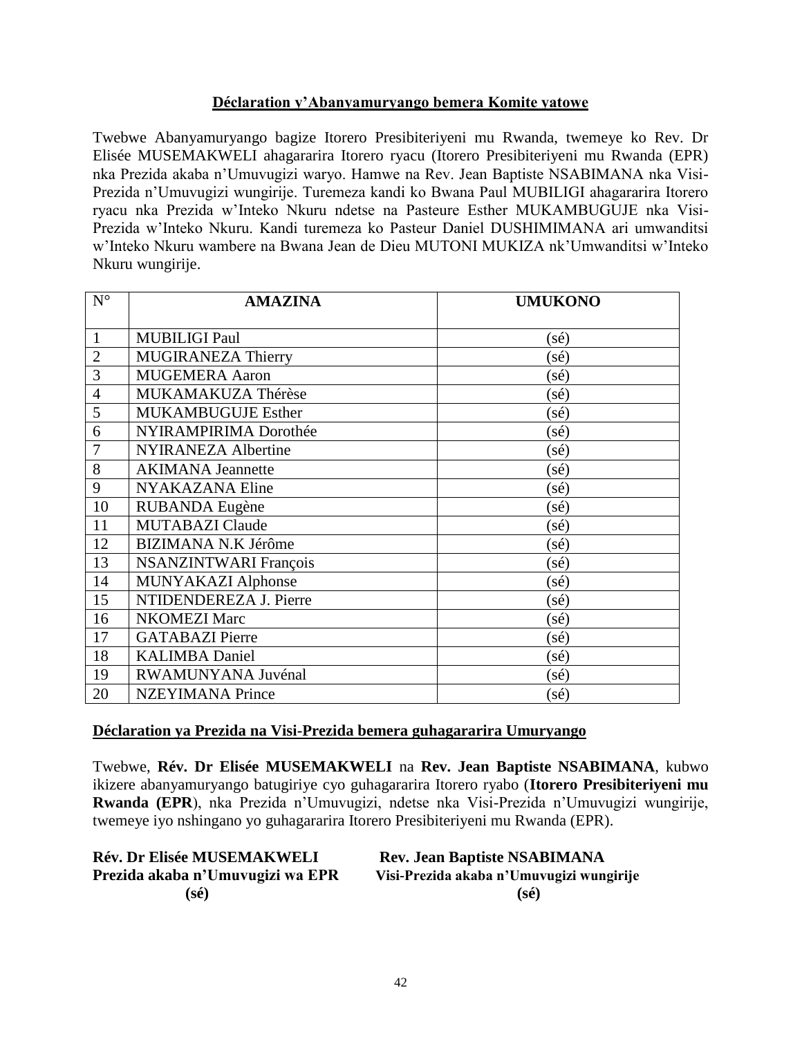**<u>Déclaration y'Abanyamuryango bemera Komite yatowe</u>**

Twebwe Abanyamuryango bagize Itorero Presibiteriyeni mu Rwanda, twemeye ko Rev. Dr Elisée MUSEMAKWELI ahagararira Itorero ryacu (Itorero Presibiteriyeni mu Rwanda (EPR) nka Prezida akaba n'Umuvugizi waryo. Hamwe na Rev. Jean Baptiste NSABIMANA nka Visi-Prezida n'Umuvugizi wungirije. Turemeza kandi ko Bwana Paul MUBILIGI ahagararira Itorero ryacu nka Prezida w'Inteko Nkuru ndetse na Pasteure Esther MUKAMBUGUJE nka Visi-Prezida w'Inteko Nkuru. Kandi turemeza ko Pasteur Daniel DUSHIMIMANA ari umwanditsi w'Inteko Nkuru wambere na Bwana Jean de Dieu MUTONI MUKIZA nk'Umwanditsi w'Inteko Nkuru wungirije.

| N° | AMAZINA | UMUKONO |
|---|---|---|
| 1 | MUBILIGI Paul | (sé) |
| 2 | MUGIRANEZA Thierry | (sé) |
| 3 | MUGEMERA Aaron | (sé) |
| 4 | MUKAMAKUZA Thérèse | (sé) |
| 5 | MUKAMBUGUJE Esther | (sé) |
| 6 | NYIRAMPIRIMA Dorothée | (sé) |
| 7 | NYIRANEZA Albertine | (sé) |
| 8 | AKIMANA Jeannette | (sé) |
| 9 | NYAKAZANA Eline | (sé) |
| 10 | RUBANDA Eugène | (sé) |
| 11 | MUTABAZI Claude | (sé) |
| 12 | BIZIMANA N.K Jérôme | (sé) |
| 13 | NSANZINTWARI François | (sé) |
| 14 | MUNYAKAZI Alphonse | (sé) |
| 15 | NTIDENDEREZA J. Pierre | (sé) |
| 16 | NKOMEZI Marc | (sé) |
| 17 | GATABAZI Pierre | (sé) |
| 18 | KALIMBA Daniel | (sé) |
| 19 | RWAMUNYANA Juvénal | (sé) |
| 20 | NZEYIMANA Prince | (sé) |

**<u>Déclaration ya Prezida na Visi-Prezida bemera guhagararira Umuryango</u>**

Twebwe, **Rév. Dr Elisée MUSEMAKWELI** na **Rev. Jean Baptiste NSABIMANA**, kubwo ikizere abanyamuryango batugiriye cyo guhagararira Itorero ryabo (**Itorero Presibiteriyeni mu Rwanda (EPR**), nka Prezida n'Umuvugizi, ndetse nka Visi-Prezida n'Umuvugizi wungirije, twemeye iyo nshingano yo guhagararira Itorero Presibiteriyeni mu Rwanda (EPR).

**Rév. Dr Elisée MUSEMAKWELI**
**Prezida akaba n'Umuvugizi wa EPR**
**(sé)**

**Rev. Jean Baptiste NSABIMANA**
**Visi-Prezida akaba n'Umuvugizi wungirije**
**(sé)**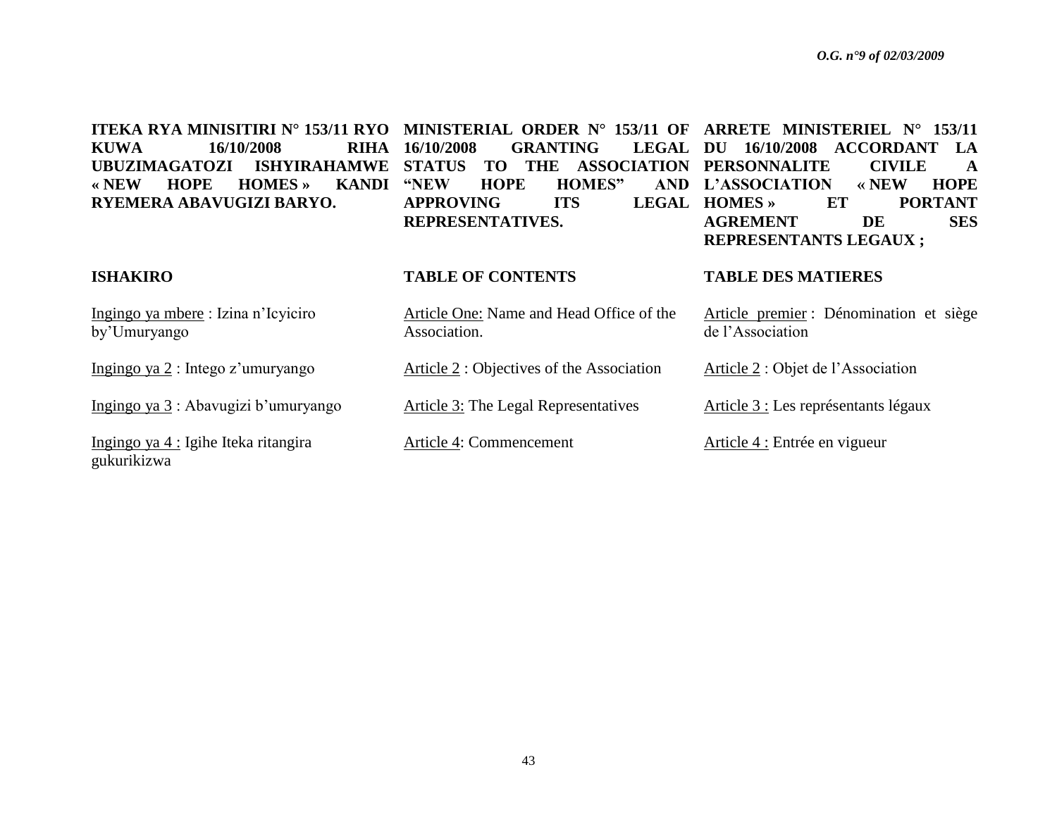**ITEKA RYA MINISITIRI N° 153/11 RYO KUWA 16/10/2008 RIHA UBUZIMAGATOZI ISHYIRAHAMWE « NEW HOPE HOMES » KANDI RYEMERA ABAVUGIZI BARYO.**

**ISHAKIRO**

Ingingo ya mbere : Izina n'Icyiciro by'Umuryango

Ingingo ya 2 : Intego z'umuryango

Ingingo ya 3 : Abavugizi b'umuryango

Ingingo ya 4 : Igihe Iteka ritangira gukurikizwa

**MINISTERIAL ORDER N° 153/11 OF 16/10/2008 GRANTING LEGAL STATUS TO THE ASSOCIATION "NEW HOPE HOMES" AND APPROVING ITS LEGAL REPRESENTATIVES.**

**TABLE OF CONTENTS**

Article One: Name and Head Office of the Association.

Article 2 : Objectives of the Association

Article 3: The Legal Representatives

Article 4: Commencement

**ARRETE MINISTERIEL N° 153/11 DU 16/10/2008 ACCORDANT LA PERSONNALITE CIVILE A L'ASSOCIATION « NEW HOPE HOMES » ET PORTANT AGREMENT DE SES REPRESENTANTS LEGAUX ;**

**TABLE DES MATIERES**

Article premier : Dénomination et siège de l'Association

Article 2 : Objet de l'Association

Article 3 : Les représentants légaux

Article 4 : Entrée en vigueur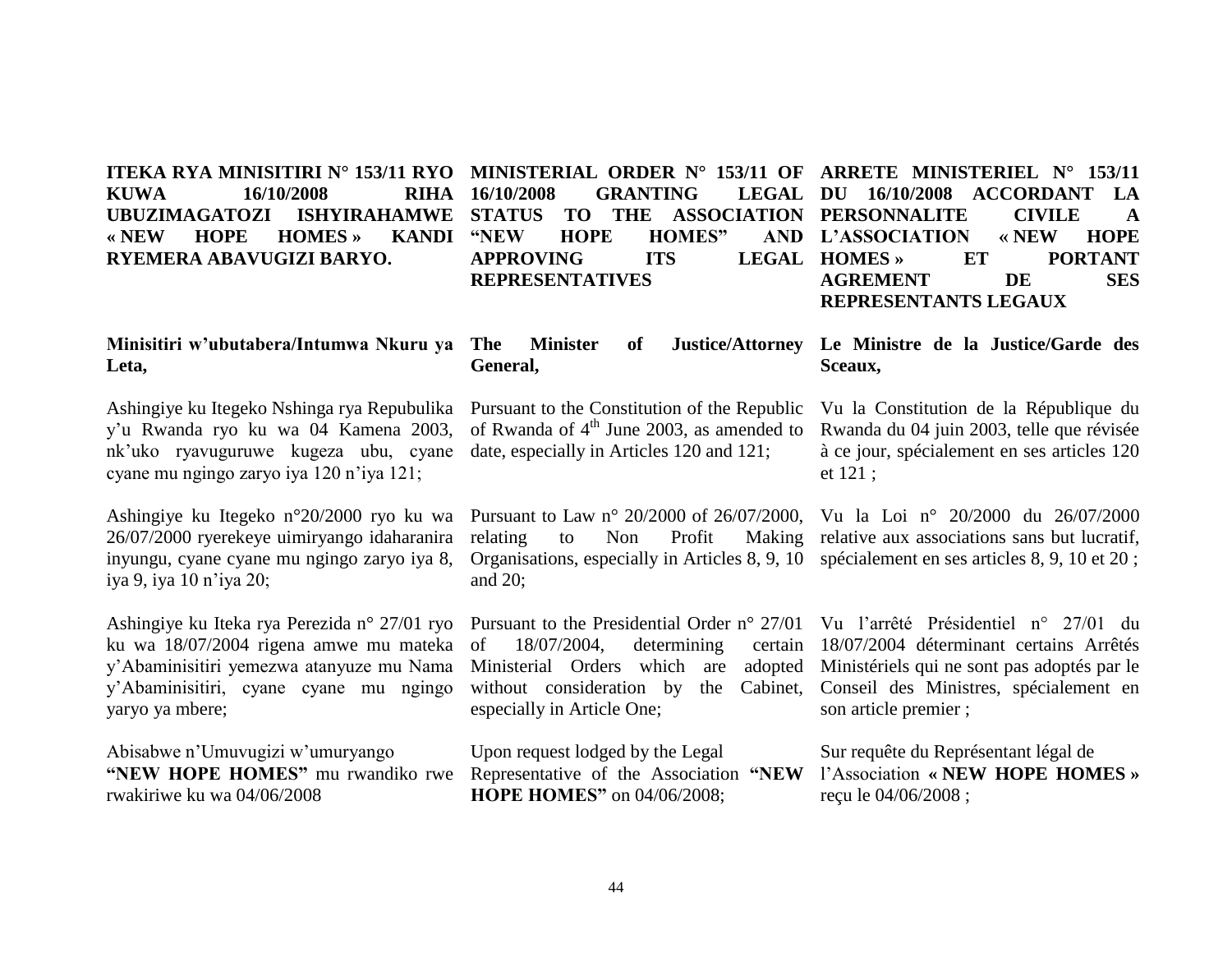**ITEKA RYA MINISITIRI N° 153/11 RYO KUWA 16/10/2008 RIHA UBUZIMAGATOZI ISHYIRAHAMWE « NEW HOPE HOMES » KANDI RYEMERA ABAVUGIZI BARYO.**

**Minisitiri w'ubutabera/Intumwa Nkuru ya Leta,**

Ashingiye ku Itegeko Nshinga rya Repubulika y'u Rwanda ryo ku wa 04 Kamena 2003, nk'uko ryavuguruwe kugeza ubu, cyane cyane mu ngingo zaryo iya 120 n'iya 121;

Ashingiye ku Itegeko n°20/2000 ryo ku wa 26/07/2000 ryerekeye uimiryango idaharanira inyungu, cyane cyane mu ngingo zaryo iya 8, iya 9, iya 10 n'iya 20;

Ashingiye ku Iteka rya Perezida n° 27/01 ryo ku wa 18/07/2004 rigena amwe mu mateka y'Abaminisitiri yemezwa atanyuze mu Nama y'Abaminisitiri, cyane cyane mu ngingo yaryo ya mbere;

Abisabwe n'Umuvugizi w'umuryango **"NEW HOPE HOMES"** mu rwandiko rwe rwakiriwe ku wa 04/06/2008

**MINISTERIAL ORDER N° 153/11 OF 16/10/2008 GRANTING LEGAL STATUS TO THE ASSOCIATION "NEW HOPE HOMES" AND APPROVING ITS LEGAL REPRESENTATIVES**

**The Minister of Justice/Attorney General,**

Pursuant to the Constitution of the Republic of Rwanda of 4th June 2003, as amended to date, especially in Articles 120 and 121;

Pursuant to Law n° 20/2000 of 26/07/2000, relating to Non Profit Making Organisations, especially in Articles 8, 9, 10 and 20;

Pursuant to the Presidential Order n° 27/01 of 18/07/2004, determining certain Ministerial Orders which are adopted without consideration by the Cabinet, especially in Article One;

Upon request lodged by the Legal Representative of the Association **"NEW HOPE HOMES"** on 04/06/2008;

**ARRETE MINISTERIEL N° 153/11 DU 16/10/2008 ACCORDANT LA PERSONNALITE CIVILE A L'ASSOCIATION « NEW HOPE HOMES » ET PORTANT AGREMENT DE SES REPRESENTANTS LEGAUX**

**Le Ministre de la Justice/Garde des Sceaux,**

Vu la Constitution de la République du Rwanda du 04 juin 2003, telle que révisée à ce jour, spécialement en ses articles 120 et 121 ;

Vu la Loi n° 20/2000 du 26/07/2000 relative aux associations sans but lucratif, spécialement en ses articles 8, 9, 10 et 20 ;

Vu l'arrêté Présidentiel n° 27/01 du 18/07/2004 déterminant certains Arrêtés Ministériels qui ne sont pas adoptés par le Conseil des Ministres, spécialement en son article premier ;

Sur requête du Représentant légal de l'Association **« NEW HOPE HOMES »** reçu le 04/06/2008 ;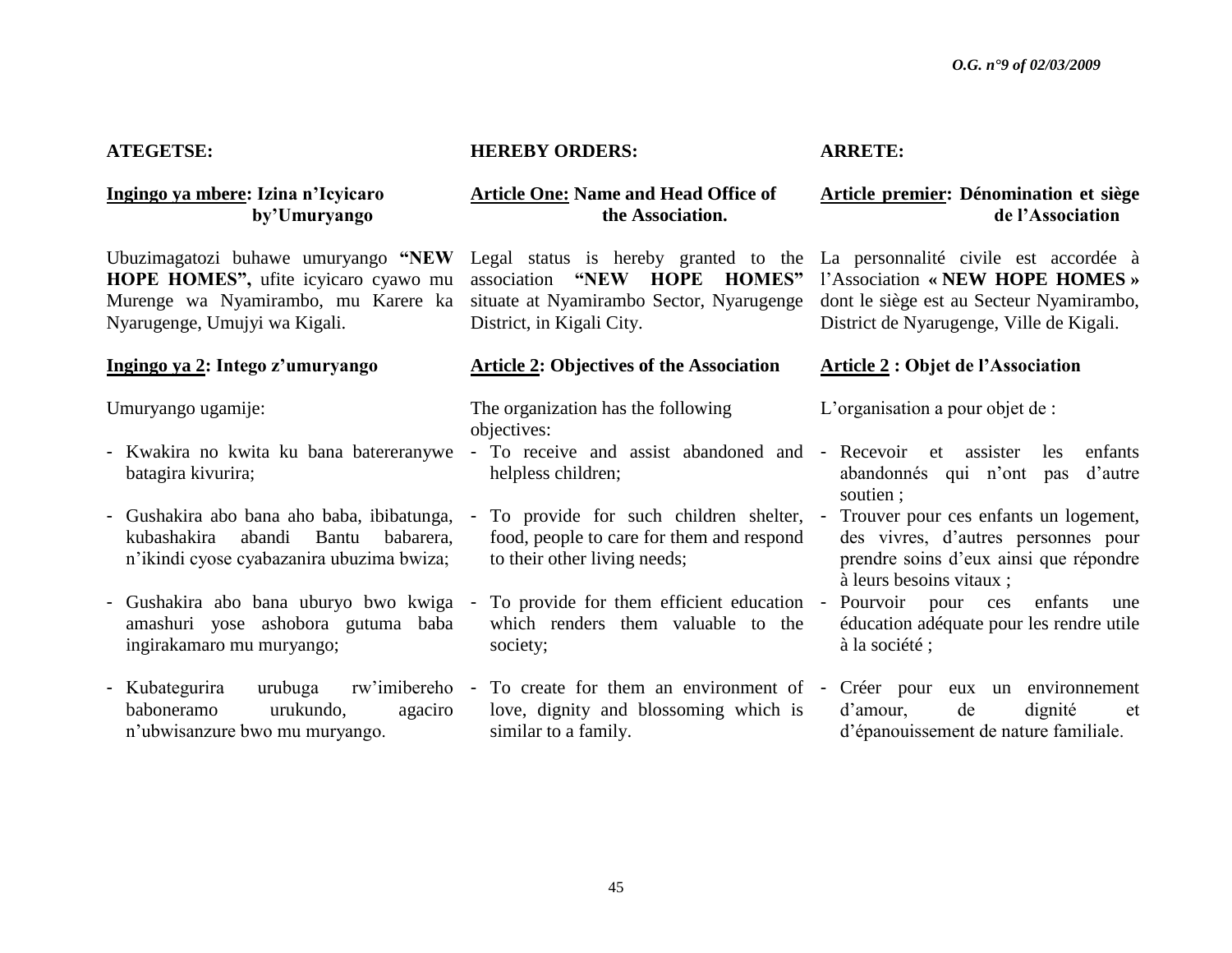**ATEGETSE:**

**Ingingo ya mbere: Izina n'Icyicaro by'Umuryango**

Ubuzimagatozi buhawe umuryango **"NEW HOPE HOMES",** ufite icyicaro cyawo mu Murenge wa Nyamirambo, mu Karere ka Nyarugenge, Umujyi wa Kigali.

**Ingingo ya 2: Intego z'umuryango**

Umuryango ugamije:

- Kwakira no kwita ku bana batereranywe batagira kivurira;
- Gushakira abo bana aho baba, ibibatunga, kubashakira abandi Bantu babarera, n'ikindi cyose cyabazanira ubuzima bwiza;
- Gushakira abo bana uburyo bwo kwiga amashuri yose ashobora gutuma baba ingirakamaro mu muryango;
- Kubategurira urubuga rw'imibereho baboneramo urukundo, agaciro n'ubwisanzure bwo mu muryango.

**HEREBY ORDERS:**

**Article One: Name and Head Office of the Association.**

Legal status is hereby granted to the association **"NEW HOPE HOMES"** situate at Nyamirambo Sector, Nyarugenge District, in Kigali City.

**Article 2: Objectives of the Association**

The organization has the following objectives:

- To receive and assist abandoned and helpless children;
- To provide for such children shelter, food, people to care for them and respond to their other living needs;
- To provide for them efficient education which renders them valuable to the society;
- To create for them an environment of love, dignity and blossoming which is similar to a family.

**ARRETE:**

**Article premier: Dénomination et siège de l'Association**

La personnalité civile est accordée à l'Association **« NEW HOPE HOMES »** dont le siège est au Secteur Nyamirambo, District de Nyarugenge, Ville de Kigali.

**Article 2 : Objet de l'Association**

L'organisation a pour objet de :

- Recevoir et assister les enfants abandonnés qui n'ont pas d'autre soutien ;
- Trouver pour ces enfants un logement, des vivres, d'autres personnes pour prendre soins d'eux ainsi que répondre à leurs besoins vitaux ;
- Pourvoir pour ces enfants une éducation adéquate pour les rendre utile à la société ;
- Créer pour eux un environnement d'amour, de dignité et d'épanouissement de nature familiale.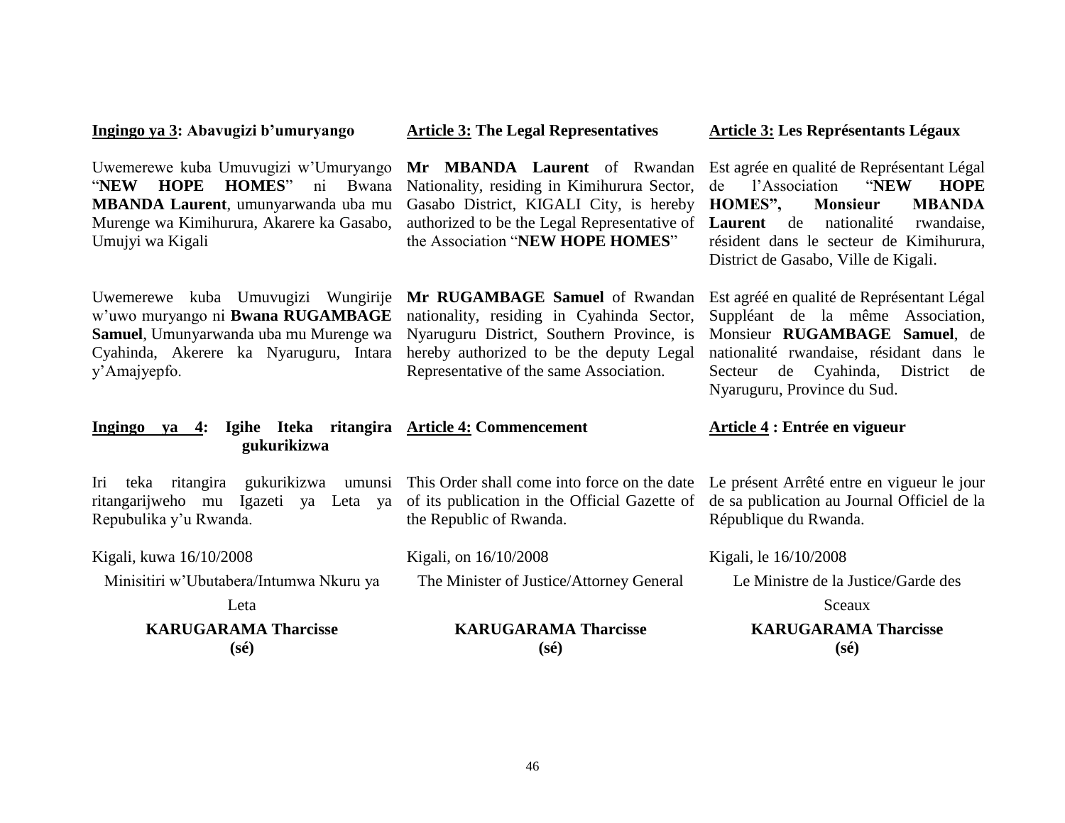**Ingingo ya 3: Abavugizi b'umuryango**

Uwemerewe kuba Umuvugizi w'Umuryango "**NEW HOPE HOMES**" ni Bwana **MBANDA Laurent**, umunyarwanda uba mu Murenge wa Kimihurura, Akarere ka Gasabo, Umujyi wa Kigali

Uwemerewe kuba Umuvugizi Wungirije w'uwo muryango ni **Bwana RUGAMBAGE Samuel**, Umunyarwanda uba mu Murenge wa Cyahinda, Akerere ka Nyaruguru, Intara y'Amajyepfo.

**Ingingo ya 4: Igihe Iteka ritangira gukurikizwa**

Iri teka ritangira gukurikizwa umunsi ritangarijweho mu Igazeti ya Leta ya Repubulika y'u Rwanda.

Kigali, kuwa 16/10/2008

Minisitiri w'Ubutabera/Intumwa Nkuru ya Leta

**KARUGARAMA Tharcisse**
**(sé)**

**Article 3: The Legal Representatives**

**Mr MBANDA Laurent** of Rwandan Nationality, residing in Kimihurura Sector, Gasabo District, KIGALI City, is hereby authorized to be the Legal Representative of the Association "**NEW HOPE HOMES**"

**Mr RUGAMBAGE Samuel** of Rwandan nationality, residing in Cyahinda Sector, Nyaruguru District, Southern Province, is hereby authorized to be the deputy Legal Representative of the same Association.

**Article 4: Commencement**

This Order shall come into force on the date of its publication in the Official Gazette of the Republic of Rwanda.

Kigali, on 16/10/2008

The Minister of Justice/Attorney General

**KARUGARAMA Tharcisse**
**(sé)**

**Article 3: Les Représentants Légaux**

Est agrée en qualité de Représentant Légal de l'Association "**NEW HOPE HOMES", Monsieur MBANDA Laurent** de nationalité rwandaise, résident dans le secteur de Kimihurura, District de Gasabo, Ville de Kigali.

Est agréé en qualité de Représentant Légal Suppléant de la même Association, Monsieur **RUGAMBAGE Samuel**, de nationalité rwandaise, résidant dans le Secteur de Cyahinda, District de Nyaruguru, Province du Sud.

**Article 4 : Entrée en vigueur**

Le présent Arrêté entre en vigueur le jour de sa publication au Journal Officiel de la République du Rwanda.

Kigali, le 16/10/2008

Le Ministre de la Justice/Garde des Sceaux

**KARUGARAMA Tharcisse**
**(sé)**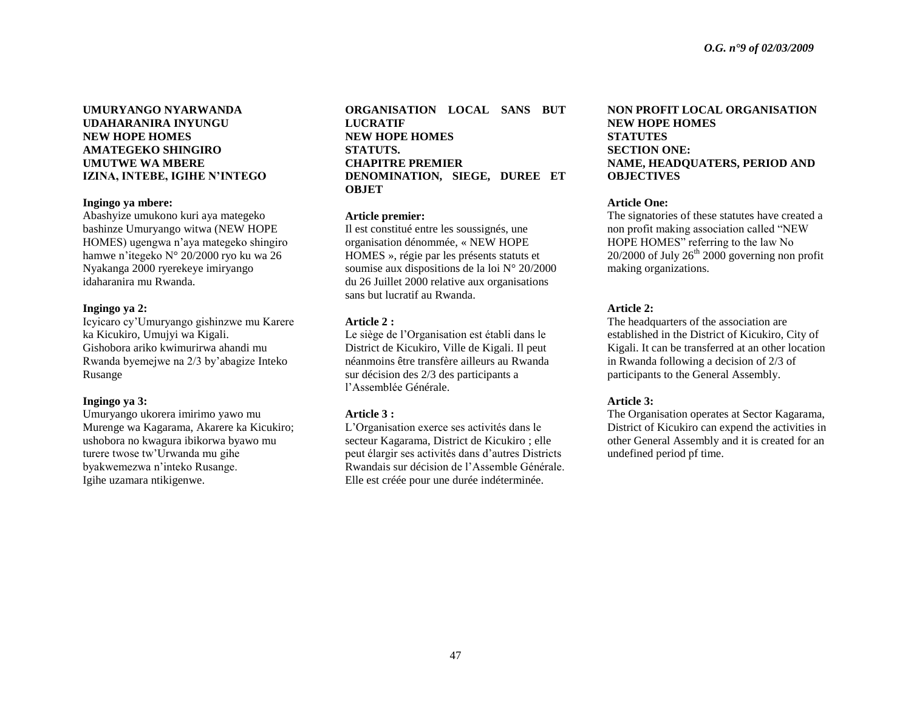**UMURYANGO NYARWANDA UDAHARANIRA INYUNGU**
**NEW HOPE HOMES**
**AMATEGEKO SHINGIRO**
**UMUTWE WA MBERE**
**IZINA, INTEBE, IGIHE N'INTEGO**

**Ingingo ya mbere:**
Abashyize umukono kuri aya mategeko bashinze Umuryango witwa (NEW HOPE HOMES) ugengwa n'aya mategeko shingiro hamwe n'itegeko N° 20/2000 ryo ku wa 26 Nyakanga 2000 ryerekeye imiryango idaharanira mu Rwanda.

**Ingingo ya 2:**
Icyicaro cy'Umuryango gishinzwe mu Karere ka Kicukiro, Umujyi wa Kigali. Gishobora ariko kwimurirwa ahandi mu Rwanda byemejwe na 2/3 by'abagize Inteko Rusange

**Ingingo ya 3:**
Umuryango ukorera imirimo yawo mu Murenge wa Kagarama, Akarere ka Kicukiro; ushobora no kwagura ibikorwa byawo mu turere twose tw'Urwanda mu gihe byakwemezwa n'inteko Rusange.
Igihe uzamara ntikigenwe.

**ORGANISATION LOCAL SANS BUT LUCRATIF**
**NEW HOPE HOMES**
**STATUTS.**
**CHAPITRE PREMIER**
**DENOMINATION, SIEGE, DUREE ET OBJET**

**Article premier:**
Il est constitué entre les soussignés, une organisation dénommée, « NEW HOPE HOMES », régie par les présents statuts et soumise aux dispositions de la loi N° 20/2000 du 26 Juillet 2000 relative aux organisations sans but lucratif au Rwanda.

**Article 2 :**
Le siège de l'Organisation est établi dans le District de Kicukiro, Ville de Kigali. Il peut néanmoins être transfère ailleurs au Rwanda sur décision des 2/3 des participants a l'Assemblée Générale.

**Article 3 :**
L'Organisation exerce ses activités dans le secteur Kagarama, District de Kicukiro ; elle peut élargir ses activités dans d'autres Districts Rwandais sur décision de l'Assemble Générale. Elle est créée pour une durée indéterminée.

**NON PROFIT LOCAL ORGANISATION**
**NEW HOPE HOMES**
**STATUTES**
**SECTION ONE:**
**NAME, HEADQUATERS, PERIOD AND OBJECTIVES**

**Article One:**
The signatories of these statutes have created a non profit making association called "NEW HOPE HOMES" referring to the law No 20/2000 of July 26th 2000 governing non profit making organizations.

**Article 2:**
The headquarters of the association are established in the District of Kicukiro, City of Kigali. It can be transferred at an other location in Rwanda following a decision of 2/3 of participants to the General Assembly.

**Article 3:**
The Organisation operates at Sector Kagarama, District of Kicukiro can expend the activities in other General Assembly and it is created for an undefined period pf time.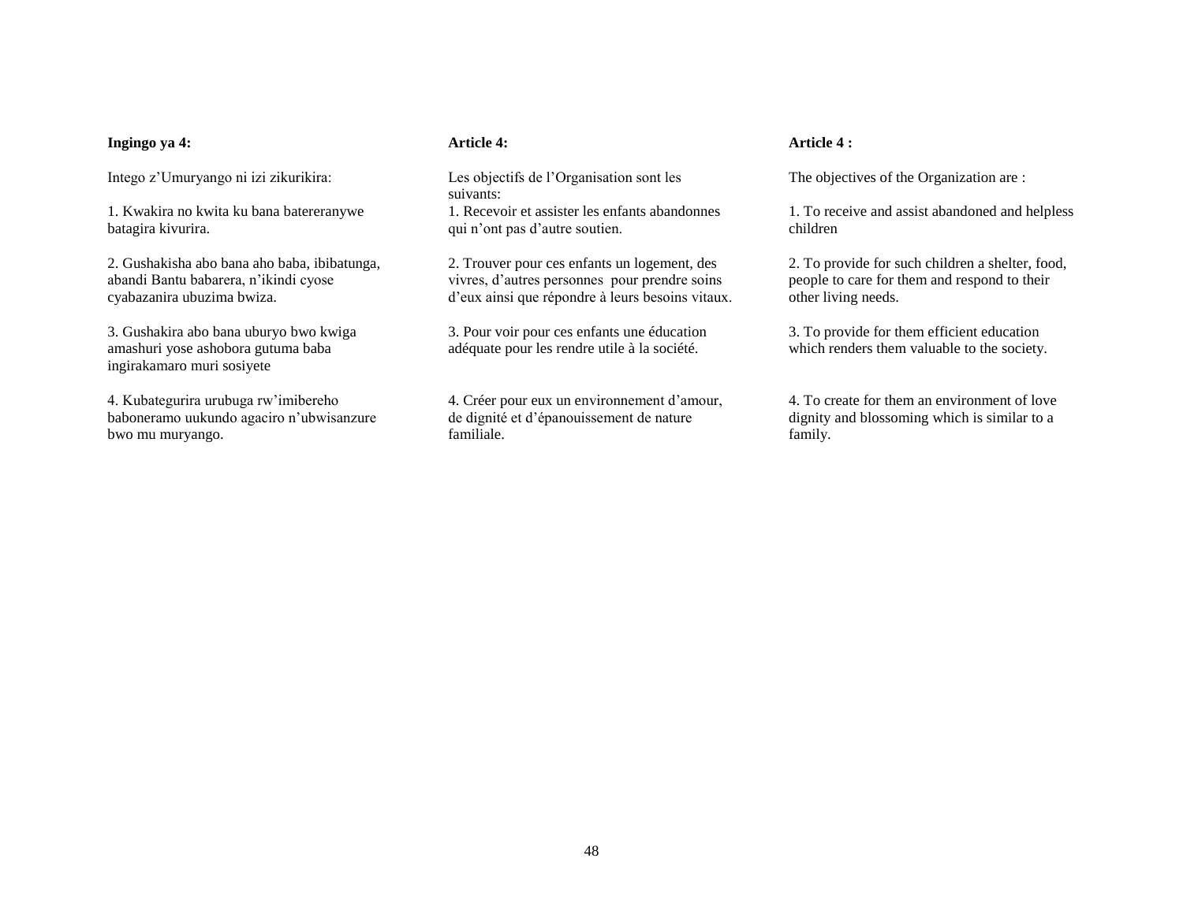**Ingingo ya 4:**

Intego z’Umuryango ni izi zikurikira:

1. Kwakira no kwita ku bana batereranywe batagira kivurira.

2. Gushakisha abo bana aho baba, ibibatunga, abandi Bantu babarera, n’ikindi cyose cyabazanira ubuzima bwiza.

3. Gushakira abo bana uburyo bwo kwiga amashuri yose ashobora gutuma baba ingirakamaro muri sosiyete

4. Kubategurira urubuga rw’imibereho baboneramo uukundo agaciro n’ubwisanzure bwo mu muryango.

**Article 4:**

Les objectifs de l’Organisation sont les suivants:

1. Recevoir et assister les enfants abandonnes qui n’ont pas d’autre soutien.

2. Trouver pour ces enfants un logement, des vivres, d’autres personnes pour prendre soins d’eux ainsi que répondre à leurs besoins vitaux.

3. Pour voir pour ces enfants une éducation adéquate pour les rendre utile à la société.

4. Créer pour eux un environnement d’amour, de dignité et d’épanouissement de nature familiale.

**Article 4 :**

The objectives of the Organization are :

1. To receive and assist abandoned and helpless children

2. To provide for such children a shelter, food, people to care for them and respond to their other living needs.

3. To provide for them efficient education which renders them valuable to the society.

4. To create for them an environment of love dignity and blossoming which is similar to a family.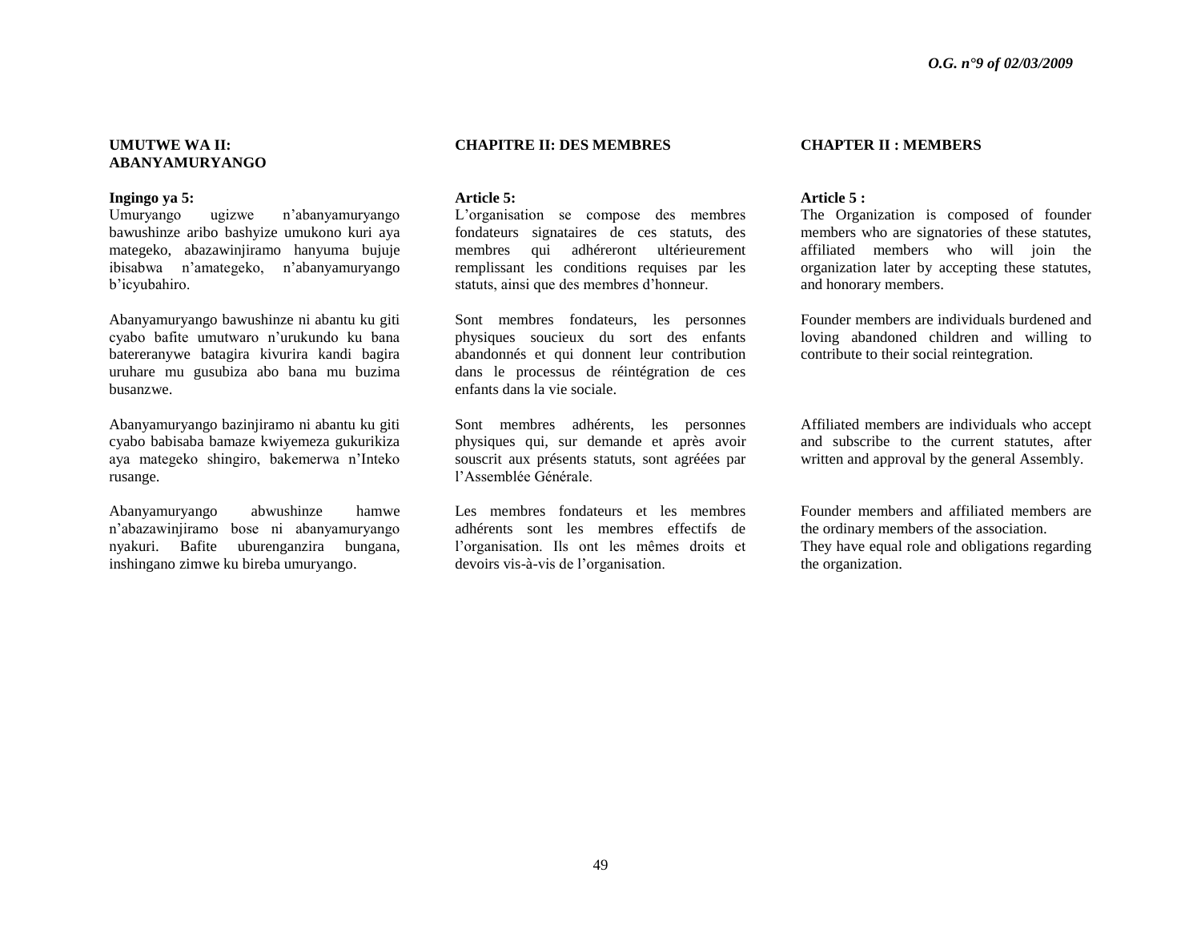## UMUTWE WA II: ABANYAMURYANGO

**Ingingo ya 5:**

Umuryango ugizwe n'abanyamuryango bawushinze aribo bashyize umukono kuri aya mategeko, abazawinjiramo hanyuma bujuje ibisabwa n'amategeko, n'abanyamuryango b'icyubahiro.

Abanyamuryango bawushinze ni abantu ku giti cyabo bafite umutwaro n'urukundo ku bana batereranywe batagira kivurira kandi bagira uruhare mu gusubiza abo bana mu buzima busanzwe.

Abanyamuryango bazinjiramo ni abantu ku giti cyabo babisaba bamaze kwiyemeza gukurikiza aya mategeko shingiro, bakemerwa n'Inteko rusange.

Abanyamuryango abwushinze hamwe n'abazawinjiramo bose ni abanyamuryango nyakuri. Bafite uburenganzira bungana, inshingano zimwe ku bireba umuryango.

## CHAPITRE II: DES MEMBRES

**Article 5:**

L'organisation se compose des membres fondateurs signataires de ces statuts, des membres qui adhéreront ultérieurement remplissant les conditions requises par les statuts, ainsi que des membres d'honneur.

Sont membres fondateurs, les personnes physiques soucieux du sort des enfants abandonnés et qui donnent leur contribution dans le processus de réintégration de ces enfants dans la vie sociale.

Sont membres adhérents, les personnes physiques qui, sur demande et après avoir souscrit aux présents statuts, sont agréées par l'Assemblée Générale.

Les membres fondateurs et les membres adhérents sont les membres effectifs de l'organisation. Ils ont les mêmes droits et devoirs vis-à-vis de l'organisation.

## CHAPTER II : MEMBERS

**Article 5 :**

The Organization is composed of founder members who are signatories of these statutes, affiliated members who will join the organization later by accepting these statutes, and honorary members.

Founder members are individuals burdened and loving abandoned children and willing to contribute to their social reintegration.

Affiliated members are individuals who accept and subscribe to the current statutes, after written and approval by the general Assembly.

Founder members and affiliated members are the ordinary members of the association.
They have equal role and obligations regarding the organization.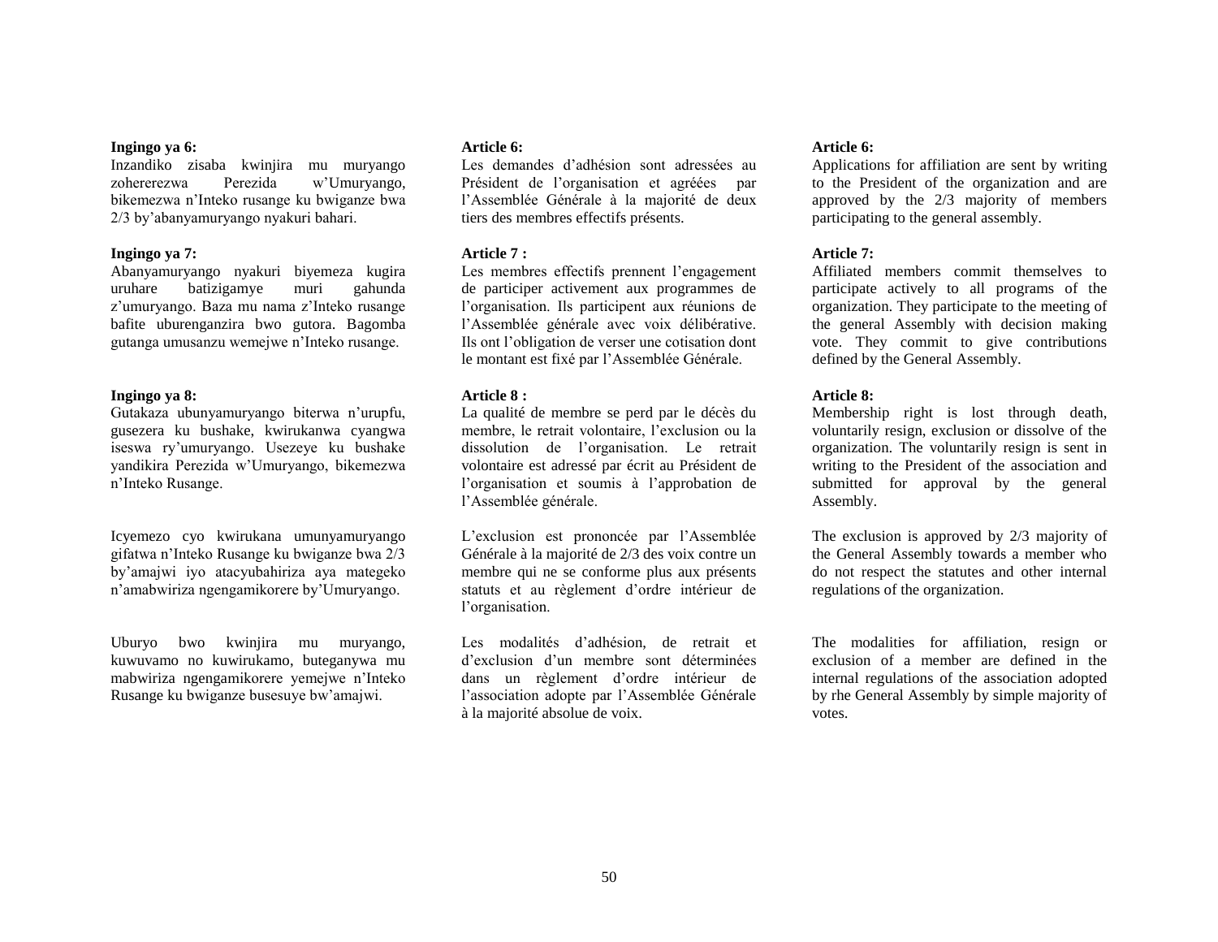**Ingingo ya 6:**
Inzandiko zisaba kwinjira mu muryango zohererezwa Perezida w'Umuryango, bikemezwa n'Inteko rusange ku bwiganze bwa 2/3 by'abanyamuryango nyakuri bahari.

**Ingingo ya 7:**
Abanyamuryango nyakuri biyemeza kugira uruhare batizigamye muri gahunda z'umuryango. Baza mu nama z'Inteko rusange bafite uburenganzira bwo gutora. Bagomba gutanga umusanzu wemejwe n'Inteko rusange.

**Ingingo ya 8:**
Gutakaza ubunyamuryango biterwa n'urupfu, gusezera ku bushake, kwirukanwa cyangwa iseswa ry'umuryango. Usezeye ku bushake yandikira Perezida w'Umuryango, bikemezwa n'Inteko Rusange.

Icyemezo cyo kwirukana umunyamuryango gifatwa n'Inteko Rusange ku bwiganze bwa 2/3 by'amajwi iyo atacyubahiriza aya mategeko n'amabwiriza ngengamikorere by'Umuryango.

Uburyo bwo kwinjira mu muryango, kuwuvamo no kuwirukamo, buteganywa mu mabwiriza ngengamikorere yemejwe n'Inteko Rusange ku bwiganze busesuye bw'amajwi.

**Article 6:**
Les demandes d'adhésion sont adressées au Président de l'organisation et agréées par l'Assemblée Générale à la majorité de deux tiers des membres effectifs présents.

**Article 7 :**
Les membres effectifs prennent l'engagement de participer activement aux programmes de l'organisation. Ils participent aux réunions de l'Assemblée générale avec voix délibérative. Ils ont l'obligation de verser une cotisation dont le montant est fixé par l'Assemblée Générale.

**Article 8 :**
La qualité de membre se perd par le décès du membre, le retrait volontaire, l'exclusion ou la dissolution de l'organisation. Le retrait volontaire est adressé par écrit au Président de l'organisation et soumis à l'approbation de l'Assemblée générale.

L'exclusion est prononcée par l'Assemblée Générale à la majorité de 2/3 des voix contre un membre qui ne se conforme plus aux présents statuts et au règlement d'ordre intérieur de l'organisation.

Les modalités d'adhésion, de retrait et d'exclusion d'un membre sont déterminées dans un règlement d'ordre intérieur de l'association adopte par l'Assemblée Générale à la majorité absolue de voix.

**Article 6:**
Applications for affiliation are sent by writing to the President of the organization and are approved by the 2/3 majority of members participating to the general assembly.

**Article 7:**
Affiliated members commit themselves to participate actively to all programs of the organization. They participate to the meeting of the general Assembly with decision making vote. They commit to give contributions defined by the General Assembly.

**Article 8:**
Membership right is lost through death, voluntarily resign, exclusion or dissolve of the organization. The voluntarily resign is sent in writing to the President of the association and submitted for approval by the general Assembly.

The exclusion is approved by 2/3 majority of the General Assembly towards a member who do not respect the statutes and other internal regulations of the organization.

The modalities for affiliation, resign or exclusion of a member are defined in the internal regulations of the association adopted by rhe General Assembly by simple majority of votes.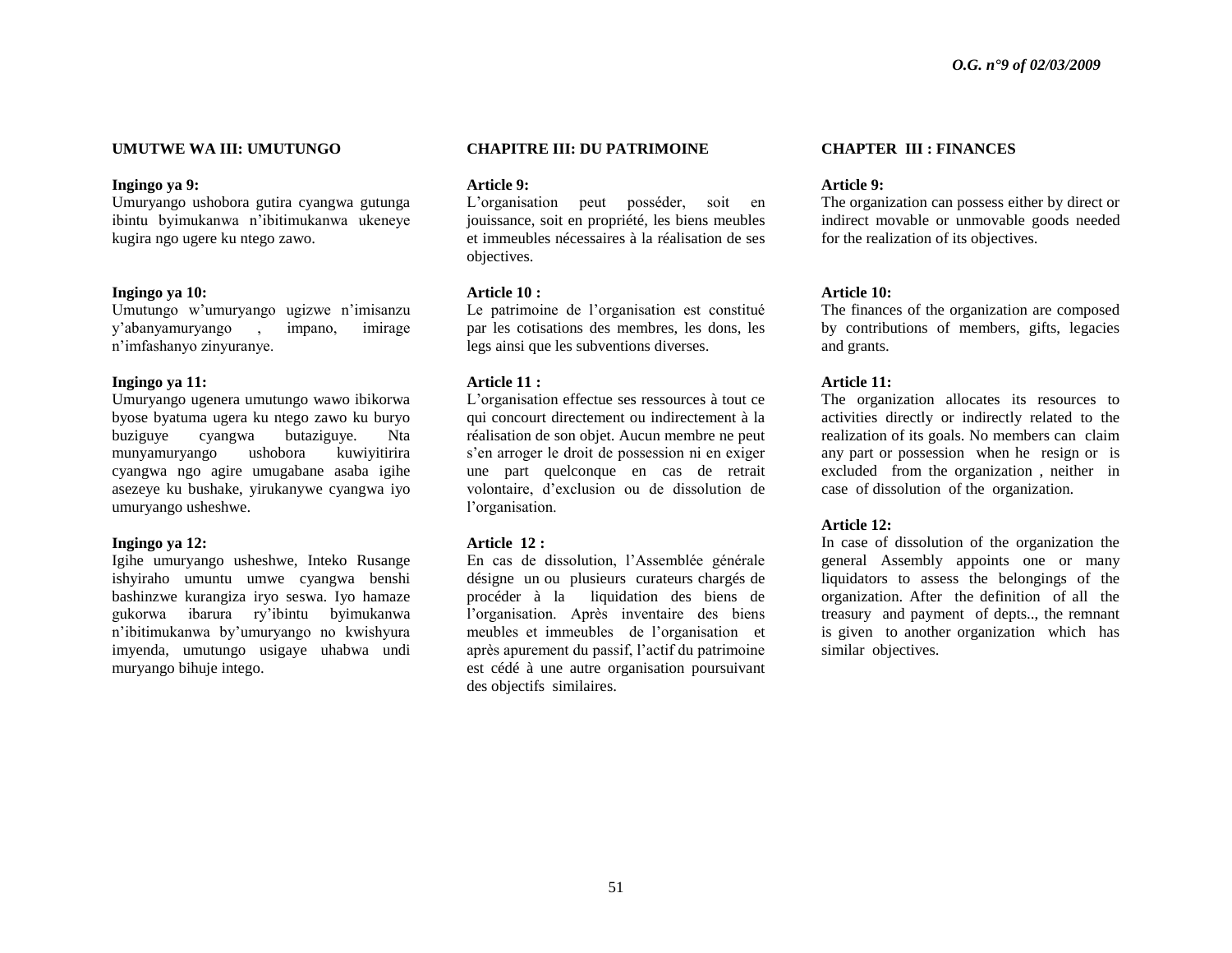## UMUTWE WA III: UMUTUNGO

**Ingingo ya 9:**
Umuryango ushobora gutira cyangwa gutunga ibintu byimukanwa n'ibitimukanwa ukeneye kugira ngo ugere ku ntego zawo.

**Ingingo ya 10:**
Umutungo w'umuryango ugizwe n'imisanzu y'abanyamuryango , impano, imirage n'imfashanyo zinyuranye.

**Ingingo ya 11:**
Umuryango ugenera umutungo wawo ibikorwa byose byatuma ugera ku ntego zawo ku buryo buziguye cyangwa butaziguye. Nta munyamuryango ushobora kuwiyitirira cyangwa ngo agire umugabane asaba igihe asezeye ku bushake, yirukanywe cyangwa iyo umuryango usheshwe.

**Ingingo ya 12:**
Igihe umuryango usheshwe, Inteko Rusange ishyiraho umuntu umwe cyangwa benshi bashinzwe kurangiza iryo seswa. Iyo hamaze gukorwa ibarura ry'ibintu byimukanwa n'ibitimukanwa by'umuryango no kwishyura imyenda, umutungo usigaye uhabwa undi muryango bihuje intego.

## CHAPITRE III: DU PATRIMOINE

**Article 9:**
L'organisation peut posséder, soit en jouissance, soit en propriété, les biens meubles et immeubles nécessaires à la réalisation de ses objectives.

**Article 10 :**
Le patrimoine de l'organisation est constitué par les cotisations des membres, les dons, les legs ainsi que les subventions diverses.

**Article 11 :**
L'organisation effectue ses ressources à tout ce qui concourt directement ou indirectement à la réalisation de son objet. Aucun membre ne peut s'en arroger le droit de possession ni en exiger une part quelconque en cas de retrait volontaire, d'exclusion ou de dissolution de l'organisation.

**Article 12 :**
En cas de dissolution, l'Assemblée générale désigne un ou plusieurs curateurs chargés de procéder à la liquidation des biens de l'organisation. Après inventaire des biens meubles et immeubles de l'organisation et après apurement du passif, l'actif du patrimoine est cédé à une autre organisation poursuivant des objectifs similaires.

## CHAPTER III : FINANCES

**Article 9:**
The organization can possess either by direct or indirect movable or unmovable goods needed for the realization of its objectives.

**Article 10:**
The finances of the organization are composed by contributions of members, gifts, legacies and grants.

**Article 11:**
The organization allocates its resources to activities directly or indirectly related to the realization of its goals. No members can claim any part or possession when he resign or is excluded from the organization , neither in case of dissolution of the organization.

**Article 12:**
In case of dissolution of the organization the general Assembly appoints one or many liquidators to assess the belongings of the organization. After the definition of all the treasury and payment of depts.., the remnant is given to another organization which has similar objectives.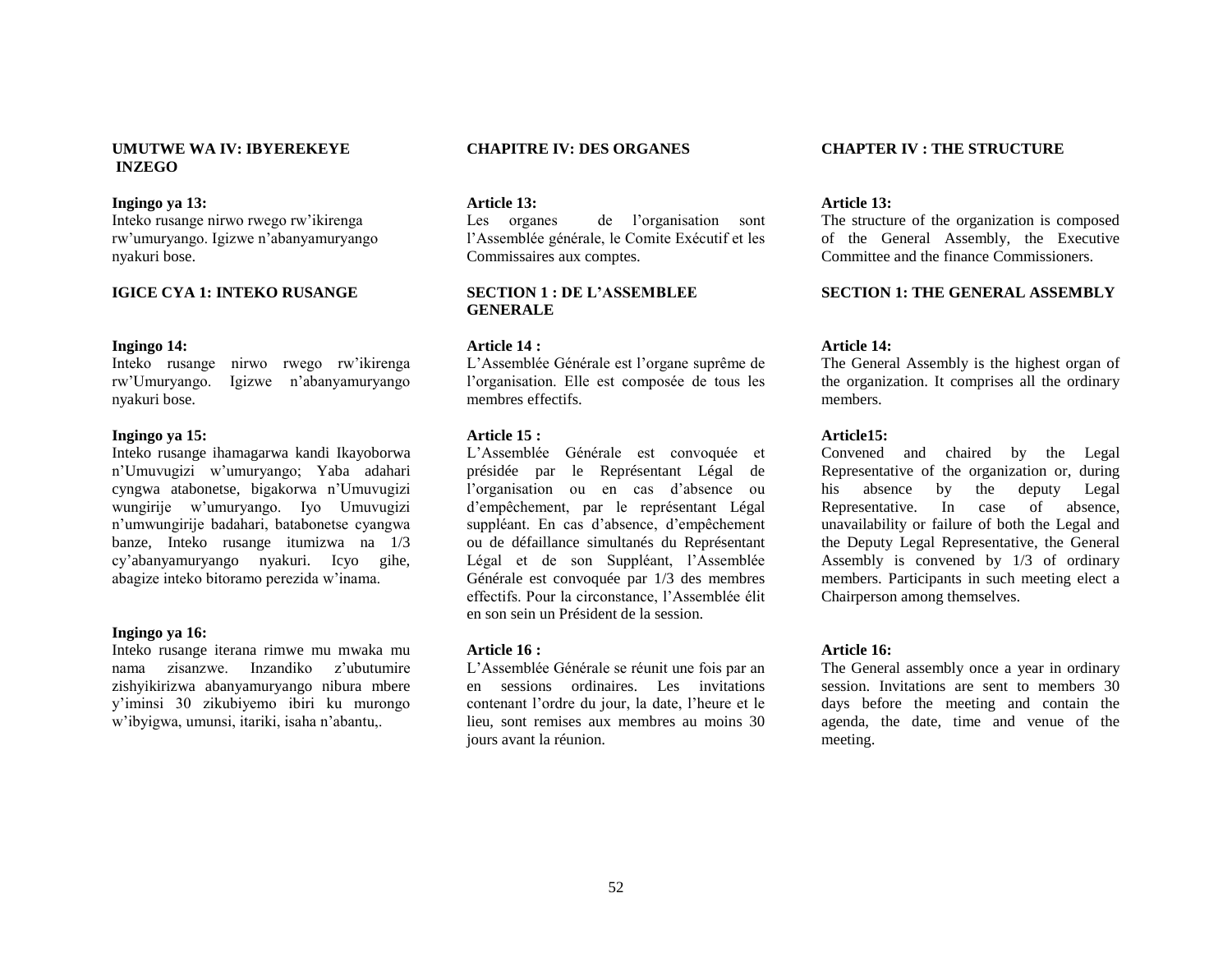**UMUTWE WA IV: IBYEREKEYE INZEGO**

**Ingingo ya 13:**
Inteko rusange nirwo rwego rw'ikirenga rw'umuryango. Igizwe n'abanyamuryango nyakuri bose.

**IGICE CYA 1: INTEKO RUSANGE**

**Ingingo 14:**
Inteko rusange nirwo rwego rw'ikirenga rw'Umuryango. Igizwe n'abanyamuryango nyakuri bose.

**Ingingo ya 15:**
Inteko rusange ihamagarwa kandi Ikayoborwa n'Umuvugizi w'umuryango; Yaba adahari cyngwa atabonetse, bigakorwa n'Umuvugizi wungirije w'umuryango. Iyo Umuvugizi n'umwungirije badahari, batabonetse cyangwa banze, Inteko rusange itumizwa na 1/3 cy'abanyamuryango nyakuri. Icyo gihe, abagize inteko bitoramo perezida w'inama.

**Ingingo ya 16:**
Inteko rusange iterana rimwe mu mwaka mu nama zisanzwe. Inzandiko z'ubutumire zishyikirizwa abanyamuryango nibura mbere y'iminsi 30 zikubiyemo ibiri ku murongo w'ibyigwa, umunsi, itariki, isaha n'abantu,.

**CHAPITRE IV: DES ORGANES**

**Article 13:**
Les organes de l'organisation sont l'Assemblée générale, le Comite Exécutif et les Commissaires aux comptes.

**SECTION 1 : DE L'ASSEMBLEE GENERALE**

**Article 14 :**
L'Assemblée Générale est l'organe suprême de l'organisation. Elle est composée de tous les membres effectifs.

**Article 15 :**
L'Assemblée Générale est convoquée et présidée par le Représentant Légal de l'organisation ou en cas d'absence ou d'empêchement, par le représentant Légal suppléant. En cas d'absence, d'empêchement ou de défaillance simultanés du Représentant Légal et de son Suppléant, l'Assemblée Générale est convoquée par 1/3 des membres effectifs. Pour la circonstance, l'Assemblée élit en son sein un Président de la session.

**Article 16 :**
L'Assemblée Générale se réunit une fois par an en sessions ordinaires. Les invitations contenant l'ordre du jour, la date, l'heure et le lieu, sont remises aux membres au moins 30 jours avant la réunion.

**CHAPTER IV : THE STRUCTURE**

**Article 13:**
The structure of the organization is composed of the General Assembly, the Executive Committee and the finance Commissioners.

**SECTION 1: THE GENERAL ASSEMBLY**

**Article 14:**
The General Assembly is the highest organ of the organization. It comprises all the ordinary members.

**Article15:**
Convened and chaired by the Legal Representative of the organization or, during his absence by the deputy Legal Representative. In case of absence, unavailability or failure of both the Legal and the Deputy Legal Representative, the General Assembly is convened by 1/3 of ordinary members. Participants in such meeting elect a Chairperson among themselves.

**Article 16:**
The General assembly once a year in ordinary session. Invitations are sent to members 30 days before the meeting and contain the agenda, the date, time and venue of the meeting.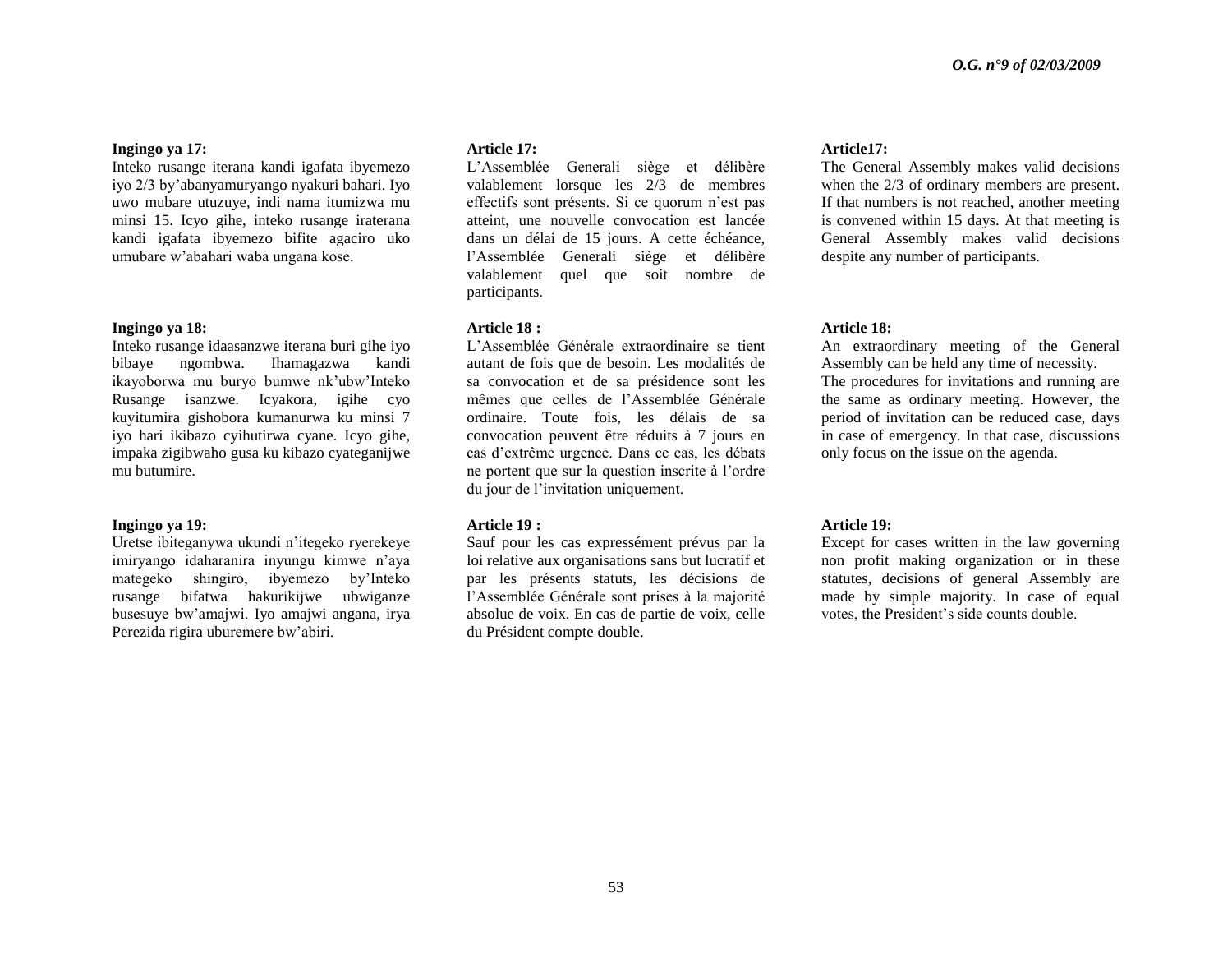**Ingingo ya 17:**

Inteko rusange iterana kandi igafata ibyemezo iyo 2/3 by'abanyamuryango nyakuri bahari. Iyo uwo mubare utuzuye, indi nama itumizwa mu minsi 15. Icyo gihe, inteko rusange iraterana kandi igafata ibyemezo bifite agaciro uko umubare w'abahari waba ungana kose.

**Ingingo ya 18:**

Inteko rusange idaasanzwe iterana buri gihe iyo bibaye ngombwa. Ihamagazwa kandi ikayoborwa mu buryo bumwe nk'ubw'Inteko Rusange isanzwe. Icyakora, igihe cyo kuyitumira gishobora kumanurwa ku minsi 7 iyo hari ikibazo cyihutirwa cyane. Icyo gihe, impaka zigibwaho gusa ku kibazo cyateganijwe mu butumire.

**Ingingo ya 19:**

Uretse ibiteganywa ukundi n'itegeko ryerekeye imiryango idaharanira inyungu kimwe n'aya mategeko shingiro, ibyemezo by'Inteko rusange bifatwa hakurikijwe ubwiganze busesuye bw'amajwi. Iyo amajwi angana, irya Perezida rigira uburemere bw'abiri.

**Article 17:**

L'Assemblée Generali siège et délibère valablement lorsque les 2/3 de membres effectifs sont présents. Si ce quorum n'est pas atteint, une nouvelle convocation est lancée dans un délai de 15 jours. A cette échéance, l'Assemblée Generali siège et délibère valablement quel que soit nombre de participants.

**Article 18 :**

L'Assemblée Générale extraordinaire se tient autant de fois que de besoin. Les modalités de sa convocation et de sa présidence sont les mêmes que celles de l'Assemblée Générale ordinaire. Toute fois, les délais de sa convocation peuvent être réduits à 7 jours en cas d'extrême urgence. Dans ce cas, les débats ne portent que sur la question inscrite à l'ordre du jour de l'invitation uniquement.

**Article 19 :**

Sauf pour les cas expressément prévus par la loi relative aux organisations sans but lucratif et par les présents statuts, les décisions de l'Assemblée Générale sont prises à la majorité absolue de voix. En cas de partie de voix, celle du Président compte double.

**Article17:**

The General Assembly makes valid decisions when the 2/3 of ordinary members are present. If that numbers is not reached, another meeting is convened within 15 days. At that meeting is General Assembly makes valid decisions despite any number of participants.

**Article 18:**

An extraordinary meeting of the General Assembly can be held any time of necessity.
The procedures for invitations and running are the same as ordinary meeting. However, the period of invitation can be reduced case, days in case of emergency. In that case, discussions only focus on the issue on the agenda.

**Article 19:**

Except for cases written in the law governing non profit making organization or in these statutes, decisions of general Assembly are made by simple majority. In case of equal votes, the President's side counts double.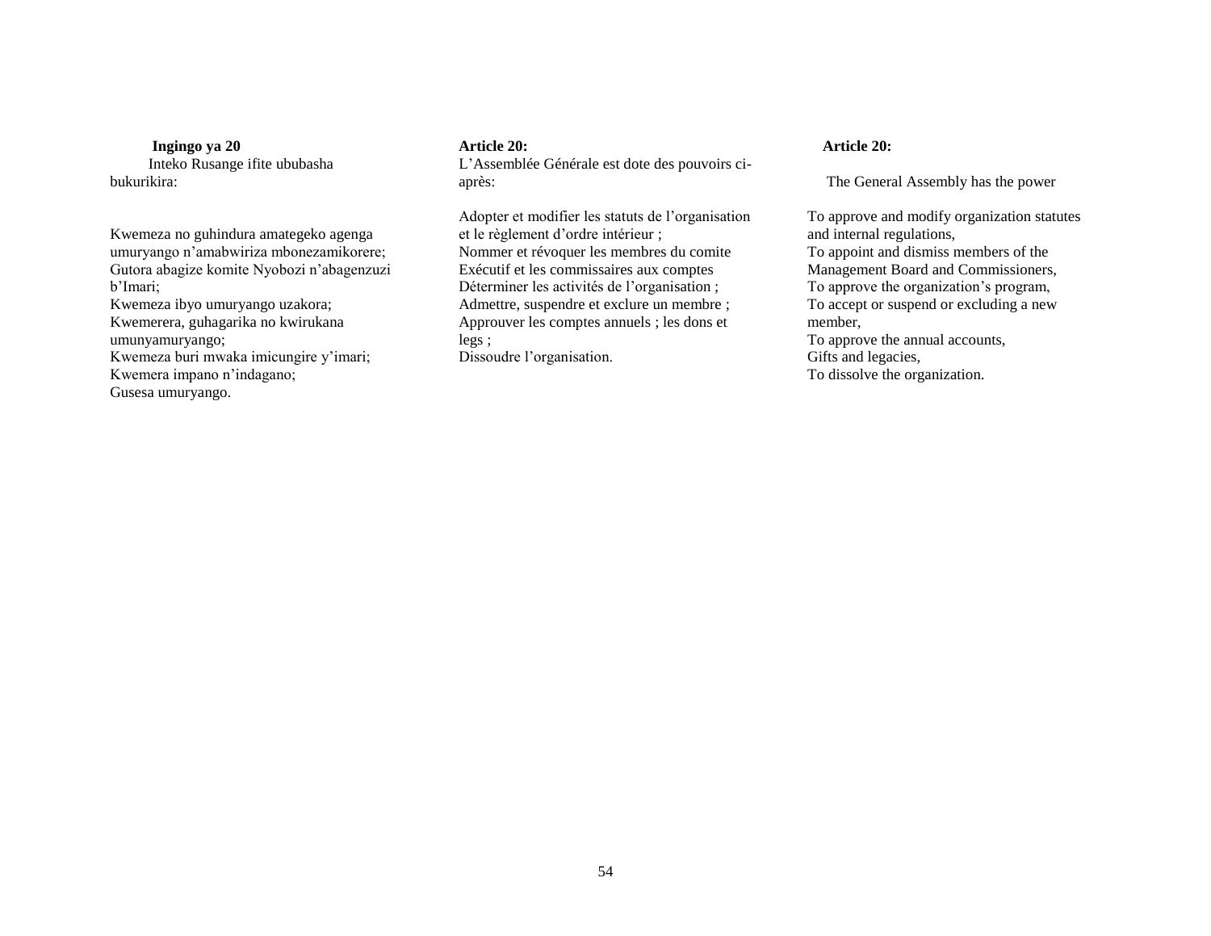**Ingingo ya 20**

Inteko Rusange ifite ububasha bukurikira:

Kwemeza no guhindura amategeko agenga umuryango n'amabwiriza mbonezamikorere;
Gutora abagize komite Nyobozi n'abagenzuzi b'Imari;
Kwemeza ibyo umuryango uzakora;
Kwemerera, guhagarika no kwirukana umunyamuryango;
Kwemeza buri mwaka imicungire y'imari;
Kwemera impano n'indagano;
Gusesa umuryango.

**Article 20:**

L'Assemblée Générale est dote des pouvoirs ci-après:

Adopter et modifier les statuts de l'organisation et le règlement d'ordre intérieur ;
Nommer et révoquer les membres du comite Exécutif et les commissaires aux comptes
Déterminer les activités de l'organisation ;
Admettre, suspendre et exclure un membre ;
Approuver les comptes annuels ; les dons et legs ;
Dissoudre l'organisation.

**Article 20:**

The General Assembly has the power

To approve and modify organization statutes and internal regulations,
To appoint and dismiss members of the Management Board and Commissioners,
To approve the organization's program,
To accept or suspend or excluding a new member,
To approve the annual accounts,
Gifts and legacies,
To dissolve the organization.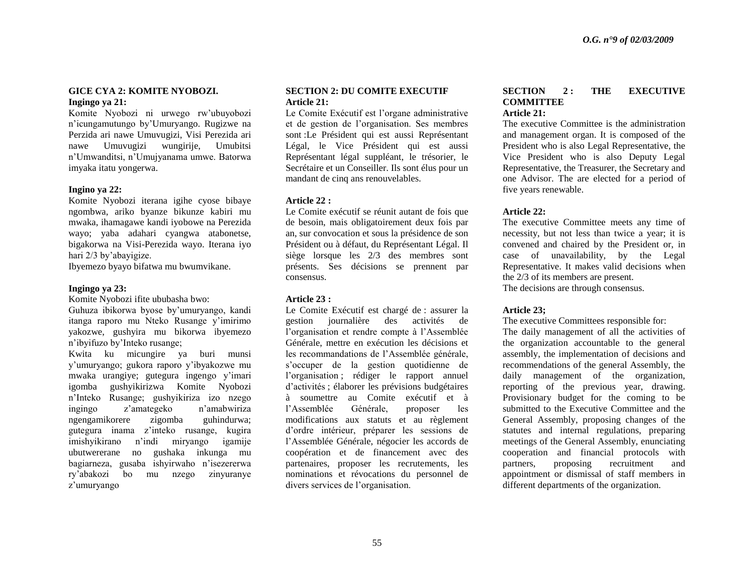**GICE CYA 2: KOMITE NYOBOZI.**

**Ingingo ya 21:**

Komite Nyobozi ni urwego rw'ubuyobozi n'icungamutungo by'Umuryango. Rugizwe na Perzida ari nawe Umuvugizi, Visi Perezida ari nawe Umuvugizi wungirije, Umubitsi n'Umwanditsi, n'Umujyanama umwe. Batorwa imyaka itatu yongerwa.

**Ingino ya 22:**

Komite Nyobozi iterana igihe cyose bibaye ngombwa, ariko byanze bikunze kabiri mu mwaka, ihamagawe kandi iyobowe na Perezida wayo; yaba adahari cyangwa atabonetse, bigakorwa na Visi-Perezida wayo. Iterana iyo hari 2/3 by'abayigize.

Ibyemezo byayo bifatwa mu bwumvikane.

**Ingingo ya 23:**

Komite Nyobozi ifite ububasha bwo:

Guhuza ibikorwa byose by'umuryango, kandi itanga raporo mu Nteko Rusange y'imirimo yakozwe, gushyira mu bikorwa ibyemezo n'ibyifuzo by'Inteko rusange;

Kwita ku micungire ya buri munsi y'umuryango; gukora raporo y'ibyakozwe mu mwaka urangiye; gutegura ingengo y'imari igomba gushyikirizwa Komite Nyobozi n'Inteko Rusange; gushyikiriza izo nzego ingingo z'amategeko n'amabwiriza ngengamikorere zigomba guhindurwa; gutegura inama z'inteko rusange, kugira imishyikirano n'indi miryango igamije ubutwererane no gushaka inkunga mu bagiarneza, gusaba ishyirwaho n'isezererwa ry'abakozi bo mu nzego zinyuranye z'umuryango

**SECTION 2: DU COMITE EXECUTIF**

**Article 21:**

Le Comite Exécutif est l'organe administrative et de gestion de l'organisation. Ses membres sont :Le Président qui est aussi Représentant Légal, le Vice Président qui est aussi Représentant légal suppléant, le trésorier, le Secrétaire et un Conseiller. Ils sont élus pour un mandant de cinq ans renouvelables.

**Article 22 :**

Le Comite exécutif se réunit autant de fois que de besoin, mais obligatoirement deux fois par an, sur convocation et sous la présidence de son Président ou à défaut, du Représentant Légal. Il siège lorsque les 2/3 des membres sont présents. Ses décisions se prennent par consensus.

**Article 23 :**

Le Comite Exécutif est chargé de : assurer la gestion journalière des activités de l'organisation et rendre compte à l'Assemblée Générale, mettre en exécution les décisions et les recommandations de l'Assemblée générale, s'occuper de la gestion quotidienne de l'organisation ; rédiger le rapport annuel d'activités ; élaborer les prévisions budgétaires à soumettre au Comite exécutif et à l'Assemblée Générale, proposer les modifications aux statuts et au règlement d'ordre intérieur, préparer les sessions de l'Assemblée Générale, négocier les accords de coopération et de financement avec des partenaires, proposer les recrutements, les nominations et révocations du personnel de divers services de l'organisation.

**SECTION 2 : THE EXECUTIVE COMMITTEE**

**Article 21:**

The executive Committee is the administration and management organ. It is composed of the President who is also Legal Representative, the Vice President who is also Deputy Legal Representative, the Treasurer, the Secretary and one Advisor. The are elected for a period of five years renewable.

**Article 22:**

The executive Committee meets any time of necessity, but not less than twice a year; it is convened and chaired by the President or, in case of unavailability, by the Legal Representative. It makes valid decisions when the 2/3 of its members are present.

The decisions are through consensus.

**Article 23;**

The executive Committees responsible for:

The daily management of all the activities of the organization accountable to the general assembly, the implementation of decisions and recommendations of the general Assembly, the daily management of the organization, reporting of the previous year, drawing. Provisionary budget for the coming to be submitted to the Executive Committee and the General Assembly, proposing changes of the statutes and internal regulations, preparing meetings of the General Assembly, enunciating cooperation and financial protocols with partners, proposing recruitment and appointment or dismissal of staff members in different departments of the organization.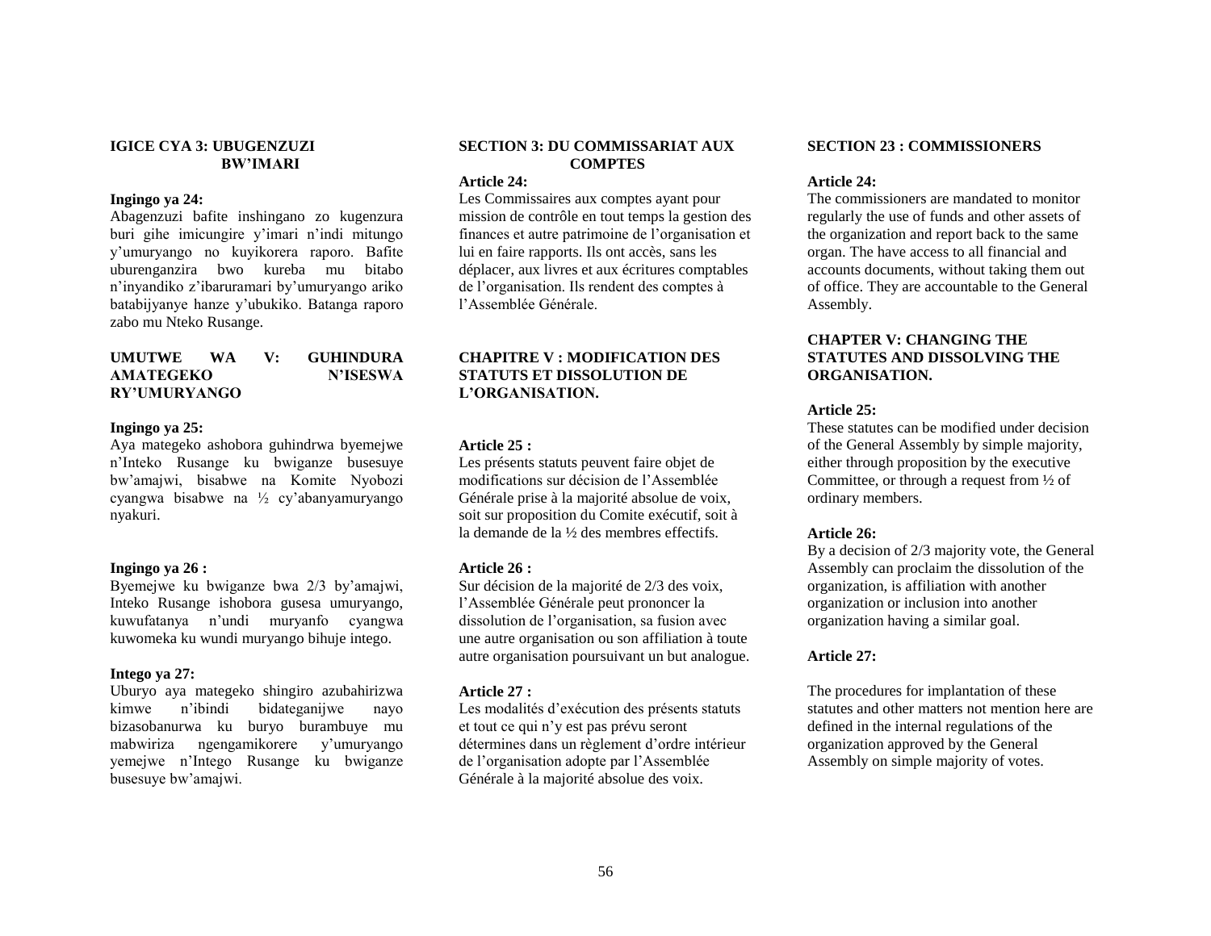**IGICE CYA 3: UBUGENZUZI BW'IMARI**

**Ingingo ya 24:**

Abagenzuzi bafite inshingano zo kugenzura buri gihe imicungire y'imari n'indi mitungo y'umuryango no kuyikorera raporo. Bafite uburenganzira bwo kureba mu bitabo n'inyandiko z'ibaruramari by'umuryango ariko batabijyanye hanze y'ubukiko. Batanga raporo zabo mu Nteko Rusange.

**UMUTWE WA V: GUHINDURA AMATEGEKO N'ISESWA RY'UMURYANGO**

**Ingingo ya 25:**

Aya mategeko ashobora guhindrwa byemejwe n'Inteko Rusange ku bwiganze busesuye bw'amajwi, bisabwe na Komite Nyobozi cyangwa bisabwe na ½ cy'abanyamuryango nyakuri.

**Ingingo ya 26 :**

Byemejwe ku bwiganze bwa 2/3 by'amajwi, Inteko Rusange ishobora gusesa umuryango, kuwufatanya n'undi muryanfo cyangwa kuwomeka ku wundi muryango bihuje intego.

**Intego ya 27:**

Uburyo aya mategeko shingiro azubahirizwa kimwe n'ibindi bidateganijwe nayo bizasobanurwa ku buryo burambuye mu mabwiriza ngengamikorere y'umuryango yemejwe n'Intego Rusange ku bwiganze busesuye bw'amajwi.

**SECTION 3: DU COMMISSARIAT AUX COMPTES**

**Article 24:**

Les Commissaires aux comptes ayant pour mission de contrôle en tout temps la gestion des finances et autre patrimoine de l'organisation et lui en faire rapports. Ils ont accès, sans les déplacer, aux livres et aux écritures comptables de l'organisation. Ils rendent des comptes à l'Assemblée Générale.

**CHAPITRE V : MODIFICATION DES STATUTS ET DISSOLUTION DE L'ORGANISATION.**

**Article 25 :**

Les présents statuts peuvent faire objet de modifications sur décision de l'Assemblée Générale prise à la majorité absolue de voix, soit sur proposition du Comite exécutif, soit à la demande de la ½ des membres effectifs.

**Article 26 :**

Sur décision de la majorité de 2/3 des voix, l'Assemblée Générale peut prononcer la dissolution de l'organisation, sa fusion avec une autre organisation ou son affiliation à toute autre organisation poursuivant un but analogue.

**Article 27 :**

Les modalités d'exécution des présents statuts et tout ce qui n'y est pas prévu seront détermines dans un règlement d'ordre intérieur de l'organisation adopte par l'Assemblée Générale à la majorité absolue des voix.

**SECTION 23 : COMMISSIONERS**

**Article 24:**

The commissioners are mandated to monitor regularly the use of funds and other assets of the organization and report back to the same organ. The have access to all financial and accounts documents, without taking them out of office. They are accountable to the General Assembly.

**CHAPTER V: CHANGING THE STATUTES AND DISSOLVING THE ORGANISATION.**

**Article 25:**

These statutes can be modified under decision of the General Assembly by simple majority, either through proposition by the executive Committee, or through a request from ½ of ordinary members.

**Article 26:**

By a decision of 2/3 majority vote, the General Assembly can proclaim the dissolution of the organization, is affiliation with another organization or inclusion into another organization having a similar goal.

**Article 27:**

The procedures for implantation of these statutes and other matters not mention here are defined in the internal regulations of the organization approved by the General Assembly on simple majority of votes.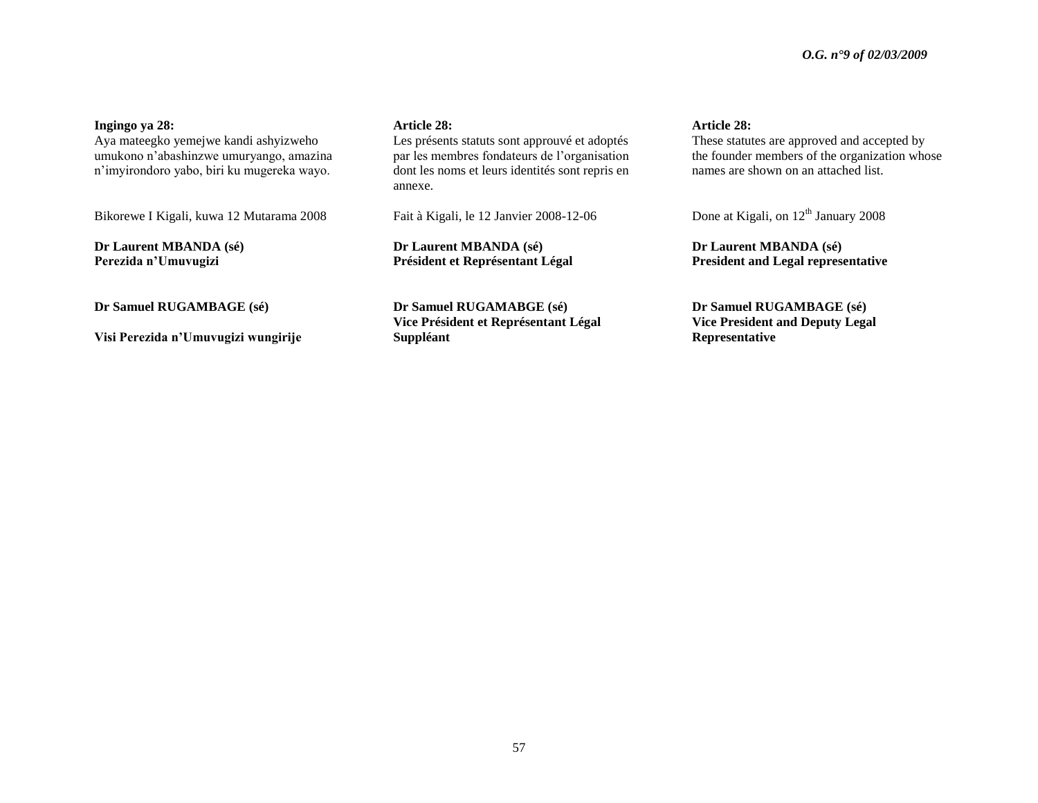**Ingingo ya 28:**
Aya mateegko yemejwe kandi ashyizweho umukono n'abashinzwe umuryango, amazina n'imyirondoro yabo, biri ku mugereka wayo.

Bikorewe I Kigali, kuwa 12 Mutarama 2008

**Dr Laurent MBANDA (sé)**
**Perezida n'Umuvugizi**

**Dr Samuel RUGAMBAGE (sé)**

**Visi Perezida n'Umuvugizi wungirije**

**Article 28:**
Les présents statuts sont approuvé et adoptés par les membres fondateurs de l'organisation dont les noms et leurs identités sont repris en annexe.

Fait à Kigali, le 12 Janvier 2008-12-06

**Dr Laurent MBANDA (sé)**
**Président et Représentant Légal**

**Dr Samuel RUGAMABGE (sé)**
**Vice Président et Représentant Légal Suppléant**

**Article 28:**
These statutes are approved and accepted by the founder members of the organization whose names are shown on an attached list.

Done at Kigali, on 12th January 2008

**Dr Laurent MBANDA (sé)**
**President and Legal representative**

**Dr Samuel RUGAMBAGE (sé)**
**Vice President and Deputy Legal Representative**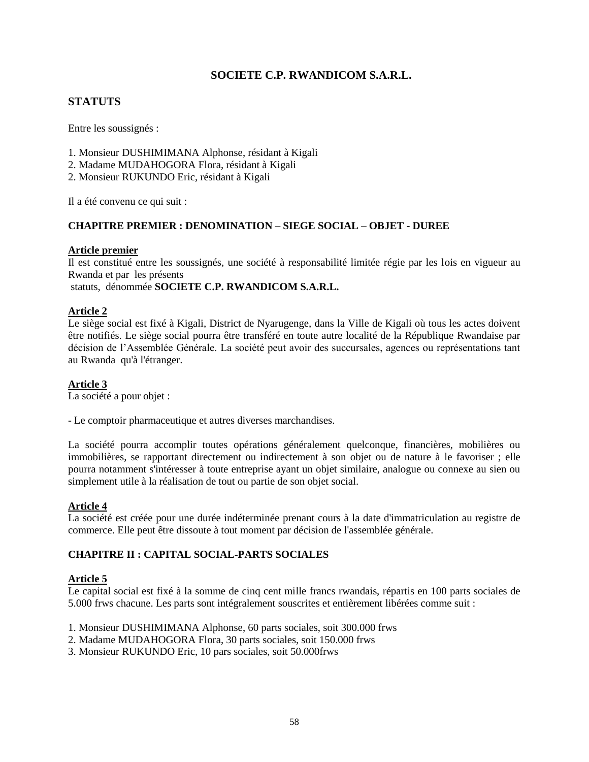# SOCIETE C.P. RWANDICOM S.A.R.L.

## STATUTS

Entre les soussignés :

1. Monsieur DUSHIMIMANA Alphonse, résidant à Kigali
2. Madame MUDAHOGORA Flora, résidant à Kigali
2. Monsieur RUKUNDO Eric, résidant à Kigali

Il a été convenu ce qui suit :

### CHAPITRE PREMIER : DENOMINATION – SIEGE SOCIAL – OBJET - DUREE

**Article premier**

Il est constitué entre les soussignés, une société à responsabilité limitée régie par les lois en vigueur au Rwanda et par les présents statuts, dénommée **SOCIETE C.P. RWANDICOM S.A.R.L.**

**Article 2**

Le siège social est fixé à Kigali, District de Nyarugenge, dans la Ville de Kigali où tous les actes doivent être notifiés. Le siège social pourra être transféré en toute autre localité de la République Rwandaise par décision de l'Assemblée Générale. La société peut avoir des succursales, agences ou représentations tant au Rwanda qu'à l'étranger.

**Article 3**

La société a pour objet :

- Le comptoir pharmaceutique et autres diverses marchandises.

La société pourra accomplir toutes opérations généralement quelconque, financières, mobilières ou immobilières, se rapportant directement ou indirectement à son objet ou de nature à le favoriser ; elle pourra notamment s'intéresser à toute entreprise ayant un objet similaire, analogue ou connexe au sien ou simplement utile à la réalisation de tout ou partie de son objet social.

**Article 4**

La société est créée pour une durée indéterminée prenant cours à la date d'immatriculation au registre de commerce. Elle peut être dissoute à tout moment par décision de l'assemblée générale.

### CHAPITRE II : CAPITAL SOCIAL-PARTS SOCIALES

**Article 5**

Le capital social est fixé à la somme de cinq cent mille francs rwandais, répartis en 100 parts sociales de 5.000 frws chacune. Les parts sont intégralement souscrites et entièrement libérées comme suit :

1. Monsieur DUSHIMIMANA Alphonse, 60 parts sociales, soit 300.000 frws
2. Madame MUDAHOGORA Flora, 30 parts sociales, soit 150.000 frws
3. Monsieur RUKUNDO Eric, 10 pars sociales, soit 50.000frws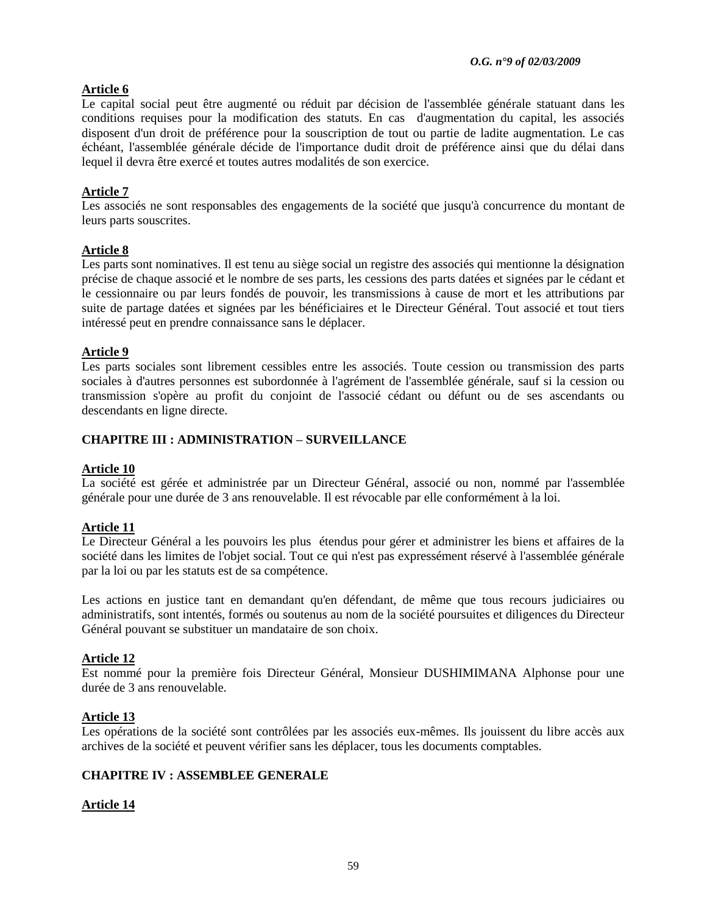**Article 6**

Le capital social peut être augmenté ou réduit par décision de l'assemblée générale statuant dans les conditions requises pour la modification des statuts. En cas d'augmentation du capital, les associés disposent d'un droit de préférence pour la souscription de tout ou partie de ladite augmentation. Le cas échéant, l'assemblée générale décide de l'importance dudit droit de préférence ainsi que du délai dans lequel il devra être exercé et toutes autres modalités de son exercice.

**Article 7**

Les associés ne sont responsables des engagements de la société que jusqu'à concurrence du montant de leurs parts souscrites.

**Article 8**

Les parts sont nominatives. Il est tenu au siège social un registre des associés qui mentionne la désignation précise de chaque associé et le nombre de ses parts, les cessions des parts datées et signées par le cédant et le cessionnaire ou par leurs fondés de pouvoir, les transmissions à cause de mort et les attributions par suite de partage datées et signées par les bénéficiaires et le Directeur Général. Tout associé et tout tiers intéressé peut en prendre connaissance sans le déplacer.

**Article 9**

Les parts sociales sont librement cessibles entre les associés. Toute cession ou transmission des parts sociales à d'autres personnes est subordonnée à l'agrément de l'assemblée générale, sauf si la cession ou transmission s'opère au profit du conjoint de l'associé cédant ou défunt ou de ses ascendants ou descendants en ligne directe.

## CHAPITRE III : ADMINISTRATION – SURVEILLANCE

**Article 10**

La société est gérée et administrée par un Directeur Général, associé ou non, nommé par l'assemblée générale pour une durée de 3 ans renouvelable. Il est révocable par elle conformément à la loi.

**Article 11**

Le Directeur Général a les pouvoirs les plus étendus pour gérer et administrer les biens et affaires de la société dans les limites de l'objet social. Tout ce qui n'est pas expressément réservé à l'assemblée générale par la loi ou par les statuts est de sa compétence.

Les actions en justice tant en demandant qu'en défendant, de même que tous recours judiciaires ou administratifs, sont intentés, formés ou soutenus au nom de la société poursuites et diligences du Directeur Général pouvant se substituer un mandataire de son choix.

**Article 12**

Est nommé pour la première fois Directeur Général, Monsieur DUSHIMIMANA Alphonse pour une durée de 3 ans renouvelable.

**Article 13**

Les opérations de la société sont contrôlées par les associés eux-mêmes. Ils jouissent du libre accès aux archives de la société et peuvent vérifier sans les déplacer, tous les documents comptables.

## CHAPITRE IV : ASSEMBLEE GENERALE

**Article 14**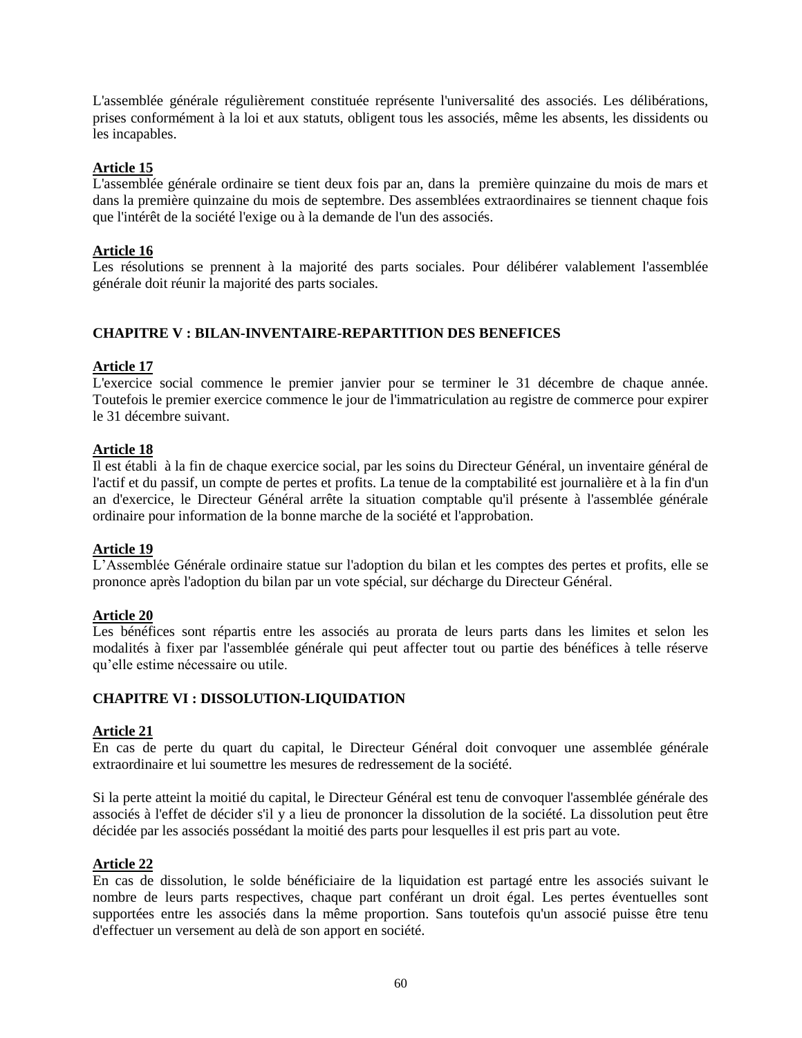L'assemblée générale régulièrement constituée représente l'universalité des associés. Les délibérations, prises conformément à la loi et aux statuts, obligent tous les associés, même les absents, les dissidents ou les incapables.

**Article 15**

L'assemblée générale ordinaire se tient deux fois par an, dans la première quinzaine du mois de mars et dans la première quinzaine du mois de septembre. Des assemblées extraordinaires se tiennent chaque fois que l'intérêt de la société l'exige ou à la demande de l'un des associés.

**Article 16**

Les résolutions se prennent à la majorité des parts sociales. Pour délibérer valablement l'assemblée générale doit réunir la majorité des parts sociales.

## CHAPITRE V : BILAN-INVENTAIRE-REPARTITION DES BENEFICES

**Article 17**

L'exercice social commence le premier janvier pour se terminer le 31 décembre de chaque année. Toutefois le premier exercice commence le jour de l'immatriculation au registre de commerce pour expirer le 31 décembre suivant.

**Article 18**

Il est établi à la fin de chaque exercice social, par les soins du Directeur Général, un inventaire général de l'actif et du passif, un compte de pertes et profits. La tenue de la comptabilité est journalière et à la fin d'un an d'exercice, le Directeur Général arrête la situation comptable qu'il présente à l'assemblée générale ordinaire pour information de la bonne marche de la société et l'approbation.

**Article 19**

L'Assemblée Générale ordinaire statue sur l'adoption du bilan et les comptes des pertes et profits, elle se prononce après l'adoption du bilan par un vote spécial, sur décharge du Directeur Général.

**Article 20**

Les bénéfices sont répartis entre les associés au prorata de leurs parts dans les limites et selon les modalités à fixer par l'assemblée générale qui peut affecter tout ou partie des bénéfices à telle réserve qu'elle estime nécessaire ou utile.

## CHAPITRE VI : DISSOLUTION-LIQUIDATION

**Article 21**

En cas de perte du quart du capital, le Directeur Général doit convoquer une assemblée générale extraordinaire et lui soumettre les mesures de redressement de la société.

Si la perte atteint la moitié du capital, le Directeur Général est tenu de convoquer l'assemblée générale des associés à l'effet de décider s'il y a lieu de prononcer la dissolution de la société. La dissolution peut être décidée par les associés possédant la moitié des parts pour lesquelles il est pris part au vote.

**Article 22**

En cas de dissolution, le solde bénéficiaire de la liquidation est partagé entre les associés suivant le nombre de leurs parts respectives, chaque part conférant un droit égal. Les pertes éventuelles sont supportées entre les associés dans la même proportion. Sans toutefois qu'un associé puisse être tenu d'effectuer un versement au delà de son apport en société.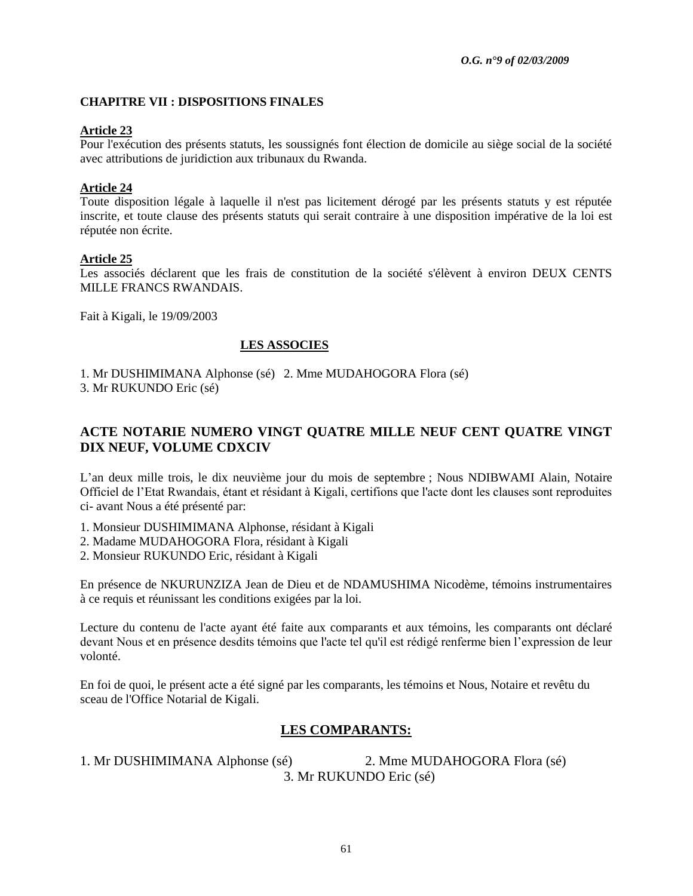**CHAPITRE VII : DISPOSITIONS FINALES**

**Article 23**

Pour l'exécution des présents statuts, les soussignés font élection de domicile au siège social de la société avec attributions de juridiction aux tribunaux du Rwanda.

**Article 24**

Toute disposition légale à laquelle il n'est pas licitement dérogé par les présents statuts y est réputée inscrite, et toute clause des présents statuts qui serait contraire à une disposition impérative de la loi est réputée non écrite.

**Article 25**

Les associés déclarent que les frais de constitution de la société s'élèvent à environ DEUX CENTS MILLE FRANCS RWANDAIS.

Fait à Kigali, le 19/09/2003

**LES ASSOCIES**

1. Mr DUSHIMIMANA Alphonse (sé) 2. Mme MUDAHOGORA Flora (sé)
3. Mr RUKUNDO Eric (sé)

## ACTE NOTARIE NUMERO VINGT QUATRE MILLE NEUF CENT QUATRE VINGT DIX NEUF, VOLUME CDXCIV

L'an deux mille trois, le dix neuvième jour du mois de septembre ; Nous NDIBWAMI Alain, Notaire Officiel de l'Etat Rwandais, étant et résidant à Kigali, certifions que l'acte dont les clauses sont reproduites ci- avant Nous a été présenté par:

1. Monsieur DUSHIMIMANA Alphonse, résidant à Kigali
2. Madame MUDAHOGORA Flora, résidant à Kigali
2. Monsieur RUKUNDO Eric, résidant à Kigali

En présence de NKURUNZIZA Jean de Dieu et de NDAMUSHIMA Nicodème, témoins instrumentaires à ce requis et réunissant les conditions exigées par la loi.

Lecture du contenu de l'acte ayant été faite aux comparants et aux témoins, les comparants ont déclaré devant Nous et en présence desdits témoins que l'acte tel qu'il est rédigé renferme bien l'expression de leur volonté.

En foi de quoi, le présent acte a été signé par les comparants, les témoins et Nous, Notaire et revêtu du sceau de l'Office Notarial de Kigali.

**LES COMPARANTS:**

1. Mr DUSHIMIMANA Alphonse (sé) 2. Mme MUDAHOGORA Flora (sé)
3. Mr RUKUNDO Eric (sé)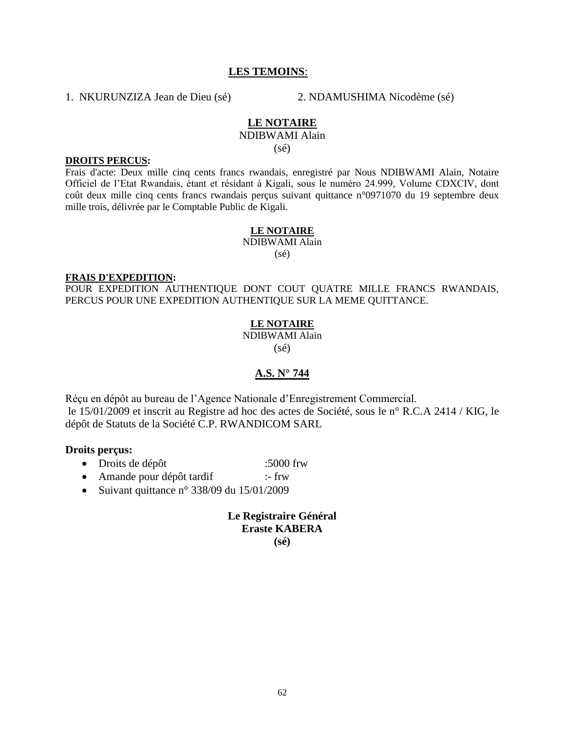**LES TEMOINS**:

1. NKURUNZIZA Jean de Dieu (sé)  2. NDAMUSHIMA Nicodème (sé)

**LE NOTAIRE**
NDIBWAMI Alain
(sé)

**DROITS PERCUS:**
Frais d'acte: Deux mille cinq cents francs rwandais, enregistré par Nous NDIBWAMI Alain, Notaire Officiel de l'Etat Rwandais, étant et résidant à Kigali, sous le numéro 24.999, Volume CDXCIV, dont coût deux mille cinq cents francs rwandais perçus suivant quittance n°0971070 du 19 septembre deux mille trois, délivrée par le Comptable Public de Kigali.

**LE NOTAIRE**
NDIBWAMI Alain
(sé)

**FRAIS D'EXPEDITION:**
POUR EXPEDITION AUTHENTIQUE DONT COUT QUATRE MILLE FRANCS RWANDAIS, PERCUS POUR UNE EXPEDITION AUTHENTIQUE SUR LA MEME QUITTANCE.

**LE NOTAIRE**
NDIBWAMI Alain
(sé)

**A.S. N° 744**

Réçu en dépôt au bureau de l'Agence Nationale d'Enregistrement Commercial.
le 15/01/2009 et inscrit au Registre ad hoc des actes de Société, sous le n° R.C.A 2414 / KIG, le dépôt de Statuts de la Société C.P. RWANDICOM SARL

**Droits perçus:**

- Droits de dépôt :5000 frw
- Amande pour dépôt tardif :- frw
- Suivant quittance n° 338/09 du 15/01/2009

**Le Registraire Général**
**Eraste KABERA**
**(sé)**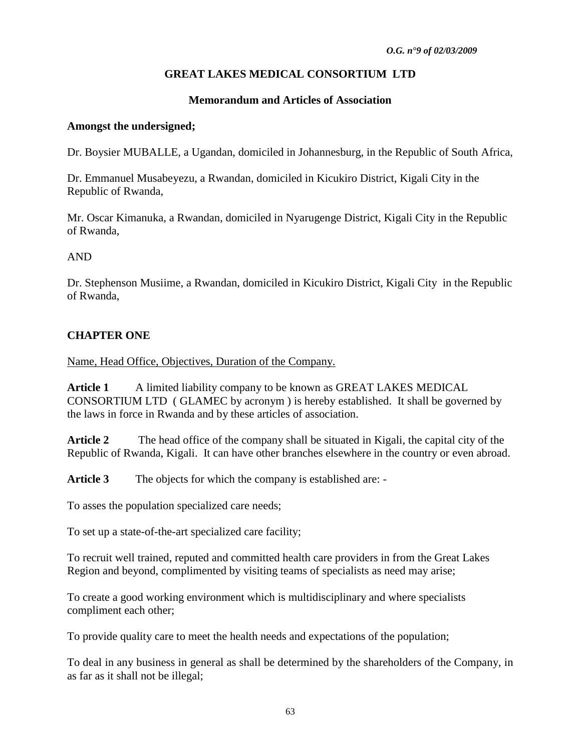## GREAT LAKES MEDICAL CONSORTIUM LTD

### Memorandum and Articles of Association

**Amongst the undersigned;**

Dr. Boysier MUBALLE, a Ugandan, domiciled in Johannesburg, in the Republic of South Africa,

Dr. Emmanuel Musabeyezu, a Rwandan, domiciled in Kicukiro District, Kigali City in the Republic of Rwanda,

Mr. Oscar Kimanuka, a Rwandan, domiciled in Nyarugenge District, Kigali City in the Republic of Rwanda,

AND

Dr. Stephenson Musiime, a Rwandan, domiciled in Kicukiro District, Kigali City in the Republic of Rwanda,

### CHAPTER ONE

Name, Head Office, Objectives, Duration of the Company.

**Article 1** A limited liability company to be known as GREAT LAKES MEDICAL CONSORTIUM LTD ( GLAMEC by acronym ) is hereby established. It shall be governed by the laws in force in Rwanda and by these articles of association.

**Article 2** The head office of the company shall be situated in Kigali, the capital city of the Republic of Rwanda, Kigali. It can have other branches elsewhere in the country or even abroad.

**Article 3** The objects for which the company is established are: -

To asses the population specialized care needs;

To set up a state-of-the-art specialized care facility;

To recruit well trained, reputed and committed health care providers in from the Great Lakes Region and beyond, complimented by visiting teams of specialists as need may arise;

To create a good working environment which is multidisciplinary and where specialists compliment each other;

To provide quality care to meet the health needs and expectations of the population;

To deal in any business in general as shall be determined by the shareholders of the Company, in as far as it shall not be illegal;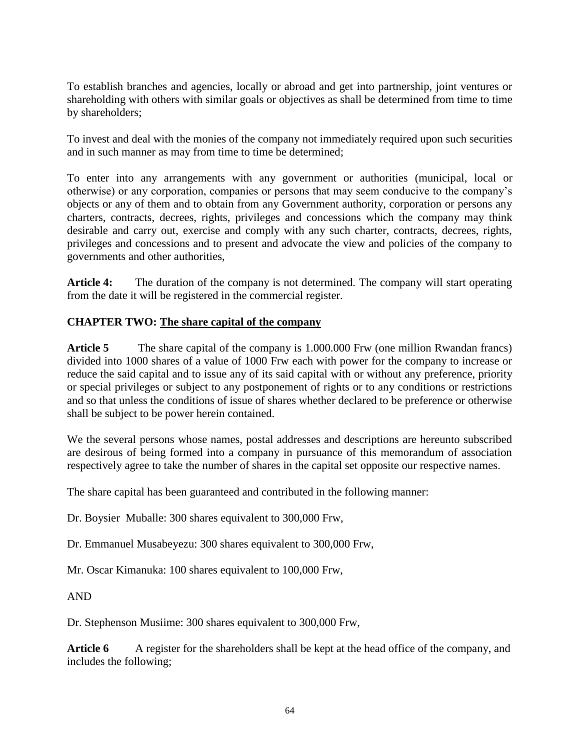To establish branches and agencies, locally or abroad and get into partnership, joint ventures or shareholding with others with similar goals or objectives as shall be determined from time to time by shareholders;

To invest and deal with the monies of the company not immediately required upon such securities and in such manner as may from time to time be determined;

To enter into any arrangements with any government or authorities (municipal, local or otherwise) or any corporation, companies or persons that may seem conducive to the company's objects or any of them and to obtain from any Government authority, corporation or persons any charters, contracts, decrees, rights, privileges and concessions which the company may think desirable and carry out, exercise and comply with any such charter, contracts, decrees, rights, privileges and concessions and to present and advocate the view and policies of the company to governments and other authorities,

**Article 4:** The duration of the company is not determined. The company will start operating from the date it will be registered in the commercial register.

## CHAPTER TWO: The share capital of the company

**Article 5** The share capital of the company is 1.000.000 Frw (one million Rwandan francs) divided into 1000 shares of a value of 1000 Frw each with power for the company to increase or reduce the said capital and to issue any of its said capital with or without any preference, priority or special privileges or subject to any postponement of rights or to any conditions or restrictions and so that unless the conditions of issue of shares whether declared to be preference or otherwise shall be subject to be power herein contained.

We the several persons whose names, postal addresses and descriptions are hereunto subscribed are desirous of being formed into a company in pursuance of this memorandum of association respectively agree to take the number of shares in the capital set opposite our respective names.

The share capital has been guaranteed and contributed in the following manner:

Dr. Boysier Muballe: 300 shares equivalent to 300,000 Frw,

Dr. Emmanuel Musabeyezu: 300 shares equivalent to 300,000 Frw,

Mr. Oscar Kimanuka: 100 shares equivalent to 100,000 Frw,

AND

Dr. Stephenson Musiime: 300 shares equivalent to 300,000 Frw,

**Article 6** A register for the shareholders shall be kept at the head office of the company, and includes the following;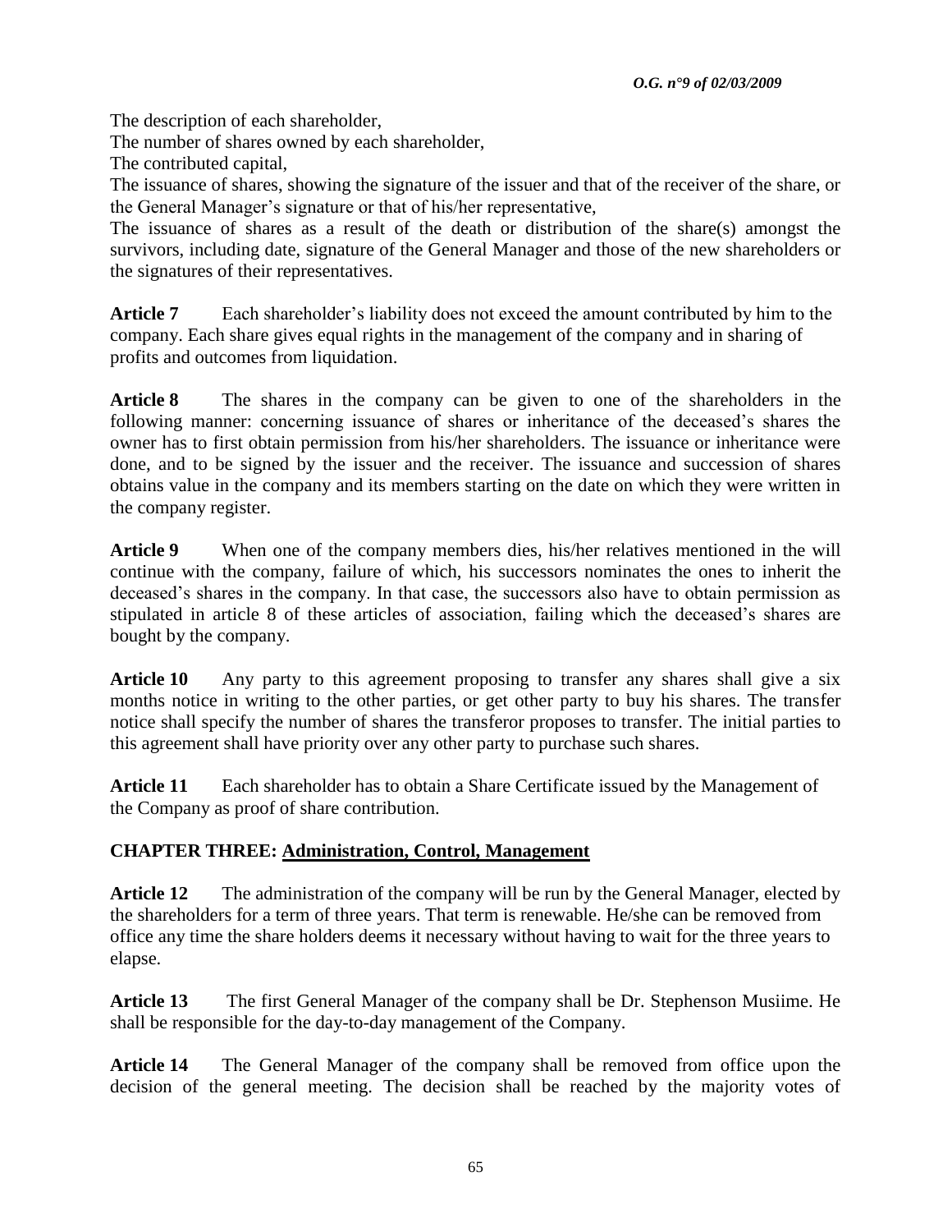The description of each shareholder,

The number of shares owned by each shareholder,

The contributed capital,

The issuance of shares, showing the signature of the issuer and that of the receiver of the share, or the General Manager's signature or that of his/her representative,

The issuance of shares as a result of the death or distribution of the share(s) amongst the survivors, including date, signature of the General Manager and those of the new shareholders or the signatures of their representatives.

**Article 7** Each shareholder's liability does not exceed the amount contributed by him to the company. Each share gives equal rights in the management of the company and in sharing of profits and outcomes from liquidation.

**Article 8** The shares in the company can be given to one of the shareholders in the following manner: concerning issuance of shares or inheritance of the deceased's shares the owner has to first obtain permission from his/her shareholders. The issuance or inheritance were done, and to be signed by the issuer and the receiver. The issuance and succession of shares obtains value in the company and its members starting on the date on which they were written in the company register.

**Article 9** When one of the company members dies, his/her relatives mentioned in the will continue with the company, failure of which, his successors nominates the ones to inherit the deceased's shares in the company. In that case, the successors also have to obtain permission as stipulated in article 8 of these articles of association, failing which the deceased's shares are bought by the company.

**Article 10** Any party to this agreement proposing to transfer any shares shall give a six months notice in writing to the other parties, or get other party to buy his shares. The transfer notice shall specify the number of shares the transferor proposes to transfer. The initial parties to this agreement shall have priority over any other party to purchase such shares.

**Article 11** Each shareholder has to obtain a Share Certificate issued by the Management of the Company as proof of share contribution.

## CHAPTER THREE: Administration, Control, Management

**Article 12** The administration of the company will be run by the General Manager, elected by the shareholders for a term of three years. That term is renewable. He/she can be removed from office any time the share holders deems it necessary without having to wait for the three years to elapse.

**Article 13** The first General Manager of the company shall be Dr. Stephenson Musiime. He shall be responsible for the day-to-day management of the Company.

**Article 14** The General Manager of the company shall be removed from office upon the decision of the general meeting. The decision shall be reached by the majority votes of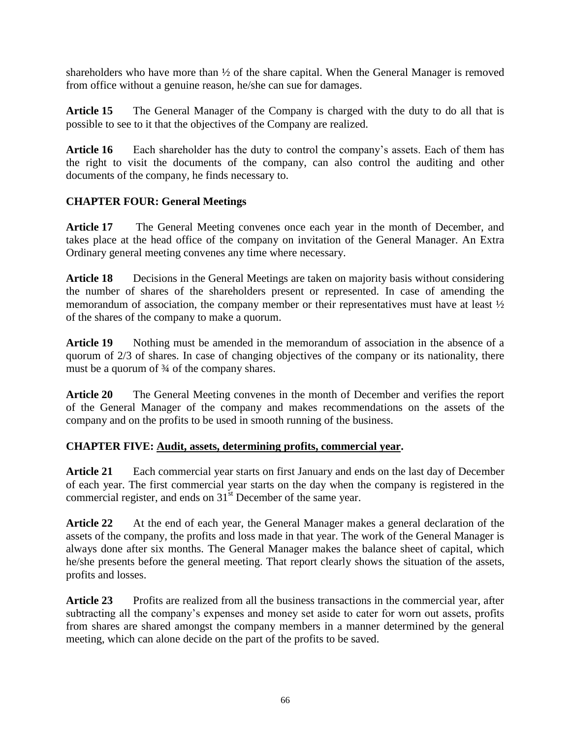shareholders who have more than ½ of the share capital. When the General Manager is removed from office without a genuine reason, he/she can sue for damages.

**Article 15** The General Manager of the Company is charged with the duty to do all that is possible to see to it that the objectives of the Company are realized.

**Article 16** Each shareholder has the duty to control the company's assets. Each of them has the right to visit the documents of the company, can also control the auditing and other documents of the company, he finds necessary to.

## CHAPTER FOUR: General Meetings

**Article 17** The General Meeting convenes once each year in the month of December, and takes place at the head office of the company on invitation of the General Manager. An Extra Ordinary general meeting convenes any time where necessary.

**Article 18** Decisions in the General Meetings are taken on majority basis without considering the number of shares of the shareholders present or represented. In case of amending the memorandum of association, the company member or their representatives must have at least ½ of the shares of the company to make a quorum.

**Article 19** Nothing must be amended in the memorandum of association in the absence of a quorum of 2/3 of shares. In case of changing objectives of the company or its nationality, there must be a quorum of ¾ of the company shares.

**Article 20** The General Meeting convenes in the month of December and verifies the report of the General Manager of the company and makes recommendations on the assets of the company and on the profits to be used in smooth running of the business.

## CHAPTER FIVE: Audit, assets, determining profits, commercial year.

**Article 21** Each commercial year starts on first January and ends on the last day of December of each year. The first commercial year starts on the day when the company is registered in the commercial register, and ends on 31st December of the same year.

**Article 22** At the end of each year, the General Manager makes a general declaration of the assets of the company, the profits and loss made in that year. The work of the General Manager is always done after six months. The General Manager makes the balance sheet of capital, which he/she presents before the general meeting. That report clearly shows the situation of the assets, profits and losses.

**Article 23** Profits are realized from all the business transactions in the commercial year, after subtracting all the company's expenses and money set aside to cater for worn out assets, profits from shares are shared amongst the company members in a manner determined by the general meeting, which can alone decide on the part of the profits to be saved.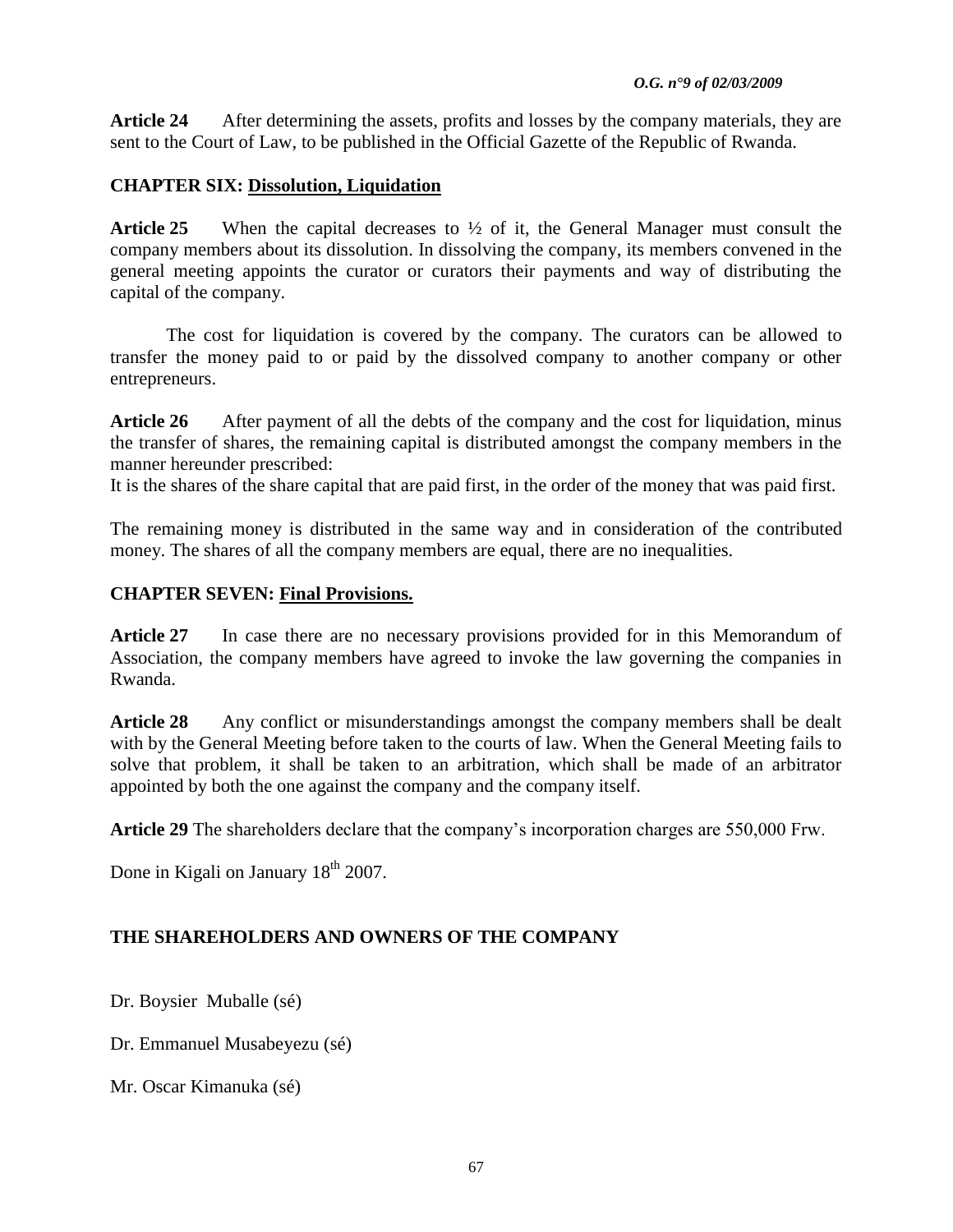**Article 24** After determining the assets, profits and losses by the company materials, they are sent to the Court of Law, to be published in the Official Gazette of the Republic of Rwanda.

**CHAPTER SIX: Dissolution, Liquidation**

**Article 25** When the capital decreases to ½ of it, the General Manager must consult the company members about its dissolution. In dissolving the company, its members convened in the general meeting appoints the curator or curators their payments and way of distributing the capital of the company.

The cost for liquidation is covered by the company. The curators can be allowed to transfer the money paid to or paid by the dissolved company to another company or other entrepreneurs.

**Article 26** After payment of all the debts of the company and the cost for liquidation, minus the transfer of shares, the remaining capital is distributed amongst the company members in the manner hereunder prescribed:
It is the shares of the share capital that are paid first, in the order of the money that was paid first.

The remaining money is distributed in the same way and in consideration of the contributed money. The shares of all the company members are equal, there are no inequalities.

**CHAPTER SEVEN: Final Provisions.**

**Article 27** In case there are no necessary provisions provided for in this Memorandum of Association, the company members have agreed to invoke the law governing the companies in Rwanda.

**Article 28** Any conflict or misunderstandings amongst the company members shall be dealt with by the General Meeting before taken to the courts of law. When the General Meeting fails to solve that problem, it shall be taken to an arbitration, which shall be made of an arbitrator appointed by both the one against the company and the company itself.

**Article 29** The shareholders declare that the company's incorporation charges are 550,000 Frw.

Done in Kigali on January 18th 2007.

**THE SHAREHOLDERS AND OWNERS OF THE COMPANY**

Dr. Boysier Muballe (sé)

Dr. Emmanuel Musabeyezu (sé)

Mr. Oscar Kimanuka (sé)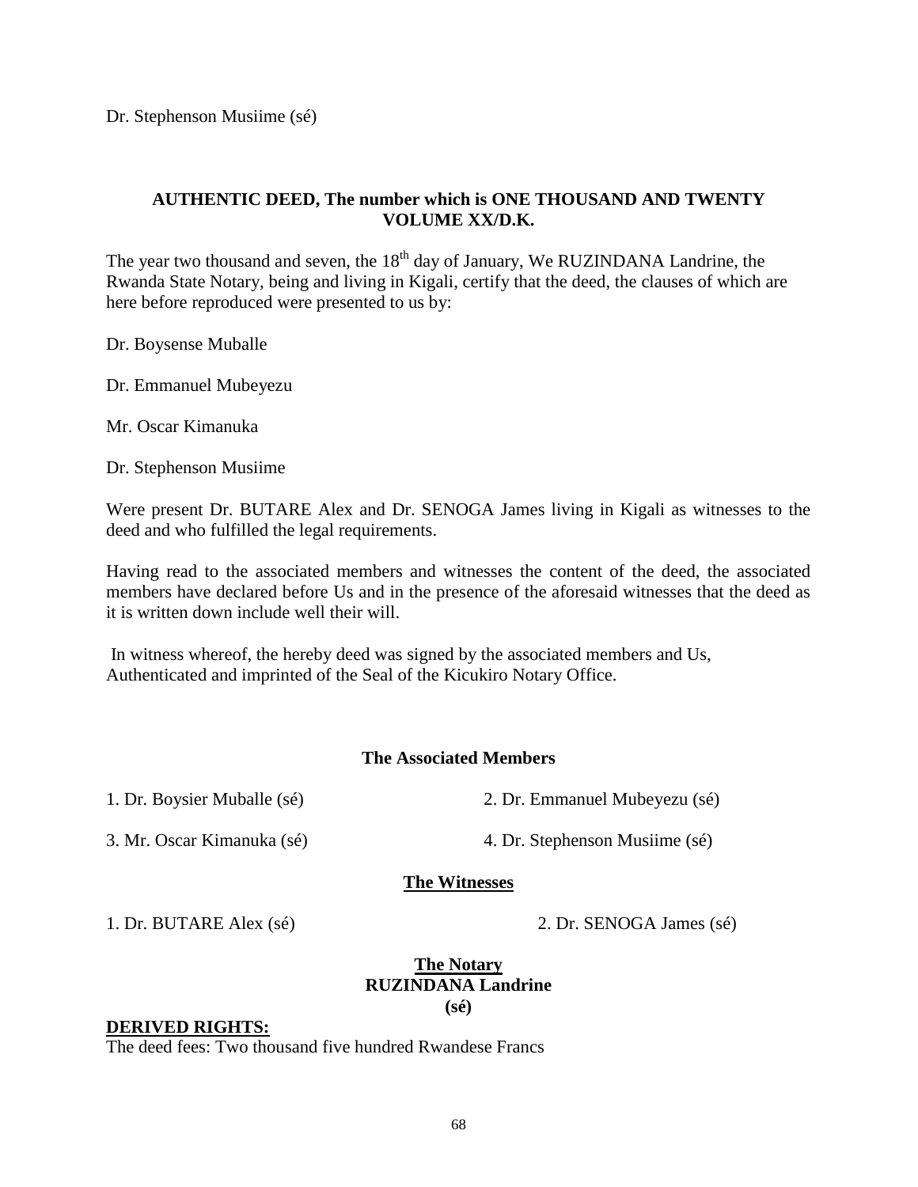Dr. Stephenson Musiime (sé)

**AUTHENTIC DEED, The number which is ONE THOUSAND AND TWENTY VOLUME XX/D.K.**

The year two thousand and seven, the 18th day of January, We RUZINDANA Landrine, the Rwanda State Notary, being and living in Kigali, certify that the deed, the clauses of which are here before reproduced were presented to us by:

Dr. Boysense Muballe

Dr. Emmanuel Mubeyezu

Mr. Oscar Kimanuka

Dr. Stephenson Musiime

Were present Dr. BUTARE Alex and Dr. SENOGA James living in Kigali as witnesses to the deed and who fulfilled the legal requirements.

Having read to the associated members and witnesses the content of the deed, the associated members have declared before Us and in the presence of the aforesaid witnesses that the deed as it is written down include well their will.

In witness whereof, the hereby deed was signed by the associated members and Us, Authenticated and imprinted of the Seal of the Kicukiro Notary Office.

**The Associated Members**

1. Dr. Boysier Muballe (sé)
2. Dr. Emmanuel Mubeyezu (sé)
3. Mr. Oscar Kimanuka (sé)
4. Dr. Stephenson Musiime (sé)

**The Witnesses**

1. Dr. BUTARE Alex (sé)
2. Dr. SENOGA James (sé)

**The Notary**
**RUZINDANA Landrine**
**(sé)**

**DERIVED RIGHTS:**

The deed fees: Two thousand five hundred Rwandese Francs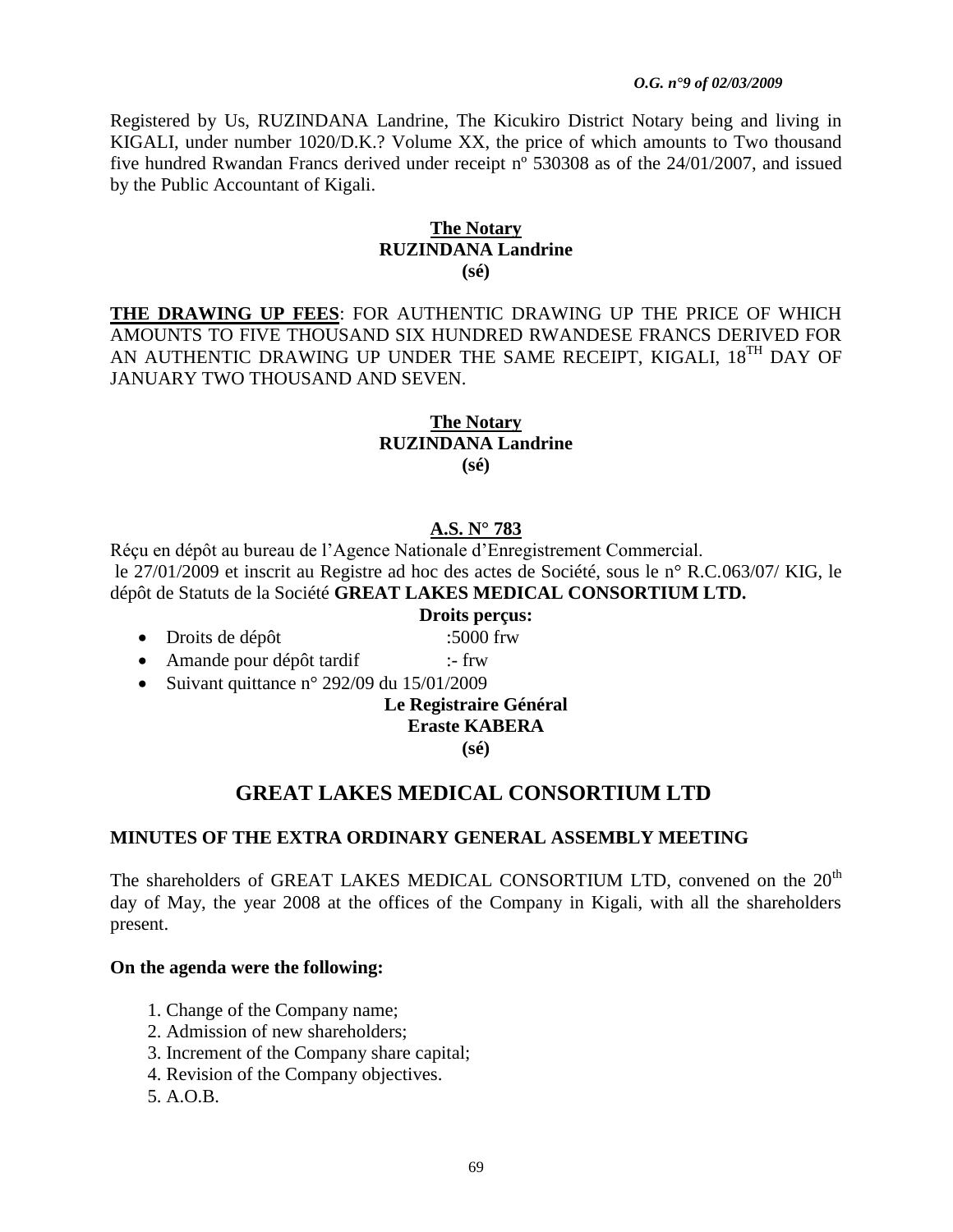Registered by Us, RUZINDANA Landrine, The Kicukiro District Notary being and living in KIGALI, under number 1020/D.K.? Volume XX, the price of which amounts to Two thousand five hundred Rwandan Francs derived under receipt nº 530308 as of the 24/01/2007, and issued by the Public Accountant of Kigali.

**The Notary**
**RUZINDANA Landrine**
**(sé)**

**THE DRAWING UP FEES**: FOR AUTHENTIC DRAWING UP THE PRICE OF WHICH AMOUNTS TO FIVE THOUSAND SIX HUNDRED RWANDESE FRANCS DERIVED FOR AN AUTHENTIC DRAWING UP UNDER THE SAME RECEIPT, KIGALI, 18TH DAY OF JANUARY TWO THOUSAND AND SEVEN.

**The Notary**
**RUZINDANA Landrine**
**(sé)**

**A.S. N° 783**

Réçu en dépôt au bureau de l'Agence Nationale d'Enregistrement Commercial.
le 27/01/2009 et inscrit au Registre ad hoc des actes de Société, sous le n° R.C.063/07/ KIG, le dépôt de Statuts de la Société **GREAT LAKES MEDICAL CONSORTIUM LTD.**

**Droits perçus:**

- Droits de dépôt :5000 frw
- Amande pour dépôt tardif :- frw
- Suivant quittance n° 292/09 du 15/01/2009

**Le Registraire Général**
**Eraste KABERA**
**(sé)**

# GREAT LAKES MEDICAL CONSORTIUM LTD

## MINUTES OF THE EXTRA ORDINARY GENERAL ASSEMBLY MEETING

The shareholders of GREAT LAKES MEDICAL CONSORTIUM LTD, convened on the 20th day of May, the year 2008 at the offices of the Company in Kigali, with all the shareholders present.

**On the agenda were the following:**

1. Change of the Company name;
2. Admission of new shareholders;
3. Increment of the Company share capital;
4. Revision of the Company objectives.
5. A.O.B.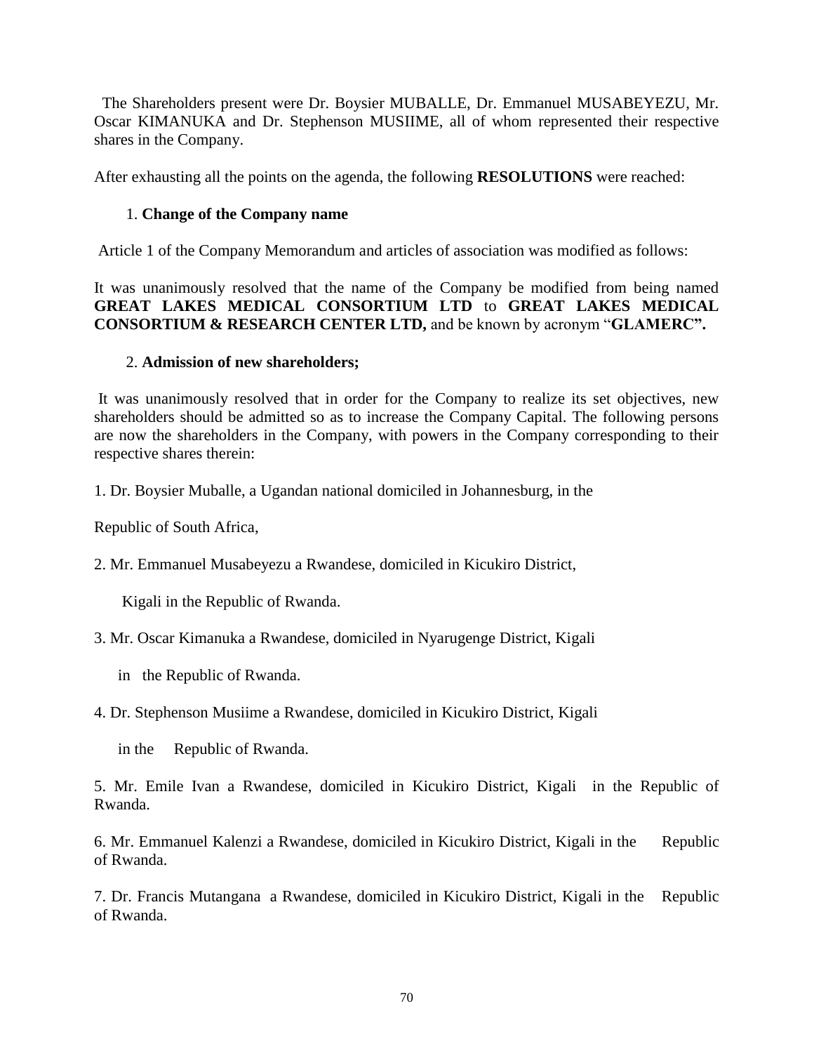The Shareholders present were Dr. Boysier MUBALLE, Dr. Emmanuel MUSABEYEZU, Mr. Oscar KIMANUKA and Dr. Stephenson MUSIIME, all of whom represented their respective shares in the Company.

After exhausting all the points on the agenda, the following **RESOLUTIONS** were reached:

1. **Change of the Company name**

Article 1 of the Company Memorandum and articles of association was modified as follows:

It was unanimously resolved that the name of the Company be modified from being named **GREAT LAKES MEDICAL CONSORTIUM LTD** to **GREAT LAKES MEDICAL CONSORTIUM & RESEARCH CENTER LTD,** and be known by acronym "**GLAMERC".**

2. **Admission of new shareholders;**

It was unanimously resolved that in order for the Company to realize its set objectives, new shareholders should be admitted so as to increase the Company Capital. The following persons are now the shareholders in the Company, with powers in the Company corresponding to their respective shares therein:

1. Dr. Boysier Muballe, a Ugandan national domiciled in Johannesburg, in the Republic of South Africa,
2. Mr. Emmanuel Musabeyezu a Rwandese, domiciled in Kicukiro District, Kigali in the Republic of Rwanda.
3. Mr. Oscar Kimanuka a Rwandese, domiciled in Nyarugenge District, Kigali in the Republic of Rwanda.
4. Dr. Stephenson Musiime a Rwandese, domiciled in Kicukiro District, Kigali in the Republic of Rwanda.
5. Mr. Emile Ivan a Rwandese, domiciled in Kicukiro District, Kigali in the Republic of Rwanda.
6. Mr. Emmanuel Kalenzi a Rwandese, domiciled in Kicukiro District, Kigali in the Republic of Rwanda.
7. Dr. Francis Mutangana a Rwandese, domiciled in Kicukiro District, Kigali in the Republic of Rwanda.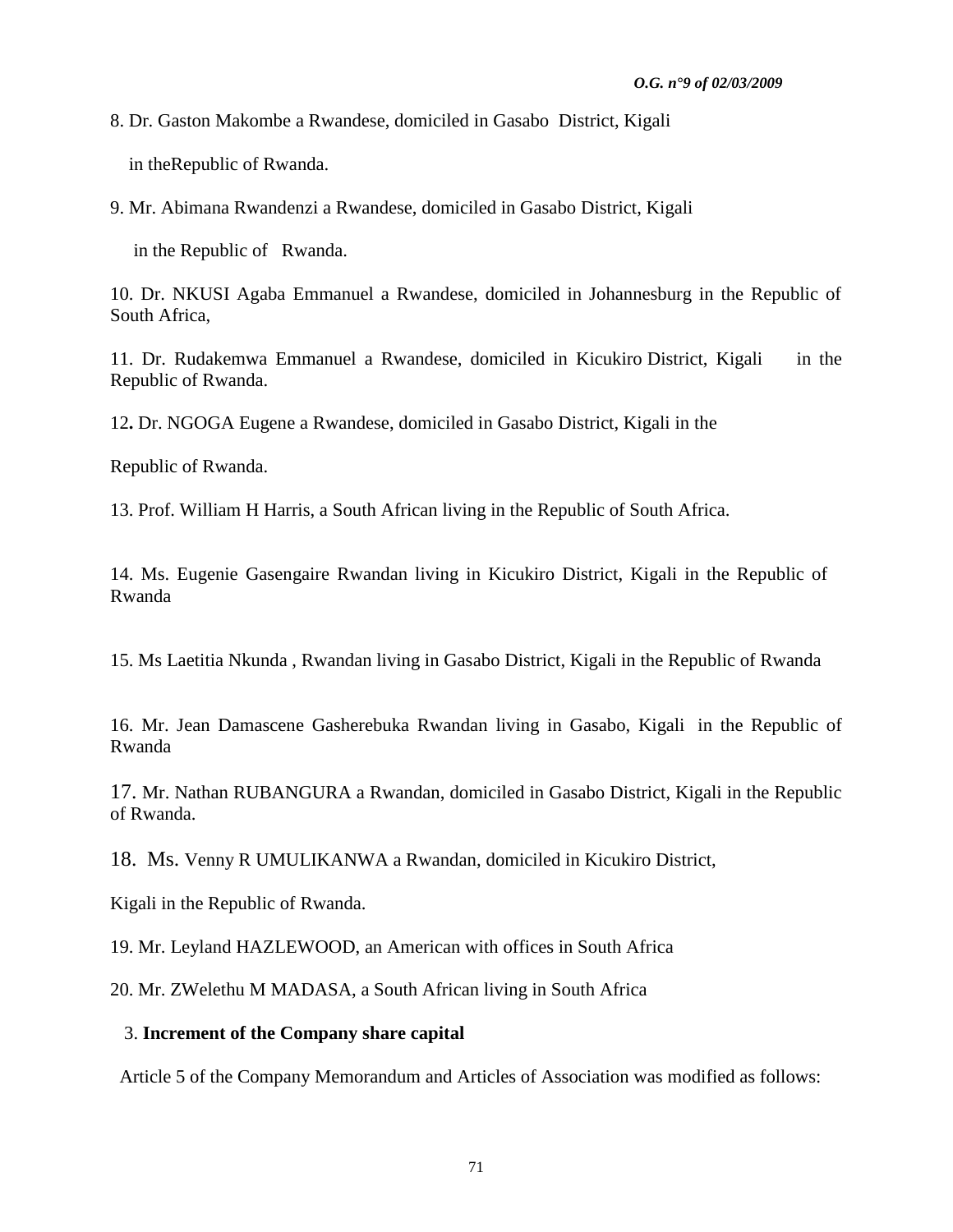8. Dr. Gaston Makombe a Rwandese, domiciled in Gasabo District, Kigali in theRepublic of Rwanda.

9. Mr. Abimana Rwandenzi a Rwandese, domiciled in Gasabo District, Kigali in the Republic of Rwanda.

10. Dr. NKUSI Agaba Emmanuel a Rwandese, domiciled in Johannesburg in the Republic of South Africa,

11. Dr. Rudakemwa Emmanuel a Rwandese, domiciled in Kicukiro District, Kigali in the Republic of Rwanda.

12**.** Dr. NGOGA Eugene a Rwandese, domiciled in Gasabo District, Kigali in the Republic of Rwanda.

13. Prof. William H Harris, a South African living in the Republic of South Africa.

14. Ms. Eugenie Gasengaire Rwandan living in Kicukiro District, Kigali in the Republic of Rwanda

15. Ms Laetitia Nkunda , Rwandan living in Gasabo District, Kigali in the Republic of Rwanda

16. Mr. Jean Damascene Gasherebuka Rwandan living in Gasabo, Kigali in the Republic of Rwanda

17. Mr. Nathan RUBANGURA a Rwandan, domiciled in Gasabo District, Kigali in the Republic of Rwanda.

18. Ms. Venny R UMULIKANWA a Rwandan, domiciled in Kicukiro District, Kigali in the Republic of Rwanda.

19. Mr. Leyland HAZLEWOOD, an American with offices in South Africa

20. Mr. ZWelethu M MADASA, a South African living in South Africa

3. **Increment of the Company share capital**

Article 5 of the Company Memorandum and Articles of Association was modified as follows: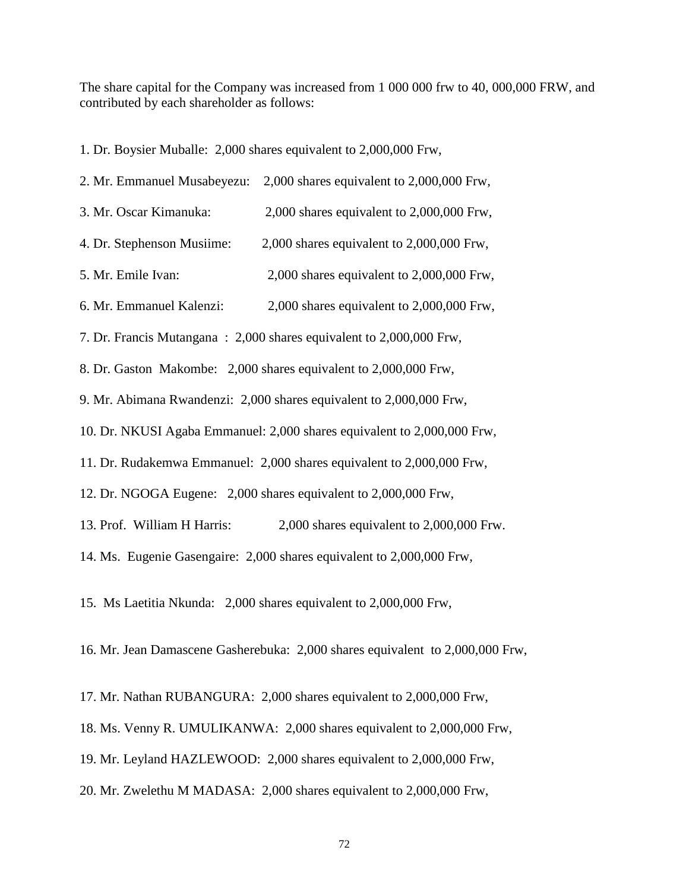The share capital for the Company was increased from 1 000 000 frw to 40, 000,000 FRW, and contributed by each shareholder as follows:

1. Dr. Boysier Muballe: 2,000 shares equivalent to 2,000,000 Frw,
2. Mr. Emmanuel Musabeyezu: 2,000 shares equivalent to 2,000,000 Frw,
3. Mr. Oscar Kimanuka: 2,000 shares equivalent to 2,000,000 Frw,
4. Dr. Stephenson Musiime: 2,000 shares equivalent to 2,000,000 Frw,
5. Mr. Emile Ivan: 2,000 shares equivalent to 2,000,000 Frw,
6. Mr. Emmanuel Kalenzi: 2,000 shares equivalent to 2,000,000 Frw,
7. Dr. Francis Mutangana : 2,000 shares equivalent to 2,000,000 Frw,
8. Dr. Gaston Makombe: 2,000 shares equivalent to 2,000,000 Frw,
9. Mr. Abimana Rwandenzi: 2,000 shares equivalent to 2,000,000 Frw,
10. Dr. NKUSI Agaba Emmanuel: 2,000 shares equivalent to 2,000,000 Frw,
11. Dr. Rudakemwa Emmanuel: 2,000 shares equivalent to 2,000,000 Frw,
12. Dr. NGOGA Eugene: 2,000 shares equivalent to 2,000,000 Frw,
13. Prof. William H Harris: 2,000 shares equivalent to 2,000,000 Frw.
14. Ms. Eugenie Gasengaire: 2,000 shares equivalent to 2,000,000 Frw,
15. Ms Laetitia Nkunda: 2,000 shares equivalent to 2,000,000 Frw,
16. Mr. Jean Damascene Gasherebuka: 2,000 shares equivalent to 2,000,000 Frw,
17. Mr. Nathan RUBANGURA: 2,000 shares equivalent to 2,000,000 Frw,
18. Ms. Venny R. UMULIKANWA: 2,000 shares equivalent to 2,000,000 Frw,
19. Mr. Leyland HAZLEWOOD: 2,000 shares equivalent to 2,000,000 Frw,
20. Mr. Zwelethu M MADASA: 2,000 shares equivalent to 2,000,000 Frw,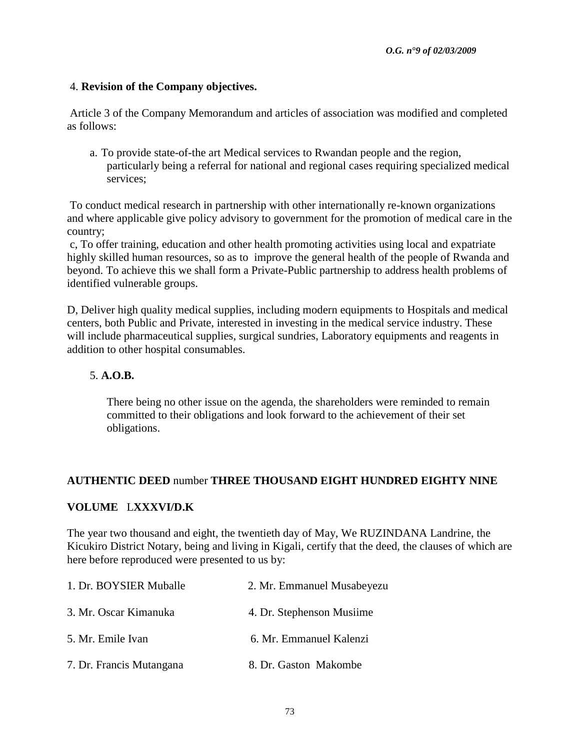4. **Revision of the Company objectives.**

Article 3 of the Company Memorandum and articles of association was modified and completed as follows:

a. To provide state-of-the art Medical services to Rwandan people and the region, particularly being a referral for national and regional cases requiring specialized medical services;

To conduct medical research in partnership with other internationally re-known organizations and where applicable give policy advisory to government for the promotion of medical care in the country;

c, To offer training, education and other health promoting activities using local and expatriate highly skilled human resources, so as to improve the general health of the people of Rwanda and beyond. To achieve this we shall form a Private-Public partnership to address health problems of identified vulnerable groups.

D, Deliver high quality medical supplies, including modern equipments to Hospitals and medical centers, both Public and Private, interested in investing in the medical service industry. These will include pharmaceutical supplies, surgical sundries, Laboratory equipments and reagents in addition to other hospital consumables.

5. **A.O.B.**

There being no other issue on the agenda, the shareholders were reminded to remain committed to their obligations and look forward to the achievement of their set obligations.

**AUTHENTIC DEED** number **THREE THOUSAND EIGHT HUNDRED EIGHTY NINE**

**VOLUME** L**XXXVI/D.K**

The year two thousand and eight, the twentieth day of May, We RUZINDANA Landrine, the Kicukiro District Notary, being and living in Kigali, certify that the deed, the clauses of which are here before reproduced were presented to us by:

1. Dr. BOYSIER Muballe
2. Mr. Emmanuel Musabeyezu
3. Mr. Oscar Kimanuka
4. Dr. Stephenson Musiime
5. Mr. Emile Ivan
6. Mr. Emmanuel Kalenzi
7. Dr. Francis Mutangana
8. Dr. Gaston Makombe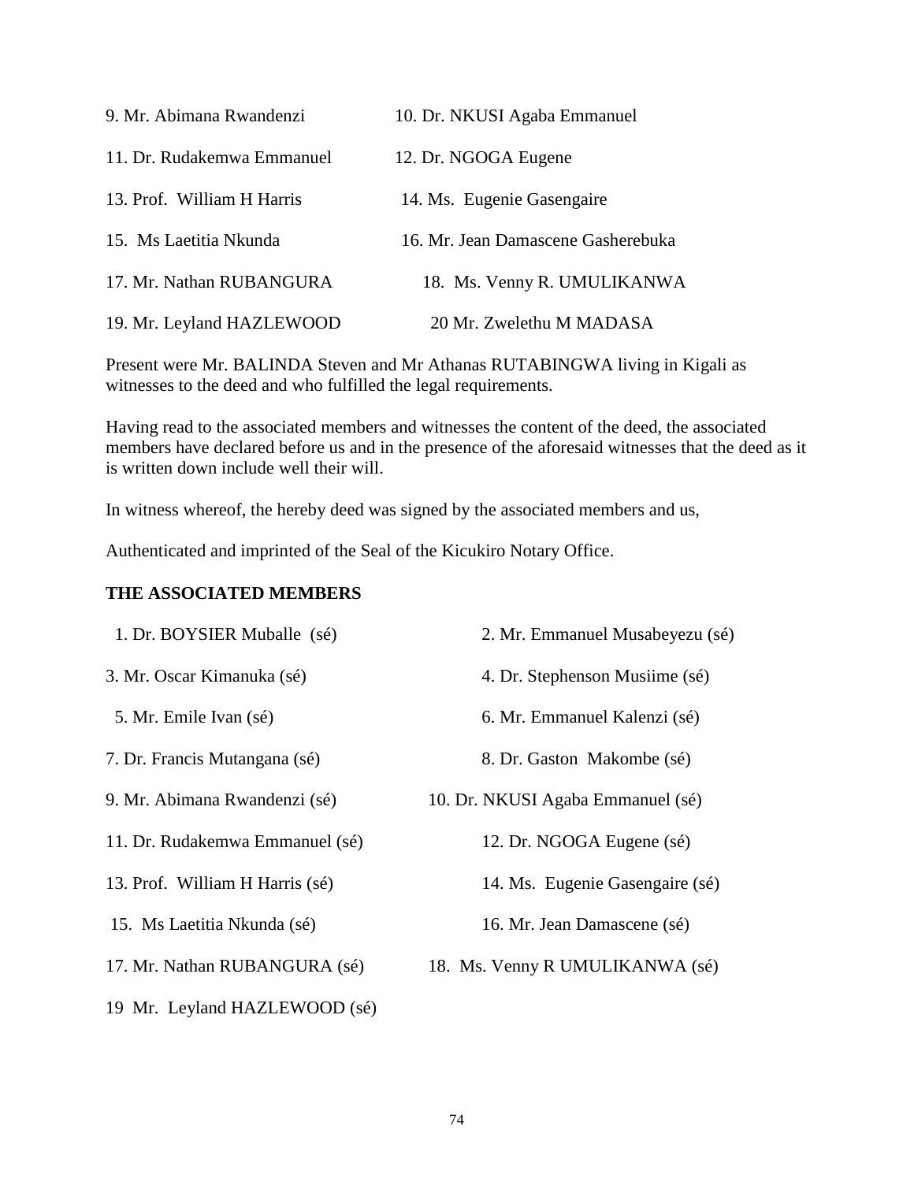9. Mr. Abimana Rwandenzi
10. Dr. NKUSI Agaba Emmanuel
11. Dr. Rudakemwa Emmanuel
12. Dr. NGOGA Eugene
13. Prof. William H Harris
14. Ms. Eugenie Gasengaire
15. Ms Laetitia Nkunda
16. Mr. Jean Damascene Gasherebuka
17. Mr. Nathan RUBANGURA
18. Ms. Venny R. UMULIKANWA
19. Mr. Leyland HAZLEWOOD
20 Mr. Zwelethu M MADASA

Present were Mr. BALINDA Steven and Mr Athanas RUTABINGWA living in Kigali as witnesses to the deed and who fulfilled the legal requirements.

Having read to the associated members and witnesses the content of the deed, the associated members have declared before us and in the presence of the aforesaid witnesses that the deed as it is written down include well their will.

In witness whereof, the hereby deed was signed by the associated members and us,

Authenticated and imprinted of the Seal of the Kicukiro Notary Office.

**THE ASSOCIATED MEMBERS**

1. Dr. BOYSIER Muballe (sé)
2. Mr. Emmanuel Musabeyezu (sé)
3. Mr. Oscar Kimanuka (sé)
4. Dr. Stephenson Musiime (sé)
5. Mr. Emile Ivan (sé)
6. Mr. Emmanuel Kalenzi (sé)
7. Dr. Francis Mutangana (sé)
8. Dr. Gaston Makombe (sé)
9. Mr. Abimana Rwandenzi (sé)
10. Dr. NKUSI Agaba Emmanuel (sé)
11. Dr. Rudakemwa Emmanuel (sé)
12. Dr. NGOGA Eugene (sé)
13. Prof. William H Harris (sé)
14. Ms. Eugenie Gasengaire (sé)
15. Ms Laetitia Nkunda (sé)
16. Mr. Jean Damascene (sé)
17. Mr. Nathan RUBANGURA (sé)
18. Ms. Venny R UMULIKANWA (sé)
19 Mr. Leyland HAZLEWOOD (sé)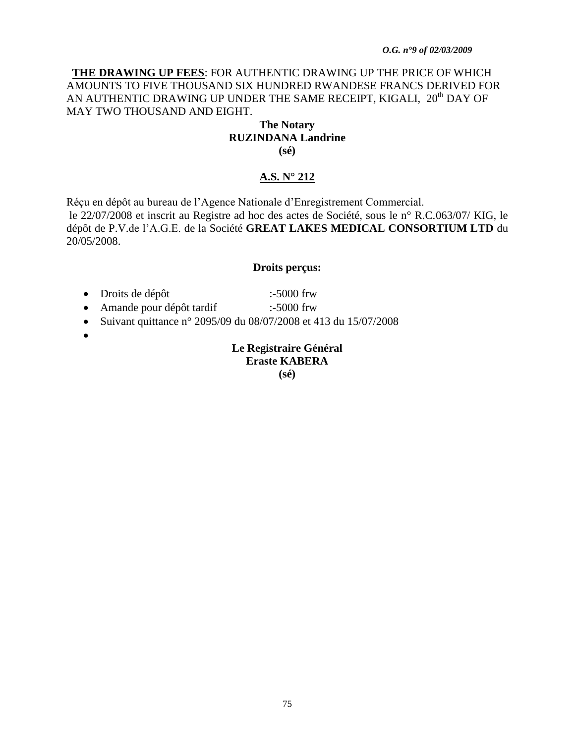**THE DRAWING UP FEES**: FOR AUTHENTIC DRAWING UP THE PRICE OF WHICH AMOUNTS TO FIVE THOUSAND SIX HUNDRED RWANDESE FRANCS DERIVED FOR AN AUTHENTIC DRAWING UP UNDER THE SAME RECEIPT, KIGALI, 20th DAY OF MAY TWO THOUSAND AND EIGHT.

**The Notary**
**RUZINDANA Landrine**
**(sé)**

## A.S. N° 212

Réçu en dépôt au bureau de l'Agence Nationale d'Enregistrement Commercial.
le 22/07/2008 et inscrit au Registre ad hoc des actes de Société, sous le n° R.C.063/07/ KIG, le dépôt de P.V.de l'A.G.E. de la Société **GREAT LAKES MEDICAL CONSORTIUM LTD** du 20/05/2008.

**Droits perçus:**

- Droits de dépôt :-5000 frw
- Amande pour dépôt tardif :-5000 frw
- Suivant quittance n° 2095/09 du 08/07/2008 et 413 du 15/07/2008

**Le Registraire Général**
**Eraste KABERA**
**(sé)**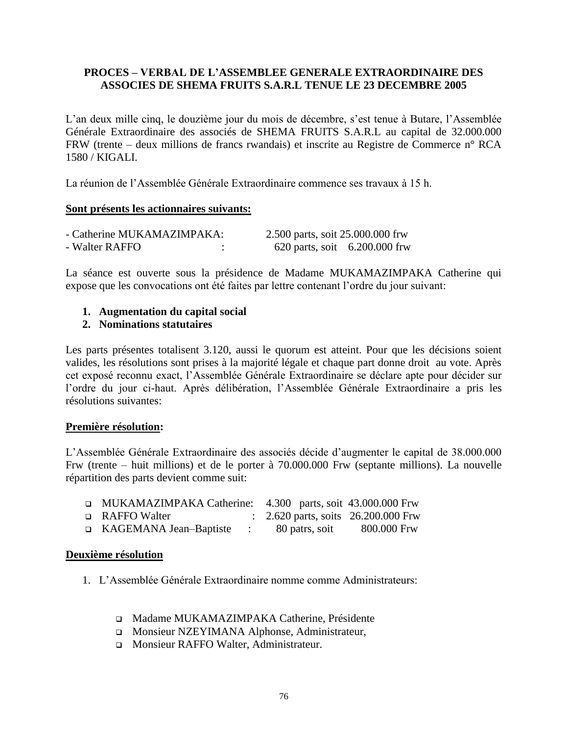**PROCES – VERBAL DE L'ASSEMBLEE GENERALE EXTRAORDINAIRE DES ASSOCIES DE SHEMA FRUITS S.A.R.L TENUE LE 23 DECEMBRE 2005**

L'an deux mille cinq, le douzième jour du mois de décembre, s'est tenue à Butare, l'Assemblée Générale Extraordinaire des associés de SHEMA FRUITS S.A.R.L au capital de 32.000.000 FRW (trente – deux millions de francs rwandais) et inscrite au Registre de Commerce n° RCA 1580 / KIGALI.

La réunion de l'Assemblée Générale Extraordinaire commence ses travaux à 15 h.

**<u>Sont présents les actionnaires suivants:</u>**

- Catherine MUKAMAZIMPAKA: 2.500 parts, soit 25.000.000 frw
- Walter RAFFO : 620 parts, soit 6.200.000 frw

La séance est ouverte sous la présidence de Madame MUKAMAZIMPAKA Catherine qui expose que les convocations ont été faites par lettre contenant l'ordre du jour suivant:

1. **Augmentation du capital social**
2. **Nominations statutaires**

Les parts présentes totalisent 3.120, aussi le quorum est atteint. Pour que les décisions soient valides, les résolutions sont prises à la majorité légale et chaque part donne droit au vote. Après cet exposé reconnu exact, l'Assemblée Générale Extraordinaire se déclare apte pour décider sur l'ordre du jour ci-haut. Après délibération, l'Assemblée Générale Extraordinaire a pris les résolutions suivantes:

**<u>Première résolution</u>:**

L'Assemblée Générale Extraordinaire des associés décide d'augmenter le capital de 38.000.000 Frw (trente – huit millions) et de le porter à 70.000.000 Frw (septante millions). La nouvelle répartition des parts devient comme suit:

- MUKAMAZIMPAKA Catherine: 4.300 parts, soit 43.000.000 Frw
- RAFFO Walter : 2.620 parts, soits 26.200.000 Frw
- KAGEMANA Jean–Baptiste : 80 patrs, soit 800.000 Frw

**<u>Deuxième résolution</u>**

1. L'Assemblée Générale Extraordinaire nomme comme Administrateurs:

   - Madame MUKAMAZIMPAKA Catherine, Présidente
   - Monsieur NZEYIMANA Alphonse, Administrateur,
   - Monsieur RAFFO Walter, Administrateur.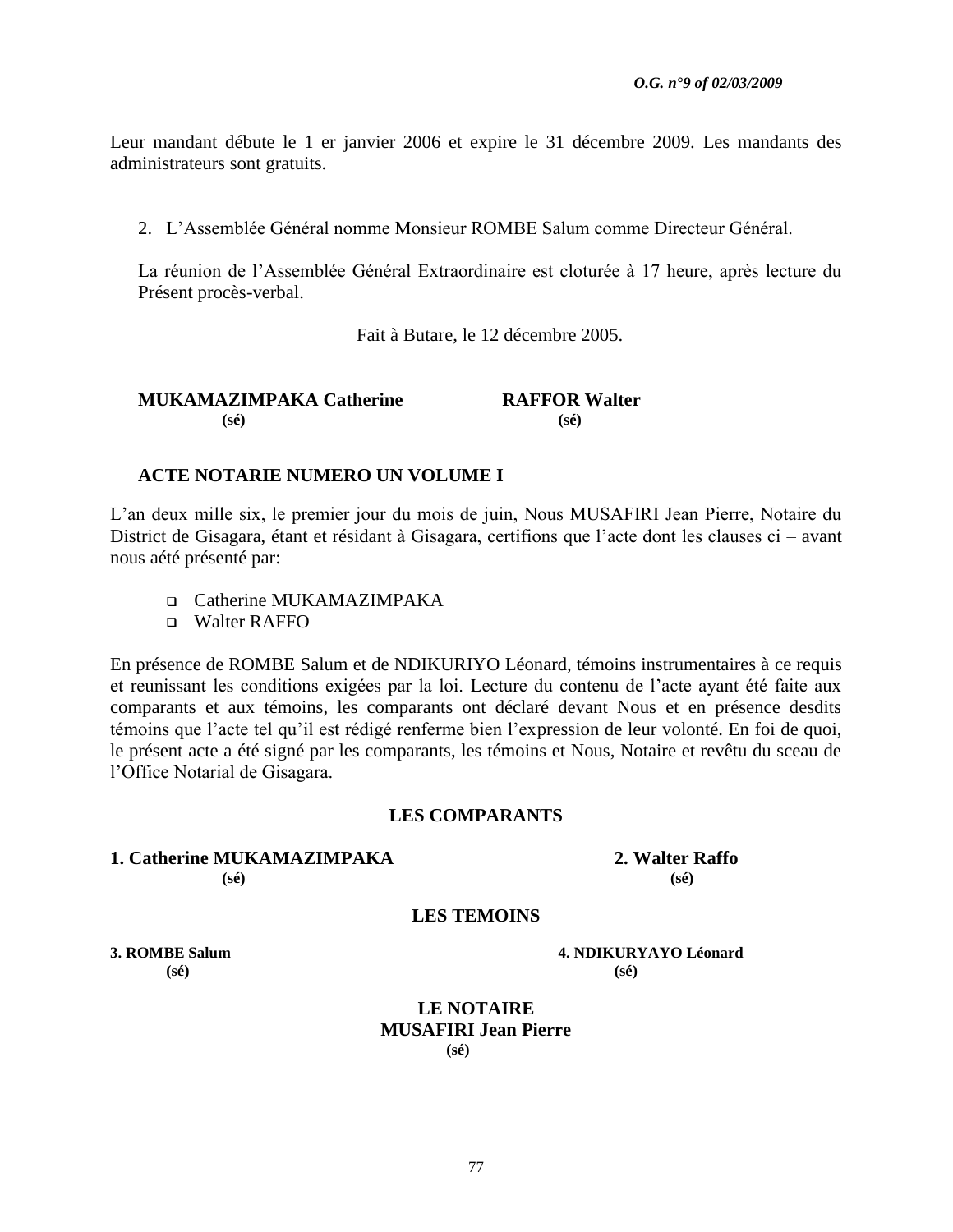Leur mandant débute le 1 er janvier 2006 et expire le 31 décembre 2009. Les mandants des administrateurs sont gratuits.

2. L'Assemblée Général nomme Monsieur ROMBE Salum comme Directeur Général.

La réunion de l'Assemblée Général Extraordinaire est cloturée à 17 heure, après lecture du Présent procès-verbal.

Fait à Butare, le 12 décembre 2005.

**MUKAMAZIMPAKA Catherine** **(sé)**

**RAFFOR Walter** **(sé)**

**ACTE NOTARIE NUMERO UN VOLUME I**

L'an deux mille six, le premier jour du mois de juin, Nous MUSAFIRI Jean Pierre, Notaire du District de Gisagara, étant et résidant à Gisagara, certifions que l'acte dont les clauses ci – avant nous aété présenté par:

- Catherine MUKAMAZIMPAKA
- Walter RAFFO

En présence de ROMBE Salum et de NDIKURIYO Léonard, témoins instrumentaires à ce requis et reunissant les conditions exigées par la loi. Lecture du contenu de l'acte ayant été faite aux comparants et aux témoins, les comparants ont déclaré devant Nous et en présence desdits témoins que l'acte tel qu'il est rédigé renferme bien l'expression de leur volonté. En foi de quoi, le présent acte a été signé par les comparants, les témoins et Nous, Notaire et revêtu du sceau de l'Office Notarial de Gisagara.

**LES COMPARANTS**

**1. Catherine MUKAMAZIMPAKA** **(sé)**

**2. Walter Raffo** **(sé)**

**LES TEMOINS**

**3. ROMBE Salum** **(sé)**

**4. NDIKURYAYO Léonard** **(sé)**

**LE NOTAIRE**
**MUSAFIRI Jean Pierre**
**(sé)**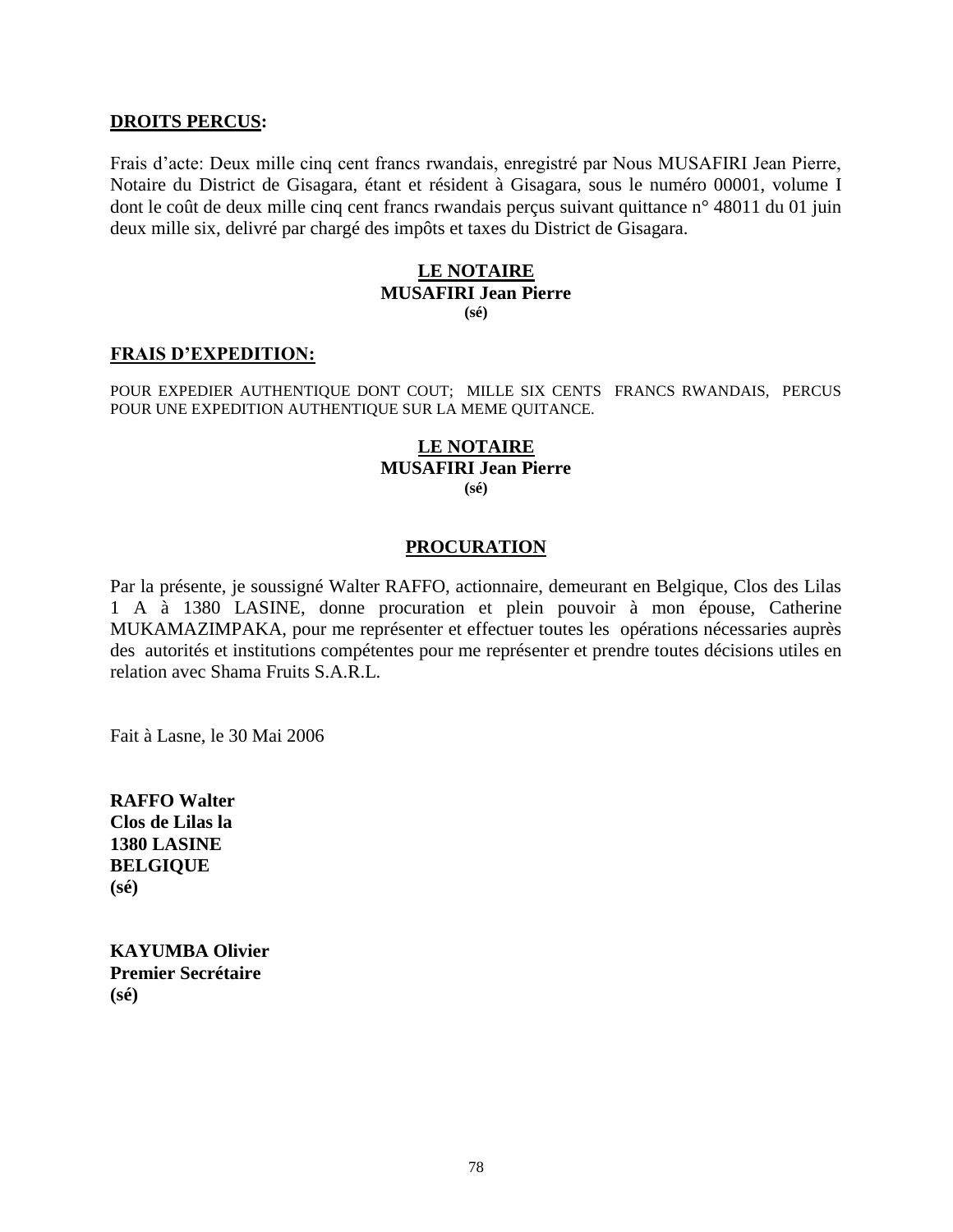**DROITS PERCUS:**

Frais d'acte: Deux mille cinq cent francs rwandais, enregistré par Nous MUSAFIRI Jean Pierre, Notaire du District de Gisagara, étant et résident à Gisagara, sous le numéro 00001, volume I dont le coût de deux mille cinq cent francs rwandais perçus suivant quittance n° 48011 du 01 juin deux mille six, delivré par chargé des impôts et taxes du District de Gisagara.

**LE NOTAIRE**
**MUSAFIRI Jean Pierre**
**(sé)**

**FRAIS D'EXPEDITION:**

POUR EXPEDIER AUTHENTIQUE DONT COUT; MILLE SIX CENTS FRANCS RWANDAIS, PERCUS POUR UNE EXPEDITION AUTHENTIQUE SUR LA MEME QUITANCE.

**LE NOTAIRE**
**MUSAFIRI Jean Pierre**
**(sé)**

## PROCURATION

Par la présente, je soussigné Walter RAFFO, actionnaire, demeurant en Belgique, Clos des Lilas 1 A à 1380 LASINE, donne procuration et plein pouvoir à mon épouse, Catherine MUKAMAZIMPAKA, pour me représenter et effectuer toutes les opérations nécessaries auprès des autorités et institutions compétentes pour me représenter et prendre toutes décisions utiles en relation avec Shama Fruits S.A.R.L.

Fait à Lasne, le 30 Mai 2006

**RAFFO Walter**
**Clos de Lilas la**
**1380 LASINE**
**BELGIQUE**
**(sé)**

**KAYUMBA Olivier**
**Premier Secrétaire**
**(sé)**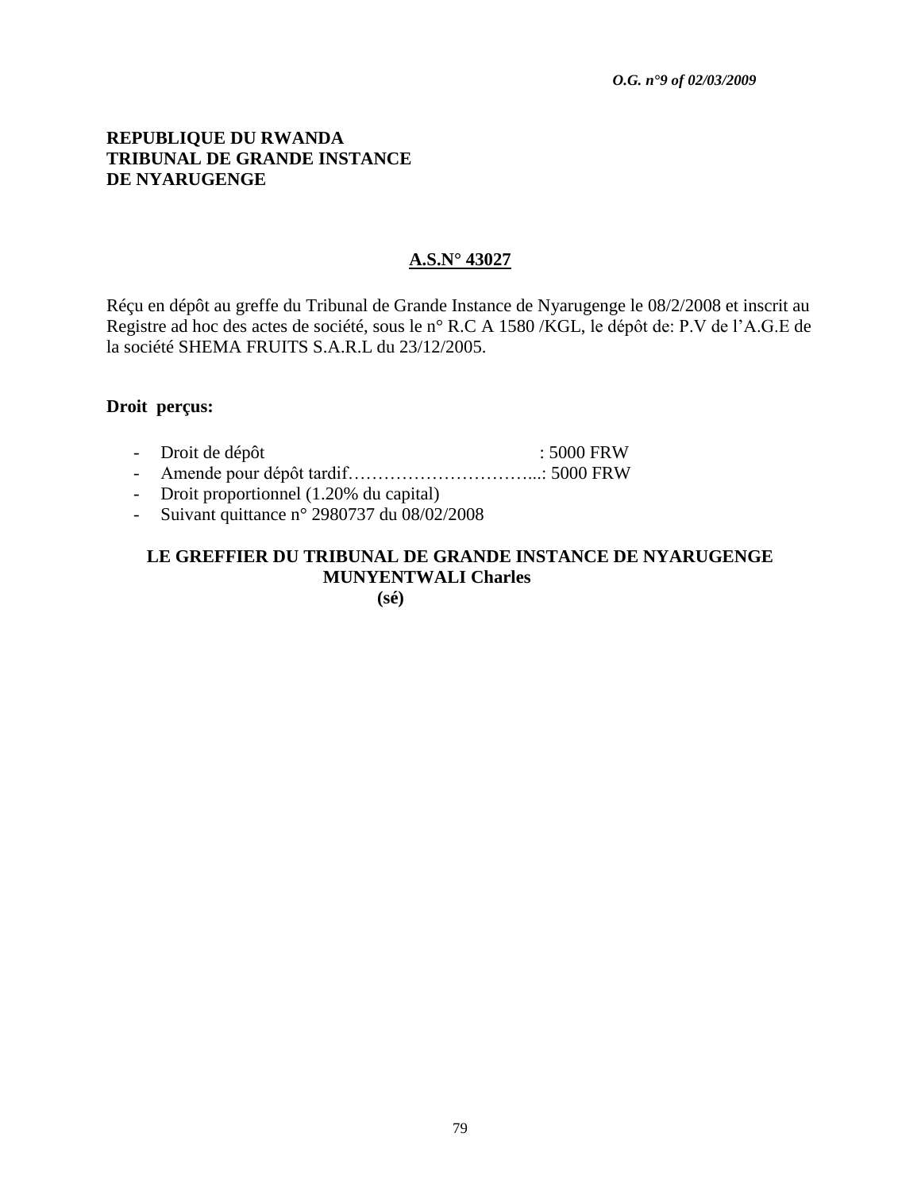**REPUBLIQUE DU RWANDA**
**TRIBUNAL DE GRANDE INSTANCE**
**DE NYARUGENGE**

**A.S.N° 43027**

Réçu en dépôt au greffe du Tribunal de Grande Instance de Nyarugenge le 08/2/2008 et inscrit au Registre ad hoc des actes de société, sous le n° R.C A 1580 /KGL, le dépôt de: P.V de l'A.G.E de la société SHEMA FRUITS S.A.R.L du 23/12/2005.

**Droit perçus:**

- Droit de dépôt : 5000 FRW
- Amende pour dépôt tardif…………………………...: 5000 FRW
- Droit proportionnel (1.20% du capital)
- Suivant quittance n° 2980737 du 08/02/2008

**LE GREFFIER DU TRIBUNAL DE GRANDE INSTANCE DE NYARUGENGE**
**MUNYENTWALI Charles**
**(sé)**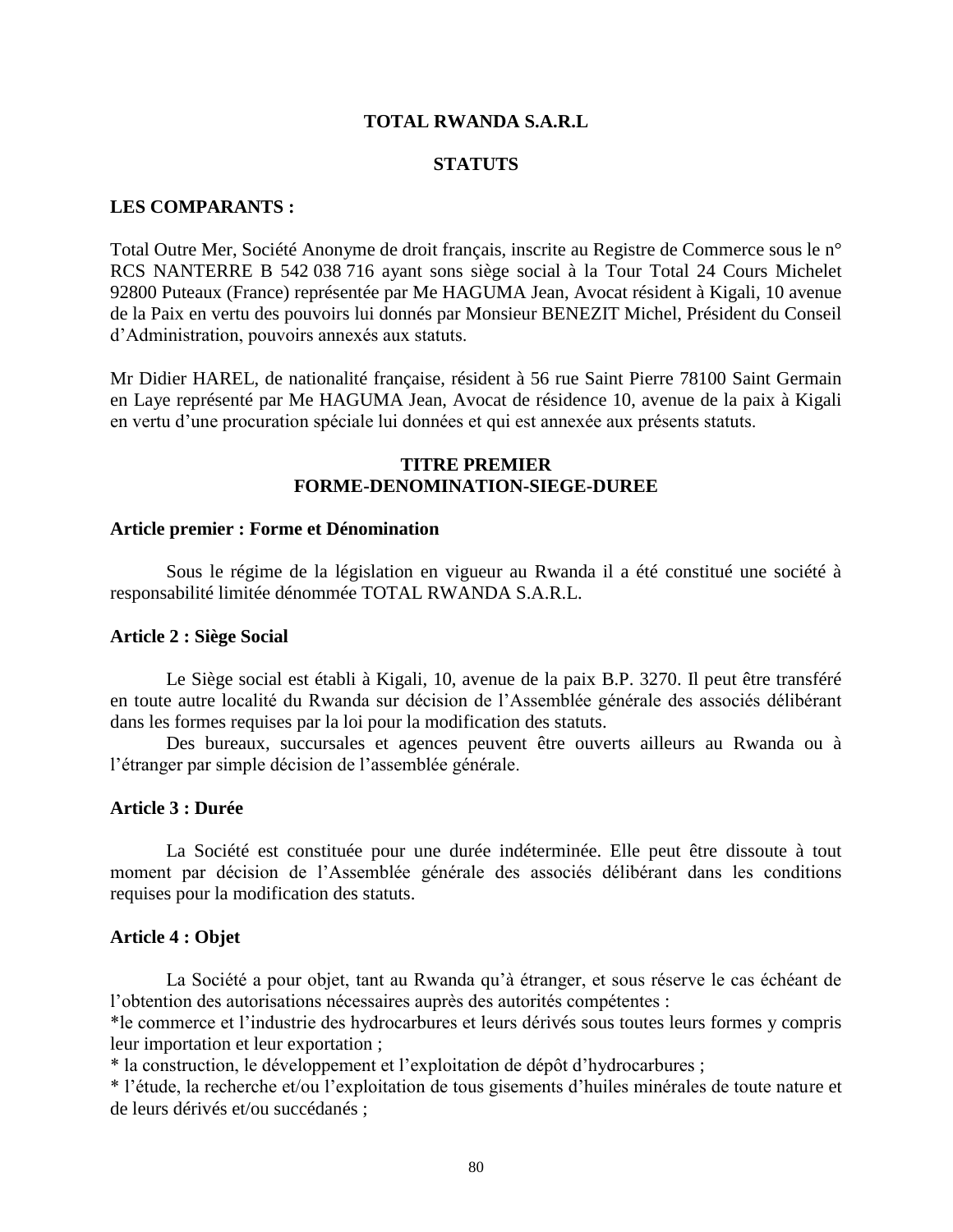**TOTAL RWANDA S.A.R.L**

**STATUTS**

**LES COMPARANTS :**

Total Outre Mer, Société Anonyme de droit français, inscrite au Registre de Commerce sous le n° RCS NANTERRE B 542 038 716 ayant sons siège social à la Tour Total 24 Cours Michelet 92800 Puteaux (France) représentée par Me HAGUMA Jean, Avocat résident à Kigali, 10 avenue de la Paix en vertu des pouvoirs lui donnés par Monsieur BENEZIT Michel, Président du Conseil d'Administration, pouvoirs annexés aux statuts.

Mr Didier HAREL, de nationalité française, résident à 56 rue Saint Pierre 78100 Saint Germain en Laye représenté par Me HAGUMA Jean, Avocat de résidence 10, avenue de la paix à Kigali en vertu d'une procuration spéciale lui données et qui est annexée aux présents statuts.

## TITRE PREMIER
## FORME-DENOMINATION-SIEGE-DUREE

**Article premier : Forme et Dénomination**

Sous le régime de la législation en vigueur au Rwanda il a été constitué une société à responsabilité limitée dénommée TOTAL RWANDA S.A.R.L.

**Article 2 : Siège Social**

Le Siège social est établi à Kigali, 10, avenue de la paix B.P. 3270. Il peut être transféré en toute autre localité du Rwanda sur décision de l'Assemblée générale des associés délibérant dans les formes requises par la loi pour la modification des statuts.

Des bureaux, succursales et agences peuvent être ouverts ailleurs au Rwanda ou à l'étranger par simple décision de l'assemblée générale.

**Article 3 : Durée**

La Société est constituée pour une durée indéterminée. Elle peut être dissoute à tout moment par décision de l'Assemblée générale des associés délibérant dans les conditions requises pour la modification des statuts.

**Article 4 : Objet**

La Société a pour objet, tant au Rwanda qu'à étranger, et sous réserve le cas échéant de l'obtention des autorisations nécessaires auprès des autorités compétentes :

*le commerce et l'industrie des hydrocarbures et leurs dérivés sous toutes leurs formes y compris leur importation et leur exportation ;

* la construction, le développement et l'exploitation de dépôt d'hydrocarbures ;

* l'étude, la recherche et/ou l'exploitation de tous gisements d'huiles minérales de toute nature et de leurs dérivés et/ou succédanés ;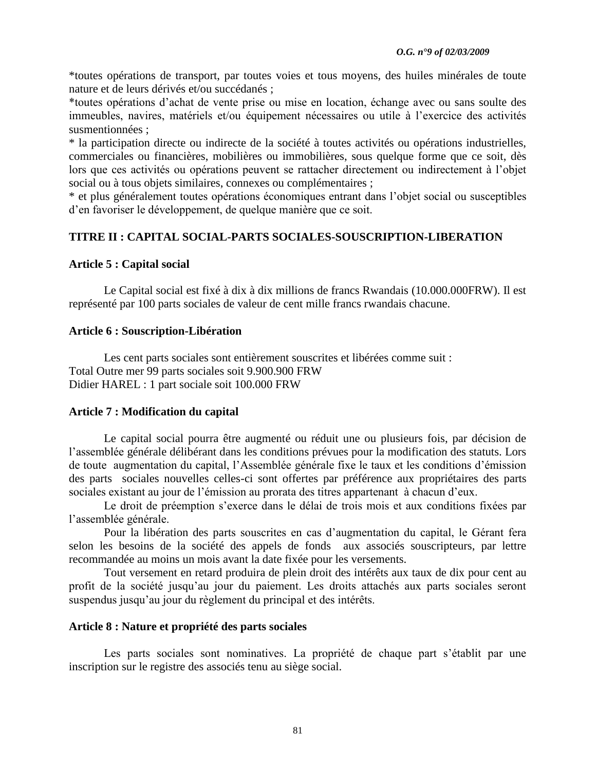*toutes opérations de transport, par toutes voies et tous moyens, des huiles minérales de toute nature et de leurs dérivés et/ou succédanés ;
*toutes opérations d'achat de vente prise ou mise en location, échange avec ou sans soulte des immeubles, navires, matériels et/ou équipement nécessaires ou utile à l'exercice des activités susmentionnées ;
* la participation directe ou indirecte de la société à toutes activités ou opérations industrielles, commerciales ou financières, mobilières ou immobilières, sous quelque forme que ce soit, dès lors que ces activités ou opérations peuvent se rattacher directement ou indirectement à l'objet social ou à tous objets similaires, connexes ou complémentaires ;
* et plus généralement toutes opérations économiques entrant dans l'objet social ou susceptibles d'en favoriser le développement, de quelque manière que ce soit.

## TITRE II : CAPITAL SOCIAL-PARTS SOCIALES-SOUSCRIPTION-LIBERATION

### Article 5 : Capital social

Le Capital social est fixé à dix à dix millions de francs Rwandais (10.000.000FRW). Il est représenté par 100 parts sociales de valeur de cent mille francs rwandais chacune.

### Article 6 : Souscription-Libération

Les cent parts sociales sont entièrement souscrites et libérées comme suit :
Total Outre mer 99 parts sociales soit 9.900.900 FRW
Didier HAREL : 1 part sociale soit 100.000 FRW

### Article 7 : Modification du capital

Le capital social pourra être augmenté ou réduit une ou plusieurs fois, par décision de l'assemblée générale délibérant dans les conditions prévues pour la modification des statuts. Lors de toute augmentation du capital, l'Assemblée générale fixe le taux et les conditions d'émission des parts sociales nouvelles celles-ci sont offertes par préférence aux propriétaires des parts sociales existant au jour de l'émission au prorata des titres appartenant à chacun d'eux.

Le droit de préemption s'exerce dans le délai de trois mois et aux conditions fixées par l'assemblée générale.

Pour la libération des parts souscrites en cas d'augmentation du capital, le Gérant fera selon les besoins de la société des appels de fonds aux associés souscripteurs, par lettre recommandée au moins un mois avant la date fixée pour les versements.

Tout versement en retard produira de plein droit des intérêts aux taux de dix pour cent au profit de la société jusqu'au jour du paiement. Les droits attachés aux parts sociales seront suspendus jusqu'au jour du règlement du principal et des intérêts.

### Article 8 : Nature et propriété des parts sociales

Les parts sociales sont nominatives. La propriété de chaque part s'établit par une inscription sur le registre des associés tenu au siège social.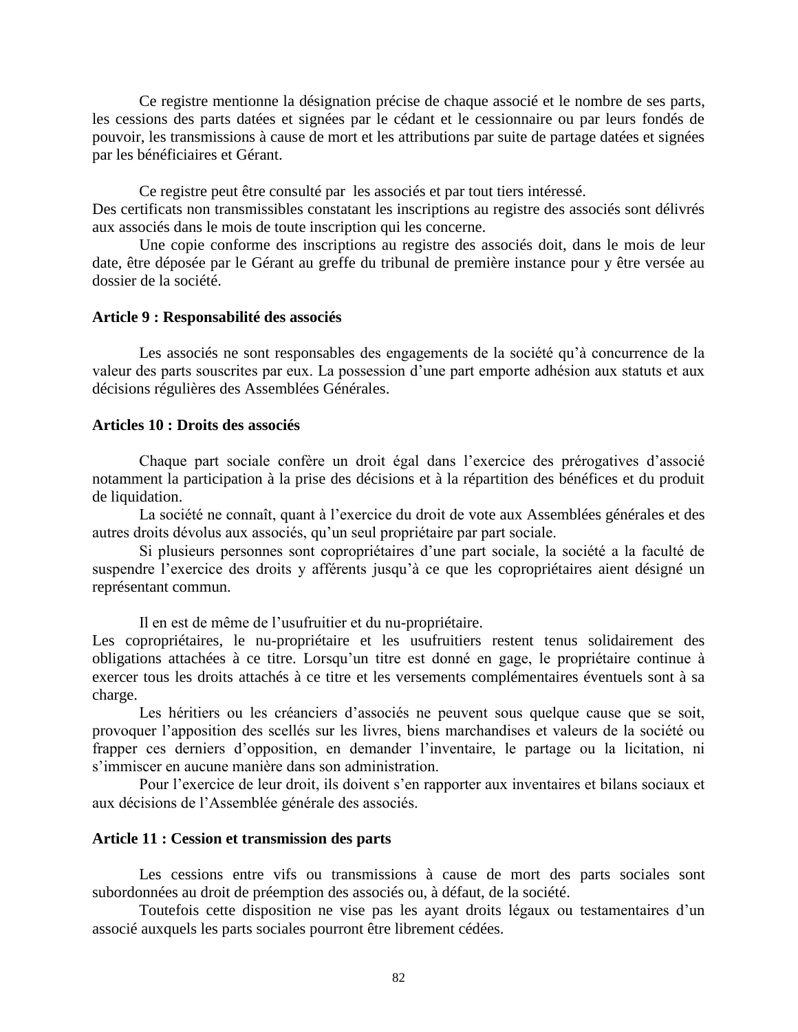Ce registre mentionne la désignation précise de chaque associé et le nombre de ses parts, les cessions des parts datées et signées par le cédant et le cessionnaire ou par leurs fondés de pouvoir, les transmissions à cause de mort et les attributions par suite de partage datées et signées par les bénéficiaires et Gérant.

Ce registre peut être consulté par les associés et par tout tiers intéressé.
Des certificats non transmissibles constatant les inscriptions au registre des associés sont délivrés aux associés dans le mois de toute inscription qui les concerne.

Une copie conforme des inscriptions au registre des associés doit, dans le mois de leur date, être déposée par le Gérant au greffe du tribunal de première instance pour y être versée au dossier de la société.

**Article 9 : Responsabilité des associés**

Les associés ne sont responsables des engagements de la société qu'à concurrence de la valeur des parts souscrites par eux. La possession d'une part emporte adhésion aux statuts et aux décisions régulières des Assemblées Générales.

**Articles 10 : Droits des associés**

Chaque part sociale confère un droit égal dans l'exercice des prérogatives d'associé notamment la participation à la prise des décisions et à la répartition des bénéfices et du produit de liquidation.

La société ne connaît, quant à l'exercice du droit de vote aux Assemblées générales et des autres droits dévolus aux associés, qu'un seul propriétaire par part sociale.

Si plusieurs personnes sont copropriétaires d'une part sociale, la société a la faculté de suspendre l'exercice des droits y afférents jusqu'à ce que les copropriétaires aient désigné un représentant commun.

Il en est de même de l'usufruitier et du nu-propriétaire.
Les copropriétaires, le nu-propriétaire et les usufruitiers restent tenus solidairement des obligations attachées à ce titre. Lorsqu'un titre est donné en gage, le propriétaire continue à exercer tous les droits attachés à ce titre et les versements complémentaires éventuels sont à sa charge.

Les héritiers ou les créanciers d'associés ne peuvent sous quelque cause que se soit, provoquer l'apposition des scellés sur les livres, biens marchandises et valeurs de la société ou frapper ces derniers d'opposition, en demander l'inventaire, le partage ou la licitation, ni s'immiscer en aucune manière dans son administration.

Pour l'exercice de leur droit, ils doivent s'en rapporter aux inventaires et bilans sociaux et aux décisions de l'Assemblée générale des associés.

**Article 11 : Cession et transmission des parts**

Les cessions entre vifs ou transmissions à cause de mort des parts sociales sont subordonnées au droit de préemption des associés ou, à défaut, de la société.

Toutefois cette disposition ne vise pas les ayant droits légaux ou testamentaires d'un associé auxquels les parts sociales pourront être librement cédées.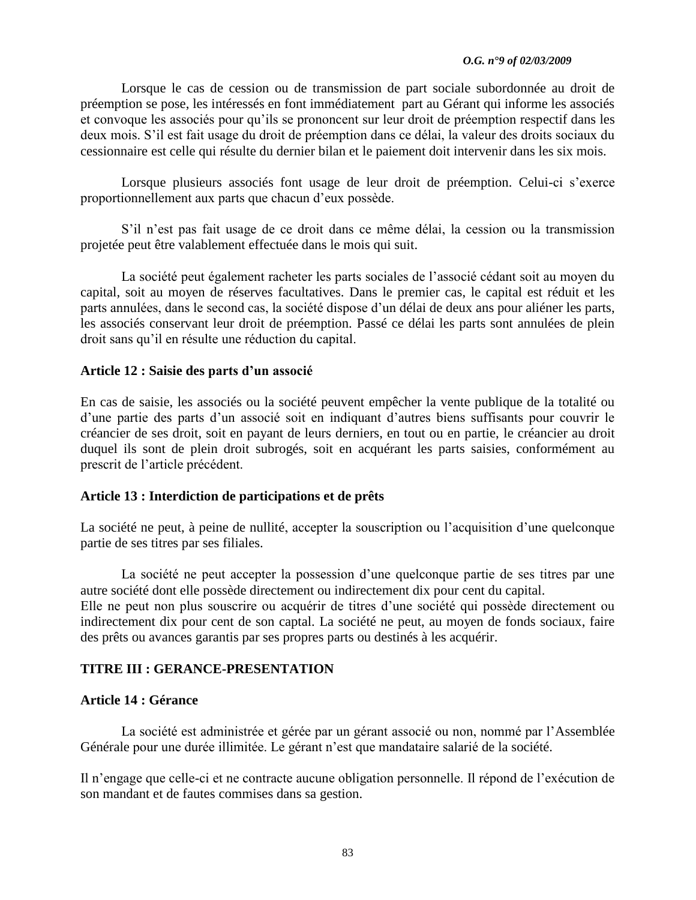Lorsque le cas de cession ou de transmission de part sociale subordonnée au droit de préemption se pose, les intéressés en font immédiatement part au Gérant qui informe les associés et convoque les associés pour qu'ils se prononcent sur leur droit de préemption respectif dans les deux mois. S'il est fait usage du droit de préemption dans ce délai, la valeur des droits sociaux du cessionnaire est celle qui résulte du dernier bilan et le paiement doit intervenir dans les six mois.

Lorsque plusieurs associés font usage de leur droit de préemption. Celui-ci s'exerce proportionnellement aux parts que chacun d'eux possède.

S'il n'est pas fait usage de ce droit dans ce même délai, la cession ou la transmission projetée peut être valablement effectuée dans le mois qui suit.

La société peut également racheter les parts sociales de l'associé cédant soit au moyen du capital, soit au moyen de réserves facultatives. Dans le premier cas, le capital est réduit et les parts annulées, dans le second cas, la société dispose d'un délai de deux ans pour aliéner les parts, les associés conservant leur droit de préemption. Passé ce délai les parts sont annulées de plein droit sans qu'il en résulte une réduction du capital.

**Article 12 : Saisie des parts d'un associé**

En cas de saisie, les associés ou la société peuvent empêcher la vente publique de la totalité ou d'une partie des parts d'un associé soit en indiquant d'autres biens suffisants pour couvrir le créancier de ses droit, soit en payant de leurs derniers, en tout ou en partie, le créancier au droit duquel ils sont de plein droit subrogés, soit en acquérant les parts saisies, conformément au prescrit de l'article précédent.

**Article 13 : Interdiction de participations et de prêts**

La société ne peut, à peine de nullité, accepter la souscription ou l'acquisition d'une quelconque partie de ses titres par ses filiales.

La société ne peut accepter la possession d'une quelconque partie de ses titres par une autre société dont elle possède directement ou indirectement dix pour cent du capital.
Elle ne peut non plus souscrire ou acquérir de titres d'une société qui possède directement ou indirectement dix pour cent de son captal. La société ne peut, au moyen de fonds sociaux, faire des prêts ou avances garantis par ses propres parts ou destinés à les acquérir.

## TITRE III : GERANCE-PRESENTATION

**Article 14 : Gérance**

La société est administrée et gérée par un gérant associé ou non, nommé par l'Assemblée Générale pour une durée illimitée. Le gérant n'est que mandataire salarié de la société.

Il n'engage que celle-ci et ne contracte aucune obligation personnelle. Il répond de l'exécution de son mandant et de fautes commises dans sa gestion.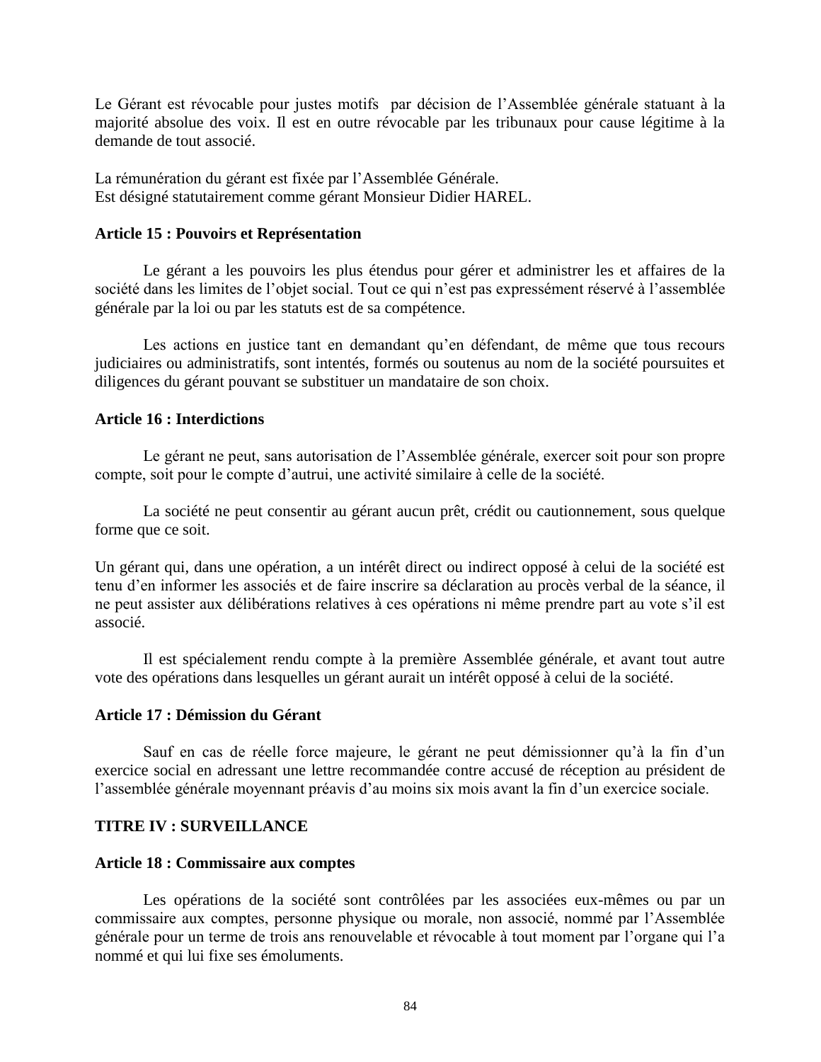Le Gérant est révocable pour justes motifs par décision de l'Assemblée générale statuant à la majorité absolue des voix. Il est en outre révocable par les tribunaux pour cause légitime à la demande de tout associé.

La rémunération du gérant est fixée par l'Assemblée Générale.
Est désigné statutairement comme gérant Monsieur Didier HAREL.

**Article 15 : Pouvoirs et Représentation**

Le gérant a les pouvoirs les plus étendus pour gérer et administrer les et affaires de la société dans les limites de l'objet social. Tout ce qui n'est pas expressément réservé à l'assemblée générale par la loi ou par les statuts est de sa compétence.

Les actions en justice tant en demandant qu'en défendant, de même que tous recours judiciaires ou administratifs, sont intentés, formés ou soutenus au nom de la société poursuites et diligences du gérant pouvant se substituer un mandataire de son choix.

**Article 16 : Interdictions**

Le gérant ne peut, sans autorisation de l'Assemblée générale, exercer soit pour son propre compte, soit pour le compte d'autrui, une activité similaire à celle de la société.

La société ne peut consentir au gérant aucun prêt, crédit ou cautionnement, sous quelque forme que ce soit.

Un gérant qui, dans une opération, a un intérêt direct ou indirect opposé à celui de la société est tenu d'en informer les associés et de faire inscrire sa déclaration au procès verbal de la séance, il ne peut assister aux délibérations relatives à ces opérations ni même prendre part au vote s'il est associé.

Il est spécialement rendu compte à la première Assemblée générale, et avant tout autre vote des opérations dans lesquelles un gérant aurait un intérêt opposé à celui de la société.

**Article 17 : Démission du Gérant**

Sauf en cas de réelle force majeure, le gérant ne peut démissionner qu'à la fin d'un exercice social en adressant une lettre recommandée contre accusé de réception au président de l'assemblée générale moyennant préavis d'au moins six mois avant la fin d'un exercice sociale.

**TITRE IV : SURVEILLANCE**

**Article 18 : Commissaire aux comptes**

Les opérations de la société sont contrôlées par les associées eux-mêmes ou par un commissaire aux comptes, personne physique ou morale, non associé, nommé par l'Assemblée générale pour un terme de trois ans renouvelable et révocable à tout moment par l'organe qui l'a nommé et qui lui fixe ses émoluments.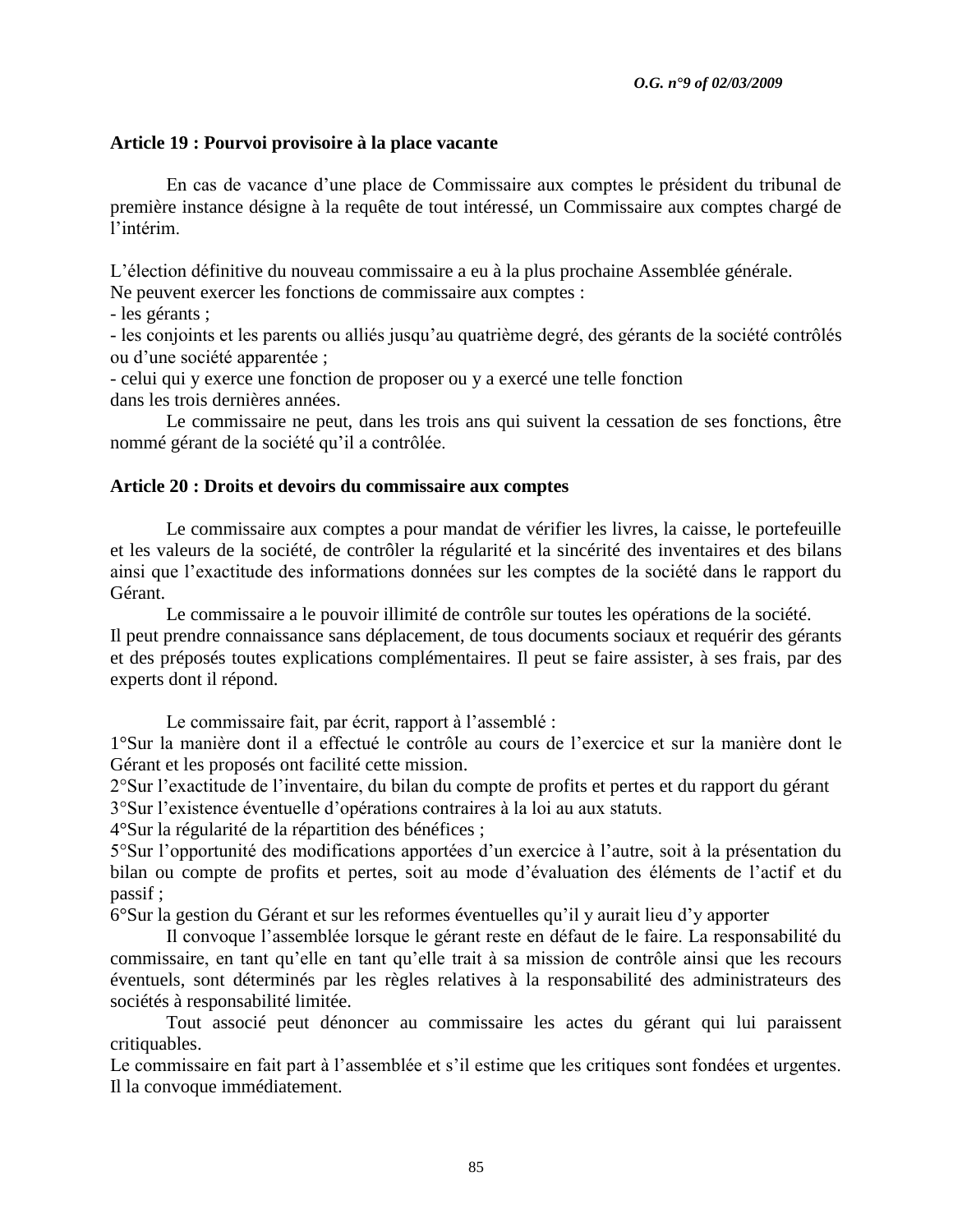**Article 19 : Pourvoi provisoire à la place vacante**

En cas de vacance d'une place de Commissaire aux comptes le président du tribunal de première instance désigne à la requête de tout intéressé, un Commissaire aux comptes chargé de l'intérim.

L'élection définitive du nouveau commissaire a eu à la plus prochaine Assemblée générale.
Ne peuvent exercer les fonctions de commissaire aux comptes :
- les gérants ;
- les conjoints et les parents ou alliés jusqu'au quatrième degré, des gérants de la société contrôlés ou d'une société apparentée ;
- celui qui y exerce une fonction de proposer ou y a exercé une telle fonction
dans les trois dernières années.

Le commissaire ne peut, dans les trois ans qui suivent la cessation de ses fonctions, être nommé gérant de la société qu'il a contrôlée.

**Article 20 : Droits et devoirs du commissaire aux comptes**

Le commissaire aux comptes a pour mandat de vérifier les livres, la caisse, le portefeuille et les valeurs de la société, de contrôler la régularité et la sincérité des inventaires et des bilans ainsi que l'exactitude des informations données sur les comptes de la société dans le rapport du Gérant.

Le commissaire a le pouvoir illimité de contrôle sur toutes les opérations de la société.
Il peut prendre connaissance sans déplacement, de tous documents sociaux et requérir des gérants et des préposés toutes explications complémentaires. Il peut se faire assister, à ses frais, par des experts dont il répond.

Le commissaire fait, par écrit, rapport à l'assemblé :
1°Sur la manière dont il a effectué le contrôle au cours de l'exercice et sur la manière dont le Gérant et les proposés ont facilité cette mission.
2°Sur l'exactitude de l'inventaire, du bilan du compte de profits et pertes et du rapport du gérant
3°Sur l'existence éventuelle d'opérations contraires à la loi au aux statuts.
4°Sur la régularité de la répartition des bénéfices ;
5°Sur l'opportunité des modifications apportées d'un exercice à l'autre, soit à la présentation du bilan ou compte de profits et pertes, soit au mode d'évaluation des éléments de l'actif et du passif ;
6°Sur la gestion du Gérant et sur les reformes éventuelles qu'il y aurait lieu d'y apporter

Il convoque l'assemblée lorsque le gérant reste en défaut de le faire. La responsabilité du commissaire, en tant qu'elle en tant qu'elle trait à sa mission de contrôle ainsi que les recours éventuels, sont déterminés par les règles relatives à la responsabilité des administrateurs des sociétés à responsabilité limitée.

Tout associé peut dénoncer au commissaire les actes du gérant qui lui paraissent critiquables.
Le commissaire en fait part à l'assemblée et s'il estime que les critiques sont fondées et urgentes. Il la convoque immédiatement.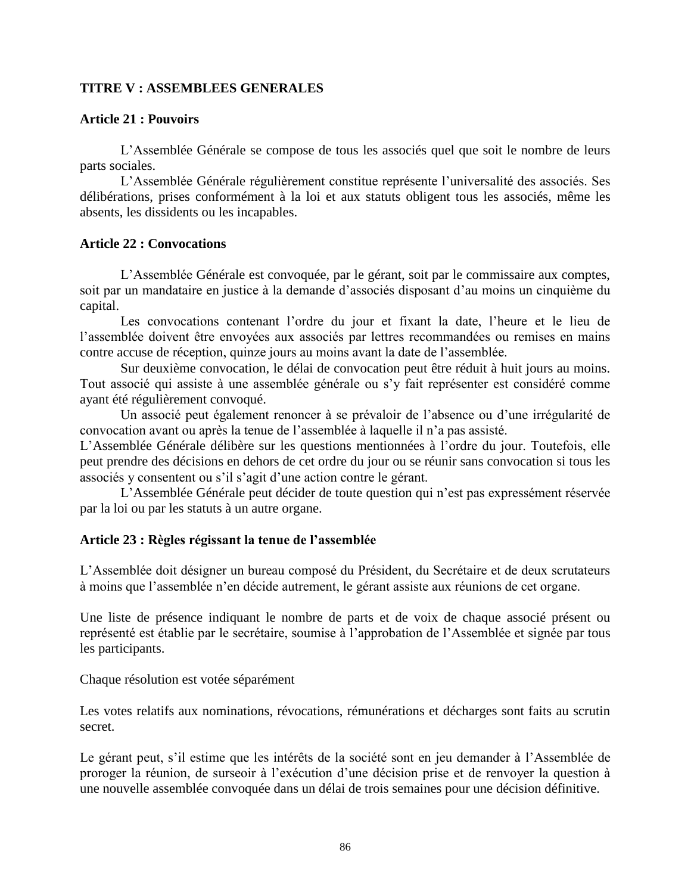**TITRE V : ASSEMBLEES GENERALES**

**Article 21 : Pouvoirs**

L'Assemblée Générale se compose de tous les associés quel que soit le nombre de leurs parts sociales.

L'Assemblée Générale régulièrement constitue représente l'universalité des associés. Ses délibérations, prises conformément à la loi et aux statuts obligent tous les associés, même les absents, les dissidents ou les incapables.

**Article 22 : Convocations**

L'Assemblée Générale est convoquée, par le gérant, soit par le commissaire aux comptes, soit par un mandataire en justice à la demande d'associés disposant d'au moins un cinquième du capital.

Les convocations contenant l'ordre du jour et fixant la date, l'heure et le lieu de l'assemblée doivent être envoyées aux associés par lettres recommandées ou remises en mains contre accuse de réception, quinze jours au moins avant la date de l'assemblée.

Sur deuxième convocation, le délai de convocation peut être réduit à huit jours au moins. Tout associé qui assiste à une assemblée générale ou s'y fait représenter est considéré comme ayant été régulièrement convoqué.

Un associé peut également renoncer à se prévaloir de l'absence ou d'une irrégularité de convocation avant ou après la tenue de l'assemblée à laquelle il n'a pas assisté.

L'Assemblée Générale délibère sur les questions mentionnées à l'ordre du jour. Toutefois, elle peut prendre des décisions en dehors de cet ordre du jour ou se réunir sans convocation si tous les associés y consentent ou s'il s'agit d'une action contre le gérant.

L'Assemblée Générale peut décider de toute question qui n'est pas expressément réservée par la loi ou par les statuts à un autre organe.

**Article 23 : Règles régissant la tenue de l'assemblée**

L'Assemblée doit désigner un bureau composé du Président, du Secrétaire et de deux scrutateurs à moins que l'assemblée n'en décide autrement, le gérant assiste aux réunions de cet organe.

Une liste de présence indiquant le nombre de parts et de voix de chaque associé présent ou représenté est établie par le secrétaire, soumise à l'approbation de l'Assemblée et signée par tous les participants.

Chaque résolution est votée séparément

Les votes relatifs aux nominations, révocations, rémunérations et décharges sont faits au scrutin secret.

Le gérant peut, s'il estime que les intérêts de la société sont en jeu demander à l'Assemblée de proroger la réunion, de surseoir à l'exécution d'une décision prise et de renvoyer la question à une nouvelle assemblée convoquée dans un délai de trois semaines pour une décision définitive.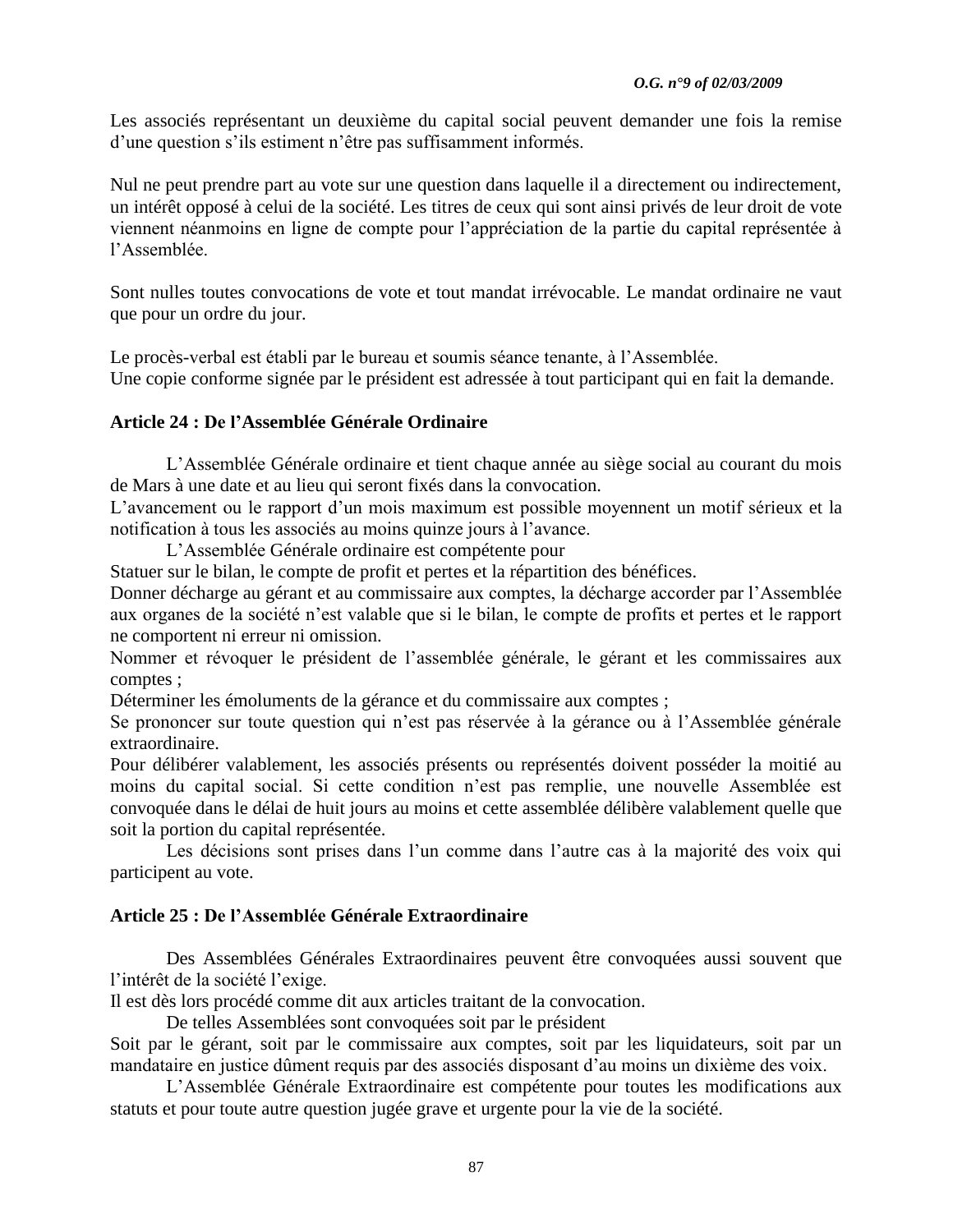Les associés représentant un deuxième du capital social peuvent demander une fois la remise d'une question s'ils estiment n'être pas suffisamment informés.

Nul ne peut prendre part au vote sur une question dans laquelle il a directement ou indirectement, un intérêt opposé à celui de la société. Les titres de ceux qui sont ainsi privés de leur droit de vote viennent néanmoins en ligne de compte pour l'appréciation de la partie du capital représentée à l'Assemblée.

Sont nulles toutes convocations de vote et tout mandat irrévocable. Le mandat ordinaire ne vaut que pour un ordre du jour.

Le procès-verbal est établi par le bureau et soumis séance tenante, à l'Assemblée.
Une copie conforme signée par le président est adressée à tout participant qui en fait la demande.

**Article 24 : De l'Assemblée Générale Ordinaire**

L'Assemblée Générale ordinaire et tient chaque année au siège social au courant du mois de Mars à une date et au lieu qui seront fixés dans la convocation.
L'avancement ou le rapport d'un mois maximum est possible moyennent un motif sérieux et la notification à tous les associés au moins quinze jours à l'avance.

L'Assemblée Générale ordinaire est compétente pour
Statuer sur le bilan, le compte de profit et pertes et la répartition des bénéfices.
Donner décharge au gérant et au commissaire aux comptes, la décharge accorder par l'Assemblée aux organes de la société n'est valable que si le bilan, le compte de profits et pertes et le rapport ne comportent ni erreur ni omission.
Nommer et révoquer le président de l'assemblée générale, le gérant et les commissaires aux comptes ;
Déterminer les émoluments de la gérance et du commissaire aux comptes ;
Se prononcer sur toute question qui n'est pas réservée à la gérance ou à l'Assemblée générale extraordinaire.
Pour délibérer valablement, les associés présents ou représentés doivent posséder la moitié au moins du capital social. Si cette condition n'est pas remplie, une nouvelle Assemblée est convoquée dans le délai de huit jours au moins et cette assemblée délibère valablement quelle que soit la portion du capital représentée.

Les décisions sont prises dans l'un comme dans l'autre cas à la majorité des voix qui participent au vote.

**Article 25 : De l'Assemblée Générale Extraordinaire**

Des Assemblées Générales Extraordinaires peuvent être convoquées aussi souvent que l'intérêt de la société l'exige.
Il est dès lors procédé comme dit aux articles traitant de la convocation.

De telles Assemblées sont convoquées soit par le président
Soit par le gérant, soit par le commissaire aux comptes, soit par les liquidateurs, soit par un mandataire en justice dûment requis par des associés disposant d'au moins un dixième des voix.

L'Assemblée Générale Extraordinaire est compétente pour toutes les modifications aux statuts et pour toute autre question jugée grave et urgente pour la vie de la société.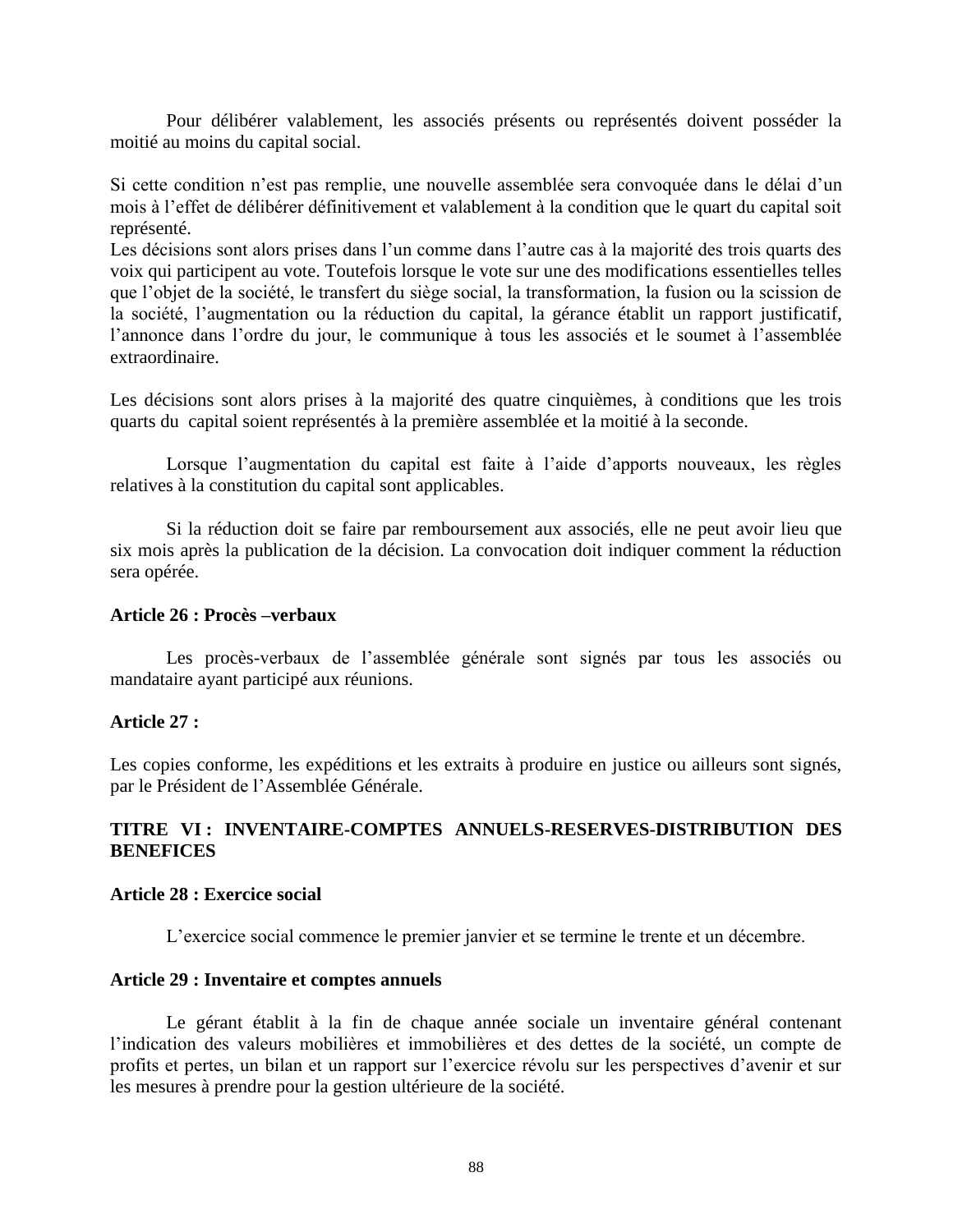Pour délibérer valablement, les associés présents ou représentés doivent posséder la moitié au moins du capital social.

Si cette condition n'est pas remplie, une nouvelle assemblée sera convoquée dans le délai d'un mois à l'effet de délibérer définitivement et valablement à la condition que le quart du capital soit représenté.
Les décisions sont alors prises dans l'un comme dans l'autre cas à la majorité des trois quarts des voix qui participent au vote. Toutefois lorsque le vote sur une des modifications essentielles telles que l'objet de la société, le transfert du siège social, la transformation, la fusion ou la scission de la société, l'augmentation ou la réduction du capital, la gérance établit un rapport justificatif, l'annonce dans l'ordre du jour, le communique à tous les associés et le soumet à l'assemblée extraordinaire.

Les décisions sont alors prises à la majorité des quatre cinquièmes, à conditions que les trois quarts du capital soient représentés à la première assemblée et la moitié à la seconde.

Lorsque l'augmentation du capital est faite à l'aide d'apports nouveaux, les règles relatives à la constitution du capital sont applicables.

Si la réduction doit se faire par remboursement aux associés, elle ne peut avoir lieu que six mois après la publication de la décision. La convocation doit indiquer comment la réduction sera opérée.

**Article 26 : Procès –verbaux**

Les procès-verbaux de l'assemblée générale sont signés par tous les associés ou mandataire ayant participé aux réunions.

**Article 27 :**

Les copies conforme, les expéditions et les extraits à produire en justice ou ailleurs sont signés, par le Président de l'Assemblée Générale.

## TITRE VI : INVENTAIRE-COMPTES ANNUELS-RESERVES-DISTRIBUTION DES BENEFICES

**Article 28 : Exercice social**

L'exercice social commence le premier janvier et se termine le trente et un décembre.

**Article 29 : Inventaire et comptes annuels**

Le gérant établit à la fin de chaque année sociale un inventaire général contenant l'indication des valeurs mobilières et immobilières et des dettes de la société, un compte de profits et pertes, un bilan et un rapport sur l'exercice révolu sur les perspectives d'avenir et sur les mesures à prendre pour la gestion ultérieure de la société.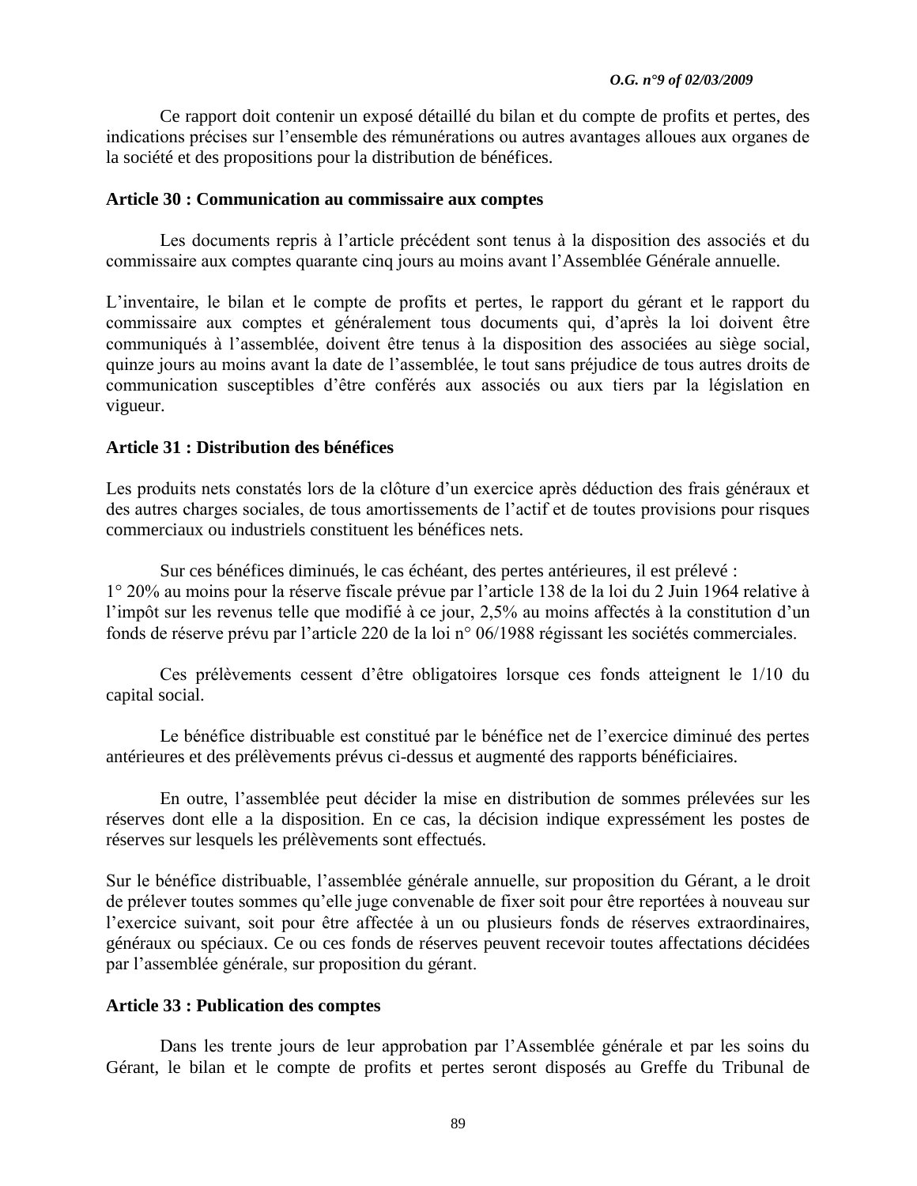Ce rapport doit contenir un exposé détaillé du bilan et du compte de profits et pertes, des indications précises sur l'ensemble des rémunérations ou autres avantages alloues aux organes de la société et des propositions pour la distribution de bénéfices.

**Article 30 : Communication au commissaire aux comptes**

Les documents repris à l'article précédent sont tenus à la disposition des associés et du commissaire aux comptes quarante cinq jours au moins avant l'Assemblée Générale annuelle.

L'inventaire, le bilan et le compte de profits et pertes, le rapport du gérant et le rapport du commissaire aux comptes et généralement tous documents qui, d'après la loi doivent être communiqués à l'assemblée, doivent être tenus à la disposition des associées au siège social, quinze jours au moins avant la date de l'assemblée, le tout sans préjudice de tous autres droits de communication susceptibles d'être conférés aux associés ou aux tiers par la législation en vigueur.

**Article 31 : Distribution des bénéfices**

Les produits nets constatés lors de la clôture d'un exercice après déduction des frais généraux et des autres charges sociales, de tous amortissements de l'actif et de toutes provisions pour risques commerciaux ou industriels constituent les bénéfices nets.

Sur ces bénéfices diminués, le cas échéant, des pertes antérieures, il est prélevé :
1° 20% au moins pour la réserve fiscale prévue par l'article 138 de la loi du 2 Juin 1964 relative à l'impôt sur les revenus telle que modifié à ce jour, 2,5% au moins affectés à la constitution d'un fonds de réserve prévu par l'article 220 de la loi n° 06/1988 régissant les sociétés commerciales.

Ces prélèvements cessent d'être obligatoires lorsque ces fonds atteignent le 1/10 du capital social.

Le bénéfice distribuable est constitué par le bénéfice net de l'exercice diminué des pertes antérieures et des prélèvements prévus ci-dessus et augmenté des rapports bénéficiaires.

En outre, l'assemblée peut décider la mise en distribution de sommes prélevées sur les réserves dont elle a la disposition. En ce cas, la décision indique expressément les postes de réserves sur lesquels les prélèvements sont effectués.

Sur le bénéfice distribuable, l'assemblée générale annuelle, sur proposition du Gérant, a le droit de prélever toutes sommes qu'elle juge convenable de fixer soit pour être reportées à nouveau sur l'exercice suivant, soit pour être affectée à un ou plusieurs fonds de réserves extraordinaires, généraux ou spéciaux. Ce ou ces fonds de réserves peuvent recevoir toutes affectations décidées par l'assemblée générale, sur proposition du gérant.

**Article 33 : Publication des comptes**

Dans les trente jours de leur approbation par l'Assemblée générale et par les soins du Gérant, le bilan et le compte de profits et pertes seront disposés au Greffe du Tribunal de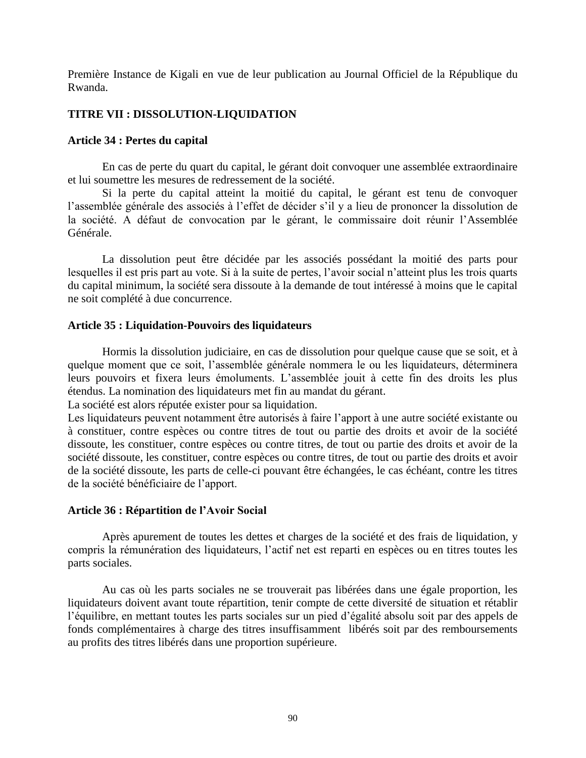Première Instance de Kigali en vue de leur publication au Journal Officiel de la République du Rwanda.

## TITRE VII : DISSOLUTION-LIQUIDATION

### Article 34 : Pertes du capital

En cas de perte du quart du capital, le gérant doit convoquer une assemblée extraordinaire et lui soumettre les mesures de redressement de la société.
Si la perte du capital atteint la moitié du capital, le gérant est tenu de convoquer l'assemblée générale des associés à l'effet de décider s'il y a lieu de prononcer la dissolution de la société. A défaut de convocation par le gérant, le commissaire doit réunir l'Assemblée Générale.

La dissolution peut être décidée par les associés possédant la moitié des parts pour lesquelles il est pris part au vote. Si à la suite de pertes, l'avoir social n'atteint plus les trois quarts du capital minimum, la société sera dissoute à la demande de tout intéressé à moins que le capital ne soit complété à due concurrence.

### Article 35 : Liquidation-Pouvoirs des liquidateurs

Hormis la dissolution judiciaire, en cas de dissolution pour quelque cause que se soit, et à quelque moment que ce soit, l'assemblée générale nommera le ou les liquidateurs, déterminera leurs pouvoirs et fixera leurs émoluments. L'assemblée jouit à cette fin des droits les plus étendus. La nomination des liquidateurs met fin au mandat du gérant.
La société est alors réputée exister pour sa liquidation.
Les liquidateurs peuvent notamment être autorisés à faire l'apport à une autre société existante ou à constituer, contre espèces ou contre titres de tout ou partie des droits et avoir de la société dissoute, les constituer, contre espèces ou contre titres, de tout ou partie des droits et avoir de la société dissoute, les constituer, contre espèces ou contre titres, de tout ou partie des droits et avoir de la société dissoute, les parts de celle-ci pouvant être échangées, le cas échéant, contre les titres de la société bénéficiaire de l'apport.

### Article 36 : Répartition de l'Avoir Social

Après apurement de toutes les dettes et charges de la société et des frais de liquidation, y compris la rémunération des liquidateurs, l'actif net est reparti en espèces ou en titres toutes les parts sociales.

Au cas où les parts sociales ne se trouverait pas libérées dans une égale proportion, les liquidateurs doivent avant toute répartition, tenir compte de cette diversité de situation et rétablir l'équilibre, en mettant toutes les parts sociales sur un pied d'égalité absolu soit par des appels de fonds complémentaires à charge des titres insuffisamment libérés soit par des remboursements au profits des titres libérés dans une proportion supérieure.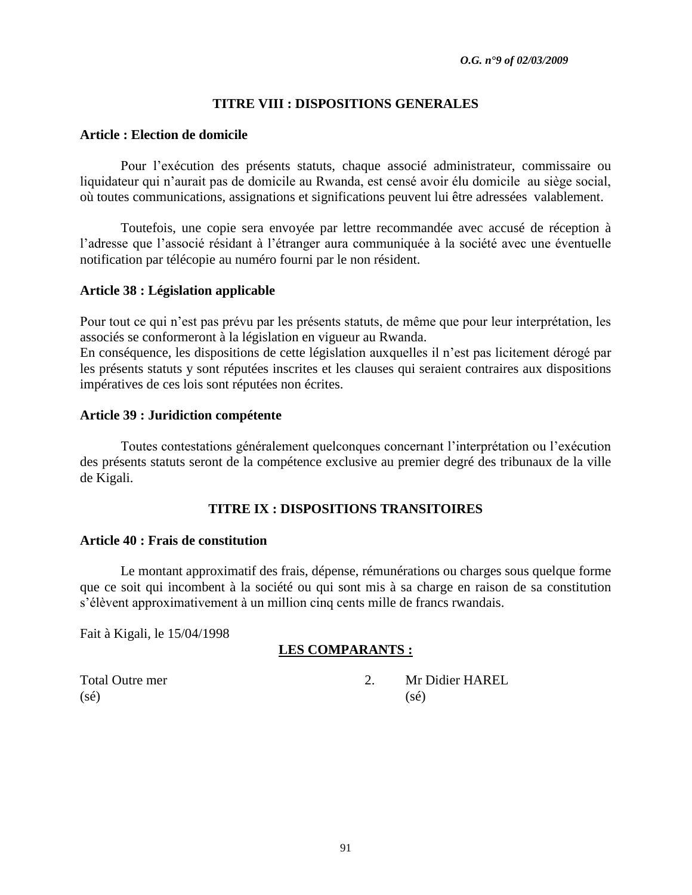## TITRE VIII : DISPOSITIONS GENERALES

### Article : Election de domicile

Pour l'exécution des présents statuts, chaque associé administrateur, commissaire ou liquidateur qui n'aurait pas de domicile au Rwanda, est censé avoir élu domicile au siège social, où toutes communications, assignations et significations peuvent lui être adressées valablement.

Toutefois, une copie sera envoyée par lettre recommandée avec accusé de réception à l'adresse que l'associé résidant à l'étranger aura communiquée à la société avec une éventuelle notification par télécopie au numéro fourni par le non résident.

### Article 38 : Législation applicable

Pour tout ce qui n'est pas prévu par les présents statuts, de même que pour leur interprétation, les associés se conformeront à la législation en vigueur au Rwanda.
En conséquence, les dispositions de cette législation auxquelles il n'est pas licitement dérogé par les présents statuts y sont réputées inscrites et les clauses qui seraient contraires aux dispositions impératives de ces lois sont réputées non écrites.

### Article 39 : Juridiction compétente

Toutes contestations généralement quelconques concernant l'interprétation ou l'exécution des présents statuts seront de la compétence exclusive au premier degré des tribunaux de la ville de Kigali.

## TITRE IX : DISPOSITIONS TRANSITOIRES

### Article 40 : Frais de constitution

Le montant approximatif des frais, dépense, rémunérations ou charges sous quelque forme que ce soit qui incombent à la société ou qui sont mis à sa charge en raison de sa constitution s'élèvent approximativement à un million cinq cents mille de francs rwandais.

Fait à Kigali, le 15/04/1998

**<u>LES COMPARANTS :</u>**

Total Outre mer
(sé)

2. Mr Didier HAREL
(sé)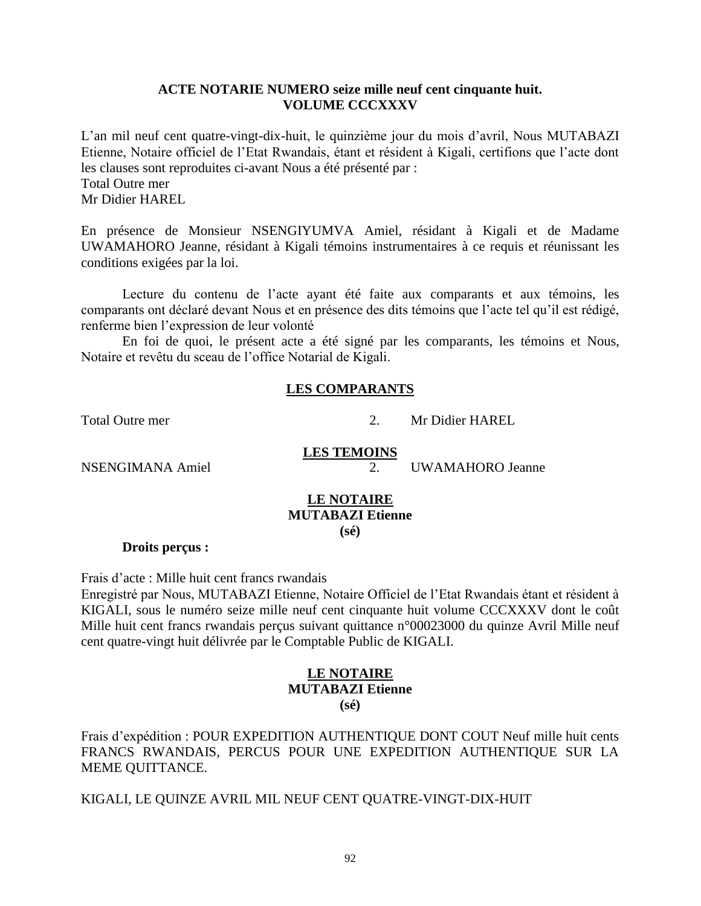**ACTE NOTARIE NUMERO seize mille neuf cent cinquante huit.**
**VOLUME CCCXXXV**

L'an mil neuf cent quatre-vingt-dix-huit, le quinzième jour du mois d'avril, Nous MUTABAZI Etienne, Notaire officiel de l'Etat Rwandais, étant et résident à Kigali, certifions que l'acte dont les clauses sont reproduites ci-avant Nous a été présenté par :
Total Outre mer
Mr Didier HAREL

En présence de Monsieur NSENGIYUMVA Amiel, résidant à Kigali et de Madame UWAMAHORO Jeanne, résidant à Kigali témoins instrumentaires à ce requis et réunissant les conditions exigées par la loi.

Lecture du contenu de l'acte ayant été faite aux comparants et aux témoins, les comparants ont déclaré devant Nous et en présence des dits témoins que l'acte tel qu'il est rédigé, renferme bien l'expression de leur volonté

En foi de quoi, le présent acte a été signé par les comparants, les témoins et Nous, Notaire et revêtu du sceau de l'office Notarial de Kigali.

**LES COMPARANTS**

Total Outre mer 2. Mr Didier HAREL

**LES TEMOINS**

NSENGIMANA Amiel 2. UWAMAHORO Jeanne

**LE NOTAIRE**
**MUTABAZI Etienne**
**(sé)**

**Droits perçus :**

Frais d'acte : Mille huit cent francs rwandais
Enregistré par Nous, MUTABAZI Etienne, Notaire Officiel de l'Etat Rwandais étant et résident à KIGALI, sous le numéro seize mille neuf cent cinquante huit volume CCCXXXV dont le coût Mille huit cent francs rwandais perçus suivant quittance n°00023000 du quinze Avril Mille neuf cent quatre-vingt huit délivrée par le Comptable Public de KIGALI.

**LE NOTAIRE**
**MUTABAZI Etienne**
**(sé)**

Frais d'expédition : POUR EXPEDITION AUTHENTIQUE DONT COUT Neuf mille huit cents FRANCS RWANDAIS, PERCUS POUR UNE EXPEDITION AUTHENTIQUE SUR LA MEME QUITTANCE.

KIGALI, LE QUINZE AVRIL MIL NEUF CENT QUATRE-VINGT-DIX-HUIT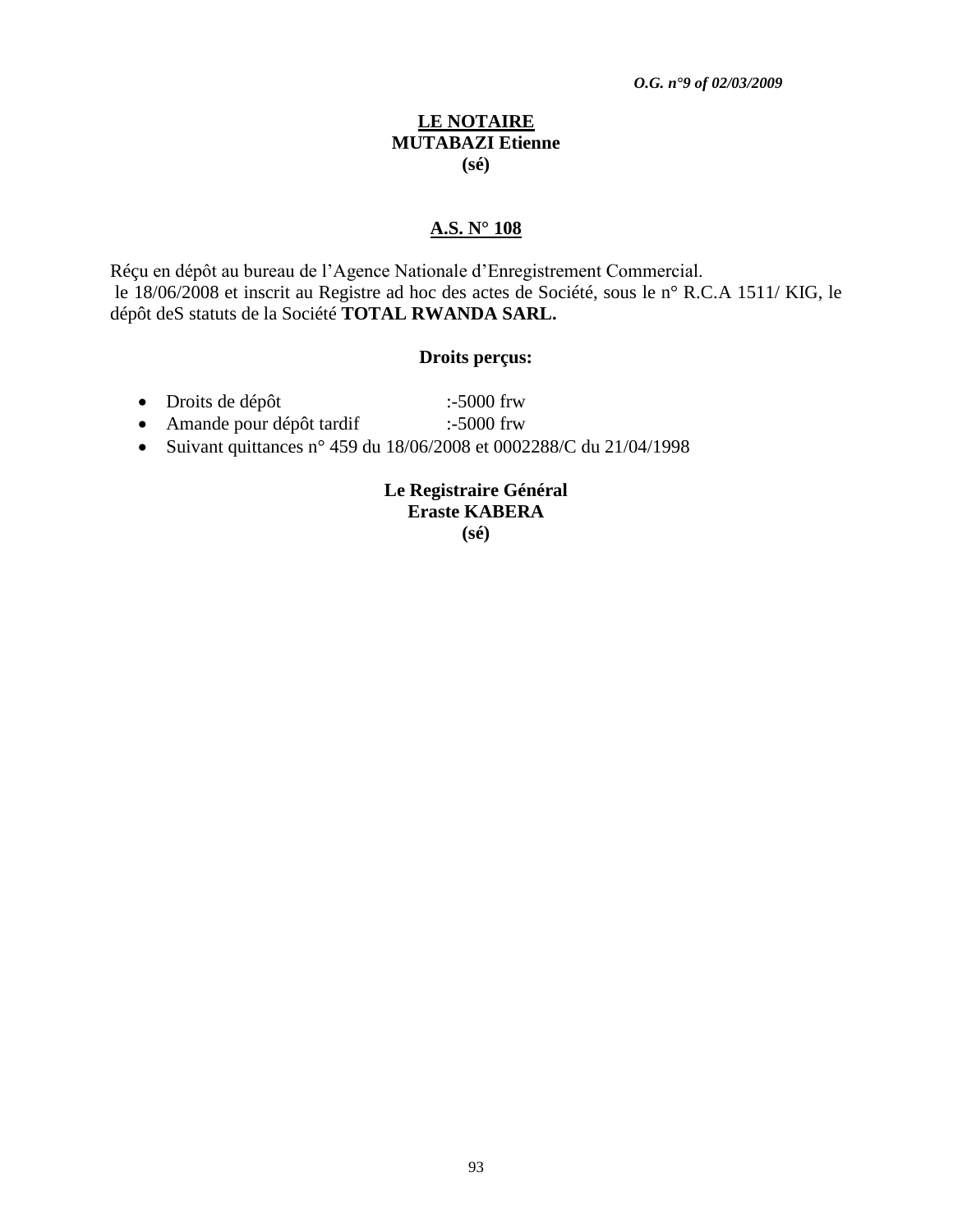**<u>LE NOTAIRE</u>**
**MUTABAZI Etienne**
**(sé)**

**<u>A.S. N° 108</u>**

Réçu en dépôt au bureau de l'Agence Nationale d'Enregistrement Commercial.
le 18/06/2008 et inscrit au Registre ad hoc des actes de Société, sous le n° R.C.A 1511/ KIG, le dépôt deS statuts de la Société **TOTAL RWANDA SARL.**

**Droits perçus:**

- Droits de dépôt :-5000 frw
- Amande pour dépôt tardif :-5000 frw
- Suivant quittances n° 459 du 18/06/2008 et 0002288/C du 21/04/1998

**Le Registraire Général**
**Eraste KABERA**
**(sé)**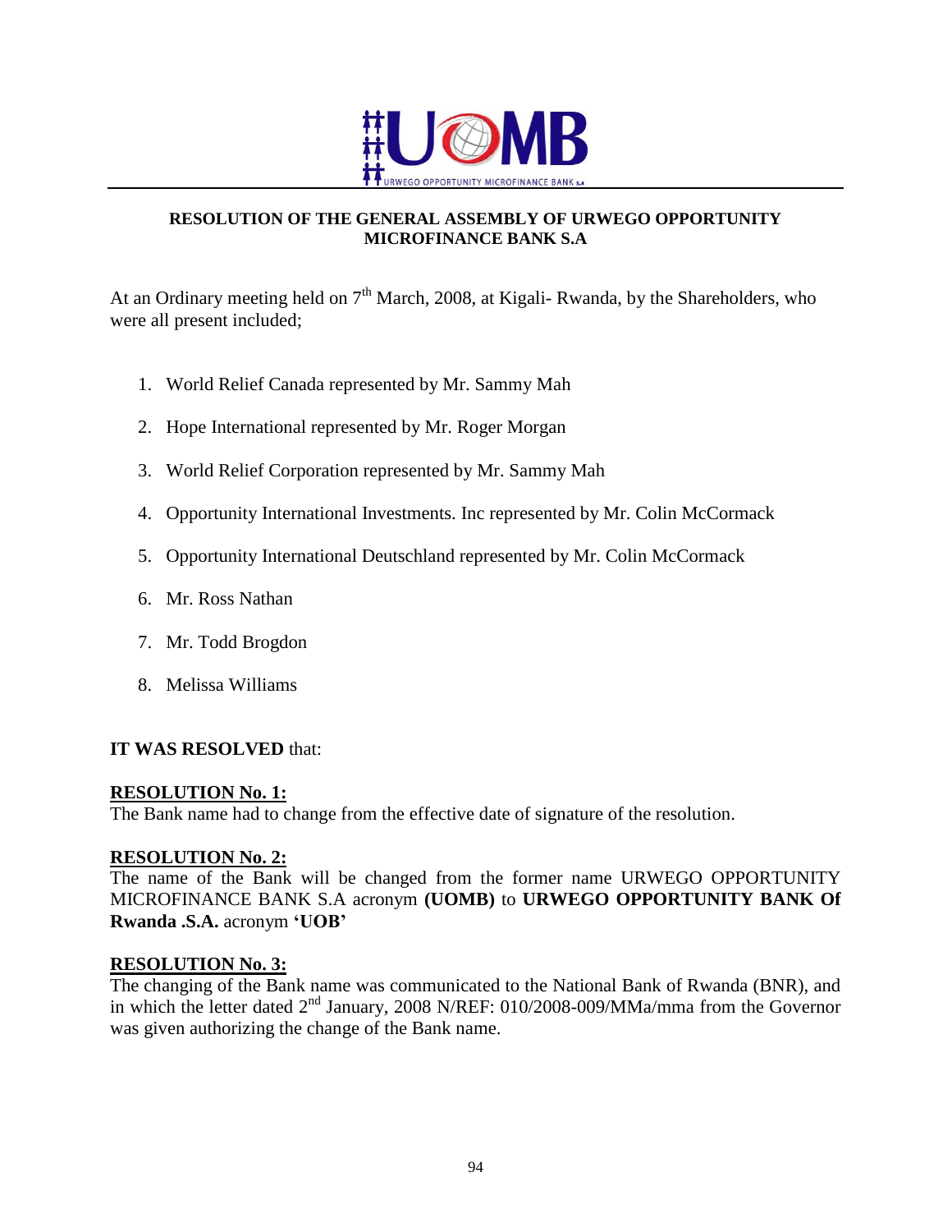**RESOLUTION OF THE GENERAL ASSEMBLY OF URWEGO OPPORTUNITY MICROFINANCE BANK S.A**

At an Ordinary meeting held on 7th March, 2008, at Kigali- Rwanda, by the Shareholders, who were all present included;

1. World Relief Canada represented by Mr. Sammy Mah
2. Hope International represented by Mr. Roger Morgan
3. World Relief Corporation represented by Mr. Sammy Mah
4. Opportunity International Investments. Inc represented by Mr. Colin McCormack
5. Opportunity International Deutschland represented by Mr. Colin McCormack
6. Mr. Ross Nathan
7. Mr. Todd Brogdon
8. Melissa Williams

**IT WAS RESOLVED** that:

**RESOLUTION No. 1:**
The Bank name had to change from the effective date of signature of the resolution.

**RESOLUTION No. 2:**
The name of the Bank will be changed from the former name URWEGO OPPORTUNITY MICROFINANCE BANK S.A acronym **(UOMB)** to **URWEGO OPPORTUNITY BANK Of Rwanda .S.A.** acronym **'UOB'**

**RESOLUTION No. 3:**
The changing of the Bank name was communicated to the National Bank of Rwanda (BNR), and in which the letter dated 2nd January, 2008 N/REF: 010/2008-009/MMa/mma from the Governor was given authorizing the change of the Bank name.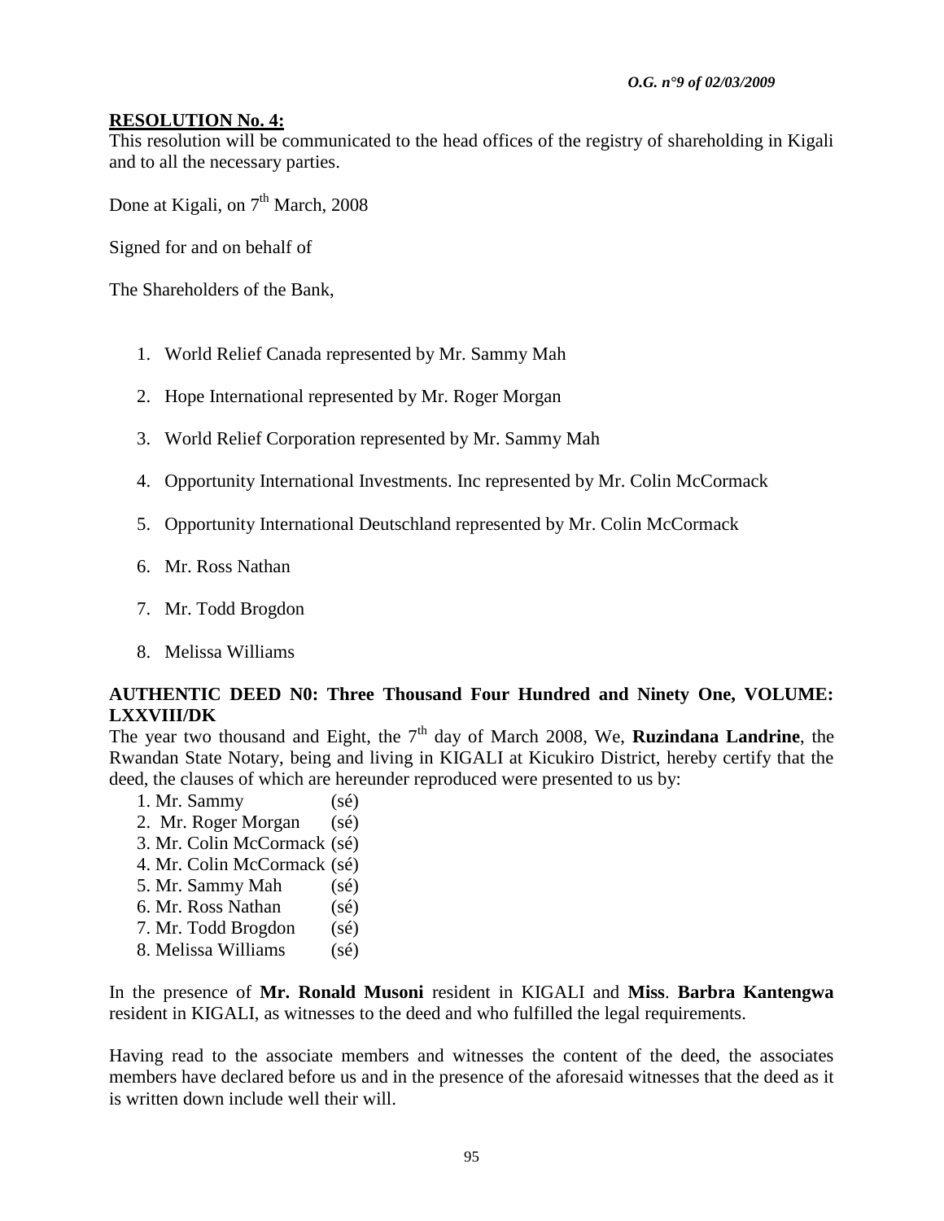**RESOLUTION No. 4:**

This resolution will be communicated to the head offices of the registry of shareholding in Kigali and to all the necessary parties.

Done at Kigali, on 7th March, 2008

Signed for and on behalf of

The Shareholders of the Bank,

1. World Relief Canada represented by Mr. Sammy Mah
2. Hope International represented by Mr. Roger Morgan
3. World Relief Corporation represented by Mr. Sammy Mah
4. Opportunity International Investments. Inc represented by Mr. Colin McCormack
5. Opportunity International Deutschland represented by Mr. Colin McCormack
6. Mr. Ross Nathan
7. Mr. Todd Brogdon
8. Melissa Williams

**AUTHENTIC DEED N0: Three Thousand Four Hundred and Ninety One, VOLUME: LXXVIII/DK**

The year two thousand and Eight, the 7th day of March 2008, We, **Ruzindana Landrine**, the Rwandan State Notary, being and living in KIGALI at Kicukiro District, hereby certify that the deed, the clauses of which are hereunder reproduced were presented to us by:

1. Mr. Sammy (sé)
2. Mr. Roger Morgan (sé)
3. Mr. Colin McCormack (sé)
4. Mr. Colin McCormack (sé)
5. Mr. Sammy Mah (sé)
6. Mr. Ross Nathan (sé)
7. Mr. Todd Brogdon (sé)
8. Melissa Williams (sé)

In the presence of **Mr. Ronald Musoni** resident in KIGALI and **Miss**. **Barbra Kantengwa** resident in KIGALI, as witnesses to the deed and who fulfilled the legal requirements.

Having read to the associate members and witnesses the content of the deed, the associates members have declared before us and in the presence of the aforesaid witnesses that the deed as it is written down include well their will.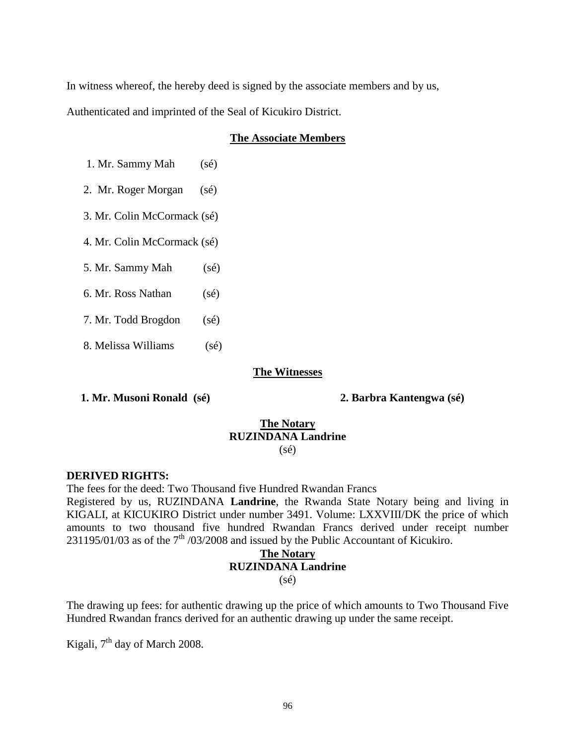In witness whereof, the hereby deed is signed by the associate members and by us,

Authenticated and imprinted of the Seal of Kicukiro District.

**The Associate Members**

1. Mr. Sammy Mah (sé)
2. Mr. Roger Morgan (sé)
3. Mr. Colin McCormack (sé)
4. Mr. Colin McCormack (sé)
5. Mr. Sammy Mah (sé)
6. Mr. Ross Nathan (sé)
7. Mr. Todd Brogdon (sé)
8. Melissa Williams (sé)

**The Witnesses**

**1. Mr. Musoni Ronald (sé)** **2. Barbra Kantengwa (sé)**

**The Notary**
**RUZINDANA Landrine**
(sé)

**DERIVED RIGHTS:**
The fees for the deed: Two Thousand five Hundred Rwandan Francs
Registered by us, RUZINDANA **Landrine**, the Rwanda State Notary being and living in KIGALI, at KICUKIRO District under number 3491. Volume: LXXVIII/DK the price of which amounts to two thousand five hundred Rwandan Francs derived under receipt number 231195/01/03 as of the 7th /03/2008 and issued by the Public Accountant of Kicukiro.

**The Notary**
**RUZINDANA Landrine**
(sé)

The drawing up fees: for authentic drawing up the price of which amounts to Two Thousand Five Hundred Rwandan francs derived for an authentic drawing up under the same receipt.

Kigali, 7th day of March 2008.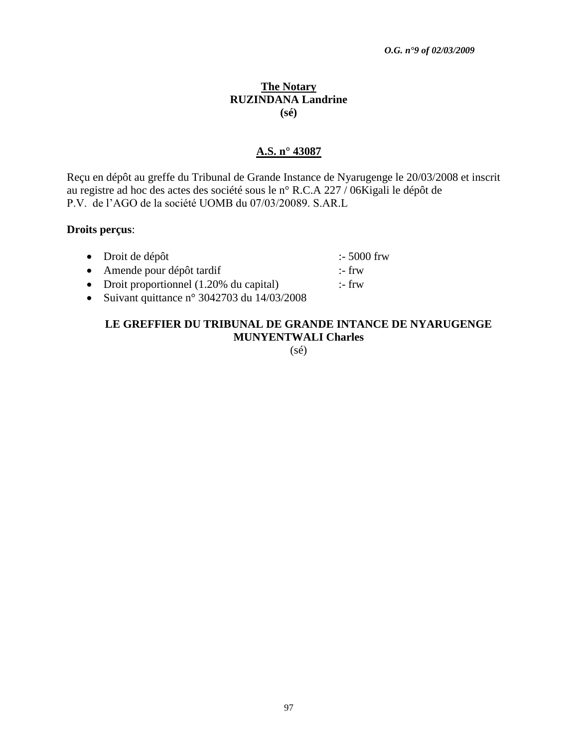**The Notary**
**RUZINDANA Landrine**
**(sé)**

**A.S. n° 43087**

Reçu en dépôt au greffe du Tribunal de Grande Instance de Nyarugenge le 20/03/2008 et inscrit au registre ad hoc des actes des société sous le n° R.C.A 227 / 06Kigali le dépôt de P.V. de l'AGO de la société UOMB du 07/03/20089. S.AR.L

**Droits perçus**:

- Droit de dépôt :- 5000 frw
- Amende pour dépôt tardif :- frw
- Droit proportionnel (1.20% du capital) :- frw
- Suivant quittance n° 3042703 du 14/03/2008

**LE GREFFIER DU TRIBUNAL DE GRANDE INTANCE DE NYARUGENGE**
**MUNYENTWALI Charles**
(sé)